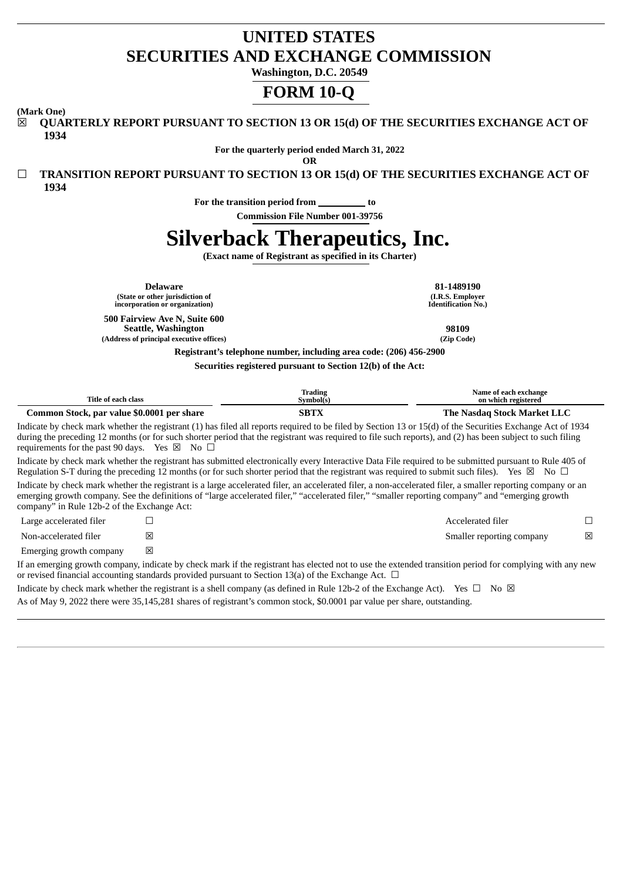# UNITED STATES
# SECURITIES AND EXCHANGE COMMISSION

**Washington, D.C. 20549**

# FORM 10-Q

**(Mark One)**

☒ **QUARTERLY REPORT PURSUANT TO SECTION 13 OR 15(d) OF THE SECURITIES EXCHANGE ACT OF 1934**

**For the quarterly period ended March 31, 2022**

**OR**

☐ **TRANSITION REPORT PURSUANT TO SECTION 13 OR 15(d) OF THE SECURITIES EXCHANGE ACT OF 1934**

**For the transition period from \_\_\_\_\_\_\_\_\_\_ to**

**Commission File Number 001-39756**

# Silverback Therapeutics, Inc.

**(Exact name of Registrant as specified in its Charter)**

| | |
|---|---|
| **Delaware** | **81-1489190** |
| **(State or other jurisdiction of incorporation or organization)** | **(I.R.S. Employer Identification No.)** |
| **500 Fairview Ave N, Suite 600 Seattle, Washington** | **98109** |
| **(Address of principal executive offices)** | **(Zip Code)** |

**Registrant's telephone number, including area code: (206) 456-2900**

**Securities registered pursuant to Section 12(b) of the Act:**

| Title of each class | Trading Symbol(s) | Name of each exchange on which registered |
|---|---|---|
| **Common Stock, par value $0.0001 per share** | **SBTX** | **The Nasdaq Stock Market LLC** |

Indicate by check mark whether the registrant (1) has filed all reports required to be filed by Section 13 or 15(d) of the Securities Exchange Act of 1934 during the preceding 12 months (or for such shorter period that the registrant was required to file such reports), and (2) has been subject to such filing requirements for the past 90 days. Yes ☒ No ☐

Indicate by check mark whether the registrant has submitted electronically every Interactive Data File required to be submitted pursuant to Rule 405 of Regulation S-T during the preceding 12 months (or for such shorter period that the registrant was required to submit such files). Yes ☒ No ☐

Indicate by check mark whether the registrant is a large accelerated filer, an accelerated filer, a non-accelerated filer, a smaller reporting company or an emerging growth company. See the definitions of "large accelerated filer," "accelerated filer," "smaller reporting company" and "emerging growth company" in Rule 12b-2 of the Exchange Act:

| | | | |
|---|---|---|---|
| Large accelerated filer | ☐ | Accelerated filer | ☐ |
| Non-accelerated filer | ☒ | Smaller reporting company | ☒ |
| Emerging growth company | ☒ | | |

If an emerging growth company, indicate by check mark if the registrant has elected not to use the extended transition period for complying with any new or revised financial accounting standards provided pursuant to Section 13(a) of the Exchange Act. ☐

Indicate by check mark whether the registrant is a shell company (as defined in Rule 12b-2 of the Exchange Act). Yes ☐ No ☒

As of May 9, 2022 there were 35,145,281 shares of registrant's common stock, $0.0001 par value per share, outstanding.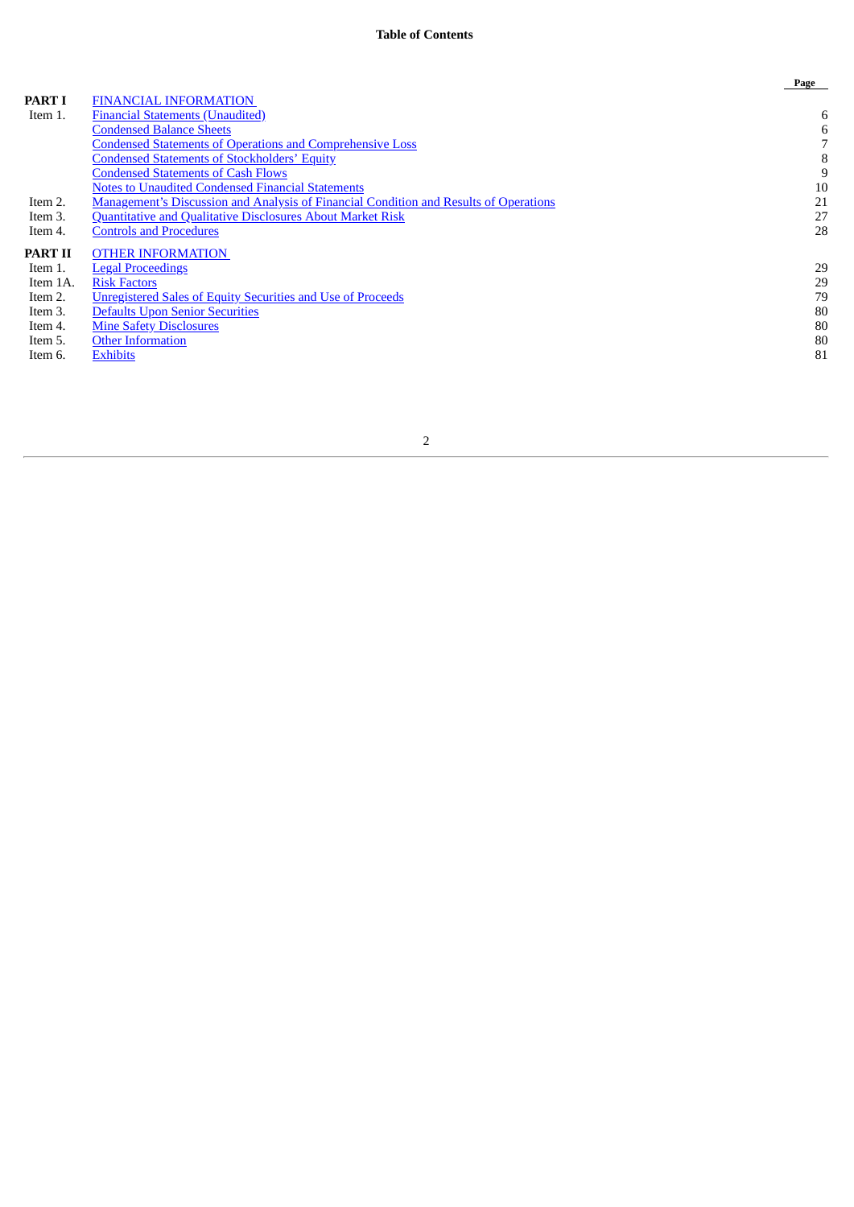**Table of Contents**

| | | Page |
|---|---|---|
| **PART I** | FINANCIAL INFORMATION | |
| Item 1. | Financial Statements (Unaudited) | 6 |
| | Condensed Balance Sheets | 6 |
| | Condensed Statements of Operations and Comprehensive Loss | 7 |
| | Condensed Statements of Stockholders' Equity | 8 |
| | Condensed Statements of Cash Flows | 9 |
| | Notes to Unaudited Condensed Financial Statements | 10 |
| Item 2. | Management's Discussion and Analysis of Financial Condition and Results of Operations | 21 |
| Item 3. | Quantitative and Qualitative Disclosures About Market Risk | 27 |
| Item 4. | Controls and Procedures | 28 |
| **PART II** | OTHER INFORMATION | |
| Item 1. | Legal Proceedings | 29 |
| Item 1A. | Risk Factors | 29 |
| Item 2. | Unregistered Sales of Equity Securities and Use of Proceeds | 79 |
| Item 3. | Defaults Upon Senior Securities | 80 |
| Item 4. | Mine Safety Disclosures | 80 |
| Item 5. | Other Information | 80 |
| Item 6. | Exhibits | 81 |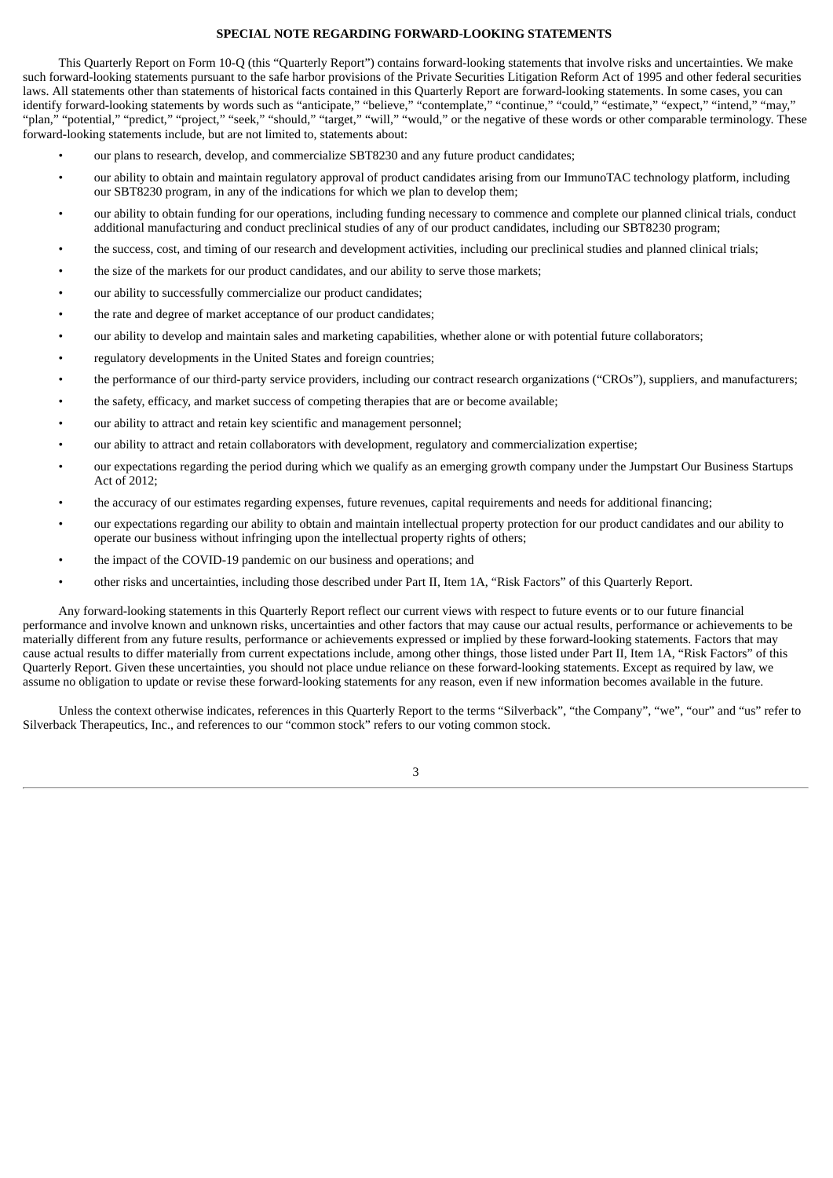## SPECIAL NOTE REGARDING FORWARD-LOOKING STATEMENTS

This Quarterly Report on Form 10-Q (this "Quarterly Report") contains forward-looking statements that involve risks and uncertainties. We make such forward-looking statements pursuant to the safe harbor provisions of the Private Securities Litigation Reform Act of 1995 and other federal securities laws. All statements other than statements of historical facts contained in this Quarterly Report are forward-looking statements. In some cases, you can identify forward-looking statements by words such as "anticipate," "believe," "contemplate," "continue," "could," "estimate," "expect," "intend," "may," "plan," "potential," "predict," "project," "seek," "should," "target," "will," "would," or the negative of these words or other comparable terminology. These forward-looking statements include, but are not limited to, statements about:

- our plans to research, develop, and commercialize SBT8230 and any future product candidates;
- our ability to obtain and maintain regulatory approval of product candidates arising from our ImmunoTAC technology platform, including our SBT8230 program, in any of the indications for which we plan to develop them;
- our ability to obtain funding for our operations, including funding necessary to commence and complete our planned clinical trials, conduct additional manufacturing and conduct preclinical studies of any of our product candidates, including our SBT8230 program;
- the success, cost, and timing of our research and development activities, including our preclinical studies and planned clinical trials;
- the size of the markets for our product candidates, and our ability to serve those markets;
- our ability to successfully commercialize our product candidates;
- the rate and degree of market acceptance of our product candidates;
- our ability to develop and maintain sales and marketing capabilities, whether alone or with potential future collaborators;
- regulatory developments in the United States and foreign countries;
- the performance of our third-party service providers, including our contract research organizations ("CROs"), suppliers, and manufacturers;
- the safety, efficacy, and market success of competing therapies that are or become available;
- our ability to attract and retain key scientific and management personnel;
- our ability to attract and retain collaborators with development, regulatory and commercialization expertise;
- our expectations regarding the period during which we qualify as an emerging growth company under the Jumpstart Our Business Startups Act of 2012;
- the accuracy of our estimates regarding expenses, future revenues, capital requirements and needs for additional financing;
- our expectations regarding our ability to obtain and maintain intellectual property protection for our product candidates and our ability to operate our business without infringing upon the intellectual property rights of others;
- the impact of the COVID-19 pandemic on our business and operations; and
- other risks and uncertainties, including those described under Part II, Item 1A, "Risk Factors" of this Quarterly Report.

Any forward-looking statements in this Quarterly Report reflect our current views with respect to future events or to our future financial performance and involve known and unknown risks, uncertainties and other factors that may cause our actual results, performance or achievements to be materially different from any future results, performance or achievements expressed or implied by these forward-looking statements. Factors that may cause actual results to differ materially from current expectations include, among other things, those listed under Part II, Item 1A, "Risk Factors" of this Quarterly Report. Given these uncertainties, you should not place undue reliance on these forward-looking statements. Except as required by law, we assume no obligation to update or revise these forward-looking statements for any reason, even if new information becomes available in the future.

Unless the context otherwise indicates, references in this Quarterly Report to the terms "Silverback", "the Company", "we", "our" and "us" refer to Silverback Therapeutics, Inc., and references to our "common stock" refers to our voting common stock.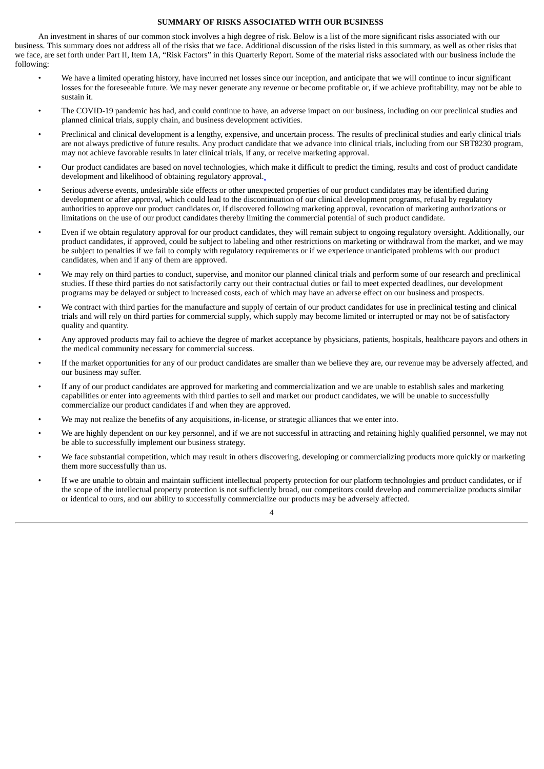## SUMMARY OF RISKS ASSOCIATED WITH OUR BUSINESS

An investment in shares of our common stock involves a high degree of risk. Below is a list of the more significant risks associated with our business. This summary does not address all of the risks that we face. Additional discussion of the risks listed in this summary, as well as other risks that we face, are set forth under Part II, Item 1A, "Risk Factors" in this Quarterly Report. Some of the material risks associated with our business include the following:

- We have a limited operating history, have incurred net losses since our inception, and anticipate that we will continue to incur significant losses for the foreseeable future. We may never generate any revenue or become profitable or, if we achieve profitability, may not be able to sustain it.
- The COVID-19 pandemic has had, and could continue to have, an adverse impact on our business, including on our preclinical studies and planned clinical trials, supply chain, and business development activities.
- Preclinical and clinical development is a lengthy, expensive, and uncertain process. The results of preclinical studies and early clinical trials are not always predictive of future results. Any product candidate that we advance into clinical trials, including from our SBT8230 program, may not achieve favorable results in later clinical trials, if any, or receive marketing approval.
- Our product candidates are based on novel technologies, which make it difficult to predict the timing, results and cost of product candidate development and likelihood of obtaining regulatory approval.
- Serious adverse events, undesirable side effects or other unexpected properties of our product candidates may be identified during development or after approval, which could lead to the discontinuation of our clinical development programs, refusal by regulatory authorities to approve our product candidates or, if discovered following marketing approval, revocation of marketing authorizations or limitations on the use of our product candidates thereby limiting the commercial potential of such product candidate.
- Even if we obtain regulatory approval for our product candidates, they will remain subject to ongoing regulatory oversight. Additionally, our product candidates, if approved, could be subject to labeling and other restrictions on marketing or withdrawal from the market, and we may be subject to penalties if we fail to comply with regulatory requirements or if we experience unanticipated problems with our product candidates, when and if any of them are approved.
- We may rely on third parties to conduct, supervise, and monitor our planned clinical trials and perform some of our research and preclinical studies. If these third parties do not satisfactorily carry out their contractual duties or fail to meet expected deadlines, our development programs may be delayed or subject to increased costs, each of which may have an adverse effect on our business and prospects.
- We contract with third parties for the manufacture and supply of certain of our product candidates for use in preclinical testing and clinical trials and will rely on third parties for commercial supply, which supply may become limited or interrupted or may not be of satisfactory quality and quantity.
- Any approved products may fail to achieve the degree of market acceptance by physicians, patients, hospitals, healthcare payors and others in the medical community necessary for commercial success.
- If the market opportunities for any of our product candidates are smaller than we believe they are, our revenue may be adversely affected, and our business may suffer.
- If any of our product candidates are approved for marketing and commercialization and we are unable to establish sales and marketing capabilities or enter into agreements with third parties to sell and market our product candidates, we will be unable to successfully commercialize our product candidates if and when they are approved.
- We may not realize the benefits of any acquisitions, in-license, or strategic alliances that we enter into.
- We are highly dependent on our key personnel, and if we are not successful in attracting and retaining highly qualified personnel, we may not be able to successfully implement our business strategy.
- We face substantial competition, which may result in others discovering, developing or commercializing products more quickly or marketing them more successfully than us.
- If we are unable to obtain and maintain sufficient intellectual property protection for our platform technologies and product candidates, or if the scope of the intellectual property protection is not sufficiently broad, our competitors could develop and commercialize products similar or identical to ours, and our ability to successfully commercialize our products may be adversely affected.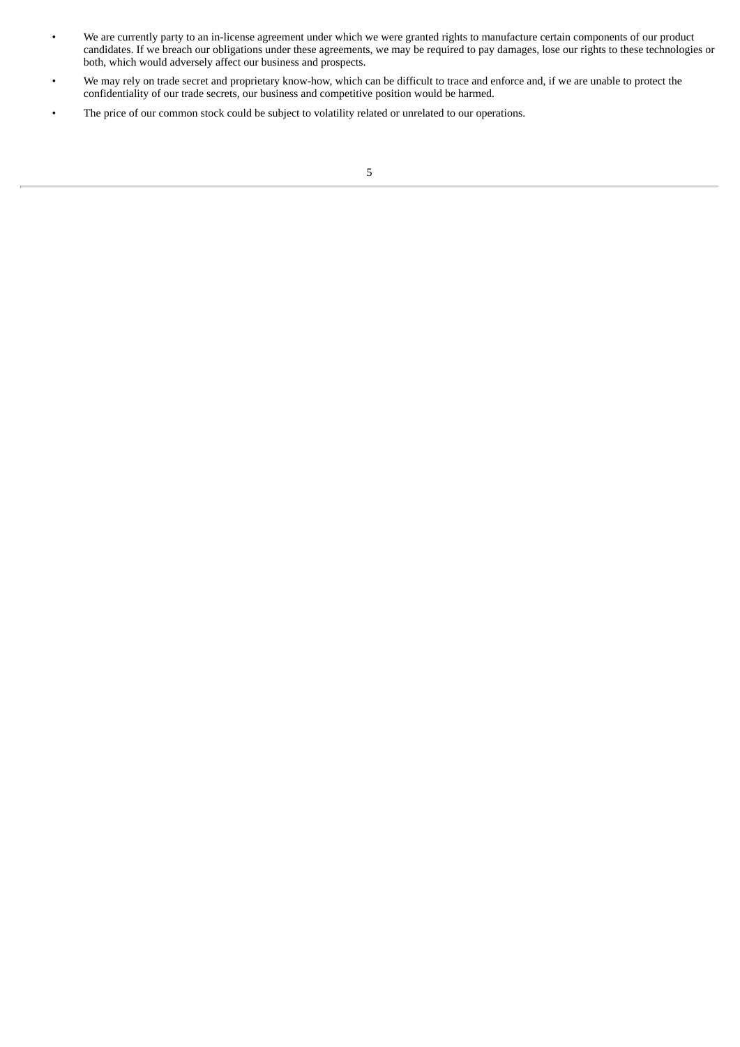- We are currently party to an in-license agreement under which we were granted rights to manufacture certain components of our product candidates. If we breach our obligations under these agreements, we may be required to pay damages, lose our rights to these technologies or both, which would adversely affect our business and prospects.
- We may rely on trade secret and proprietary know-how, which can be difficult to trace and enforce and, if we are unable to protect the confidentiality of our trade secrets, our business and competitive position would be harmed.
- The price of our common stock could be subject to volatility related or unrelated to our operations.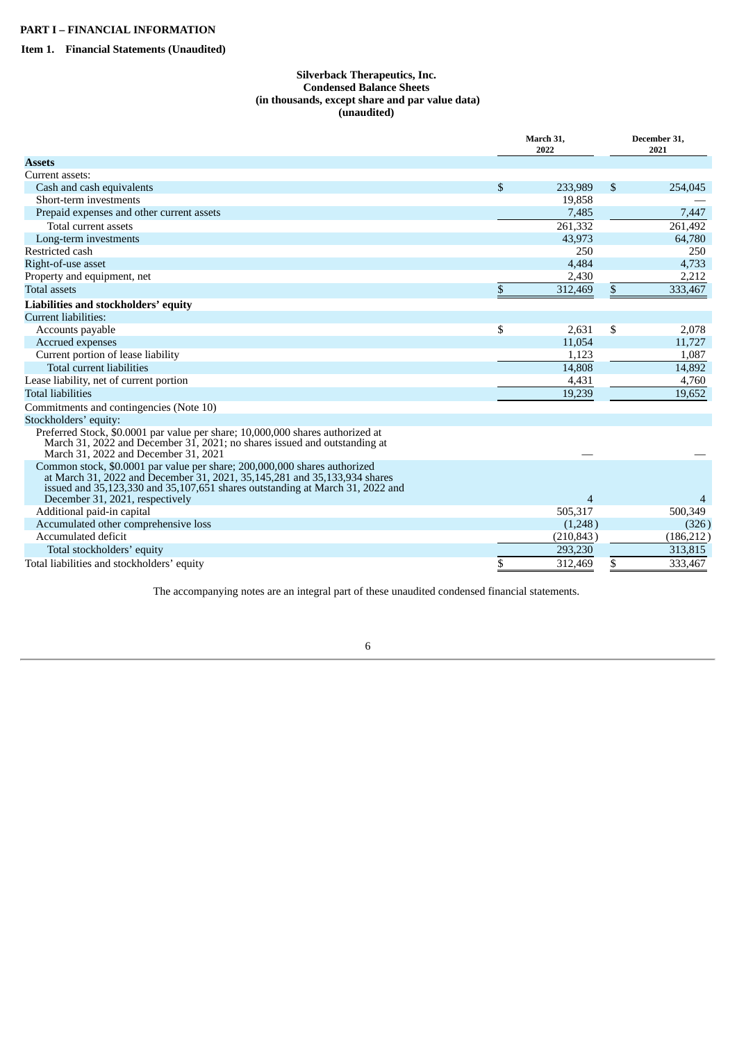**PART I – FINANCIAL INFORMATION**

**Item 1. Financial Statements (Unaudited)**

**Silverback Therapeutics, Inc.**
**Condensed Balance Sheets**
**(in thousands, except share and par value data)**
**(unaudited)**

| | March 31, 2022 | December 31, 2021 |
|---|---|---|
| **Assets** | | |
| Current assets: | | |
| Cash and cash equivalents | $ 233,989 | $ 254,045 |
| Short-term investments | 19,858 | — |
| Prepaid expenses and other current assets | 7,485 | 7,447 |
| Total current assets | 261,332 | 261,492 |
| Long-term investments | 43,973 | 64,780 |
| Restricted cash | 250 | 250 |
| Right-of-use asset | 4,484 | 4,733 |
| Property and equipment, net | 2,430 | 2,212 |
| Total assets | $ 312,469 | $ 333,467 |
| **Liabilities and stockholders' equity** | | |
| Current liabilities: | | |
| Accounts payable | $ 2,631 | $ 2,078 |
| Accrued expenses | 11,054 | 11,727 |
| Current portion of lease liability | 1,123 | 1,087 |
| Total current liabilities | 14,808 | 14,892 |
| Lease liability, net of current portion | 4,431 | 4,760 |
| Total liabilities | 19,239 | 19,652 |
| Commitments and contingencies (Note 10) | | |
| Stockholders' equity: | | |
| Preferred Stock, $0.0001 par value per share; 10,000,000 shares authorized at March 31, 2022 and December 31, 2021; no shares issued and outstanding at March 31, 2022 and December 31, 2021 | — | — |
| Common stock, $0.0001 par value per share; 200,000,000 shares authorized at March 31, 2022 and December 31, 2021, 35,145,281 and 35,133,934 shares issued and 35,123,330 and 35,107,651 shares outstanding at March 31, 2022 and December 31, 2021, respectively | 4 | 4 |
| Additional paid-in capital | 505,317 | 500,349 |
| Accumulated other comprehensive loss | (1,248) | (326) |
| Accumulated deficit | (210,843) | (186,212) |
| Total stockholders' equity | 293,230 | 313,815 |
| Total liabilities and stockholders' equity | $ 312,469 | $ 333,467 |

The accompanying notes are an integral part of these unaudited condensed financial statements.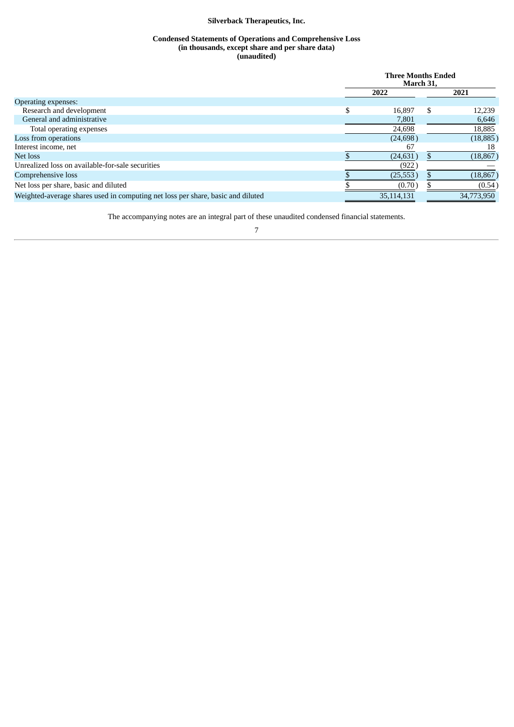**Silverback Therapeutics, Inc.**

**Condensed Statements of Operations and Comprehensive Loss**
**(in thousands, except share and per share data)**
**(unaudited)**

| | Three Months Ended March 31, | |
|---|---|---|
| | **2022** | **2021** |
| Operating expenses: | | |
| Research and development | $ 16,897 | $ 12,239 |
| General and administrative | 7,801 | 6,646 |
| Total operating expenses | 24,698 | 18,885 |
| Loss from operations | (24,698) | (18,885) |
| Interest income, net | 67 | 18 |
| Net loss | $ (24,631) | $ (18,867) |
| Unrealized loss on available-for-sale securities | (922) | — |
| Comprehensive loss | $ (25,553) | $ (18,867) |
| Net loss per share, basic and diluted | $ (0.70) | $ (0.54) |
| Weighted-average shares used in computing net loss per share, basic and diluted | 35,114,131 | 34,773,950 |

The accompanying notes are an integral part of these unaudited condensed financial statements.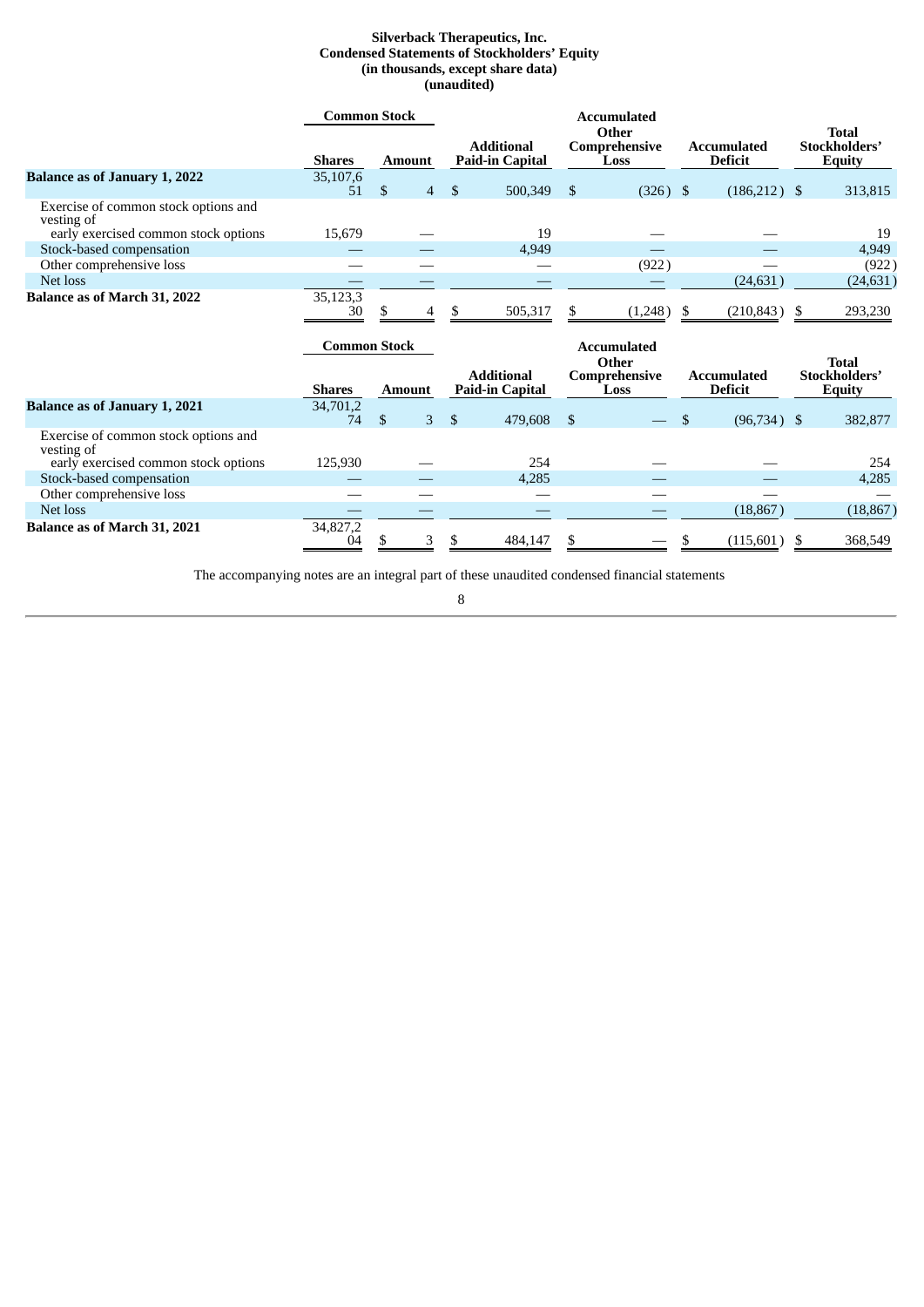**Silverback Therapeutics, Inc.**
**Condensed Statements of Stockholders' Equity**
**(in thousands, except share data)**
**(unaudited)**

| | Common Stock | | Additional Paid-in Capital | Accumulated Other Comprehensive Loss | Accumulated Deficit | Total Stockholders' Equity |
|---|---|---|---|---|---|---|
| | Shares | Amount | | | | |
| **Balance as of January 1, 2022** | 35,107,651 | $ 4 | $ 500,349 | $ (326) | $ (186,212) | $ 313,815 |
| Exercise of common stock options and vesting of early exercised common stock options | 15,679 | — | 19 | — | — | 19 |
| Stock-based compensation | — | — | 4,949 | — | — | 4,949 |
| Other comprehensive loss | — | — | — | (922) | — | (922) |
| Net loss | — | — | — | — | (24,631) | (24,631) |
| **Balance as of March 31, 2022** | 35,123,330 | $ 4 | $ 505,317 | $ (1,248) | $ (210,843) | $ 293,230 |

| | Common Stock | | Additional Paid-in Capital | Accumulated Other Comprehensive Loss | Accumulated Deficit | Total Stockholders' Equity |
|---|---|---|---|---|---|---|
| | Shares | Amount | | | | |
| **Balance as of January 1, 2021** | 34,701,274 | $ 3 | $ 479,608 | $ — | $ (96,734) | $ 382,877 |
| Exercise of common stock options and vesting of early exercised common stock options | 125,930 | — | 254 | — | — | 254 |
| Stock-based compensation | — | — | 4,285 | — | — | 4,285 |
| Other comprehensive loss | — | — | — | — | — | — |
| Net loss | — | — | — | — | (18,867) | (18,867) |
| **Balance as of March 31, 2021** | 34,827,204 | $ 3 | $ 484,147 | $ — | $ (115,601) | $ 368,549 |

The accompanying notes are an integral part of these unaudited condensed financial statements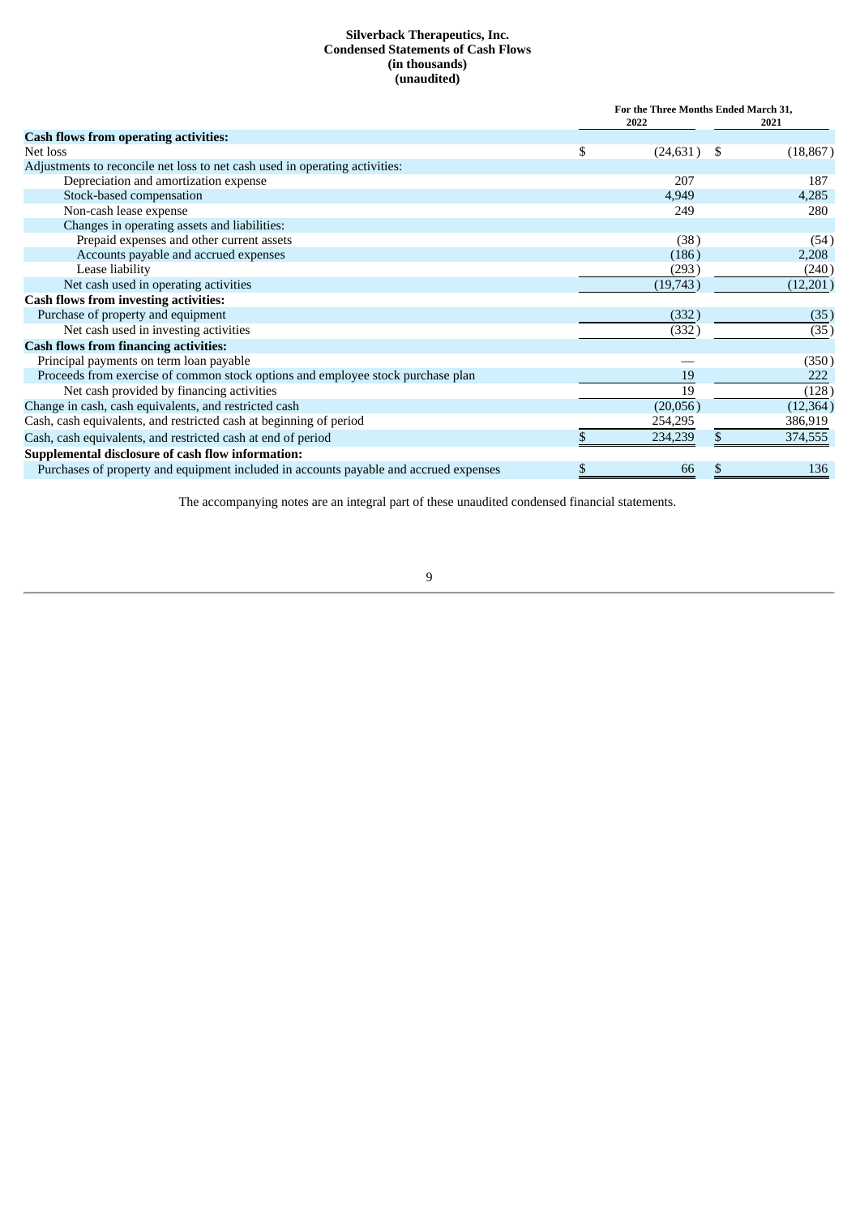**Silverback Therapeutics, Inc.**
**Condensed Statements of Cash Flows**
**(in thousands)**
**(unaudited)**

| | For the Three Months Ended March 31, | |
|---|---|---|
| | 2022 | 2021 |
| **Cash flows from operating activities:** | | |
| Net loss | $ (24,631) | $ (18,867) |
| Adjustments to reconcile net loss to net cash used in operating activities: | | |
| Depreciation and amortization expense | 207 | 187 |
| Stock-based compensation | 4,949 | 4,285 |
| Non-cash lease expense | 249 | 280 |
| Changes in operating assets and liabilities: | | |
| Prepaid expenses and other current assets | (38) | (54) |
| Accounts payable and accrued expenses | (186) | 2,208 |
| Lease liability | (293) | (240) |
| Net cash used in operating activities | (19,743) | (12,201) |
| **Cash flows from investing activities:** | | |
| Purchase of property and equipment | (332) | (35) |
| Net cash used in investing activities | (332) | (35) |
| **Cash flows from financing activities:** | | |
| Principal payments on term loan payable | — | (350) |
| Proceeds from exercise of common stock options and employee stock purchase plan | 19 | 222 |
| Net cash provided by financing activities | 19 | (128) |
| Change in cash, cash equivalents, and restricted cash | (20,056) | (12,364) |
| Cash, cash equivalents, and restricted cash at beginning of period | 254,295 | 386,919 |
| Cash, cash equivalents, and restricted cash at end of period | $ 234,239 | $ 374,555 |
| **Supplemental disclosure of cash flow information:** | | |
| Purchases of property and equipment included in accounts payable and accrued expenses | $ 66 | $ 136 |

The accompanying notes are an integral part of these unaudited condensed financial statements.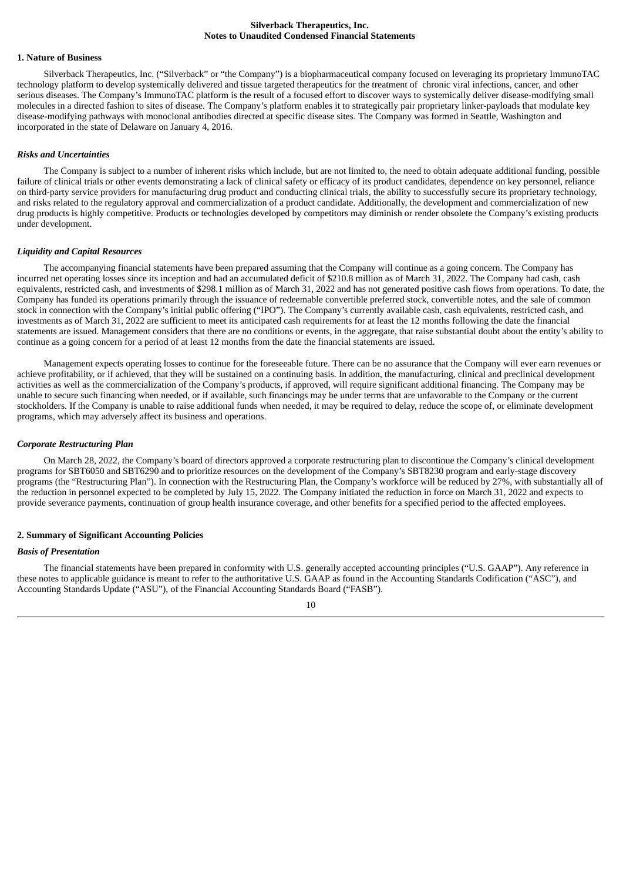**Silverback Therapeutics, Inc.**
**Notes to Unaudited Condensed Financial Statements**

## 1. Nature of Business

Silverback Therapeutics, Inc. ("Silverback" or "the Company") is a biopharmaceutical company focused on leveraging its proprietary ImmunoTAC technology platform to develop systemically delivered and tissue targeted therapeutics for the treatment of chronic viral infections, cancer, and other serious diseases. The Company's ImmunoTAC platform is the result of a focused effort to discover ways to systemically deliver disease-modifying small molecules in a directed fashion to sites of disease. The Company's platform enables it to strategically pair proprietary linker-payloads that modulate key disease-modifying pathways with monoclonal antibodies directed at specific disease sites. The Company was formed in Seattle, Washington and incorporated in the state of Delaware on January 4, 2016.

### *Risks and Uncertainties*

The Company is subject to a number of inherent risks which include, but are not limited to, the need to obtain adequate additional funding, possible failure of clinical trials or other events demonstrating a lack of clinical safety or efficacy of its product candidates, dependence on key personnel, reliance on third-party service providers for manufacturing drug product and conducting clinical trials, the ability to successfully secure its proprietary technology, and risks related to the regulatory approval and commercialization of a product candidate. Additionally, the development and commercialization of new drug products is highly competitive. Products or technologies developed by competitors may diminish or render obsolete the Company's existing products under development.

### *Liquidity and Capital Resources*

The accompanying financial statements have been prepared assuming that the Company will continue as a going concern. The Company has incurred net operating losses since its inception and had an accumulated deficit of $210.8 million as of March 31, 2022. The Company had cash, cash equivalents, restricted cash, and investments of $298.1 million as of March 31, 2022 and has not generated positive cash flows from operations. To date, the Company has funded its operations primarily through the issuance of redeemable convertible preferred stock, convertible notes, and the sale of common stock in connection with the Company's initial public offering ("IPO"). The Company's currently available cash, cash equivalents, restricted cash, and investments as of March 31, 2022 are sufficient to meet its anticipated cash requirements for at least the 12 months following the date the financial statements are issued. Management considers that there are no conditions or events, in the aggregate, that raise substantial doubt about the entity's ability to continue as a going concern for a period of at least 12 months from the date the financial statements are issued.

Management expects operating losses to continue for the foreseeable future. There can be no assurance that the Company will ever earn revenues or achieve profitability, or if achieved, that they will be sustained on a continuing basis. In addition, the manufacturing, clinical and preclinical development activities as well as the commercialization of the Company's products, if approved, will require significant additional financing. The Company may be unable to secure such financing when needed, or if available, such financings may be under terms that are unfavorable to the Company or the current stockholders. If the Company is unable to raise additional funds when needed, it may be required to delay, reduce the scope of, or eliminate development programs, which may adversely affect its business and operations.

### *Corporate Restructuring Plan*

On March 28, 2022, the Company's board of directors approved a corporate restructuring plan to discontinue the Company's clinical development programs for SBT6050 and SBT6290 and to prioritize resources on the development of the Company's SBT8230 program and early-stage discovery programs (the "Restructuring Plan"). In connection with the Restructuring Plan, the Company's workforce will be reduced by 27%, with substantially all of the reduction in personnel expected to be completed by July 15, 2022. The Company initiated the reduction in force on March 31, 2022 and expects to provide severance payments, continuation of group health insurance coverage, and other benefits for a specified period to the affected employees.

## 2. Summary of Significant Accounting Policies

### *Basis of Presentation*

The financial statements have been prepared in conformity with U.S. generally accepted accounting principles ("U.S. GAAP"). Any reference in these notes to applicable guidance is meant to refer to the authoritative U.S. GAAP as found in the Accounting Standards Codification ("ASC"), and Accounting Standards Update ("ASU"), of the Financial Accounting Standards Board ("FASB").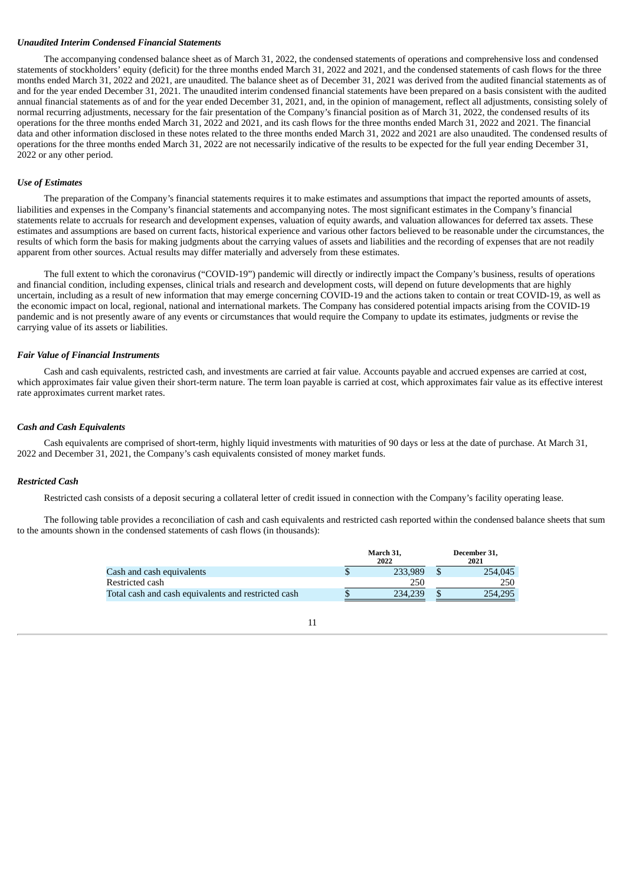### *Unaudited Interim Condensed Financial Statements*

The accompanying condensed balance sheet as of March 31, 2022, the condensed statements of operations and comprehensive loss and condensed statements of stockholders' equity (deficit) for the three months ended March 31, 2022 and 2021, and the condensed statements of cash flows for the three months ended March 31, 2022 and 2021, are unaudited. The balance sheet as of December 31, 2021 was derived from the audited financial statements as of and for the year ended December 31, 2021. The unaudited interim condensed financial statements have been prepared on a basis consistent with the audited annual financial statements as of and for the year ended December 31, 2021, and, in the opinion of management, reflect all adjustments, consisting solely of normal recurring adjustments, necessary for the fair presentation of the Company's financial position as of March 31, 2022, the condensed results of its operations for the three months ended March 31, 2022 and 2021, and its cash flows for the three months ended March 31, 2022 and 2021. The financial data and other information disclosed in these notes related to the three months ended March 31, 2022 and 2021 are also unaudited. The condensed results of operations for the three months ended March 31, 2022 are not necessarily indicative of the results to be expected for the full year ending December 31, 2022 or any other period.

### *Use of Estimates*

The preparation of the Company's financial statements requires it to make estimates and assumptions that impact the reported amounts of assets, liabilities and expenses in the Company's financial statements and accompanying notes. The most significant estimates in the Company's financial statements relate to accruals for research and development expenses, valuation of equity awards, and valuation allowances for deferred tax assets. These estimates and assumptions are based on current facts, historical experience and various other factors believed to be reasonable under the circumstances, the results of which form the basis for making judgments about the carrying values of assets and liabilities and the recording of expenses that are not readily apparent from other sources. Actual results may differ materially and adversely from these estimates.

The full extent to which the coronavirus ("COVID-19") pandemic will directly or indirectly impact the Company's business, results of operations and financial condition, including expenses, clinical trials and research and development costs, will depend on future developments that are highly uncertain, including as a result of new information that may emerge concerning COVID-19 and the actions taken to contain or treat COVID-19, as well as the economic impact on local, regional, national and international markets. The Company has considered potential impacts arising from the COVID-19 pandemic and is not presently aware of any events or circumstances that would require the Company to update its estimates, judgments or revise the carrying value of its assets or liabilities.

### *Fair Value of Financial Instruments*

Cash and cash equivalents, restricted cash, and investments are carried at fair value. Accounts payable and accrued expenses are carried at cost, which approximates fair value given their short-term nature. The term loan payable is carried at cost, which approximates fair value as its effective interest rate approximates current market rates.

### *Cash and Cash Equivalents*

Cash equivalents are comprised of short-term, highly liquid investments with maturities of 90 days or less at the date of purchase. At March 31, 2022 and December 31, 2021, the Company's cash equivalents consisted of money market funds.

### *Restricted Cash*

Restricted cash consists of a deposit securing a collateral letter of credit issued in connection with the Company's facility operating lease.

The following table provides a reconciliation of cash and cash equivalents and restricted cash reported within the condensed balance sheets that sum to the amounts shown in the condensed statements of cash flows (in thousands):

| | March 31, 2022 | December 31, 2021 |
|---|---|---|
| Cash and cash equivalents | $ 233,989 | $ 254,045 |
| Restricted cash | 250 | 250 |
| Total cash and cash equivalents and restricted cash | $ 234,239 | $ 254,295 |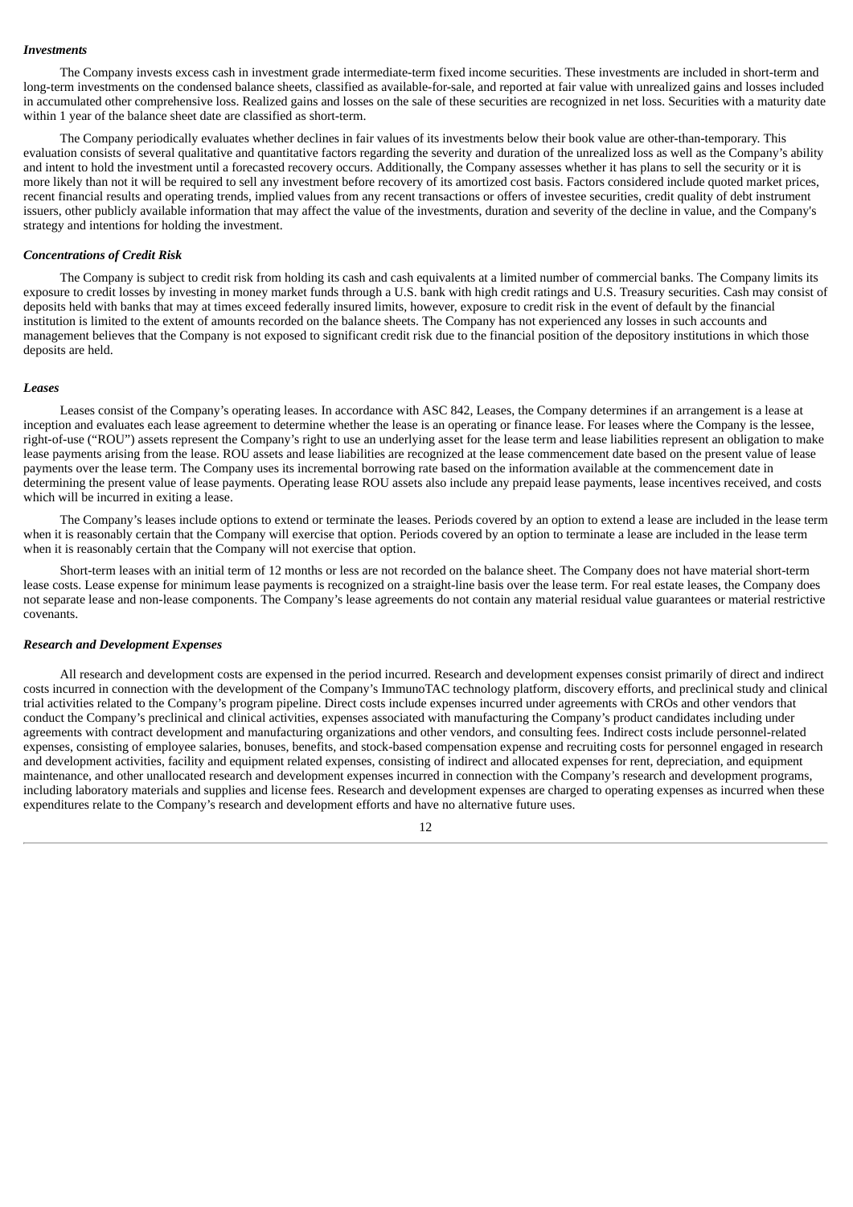***Investments***

The Company invests excess cash in investment grade intermediate-term fixed income securities. These investments are included in short-term and long-term investments on the condensed balance sheets, classified as available-for-sale, and reported at fair value with unrealized gains and losses included in accumulated other comprehensive loss. Realized gains and losses on the sale of these securities are recognized in net loss. Securities with a maturity date within 1 year of the balance sheet date are classified as short-term.

The Company periodically evaluates whether declines in fair values of its investments below their book value are other-than-temporary. This evaluation consists of several qualitative and quantitative factors regarding the severity and duration of the unrealized loss as well as the Company's ability and intent to hold the investment until a forecasted recovery occurs. Additionally, the Company assesses whether it has plans to sell the security or it is more likely than not it will be required to sell any investment before recovery of its amortized cost basis. Factors considered include quoted market prices, recent financial results and operating trends, implied values from any recent transactions or offers of investee securities, credit quality of debt instrument issuers, other publicly available information that may affect the value of the investments, duration and severity of the decline in value, and the Company's strategy and intentions for holding the investment.

***Concentrations of Credit Risk***

The Company is subject to credit risk from holding its cash and cash equivalents at a limited number of commercial banks. The Company limits its exposure to credit losses by investing in money market funds through a U.S. bank with high credit ratings and U.S. Treasury securities. Cash may consist of deposits held with banks that may at times exceed federally insured limits, however, exposure to credit risk in the event of default by the financial institution is limited to the extent of amounts recorded on the balance sheets. The Company has not experienced any losses in such accounts and management believes that the Company is not exposed to significant credit risk due to the financial position of the depository institutions in which those deposits are held.

***Leases***

Leases consist of the Company's operating leases. In accordance with ASC 842, Leases, the Company determines if an arrangement is a lease at inception and evaluates each lease agreement to determine whether the lease is an operating or finance lease. For leases where the Company is the lessee, right-of-use ("ROU") assets represent the Company's right to use an underlying asset for the lease term and lease liabilities represent an obligation to make lease payments arising from the lease. ROU assets and lease liabilities are recognized at the lease commencement date based on the present value of lease payments over the lease term. The Company uses its incremental borrowing rate based on the information available at the commencement date in determining the present value of lease payments. Operating lease ROU assets also include any prepaid lease payments, lease incentives received, and costs which will be incurred in exiting a lease.

The Company's leases include options to extend or terminate the leases. Periods covered by an option to extend a lease are included in the lease term when it is reasonably certain that the Company will exercise that option. Periods covered by an option to terminate a lease are included in the lease term when it is reasonably certain that the Company will not exercise that option.

Short-term leases with an initial term of 12 months or less are not recorded on the balance sheet. The Company does not have material short-term lease costs. Lease expense for minimum lease payments is recognized on a straight-line basis over the lease term. For real estate leases, the Company does not separate lease and non-lease components. The Company's lease agreements do not contain any material residual value guarantees or material restrictive covenants.

***Research and Development Expenses***

All research and development costs are expensed in the period incurred. Research and development expenses consist primarily of direct and indirect costs incurred in connection with the development of the Company's ImmunoTAC technology platform, discovery efforts, and preclinical study and clinical trial activities related to the Company's program pipeline. Direct costs include expenses incurred under agreements with CROs and other vendors that conduct the Company's preclinical and clinical activities, expenses associated with manufacturing the Company's product candidates including under agreements with contract development and manufacturing organizations and other vendors, and consulting fees. Indirect costs include personnel-related expenses, consisting of employee salaries, bonuses, benefits, and stock-based compensation expense and recruiting costs for personnel engaged in research and development activities, facility and equipment related expenses, consisting of indirect and allocated expenses for rent, depreciation, and equipment maintenance, and other unallocated research and development expenses incurred in connection with the Company's research and development programs, including laboratory materials and supplies and license fees. Research and development expenses are charged to operating expenses as incurred when these expenditures relate to the Company's research and development efforts and have no alternative future uses.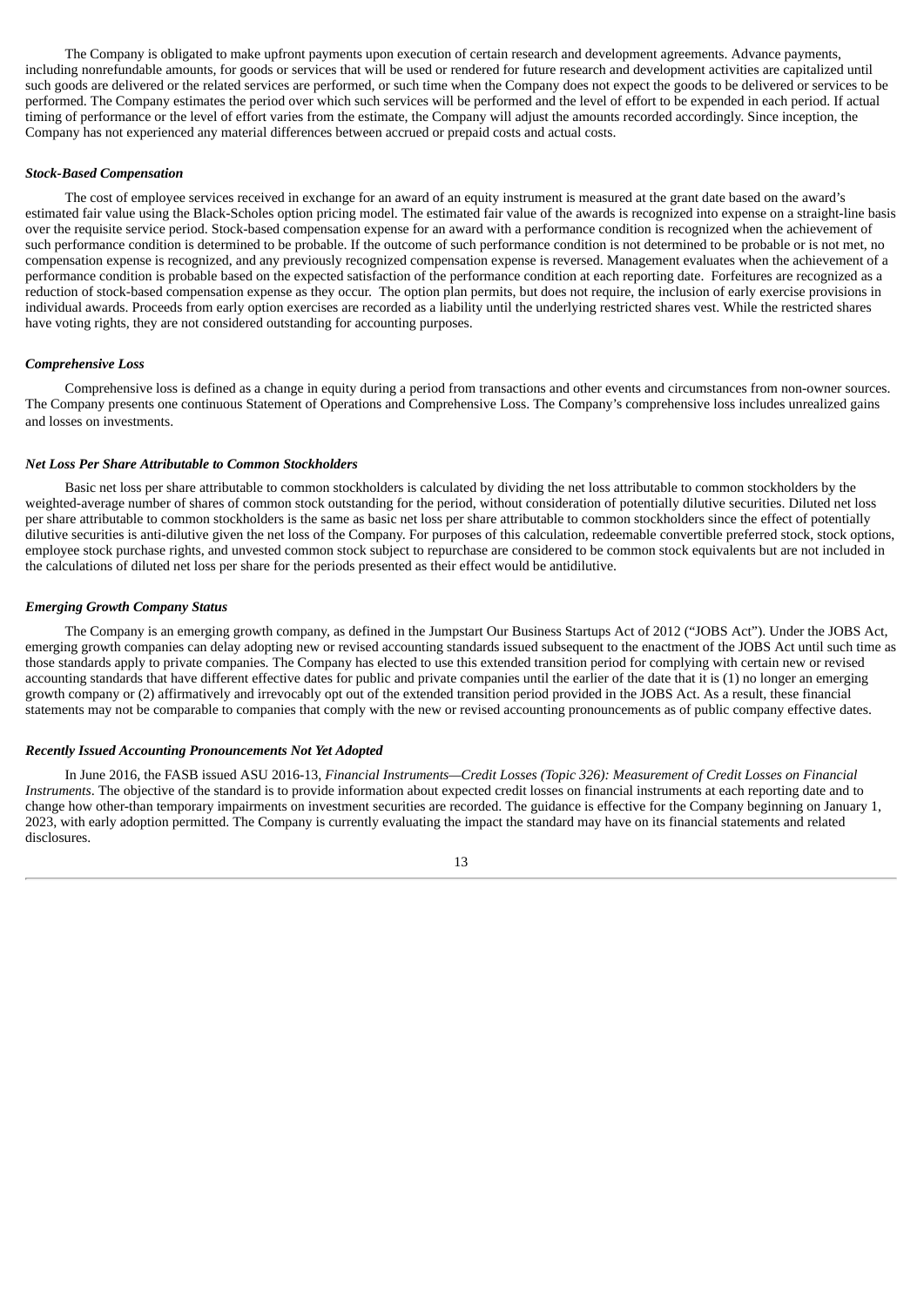The Company is obligated to make upfront payments upon execution of certain research and development agreements. Advance payments, including nonrefundable amounts, for goods or services that will be used or rendered for future research and development activities are capitalized until such goods are delivered or the related services are performed, or such time when the Company does not expect the goods to be delivered or services to be performed. The Company estimates the period over which such services will be performed and the level of effort to be expended in each period. If actual timing of performance or the level of effort varies from the estimate, the Company will adjust the amounts recorded accordingly. Since inception, the Company has not experienced any material differences between accrued or prepaid costs and actual costs.

***Stock-Based Compensation***

The cost of employee services received in exchange for an award of an equity instrument is measured at the grant date based on the award's estimated fair value using the Black-Scholes option pricing model. The estimated fair value of the awards is recognized into expense on a straight-line basis over the requisite service period. Stock-based compensation expense for an award with a performance condition is recognized when the achievement of such performance condition is determined to be probable. If the outcome of such performance condition is not determined to be probable or is not met, no compensation expense is recognized, and any previously recognized compensation expense is reversed. Management evaluates when the achievement of a performance condition is probable based on the expected satisfaction of the performance condition at each reporting date. Forfeitures are recognized as a reduction of stock-based compensation expense as they occur. The option plan permits, but does not require, the inclusion of early exercise provisions in individual awards. Proceeds from early option exercises are recorded as a liability until the underlying restricted shares vest. While the restricted shares have voting rights, they are not considered outstanding for accounting purposes.

***Comprehensive Loss***

Comprehensive loss is defined as a change in equity during a period from transactions and other events and circumstances from non-owner sources. The Company presents one continuous Statement of Operations and Comprehensive Loss. The Company's comprehensive loss includes unrealized gains and losses on investments.

***Net Loss Per Share Attributable to Common Stockholders***

Basic net loss per share attributable to common stockholders is calculated by dividing the net loss attributable to common stockholders by the weighted-average number of shares of common stock outstanding for the period, without consideration of potentially dilutive securities. Diluted net loss per share attributable to common stockholders is the same as basic net loss per share attributable to common stockholders since the effect of potentially dilutive securities is anti-dilutive given the net loss of the Company. For purposes of this calculation, redeemable convertible preferred stock, stock options, employee stock purchase rights, and unvested common stock subject to repurchase are considered to be common stock equivalents but are not included in the calculations of diluted net loss per share for the periods presented as their effect would be antidilutive.

***Emerging Growth Company Status***

The Company is an emerging growth company, as defined in the Jumpstart Our Business Startups Act of 2012 ("JOBS Act"). Under the JOBS Act, emerging growth companies can delay adopting new or revised accounting standards issued subsequent to the enactment of the JOBS Act until such time as those standards apply to private companies. The Company has elected to use this extended transition period for complying with certain new or revised accounting standards that have different effective dates for public and private companies until the earlier of the date that it is (1) no longer an emerging growth company or (2) affirmatively and irrevocably opt out of the extended transition period provided in the JOBS Act. As a result, these financial statements may not be comparable to companies that comply with the new or revised accounting pronouncements as of public company effective dates.

***Recently Issued Accounting Pronouncements Not Yet Adopted***

In June 2016, the FASB issued ASU 2016-13, *Financial Instruments—Credit Losses (Topic 326): Measurement of Credit Losses on Financial Instruments*. The objective of the standard is to provide information about expected credit losses on financial instruments at each reporting date and to change how other-than temporary impairments on investment securities are recorded. The guidance is effective for the Company beginning on January 1, 2023, with early adoption permitted. The Company is currently evaluating the impact the standard may have on its financial statements and related disclosures.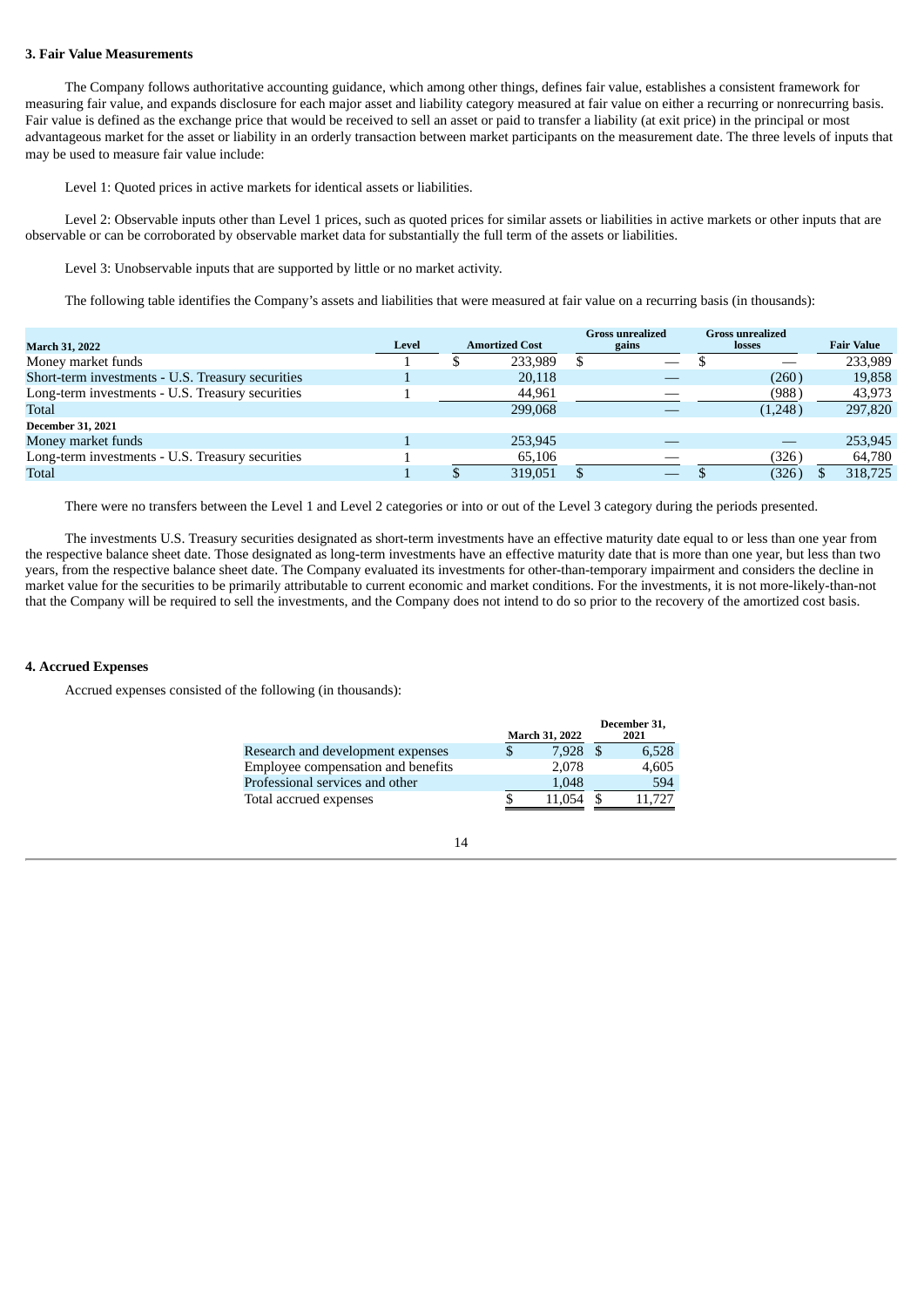### 3. Fair Value Measurements

The Company follows authoritative accounting guidance, which among other things, defines fair value, establishes a consistent framework for measuring fair value, and expands disclosure for each major asset and liability category measured at fair value on either a recurring or nonrecurring basis. Fair value is defined as the exchange price that would be received to sell an asset or paid to transfer a liability (at exit price) in the principal or most advantageous market for the asset or liability in an orderly transaction between market participants on the measurement date. The three levels of inputs that may be used to measure fair value include:

Level 1: Quoted prices in active markets for identical assets or liabilities.

Level 2: Observable inputs other than Level 1 prices, such as quoted prices for similar assets or liabilities in active markets or other inputs that are observable or can be corroborated by observable market data for substantially the full term of the assets or liabilities.

Level 3: Unobservable inputs that are supported by little or no market activity.

The following table identifies the Company's assets and liabilities that were measured at fair value on a recurring basis (in thousands):

| March 31, 2022 | Level | Amortized Cost | Gross unrealized gains | Gross unrealized losses | Fair Value |
|---|---|---|---|---|---|
| Money market funds | 1 | $ 233,989 | $ — | $ — | 233,989 |
| Short-term investments - U.S. Treasury securities | 1 | 20,118 | — | (260) | 19,858 |
| Long-term investments - U.S. Treasury securities | 1 | 44,961 | — | (988) | 43,973 |
| Total | | 299,068 | — | (1,248) | 297,820 |
| **December 31, 2021** | | | | | |
| Money market funds | 1 | 253,945 | — | — | 253,945 |
| Long-term investments - U.S. Treasury securities | 1 | 65,106 | — | (326) | 64,780 |
| Total | 1 | $ 319,051 | $ — | $ (326) | $ 318,725 |

There were no transfers between the Level 1 and Level 2 categories or into or out of the Level 3 category during the periods presented.

The investments U.S. Treasury securities designated as short-term investments have an effective maturity date equal to or less than one year from the respective balance sheet date. Those designated as long-term investments have an effective maturity date that is more than one year, but less than two years, from the respective balance sheet date. The Company evaluated its investments for other-than-temporary impairment and considers the decline in market value for the securities to be primarily attributable to current economic and market conditions. For the investments, it is not more-likely-than-not that the Company will be required to sell the investments, and the Company does not intend to do so prior to the recovery of the amortized cost basis.

### 4. Accrued Expenses

Accrued expenses consisted of the following (in thousands):

| | March 31, 2022 | December 31, 2021 |
|---|---|---|
| Research and development expenses | $ 7,928 | $ 6,528 |
| Employee compensation and benefits | 2,078 | 4,605 |
| Professional services and other | 1,048 | 594 |
| Total accrued expenses | $ 11,054 | $ 11,727 |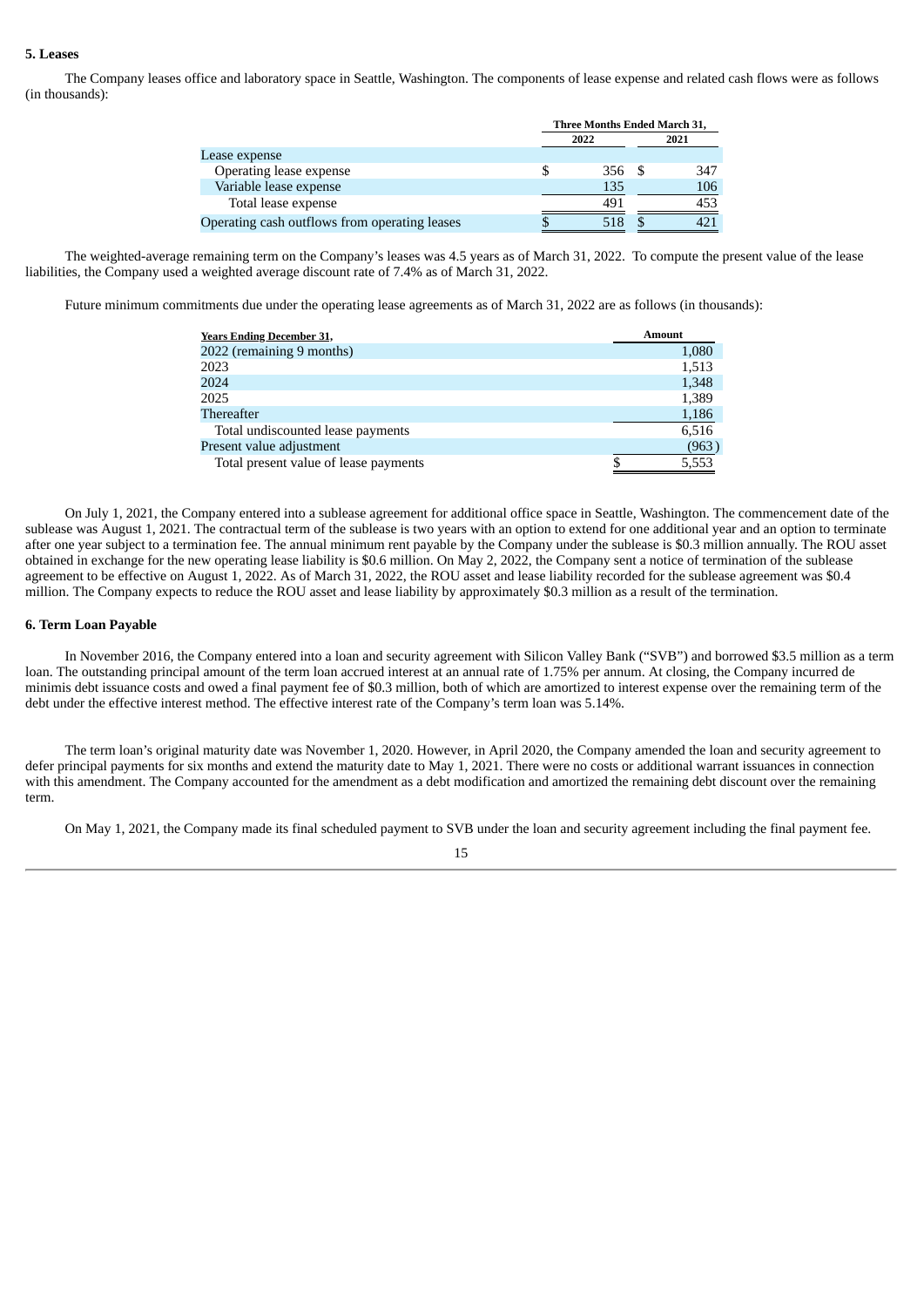**5. Leases**

The Company leases office and laboratory space in Seattle, Washington. The components of lease expense and related cash flows were as follows (in thousands):

| | Three Months Ended March 31, | |
|---|---|---|
| | 2022 | 2021 |
| Lease expense | | |
| Operating lease expense | $ 356 | $ 347 |
| Variable lease expense | 135 | 106 |
| Total lease expense | 491 | 453 |
| Operating cash outflows from operating leases | $ 518 | $ 421 |

The weighted-average remaining term on the Company's leases was 4.5 years as of March 31, 2022. To compute the present value of the lease liabilities, the Company used a weighted average discount rate of 7.4% as of March 31, 2022.

Future minimum commitments due under the operating lease agreements as of March 31, 2022 are as follows (in thousands):

| Years Ending December 31, | Amount |
|---|---|
| 2022 (remaining 9 months) | 1,080 |
| 2023 | 1,513 |
| 2024 | 1,348 |
| 2025 | 1,389 |
| Thereafter | 1,186 |
| Total undiscounted lease payments | 6,516 |
| Present value adjustment | (963) |
| Total present value of lease payments | $ 5,553 |

On July 1, 2021, the Company entered into a sublease agreement for additional office space in Seattle, Washington. The commencement date of the sublease was August 1, 2021. The contractual term of the sublease is two years with an option to extend for one additional year and an option to terminate after one year subject to a termination fee. The annual minimum rent payable by the Company under the sublease is \$0.3 million annually. The ROU asset obtained in exchange for the new operating lease liability is \$0.6 million. On May 2, 2022, the Company sent a notice of termination of the sublease agreement to be effective on August 1, 2022. As of March 31, 2022, the ROU asset and lease liability recorded for the sublease agreement was \$0.4 million. The Company expects to reduce the ROU asset and lease liability by approximately \$0.3 million as a result of the termination.

**6. Term Loan Payable**

In November 2016, the Company entered into a loan and security agreement with Silicon Valley Bank ("SVB") and borrowed \$3.5 million as a term loan. The outstanding principal amount of the term loan accrued interest at an annual rate of 1.75% per annum. At closing, the Company incurred de minimis debt issuance costs and owed a final payment fee of \$0.3 million, both of which are amortized to interest expense over the remaining term of the debt under the effective interest method. The effective interest rate of the Company's term loan was 5.14%.

The term loan's original maturity date was November 1, 2020. However, in April 2020, the Company amended the loan and security agreement to defer principal payments for six months and extend the maturity date to May 1, 2021. There were no costs or additional warrant issuances in connection with this amendment. The Company accounted for the amendment as a debt modification and amortized the remaining debt discount over the remaining term.

On May 1, 2021, the Company made its final scheduled payment to SVB under the loan and security agreement including the final payment fee.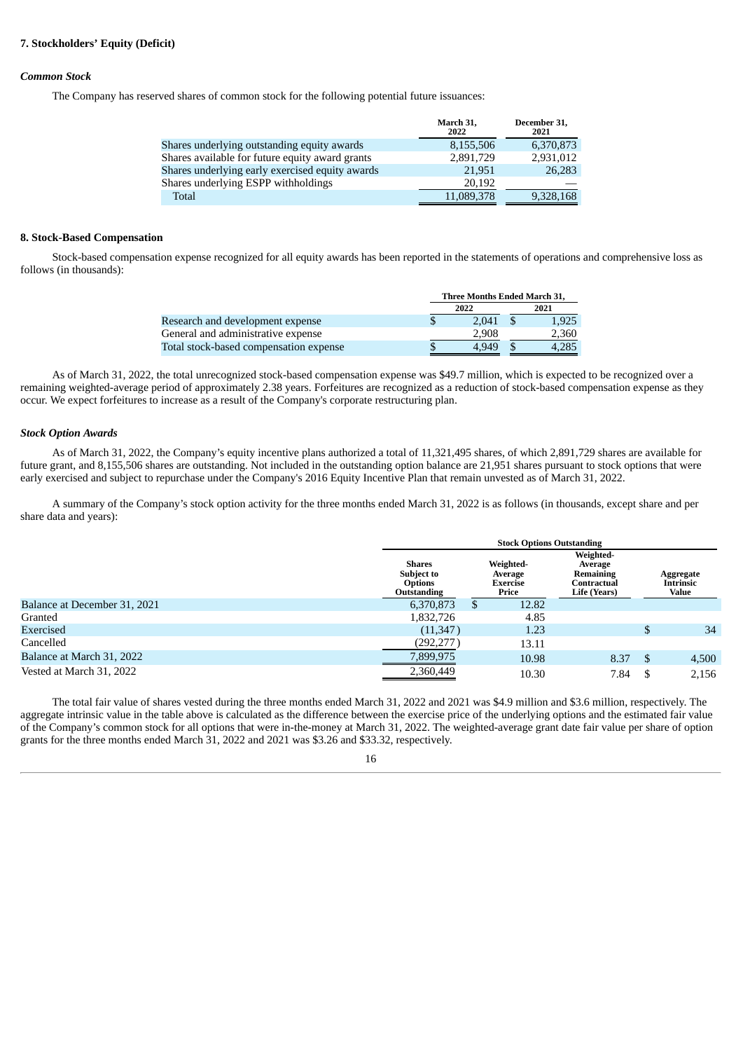## 7. Stockholders' Equity (Deficit)

### *Common Stock*

The Company has reserved shares of common stock for the following potential future issuances:

| | March 31, 2022 | December 31, 2021 |
|---|---|---|
| Shares underlying outstanding equity awards | 8,155,506 | 6,370,873 |
| Shares available for future equity award grants | 2,891,729 | 2,931,012 |
| Shares underlying early exercised equity awards | 21,951 | 26,283 |
| Shares underlying ESPP withholdings | 20,192 | — |
| Total | 11,089,378 | 9,328,168 |

## 8. Stock-Based Compensation

Stock-based compensation expense recognized for all equity awards has been reported in the statements of operations and comprehensive loss as follows (in thousands):

| | Three Months Ended March 31, | |
|---|---|---|
| | 2022 | 2021 |
| Research and development expense | $ 2,041 | $ 1,925 |
| General and administrative expense | 2,908 | 2,360 |
| Total stock-based compensation expense | $ 4,949 | $ 4,285 |

As of March 31, 2022, the total unrecognized stock-based compensation expense was $49.7 million, which is expected to be recognized over a remaining weighted-average period of approximately 2.38 years. Forfeitures are recognized as a reduction of stock-based compensation expense as they occur. We expect forfeitures to increase as a result of the Company's corporate restructuring plan.

### *Stock Option Awards*

As of March 31, 2022, the Company's equity incentive plans authorized a total of 11,321,495 shares, of which 2,891,729 shares are available for future grant, and 8,155,506 shares are outstanding. Not included in the outstanding option balance are 21,951 shares pursuant to stock options that were early exercised and subject to repurchase under the Company's 2016 Equity Incentive Plan that remain unvested as of March 31, 2022.

A summary of the Company's stock option activity for the three months ended March 31, 2022 is as follows (in thousands, except share and per share data and years):

| | Stock Options Outstanding | | | |
|---|---|---|---|---|
| | Shares Subject to Options Outstanding | Weighted-Average Exercise Price | Weighted-Average Remaining Contractual Life (Years) | Aggregate Intrinsic Value |
| Balance at December 31, 2021 | 6,370,873 | $ 12.82 | | |
| Granted | 1,832,726 | 4.85 | | |
| Exercised | (11,347) | 1.23 | | $ 34 |
| Cancelled | (292,277) | 13.11 | | |
| Balance at March 31, 2022 | 7,899,975 | 10.98 | 8.37 | $ 4,500 |
| Vested at March 31, 2022 | 2,360,449 | 10.30 | 7.84 | $ 2,156 |

The total fair value of shares vested during the three months ended March 31, 2022 and 2021 was $4.9 million and $3.6 million, respectively. The aggregate intrinsic value in the table above is calculated as the difference between the exercise price of the underlying options and the estimated fair value of the Company's common stock for all options that were in-the-money at March 31, 2022. The weighted-average grant date fair value per share of option grants for the three months ended March 31, 2022 and 2021 was $3.26 and $33.32, respectively.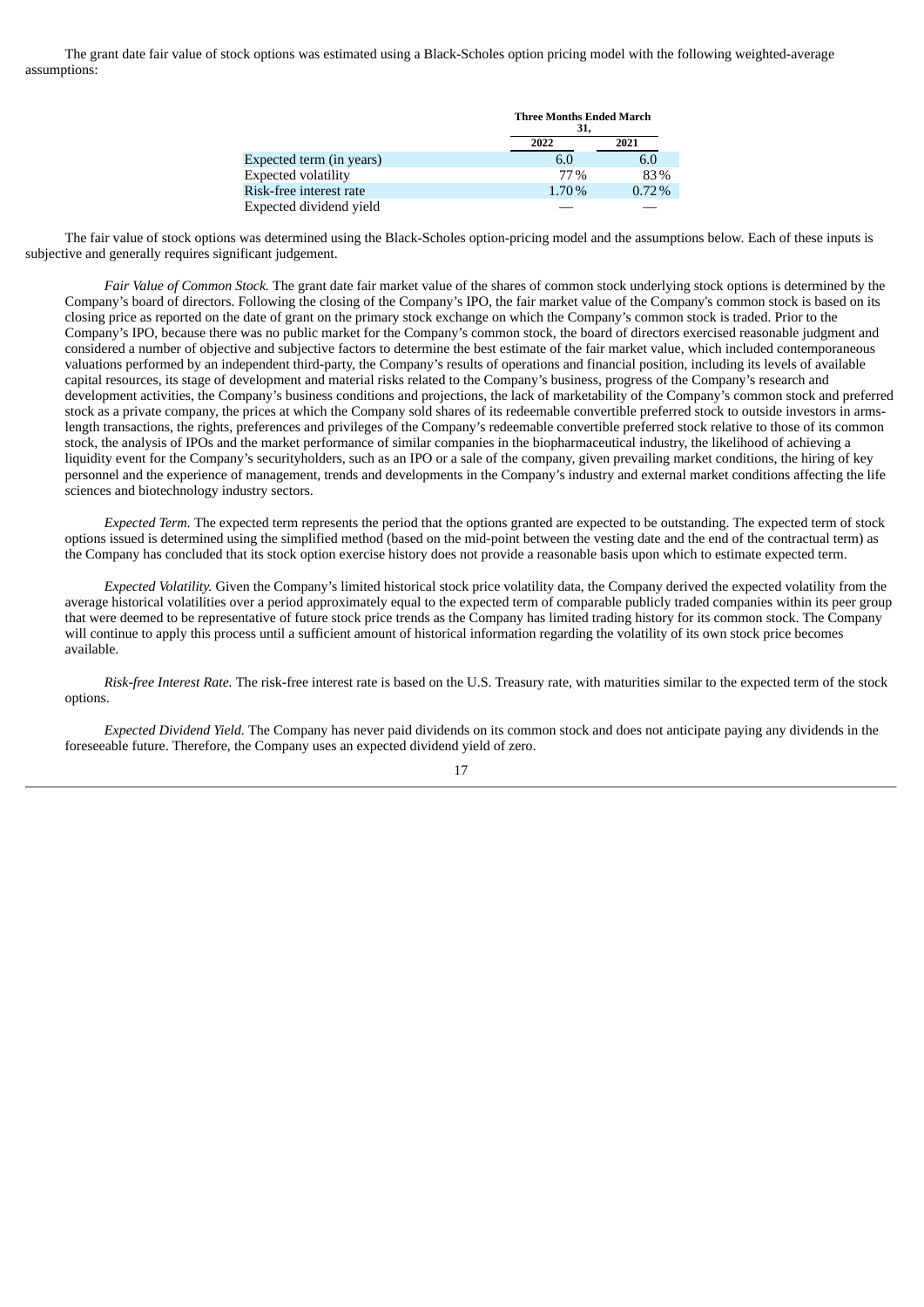The grant date fair value of stock options was estimated using a Black-Scholes option pricing model with the following weighted-average assumptions:

| | Three Months Ended March 31, | |
|---|---|---|
| | 2022 | 2021 |
| Expected term (in years) | 6.0 | 6.0 |
| Expected volatility | 77% | 83% |
| Risk-free interest rate | 1.70% | 0.72% |
| Expected dividend yield | — | — |

The fair value of stock options was determined using the Black-Scholes option-pricing model and the assumptions below. Each of these inputs is subjective and generally requires significant judgement.

*Fair Value of Common Stock.* The grant date fair market value of the shares of common stock underlying stock options is determined by the Company's board of directors. Following the closing of the Company's IPO, the fair market value of the Company's common stock is based on its closing price as reported on the date of grant on the primary stock exchange on which the Company's common stock is traded. Prior to the Company's IPO, because there was no public market for the Company's common stock, the board of directors exercised reasonable judgment and considered a number of objective and subjective factors to determine the best estimate of the fair market value, which included contemporaneous valuations performed by an independent third-party, the Company's results of operations and financial position, including its levels of available capital resources, its stage of development and material risks related to the Company's business, progress of the Company's research and development activities, the Company's business conditions and projections, the lack of marketability of the Company's common stock and preferred stock as a private company, the prices at which the Company sold shares of its redeemable convertible preferred stock to outside investors in arms-length transactions, the rights, preferences and privileges of the Company's redeemable convertible preferred stock relative to those of its common stock, the analysis of IPOs and the market performance of similar companies in the biopharmaceutical industry, the likelihood of achieving a liquidity event for the Company's securityholders, such as an IPO or a sale of the company, given prevailing market conditions, the hiring of key personnel and the experience of management, trends and developments in the Company's industry and external market conditions affecting the life sciences and biotechnology industry sectors.

*Expected Term.* The expected term represents the period that the options granted are expected to be outstanding. The expected term of stock options issued is determined using the simplified method (based on the mid-point between the vesting date and the end of the contractual term) as the Company has concluded that its stock option exercise history does not provide a reasonable basis upon which to estimate expected term.

*Expected Volatility.* Given the Company's limited historical stock price volatility data, the Company derived the expected volatility from the average historical volatilities over a period approximately equal to the expected term of comparable publicly traded companies within its peer group that were deemed to be representative of future stock price trends as the Company has limited trading history for its common stock. The Company will continue to apply this process until a sufficient amount of historical information regarding the volatility of its own stock price becomes available.

*Risk-free Interest Rate.* The risk-free interest rate is based on the U.S. Treasury rate, with maturities similar to the expected term of the stock options.

*Expected Dividend Yield.* The Company has never paid dividends on its common stock and does not anticipate paying any dividends in the foreseeable future. Therefore, the Company uses an expected dividend yield of zero.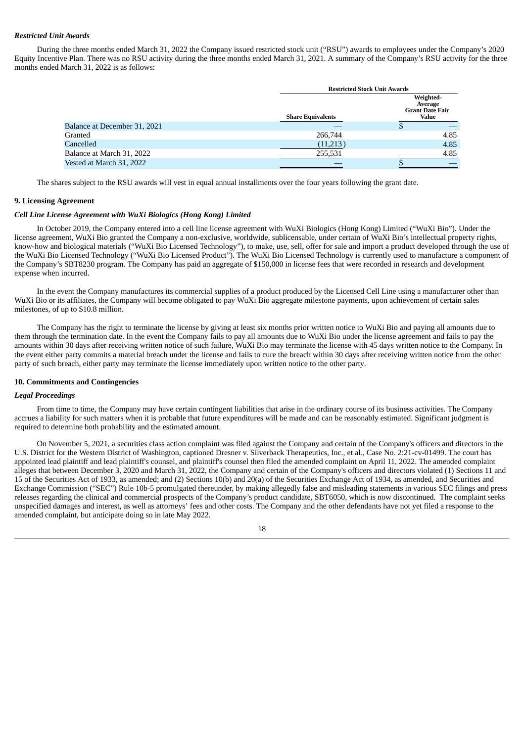### *Restricted Unit Awards*

During the three months ended March 31, 2022 the Company issued restricted stock unit ("RSU") awards to employees under the Company's 2020 Equity Incentive Plan. There was no RSU activity during the three months ended March 31, 2021. A summary of the Company's RSU activity for the three months ended March 31, 2022 is as follows:

| | Restricted Stock Unit Awards | |
|---|---|---|
| | **Share Equivalents** | **Weighted-Average Grant Date Fair Value** |
| Balance at December 31, 2021 | — | $ — |
| Granted | 266,744 | 4.85 |
| Cancelled | (11,213) | 4.85 |
| Balance at March 31, 2022 | 255,531 | 4.85 |
| Vested at March 31, 2022 | — | $ — |

The shares subject to the RSU awards will vest in equal annual installments over the four years following the grant date.

## 9. Licensing Agreement

### *Cell Line License Agreement with WuXi Biologics (Hong Kong) Limited*

In October 2019, the Company entered into a cell line license agreement with WuXi Biologics (Hong Kong) Limited ("WuXi Bio"). Under the license agreement, WuXi Bio granted the Company a non-exclusive, worldwide, sublicensable, under certain of WuXi Bio's intellectual property rights, know-how and biological materials ("WuXi Bio Licensed Technology"), to make, use, sell, offer for sale and import a product developed through the use of the WuXi Bio Licensed Technology ("WuXi Bio Licensed Product"). The WuXi Bio Licensed Technology is currently used to manufacture a component of the Company's SBT8230 program. The Company has paid an aggregate of $150,000 in license fees that were recorded in research and development expense when incurred.

In the event the Company manufactures its commercial supplies of a product produced by the Licensed Cell Line using a manufacturer other than WuXi Bio or its affiliates, the Company will become obligated to pay WuXi Bio aggregate milestone payments, upon achievement of certain sales milestones, of up to $10.8 million.

The Company has the right to terminate the license by giving at least six months prior written notice to WuXi Bio and paying all amounts due to them through the termination date. In the event the Company fails to pay all amounts due to WuXi Bio under the license agreement and fails to pay the amounts within 30 days after receiving written notice of such failure, WuXi Bio may terminate the license with 45 days written notice to the Company. In the event either party commits a material breach under the license and fails to cure the breach within 30 days after receiving written notice from the other party of such breach, either party may terminate the license immediately upon written notice to the other party.

## 10. Commitments and Contingencies

### *Legal Proceedings*

From time to time, the Company may have certain contingent liabilities that arise in the ordinary course of its business activities. The Company accrues a liability for such matters when it is probable that future expenditures will be made and can be reasonably estimated. Significant judgment is required to determine both probability and the estimated amount.

On November 5, 2021, a securities class action complaint was filed against the Company and certain of the Company's officers and directors in the U.S. District for the Western District of Washington, captioned Dresner v. Silverback Therapeutics, Inc., et al., Case No. 2:21-cv-01499. The court has appointed lead plaintiff and lead plaintiff's counsel, and plaintiff's counsel then filed the amended complaint on April 11, 2022. The amended complaint alleges that between December 3, 2020 and March 31, 2022, the Company and certain of the Company's officers and directors violated (1) Sections 11 and 15 of the Securities Act of 1933, as amended; and (2) Sections 10(b) and 20(a) of the Securities Exchange Act of 1934, as amended, and Securities and Exchange Commission ("SEC") Rule 10b-5 promulgated thereunder, by making allegedly false and misleading statements in various SEC filings and press releases regarding the clinical and commercial prospects of the Company's product candidate, SBT6050, which is now discontinued. The complaint seeks unspecified damages and interest, as well as attorneys' fees and other costs. The Company and the other defendants have not yet filed a response to the amended complaint, but anticipate doing so in late May 2022.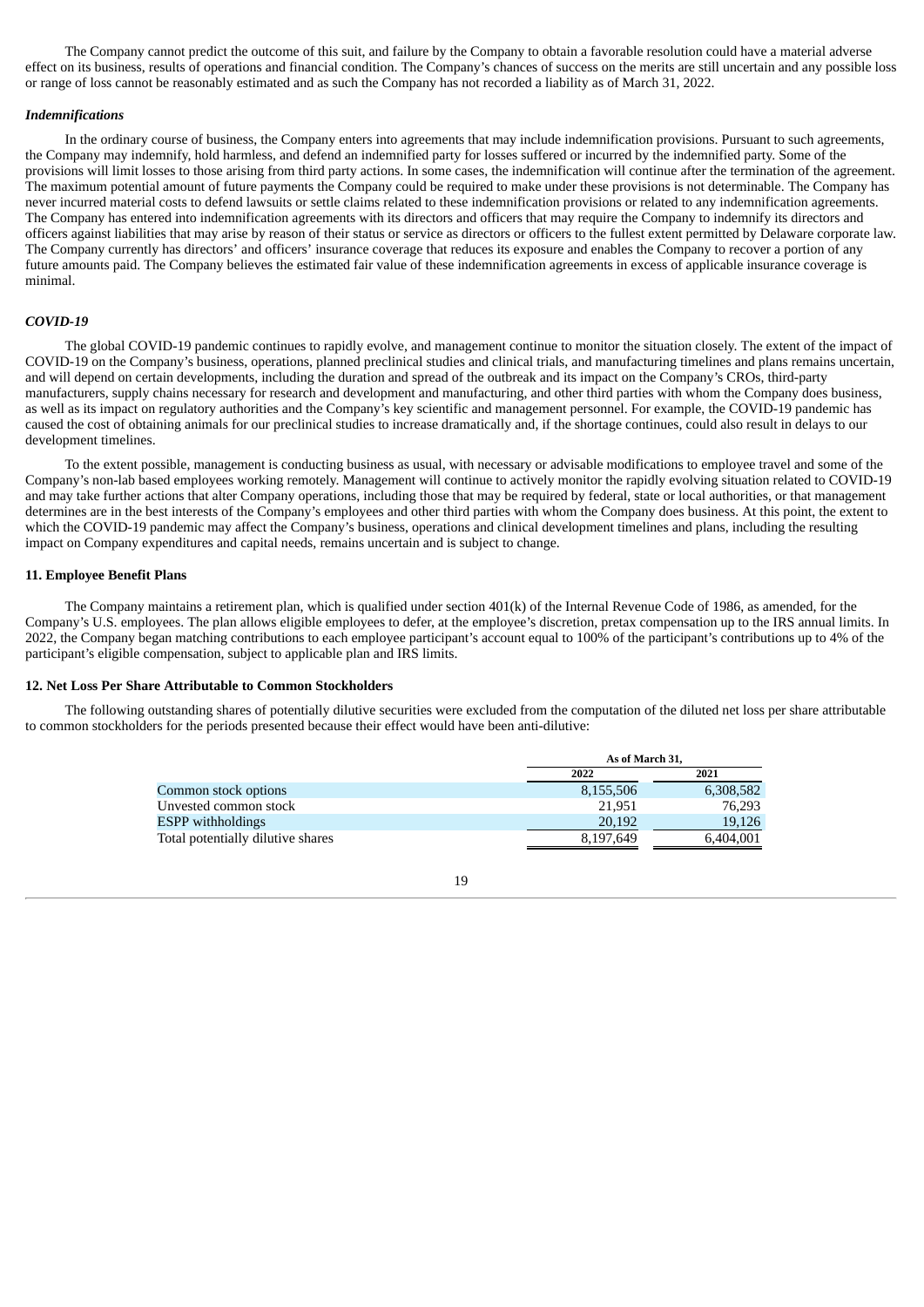The Company cannot predict the outcome of this suit, and failure by the Company to obtain a favorable resolution could have a material adverse effect on its business, results of operations and financial condition. The Company's chances of success on the merits are still uncertain and any possible loss or range of loss cannot be reasonably estimated and as such the Company has not recorded a liability as of March 31, 2022.

***Indemnifications***

In the ordinary course of business, the Company enters into agreements that may include indemnification provisions. Pursuant to such agreements, the Company may indemnify, hold harmless, and defend an indemnified party for losses suffered or incurred by the indemnified party. Some of the provisions will limit losses to those arising from third party actions. In some cases, the indemnification will continue after the termination of the agreement. The maximum potential amount of future payments the Company could be required to make under these provisions is not determinable. The Company has never incurred material costs to defend lawsuits or settle claims related to these indemnification provisions or related to any indemnification agreements. The Company has entered into indemnification agreements with its directors and officers that may require the Company to indemnify its directors and officers against liabilities that may arise by reason of their status or service as directors or officers to the fullest extent permitted by Delaware corporate law. The Company currently has directors' and officers' insurance coverage that reduces its exposure and enables the Company to recover a portion of any future amounts paid. The Company believes the estimated fair value of these indemnification agreements in excess of applicable insurance coverage is minimal.

***COVID-19***

The global COVID-19 pandemic continues to rapidly evolve, and management continue to monitor the situation closely. The extent of the impact of COVID-19 on the Company's business, operations, planned preclinical studies and clinical trials, and manufacturing timelines and plans remains uncertain, and will depend on certain developments, including the duration and spread of the outbreak and its impact on the Company's CROs, third-party manufacturers, supply chains necessary for research and development and manufacturing, and other third parties with whom the Company does business, as well as its impact on regulatory authorities and the Company's key scientific and management personnel. For example, the COVID-19 pandemic has caused the cost of obtaining animals for our preclinical studies to increase dramatically and, if the shortage continues, could also result in delays to our development timelines.

To the extent possible, management is conducting business as usual, with necessary or advisable modifications to employee travel and some of the Company's non-lab based employees working remotely. Management will continue to actively monitor the rapidly evolving situation related to COVID-19 and may take further actions that alter Company operations, including those that may be required by federal, state or local authorities, or that management determines are in the best interests of the Company's employees and other third parties with whom the Company does business. At this point, the extent to which the COVID-19 pandemic may affect the Company's business, operations and clinical development timelines and plans, including the resulting impact on Company expenditures and capital needs, remains uncertain and is subject to change.

**11. Employee Benefit Plans**

The Company maintains a retirement plan, which is qualified under section 401(k) of the Internal Revenue Code of 1986, as amended, for the Company's U.S. employees. The plan allows eligible employees to defer, at the employee's discretion, pretax compensation up to the IRS annual limits. In 2022, the Company began matching contributions to each employee participant's account equal to 100% of the participant's contributions up to 4% of the participant's eligible compensation, subject to applicable plan and IRS limits.

**12. Net Loss Per Share Attributable to Common Stockholders**

The following outstanding shares of potentially dilutive securities were excluded from the computation of the diluted net loss per share attributable to common stockholders for the periods presented because their effect would have been anti-dilutive:

| | As of March 31, | |
|---|---|---|
| | 2022 | 2021 |
| Common stock options | 8,155,506 | 6,308,582 |
| Unvested common stock | 21,951 | 76,293 |
| ESPP withholdings | 20,192 | 19,126 |
| Total potentially dilutive shares | 8,197,649 | 6,404,001 |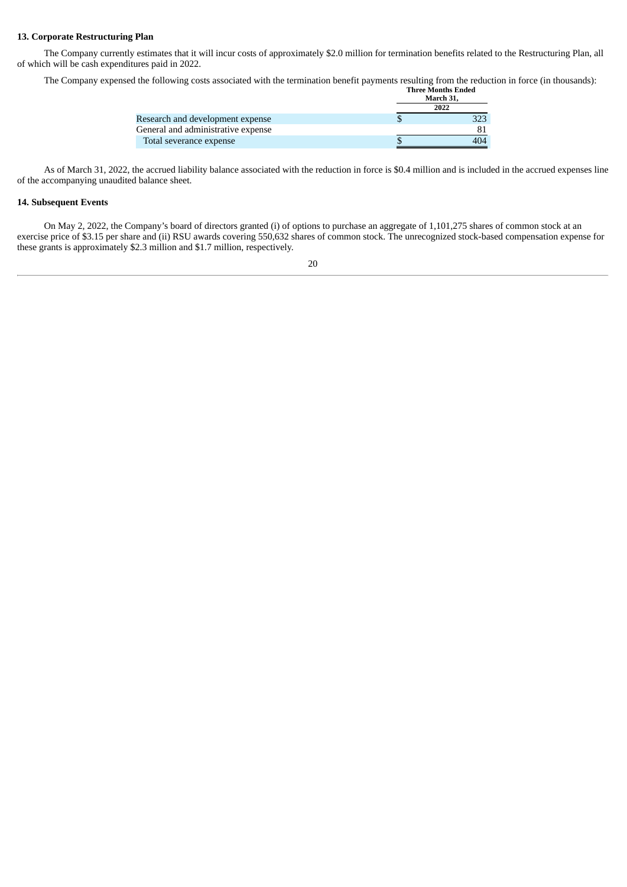### 13. Corporate Restructuring Plan

The Company currently estimates that it will incur costs of approximately $2.0 million for termination benefits related to the Restructuring Plan, all of which will be cash expenditures paid in 2022.

The Company expensed the following costs associated with the termination benefit payments resulting from the reduction in force (in thousands):

| | Three Months Ended March 31, 2022 |
|---|---|
| Research and development expense | $ 323 |
| General and administrative expense | 81 |
| Total severance expense | $ 404 |

As of March 31, 2022, the accrued liability balance associated with the reduction in force is $0.4 million and is included in the accrued expenses line of the accompanying unaudited balance sheet.

### 14. Subsequent Events

On May 2, 2022, the Company's board of directors granted (i) of options to purchase an aggregate of 1,101,275 shares of common stock at an exercise price of $3.15 per share and (ii) RSU awards covering 550,632 shares of common stock. The unrecognized stock-based compensation expense for these grants is approximately $2.3 million and $1.7 million, respectively.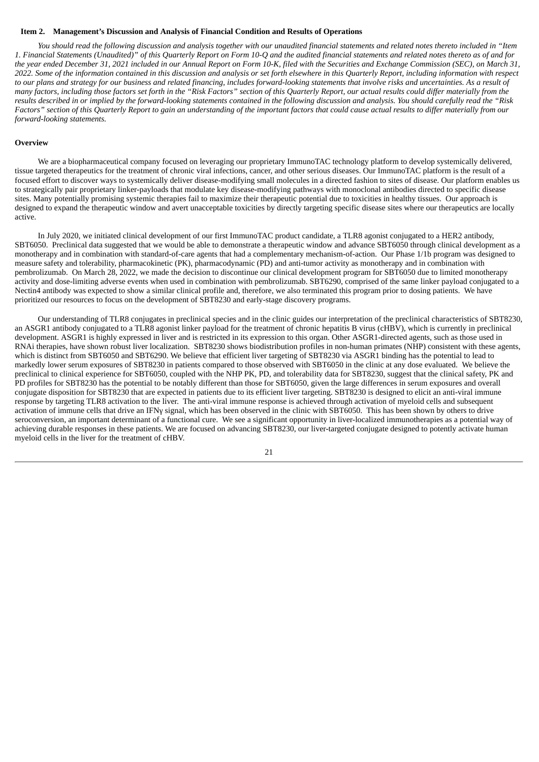## Item 2. Management's Discussion and Analysis of Financial Condition and Results of Operations

*You should read the following discussion and analysis together with our unaudited financial statements and related notes thereto included in "Item 1. Financial Statements (Unaudited)" of this Quarterly Report on Form 10-Q and the audited financial statements and related notes thereto as of and for the year ended December 31, 2021 included in our Annual Report on Form 10-K, filed with the Securities and Exchange Commission (SEC), on March 31, 2022. Some of the information contained in this discussion and analysis or set forth elsewhere in this Quarterly Report, including information with respect to our plans and strategy for our business and related financing, includes forward-looking statements that involve risks and uncertainties. As a result of many factors, including those factors set forth in the "Risk Factors" section of this Quarterly Report, our actual results could differ materially from the results described in or implied by the forward-looking statements contained in the following discussion and analysis. You should carefully read the "Risk Factors" section of this Quarterly Report to gain an understanding of the important factors that could cause actual results to differ materially from our forward-looking statements.*

### Overview

We are a biopharmaceutical company focused on leveraging our proprietary ImmunoTAC technology platform to develop systemically delivered, tissue targeted therapeutics for the treatment of chronic viral infections, cancer, and other serious diseases. Our ImmunoTAC platform is the result of a focused effort to discover ways to systemically deliver disease-modifying small molecules in a directed fashion to sites of disease. Our platform enables us to strategically pair proprietary linker-payloads that modulate key disease-modifying pathways with monoclonal antibodies directed to specific disease sites. Many potentially promising systemic therapies fail to maximize their therapeutic potential due to toxicities in healthy tissues. Our approach is designed to expand the therapeutic window and avert unacceptable toxicities by directly targeting specific disease sites where our therapeutics are locally active.

In July 2020, we initiated clinical development of our first ImmunoTAC product candidate, a TLR8 agonist conjugated to a HER2 antibody, SBT6050. Preclinical data suggested that we would be able to demonstrate a therapeutic window and advance SBT6050 through clinical development as a monotherapy and in combination with standard-of-care agents that had a complementary mechanism-of-action. Our Phase 1/1b program was designed to measure safety and tolerability, pharmacokinetic (PK), pharmacodynamic (PD) and anti-tumor activity as monotherapy and in combination with pembrolizumab. On March 28, 2022, we made the decision to discontinue our clinical development program for SBT6050 due to limited monotherapy activity and dose-limiting adverse events when used in combination with pembrolizumab. SBT6290, comprised of the same linker payload conjugated to a Nectin4 antibody was expected to show a similar clinical profile and, therefore, we also terminated this program prior to dosing patients. We have prioritized our resources to focus on the development of SBT8230 and early-stage discovery programs.

Our understanding of TLR8 conjugates in preclinical species and in the clinic guides our interpretation of the preclinical characteristics of SBT8230, an ASGR1 antibody conjugated to a TLR8 agonist linker payload for the treatment of chronic hepatitis B virus (cHBV), which is currently in preclinical development. ASGR1 is highly expressed in liver and is restricted in its expression to this organ. Other ASGR1-directed agents, such as those used in RNAi therapies, have shown robust liver localization. SBT8230 shows biodistribution profiles in non-human primates (NHP) consistent with these agents, which is distinct from SBT6050 and SBT6290. We believe that efficient liver targeting of SBT8230 via ASGR1 binding has the potential to lead to markedly lower serum exposures of SBT8230 in patients compared to those observed with SBT6050 in the clinic at any dose evaluated. We believe the preclinical to clinical experience for SBT6050, coupled with the NHP PK, PD, and tolerability data for SBT8230, suggest that the clinical safety, PK and PD profiles for SBT8230 has the potential to be notably different than those for SBT6050, given the large differences in serum exposures and overall conjugate disposition for SBT8230 that are expected in patients due to its efficient liver targeting. SBT8230 is designed to elicit an anti-viral immune response by targeting TLR8 activation to the liver. The anti-viral immune response is achieved through activation of myeloid cells and subsequent activation of immune cells that drive an IFNγ signal, which has been observed in the clinic with SBT6050. This has been shown by others to drive seroconversion, an important determinant of a functional cure. We see a significant opportunity in liver-localized immunotherapies as a potential way of achieving durable responses in these patients. We are focused on advancing SBT8230, our liver-targeted conjugate designed to potently activate human myeloid cells in the liver for the treatment of cHBV.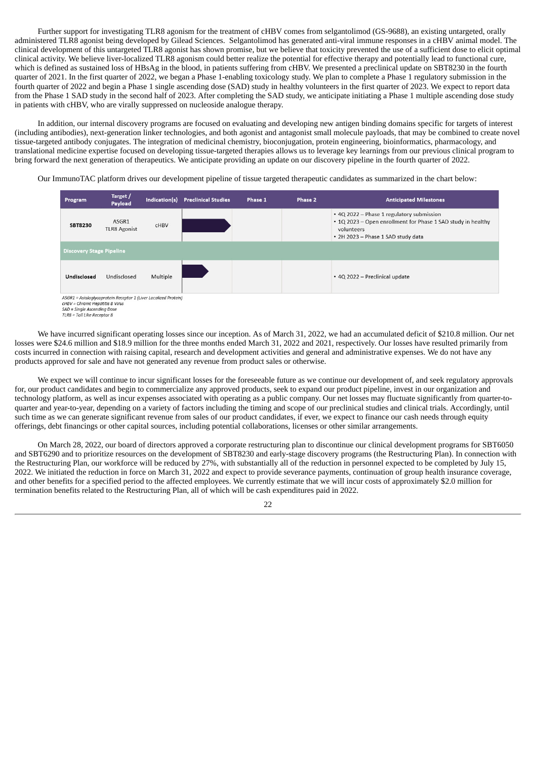Further support for investigating TLR8 agonism for the treatment of cHBV comes from selgantolimod (GS-9688), an existing untargeted, orally administered TLR8 agonist being developed by Gilead Sciences. Selgantolimod has generated anti-viral immune responses in a cHBV animal model. The clinical development of this untargeted TLR8 agonist has shown promise, but we believe that toxicity prevented the use of a sufficient dose to elicit optimal clinical activity. We believe liver-localized TLR8 agonism could better realize the potential for effective therapy and potentially lead to functional cure, which is defined as sustained loss of HBsAg in the blood, in patients suffering from cHBV. We presented a preclinical update on SBT8230 in the fourth quarter of 2021. In the first quarter of 2022, we began a Phase 1-enabling toxicology study. We plan to complete a Phase 1 regulatory submission in the fourth quarter of 2022 and begin a Phase 1 single ascending dose (SAD) study in healthy volunteers in the first quarter of 2023. We expect to report data from the Phase 1 SAD study in the second half of 2023. After completing the SAD study, we anticipate initiating a Phase 1 multiple ascending dose study in patients with cHBV, who are virally suppressed on nucleoside analogue therapy.

In addition, our internal discovery programs are focused on evaluating and developing new antigen binding domains specific for targets of interest (including antibodies), next-generation linker technologies, and both agonist and antagonist small molecule payloads, that may be combined to create novel tissue-targeted antibody conjugates. The integration of medicinal chemistry, bioconjugation, protein engineering, bioinformatics, pharmacology, and translational medicine expertise focused on developing tissue-targeted therapies allows us to leverage key learnings from our previous clinical program to bring forward the next generation of therapeutics. We anticipate providing an update on our discovery pipeline in the fourth quarter of 2022.

Our ImmunoTAC platform drives our development pipeline of tissue targeted therapeutic candidates as summarized in the chart below:

| Program | Target / Payload | Indication(s) | Preclinical Studies | Phase 1 | Phase 2 | Anticipated Milestones |
|---|---|---|---|---|---|---|
| SBT8230 | ASGR1 TLR8 Agonist | cHBV | | | | • 4Q 2022 – Phase 1 regulatory submission<br>• 1Q 2023 – Open enrollment for Phase 1 SAD study in healthy volunteers<br>• 2H 2023 – Phase 1 SAD study data |
| **Discovery Stage Pipeline** | | | | | | |
| Undisclosed | Undisclosed | Multiple | | | | • 4Q 2022 – Preclinical update |

*ASGR1 = Asialoglycoprotein Receptor 1 (Liver Localized Protein)*
*cHBV = Chronic Hepatitis B Virus*
*SAD = Single Ascending Dose*
*TLR8 = Toll Like Receptor 8*

We have incurred significant operating losses since our inception. As of March 31, 2022, we had an accumulated deficit of $210.8 million. Our net losses were $24.6 million and $18.9 million for the three months ended March 31, 2022 and 2021, respectively. Our losses have resulted primarily from costs incurred in connection with raising capital, research and development activities and general and administrative expenses. We do not have any products approved for sale and have not generated any revenue from product sales or otherwise.

We expect we will continue to incur significant losses for the foreseeable future as we continue our development of, and seek regulatory approvals for, our product candidates and begin to commercialize any approved products, seek to expand our product pipeline, invest in our organization and technology platform, as well as incur expenses associated with operating as a public company. Our net losses may fluctuate significantly from quarter-to-quarter and year-to-year, depending on a variety of factors including the timing and scope of our preclinical studies and clinical trials. Accordingly, until such time as we can generate significant revenue from sales of our product candidates, if ever, we expect to finance our cash needs through equity offerings, debt financings or other capital sources, including potential collaborations, licenses or other similar arrangements.

On March 28, 2022, our board of directors approved a corporate restructuring plan to discontinue our clinical development programs for SBT6050 and SBT6290 and to prioritize resources on the development of SBT8230 and early-stage discovery programs (the Restructuring Plan). In connection with the Restructuring Plan, our workforce will be reduced by 27%, with substantially all of the reduction in personnel expected to be completed by July 15, 2022. We initiated the reduction in force on March 31, 2022 and expect to provide severance payments, continuation of group health insurance coverage, and other benefits for a specified period to the affected employees. We currently estimate that we will incur costs of approximately $2.0 million for termination benefits related to the Restructuring Plan, all of which will be cash expenditures paid in 2022.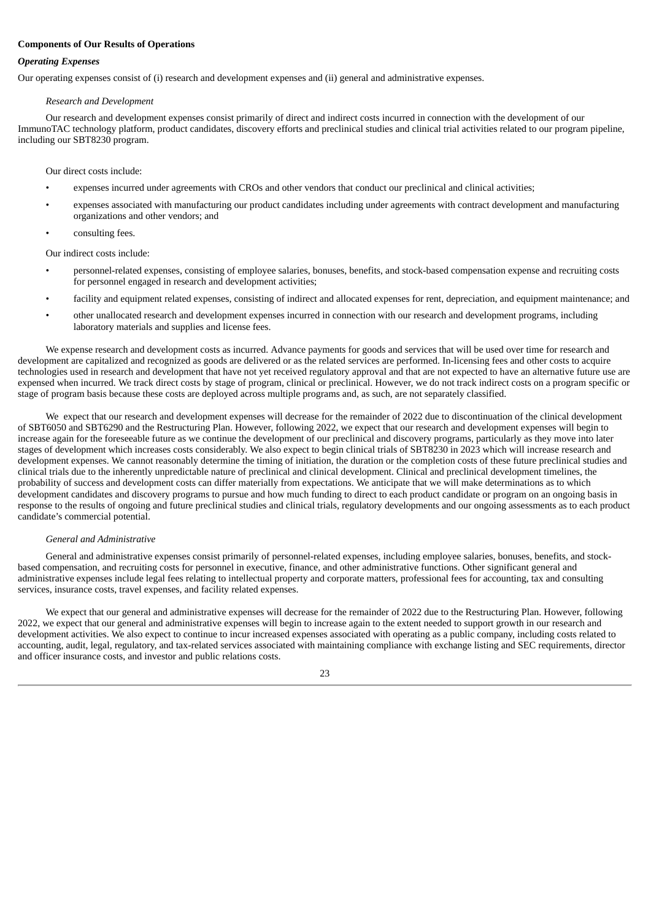**Components of Our Results of Operations**

***Operating Expenses***

Our operating expenses consist of (i) research and development expenses and (ii) general and administrative expenses.

*Research and Development*

Our research and development expenses consist primarily of direct and indirect costs incurred in connection with the development of our ImmunoTAC technology platform, product candidates, discovery efforts and preclinical studies and clinical trial activities related to our program pipeline, including our SBT8230 program.

Our direct costs include:

- expenses incurred under agreements with CROs and other vendors that conduct our preclinical and clinical activities;
- expenses associated with manufacturing our product candidates including under agreements with contract development and manufacturing organizations and other vendors; and
- consulting fees.

Our indirect costs include:

- personnel-related expenses, consisting of employee salaries, bonuses, benefits, and stock-based compensation expense and recruiting costs for personnel engaged in research and development activities;
- facility and equipment related expenses, consisting of indirect and allocated expenses for rent, depreciation, and equipment maintenance; and
- other unallocated research and development expenses incurred in connection with our research and development programs, including laboratory materials and supplies and license fees.

We expense research and development costs as incurred. Advance payments for goods and services that will be used over time for research and development are capitalized and recognized as goods are delivered or as the related services are performed. In-licensing fees and other costs to acquire technologies used in research and development that have not yet received regulatory approval and that are not expected to have an alternative future use are expensed when incurred. We track direct costs by stage of program, clinical or preclinical. However, we do not track indirect costs on a program specific or stage of program basis because these costs are deployed across multiple programs and, as such, are not separately classified.

We expect that our research and development expenses will decrease for the remainder of 2022 due to discontinuation of the clinical development of SBT6050 and SBT6290 and the Restructuring Plan. However, following 2022, we expect that our research and development expenses will begin to increase again for the foreseeable future as we continue the development of our preclinical and discovery programs, particularly as they move into later stages of development which increases costs considerably. We also expect to begin clinical trials of SBT8230 in 2023 which will increase research and development expenses. We cannot reasonably determine the timing of initiation, the duration or the completion costs of these future preclinical studies and clinical trials due to the inherently unpredictable nature of preclinical and clinical development. Clinical and preclinical development timelines, the probability of success and development costs can differ materially from expectations. We anticipate that we will make determinations as to which development candidates and discovery programs to pursue and how much funding to direct to each product candidate or program on an ongoing basis in response to the results of ongoing and future preclinical studies and clinical trials, regulatory developments and our ongoing assessments as to each product candidate's commercial potential.

*General and Administrative*

General and administrative expenses consist primarily of personnel-related expenses, including employee salaries, bonuses, benefits, and stock-based compensation, and recruiting costs for personnel in executive, finance, and other administrative functions. Other significant general and administrative expenses include legal fees relating to intellectual property and corporate matters, professional fees for accounting, tax and consulting services, insurance costs, travel expenses, and facility related expenses.

We expect that our general and administrative expenses will decrease for the remainder of 2022 due to the Restructuring Plan. However, following 2022, we expect that our general and administrative expenses will begin to increase again to the extent needed to support growth in our research and development activities. We also expect to continue to incur increased expenses associated with operating as a public company, including costs related to accounting, audit, legal, regulatory, and tax-related services associated with maintaining compliance with exchange listing and SEC requirements, director and officer insurance costs, and investor and public relations costs.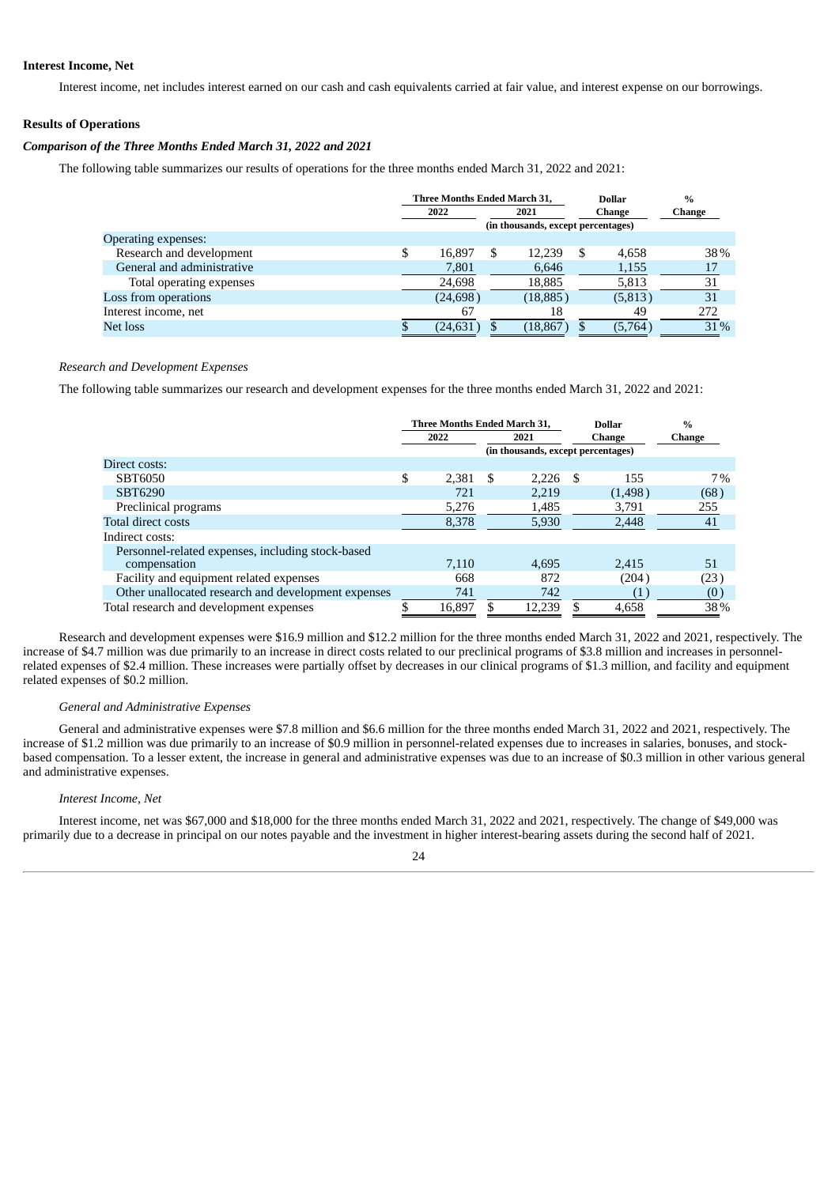### Interest Income, Net

Interest income, net includes interest earned on our cash and cash equivalents carried at fair value, and interest expense on our borrowings.

### Results of Operations

#### *Comparison of the Three Months Ended March 31, 2022 and 2021*

The following table summarizes our results of operations for the three months ended March 31, 2022 and 2021:

| | Three Months Ended March 31, 2022 | Three Months Ended March 31, 2021 | Dollar Change | % Change |
|---|---|---|---|---|
| | (in thousands, except percentages) | | | |
| Operating expenses: | | | | |
| Research and development | $ 16,897 | $ 12,239 | $ 4,658 | 38% |
| General and administrative | 7,801 | 6,646 | 1,155 | 17 |
| Total operating expenses | 24,698 | 18,885 | 5,813 | 31 |
| Loss from operations | (24,698) | (18,885) | (5,813) | 31 |
| Interest income, net | 67 | 18 | 49 | 272 |
| Net loss | $ (24,631) | $ (18,867) | $ (5,764) | 31% |

*Research and Development Expenses*

The following table summarizes our research and development expenses for the three months ended March 31, 2022 and 2021:

| | Three Months Ended March 31, 2022 | Three Months Ended March 31, 2021 | Dollar Change | % Change |
|---|---|---|---|---|
| | (in thousands, except percentages) | | | |
| Direct costs: | | | | |
| SBT6050 | $ 2,381 | $ 2,226 | $ 155 | 7% |
| SBT6290 | 721 | 2,219 | (1,498) | (68) |
| Preclinical programs | 5,276 | 1,485 | 3,791 | 255 |
| Total direct costs | 8,378 | 5,930 | 2,448 | 41 |
| Indirect costs: | | | | |
| Personnel-related expenses, including stock-based compensation | 7,110 | 4,695 | 2,415 | 51 |
| Facility and equipment related expenses | 668 | 872 | (204) | (23) |
| Other unallocated research and development expenses | 741 | 742 | (1) | (0) |
| Total research and development expenses | $ 16,897 | $ 12,239 | $ 4,658 | 38% |

Research and development expenses were $16.9 million and $12.2 million for the three months ended March 31, 2022 and 2021, respectively. The increase of $4.7 million was due primarily to an increase in direct costs related to our preclinical programs of $3.8 million and increases in personnel-related expenses of $2.4 million. These increases were partially offset by decreases in our clinical programs of $1.3 million, and facility and equipment related expenses of $0.2 million.

*General and Administrative Expenses*

General and administrative expenses were $7.8 million and $6.6 million for the three months ended March 31, 2022 and 2021, respectively. The increase of $1.2 million was due primarily to an increase of $0.9 million in personnel-related expenses due to increases in salaries, bonuses, and stock-based compensation. To a lesser extent, the increase in general and administrative expenses was due to an increase of $0.3 million in other various general and administrative expenses.

*Interest Income, Net*

Interest income, net was $67,000 and $18,000 for the three months ended March 31, 2022 and 2021, respectively. The change of $49,000 was primarily due to a decrease in principal on our notes payable and the investment in higher interest-bearing assets during the second half of 2021.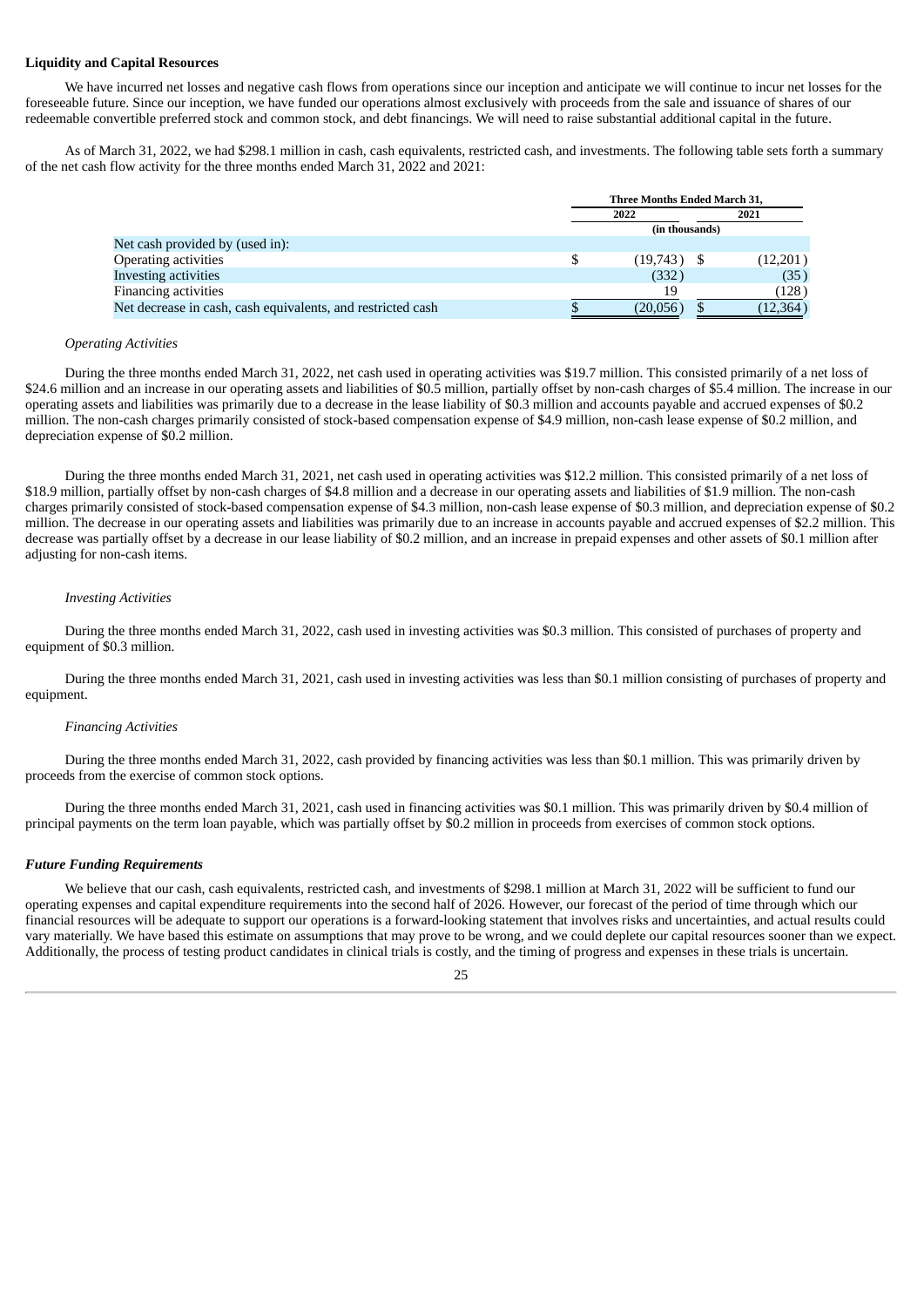**Liquidity and Capital Resources**

We have incurred net losses and negative cash flows from operations since our inception and anticipate we will continue to incur net losses for the foreseeable future. Since our inception, we have funded our operations almost exclusively with proceeds from the sale and issuance of shares of our redeemable convertible preferred stock and common stock, and debt financings. We will need to raise substantial additional capital in the future.

As of March 31, 2022, we had $298.1 million in cash, cash equivalents, restricted cash, and investments. The following table sets forth a summary of the net cash flow activity for the three months ended March 31, 2022 and 2021:

| | Three Months Ended March 31, | |
|---|---|---|
| | 2022 | 2021 |
| | (in thousands) | |
| Net cash provided by (used in): | | |
| Operating activities | $ (19,743) | $ (12,201) |
| Investing activities | (332) | (35) |
| Financing activities | 19 | (128) |
| Net decrease in cash, cash equivalents, and restricted cash | $ (20,056) | $ (12,364) |

*Operating Activities*

During the three months ended March 31, 2022, net cash used in operating activities was $19.7 million. This consisted primarily of a net loss of $24.6 million and an increase in our operating assets and liabilities of $0.5 million, partially offset by non-cash charges of $5.4 million. The increase in our operating assets and liabilities was primarily due to a decrease in the lease liability of $0.3 million and accounts payable and accrued expenses of $0.2 million. The non-cash charges primarily consisted of stock-based compensation expense of $4.9 million, non-cash lease expense of $0.2 million, and depreciation expense of $0.2 million.

During the three months ended March 31, 2021, net cash used in operating activities was $12.2 million. This consisted primarily of a net loss of $18.9 million, partially offset by non-cash charges of $4.8 million and a decrease in our operating assets and liabilities of $1.9 million. The non-cash charges primarily consisted of stock-based compensation expense of $4.3 million, non-cash lease expense of $0.3 million, and depreciation expense of $0.2 million. The decrease in our operating assets and liabilities was primarily due to an increase in accounts payable and accrued expenses of $2.2 million. This decrease was partially offset by a decrease in our lease liability of $0.2 million, and an increase in prepaid expenses and other assets of $0.1 million after adjusting for non-cash items.

*Investing Activities*

During the three months ended March 31, 2022, cash used in investing activities was $0.3 million. This consisted of purchases of property and equipment of $0.3 million.

During the three months ended March 31, 2021, cash used in investing activities was less than $0.1 million consisting of purchases of property and equipment.

*Financing Activities*

During the three months ended March 31, 2022, cash provided by financing activities was less than $0.1 million. This was primarily driven by proceeds from the exercise of common stock options.

During the three months ended March 31, 2021, cash used in financing activities was $0.1 million. This was primarily driven by $0.4 million of principal payments on the term loan payable, which was partially offset by $0.2 million in proceeds from exercises of common stock options.

***Future Funding Requirements***

We believe that our cash, cash equivalents, restricted cash, and investments of $298.1 million at March 31, 2022 will be sufficient to fund our operating expenses and capital expenditure requirements into the second half of 2026. However, our forecast of the period of time through which our financial resources will be adequate to support our operations is a forward-looking statement that involves risks and uncertainties, and actual results could vary materially. We have based this estimate on assumptions that may prove to be wrong, and we could deplete our capital resources sooner than we expect. Additionally, the process of testing product candidates in clinical trials is costly, and the timing of progress and expenses in these trials is uncertain.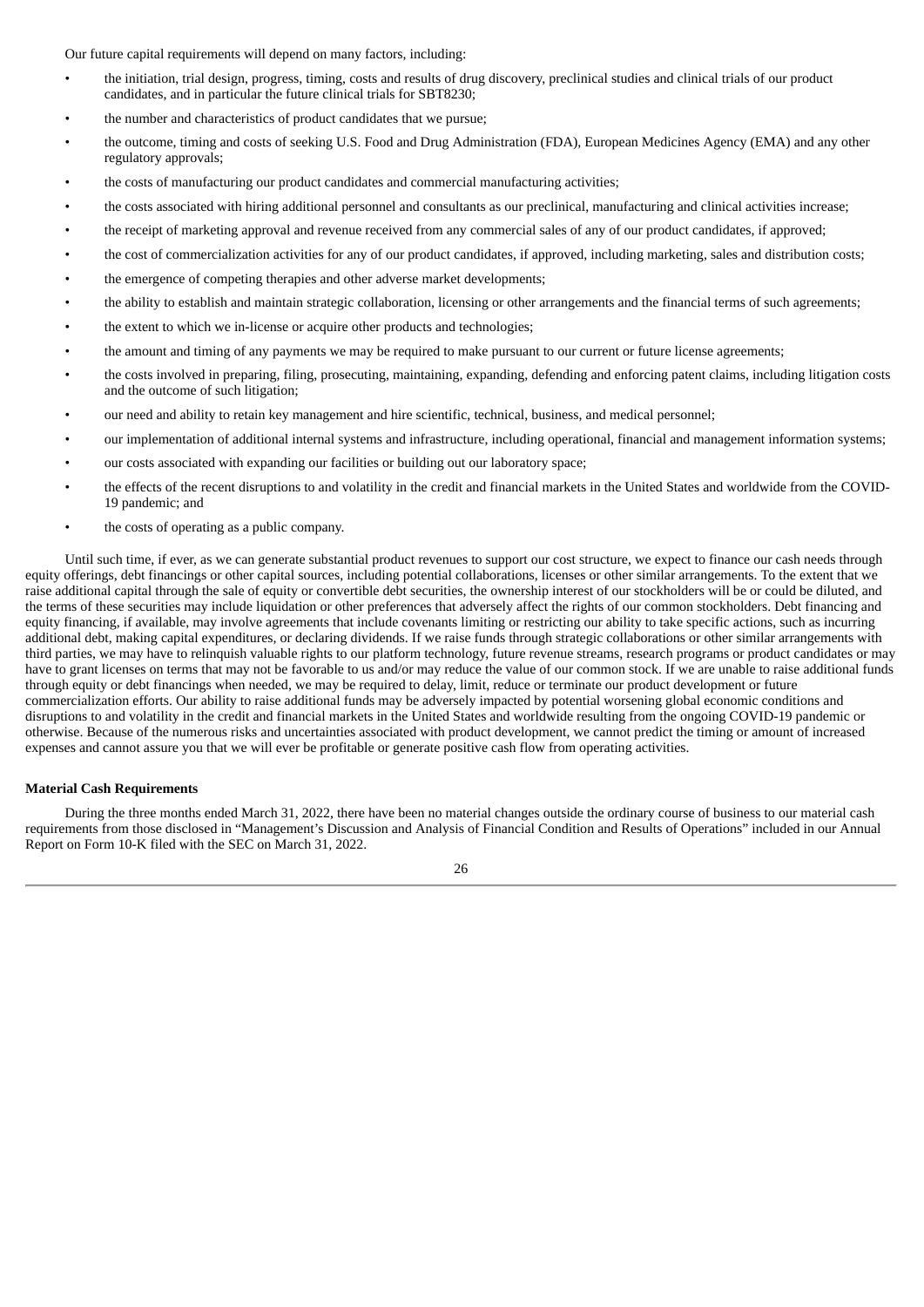Our future capital requirements will depend on many factors, including:

- the initiation, trial design, progress, timing, costs and results of drug discovery, preclinical studies and clinical trials of our product candidates, and in particular the future clinical trials for SBT8230;
- the number and characteristics of product candidates that we pursue;
- the outcome, timing and costs of seeking U.S. Food and Drug Administration (FDA), European Medicines Agency (EMA) and any other regulatory approvals;
- the costs of manufacturing our product candidates and commercial manufacturing activities;
- the costs associated with hiring additional personnel and consultants as our preclinical, manufacturing and clinical activities increase;
- the receipt of marketing approval and revenue received from any commercial sales of any of our product candidates, if approved;
- the cost of commercialization activities for any of our product candidates, if approved, including marketing, sales and distribution costs;
- the emergence of competing therapies and other adverse market developments;
- the ability to establish and maintain strategic collaboration, licensing or other arrangements and the financial terms of such agreements;
- the extent to which we in-license or acquire other products and technologies;
- the amount and timing of any payments we may be required to make pursuant to our current or future license agreements;
- the costs involved in preparing, filing, prosecuting, maintaining, expanding, defending and enforcing patent claims, including litigation costs and the outcome of such litigation;
- our need and ability to retain key management and hire scientific, technical, business, and medical personnel;
- our implementation of additional internal systems and infrastructure, including operational, financial and management information systems;
- our costs associated with expanding our facilities or building out our laboratory space;
- the effects of the recent disruptions to and volatility in the credit and financial markets in the United States and worldwide from the COVID-19 pandemic; and
- the costs of operating as a public company.

Until such time, if ever, as we can generate substantial product revenues to support our cost structure, we expect to finance our cash needs through equity offerings, debt financings or other capital sources, including potential collaborations, licenses or other similar arrangements. To the extent that we raise additional capital through the sale of equity or convertible debt securities, the ownership interest of our stockholders will be or could be diluted, and the terms of these securities may include liquidation or other preferences that adversely affect the rights of our common stockholders. Debt financing and equity financing, if available, may involve agreements that include covenants limiting or restricting our ability to take specific actions, such as incurring additional debt, making capital expenditures, or declaring dividends. If we raise funds through strategic collaborations or other similar arrangements with third parties, we may have to relinquish valuable rights to our platform technology, future revenue streams, research programs or product candidates or may have to grant licenses on terms that may not be favorable to us and/or may reduce the value of our common stock. If we are unable to raise additional funds through equity or debt financings when needed, we may be required to delay, limit, reduce or terminate our product development or future commercialization efforts. Our ability to raise additional funds may be adversely impacted by potential worsening global economic conditions and disruptions to and volatility in the credit and financial markets in the United States and worldwide resulting from the ongoing COVID-19 pandemic or otherwise. Because of the numerous risks and uncertainties associated with product development, we cannot predict the timing or amount of increased expenses and cannot assure you that we will ever be profitable or generate positive cash flow from operating activities.

**Material Cash Requirements**

During the three months ended March 31, 2022, there have been no material changes outside the ordinary course of business to our material cash requirements from those disclosed in "Management's Discussion and Analysis of Financial Condition and Results of Operations" included in our Annual Report on Form 10-K filed with the SEC on March 31, 2022.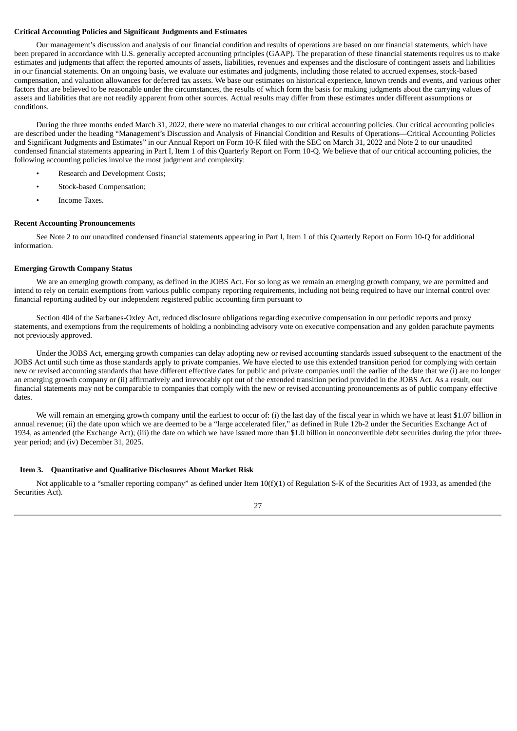**Critical Accounting Policies and Significant Judgments and Estimates**

Our management's discussion and analysis of our financial condition and results of operations are based on our financial statements, which have been prepared in accordance with U.S. generally accepted accounting principles (GAAP). The preparation of these financial statements requires us to make estimates and judgments that affect the reported amounts of assets, liabilities, revenues and expenses and the disclosure of contingent assets and liabilities in our financial statements. On an ongoing basis, we evaluate our estimates and judgments, including those related to accrued expenses, stock-based compensation, and valuation allowances for deferred tax assets. We base our estimates on historical experience, known trends and events, and various other factors that are believed to be reasonable under the circumstances, the results of which form the basis for making judgments about the carrying values of assets and liabilities that are not readily apparent from other sources. Actual results may differ from these estimates under different assumptions or conditions.

During the three months ended March 31, 2022, there were no material changes to our critical accounting policies. Our critical accounting policies are described under the heading "Management's Discussion and Analysis of Financial Condition and Results of Operations—Critical Accounting Policies and Significant Judgments and Estimates" in our Annual Report on Form 10-K filed with the SEC on March 31, 2022 and Note 2 to our unaudited condensed financial statements appearing in Part I, Item 1 of this Quarterly Report on Form 10-Q. We believe that of our critical accounting policies, the following accounting policies involve the most judgment and complexity:

- Research and Development Costs;
- Stock-based Compensation;
- Income Taxes.

**Recent Accounting Pronouncements**

See Note 2 to our unaudited condensed financial statements appearing in Part I, Item 1 of this Quarterly Report on Form 10-Q for additional information.

**Emerging Growth Company Status**

We are an emerging growth company, as defined in the JOBS Act. For so long as we remain an emerging growth company, we are permitted and intend to rely on certain exemptions from various public company reporting requirements, including not being required to have our internal control over financial reporting audited by our independent registered public accounting firm pursuant to

Section 404 of the Sarbanes-Oxley Act, reduced disclosure obligations regarding executive compensation in our periodic reports and proxy statements, and exemptions from the requirements of holding a nonbinding advisory vote on executive compensation and any golden parachute payments not previously approved.

Under the JOBS Act, emerging growth companies can delay adopting new or revised accounting standards issued subsequent to the enactment of the JOBS Act until such time as those standards apply to private companies. We have elected to use this extended transition period for complying with certain new or revised accounting standards that have different effective dates for public and private companies until the earlier of the date that we (i) are no longer an emerging growth company or (ii) affirmatively and irrevocably opt out of the extended transition period provided in the JOBS Act. As a result, our financial statements may not be comparable to companies that comply with the new or revised accounting pronouncements as of public company effective dates.

We will remain an emerging growth company until the earliest to occur of: (i) the last day of the fiscal year in which we have at least $1.07 billion in annual revenue; (ii) the date upon which we are deemed to be a "large accelerated filer," as defined in Rule 12b-2 under the Securities Exchange Act of 1934, as amended (the Exchange Act); (iii) the date on which we have issued more than $1.0 billion in nonconvertible debt securities during the prior three-year period; and (iv) December 31, 2025.

**Item 3. Quantitative and Qualitative Disclosures About Market Risk**

Not applicable to a "smaller reporting company" as defined under Item 10(f)(1) of Regulation S-K of the Securities Act of 1933, as amended (the Securities Act).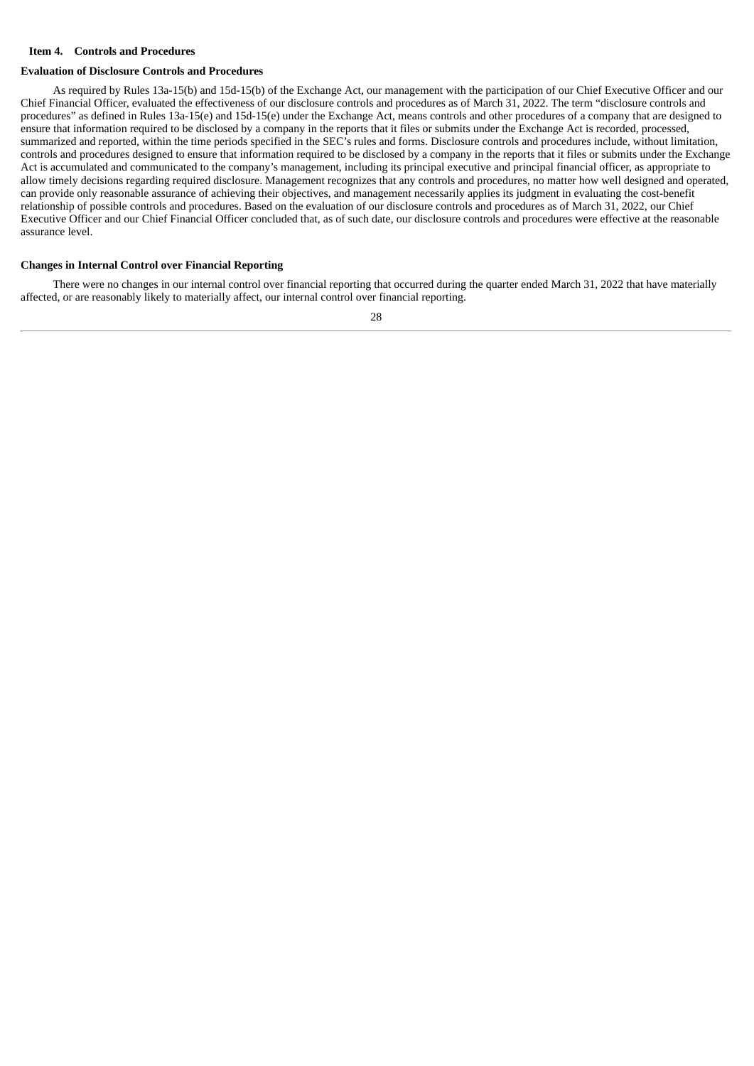## Item 4. Controls and Procedures

### Evaluation of Disclosure Controls and Procedures

As required by Rules 13a-15(b) and 15d-15(b) of the Exchange Act, our management with the participation of our Chief Executive Officer and our Chief Financial Officer, evaluated the effectiveness of our disclosure controls and procedures as of March 31, 2022. The term "disclosure controls and procedures" as defined in Rules 13a-15(e) and 15d-15(e) under the Exchange Act, means controls and other procedures of a company that are designed to ensure that information required to be disclosed by a company in the reports that it files or submits under the Exchange Act is recorded, processed, summarized and reported, within the time periods specified in the SEC's rules and forms. Disclosure controls and procedures include, without limitation, controls and procedures designed to ensure that information required to be disclosed by a company in the reports that it files or submits under the Exchange Act is accumulated and communicated to the company's management, including its principal executive and principal financial officer, as appropriate to allow timely decisions regarding required disclosure. Management recognizes that any controls and procedures, no matter how well designed and operated, can provide only reasonable assurance of achieving their objectives, and management necessarily applies its judgment in evaluating the cost-benefit relationship of possible controls and procedures. Based on the evaluation of our disclosure controls and procedures as of March 31, 2022, our Chief Executive Officer and our Chief Financial Officer concluded that, as of such date, our disclosure controls and procedures were effective at the reasonable assurance level.

### Changes in Internal Control over Financial Reporting

There were no changes in our internal control over financial reporting that occurred during the quarter ended March 31, 2022 that have materially affected, or are reasonably likely to materially affect, our internal control over financial reporting.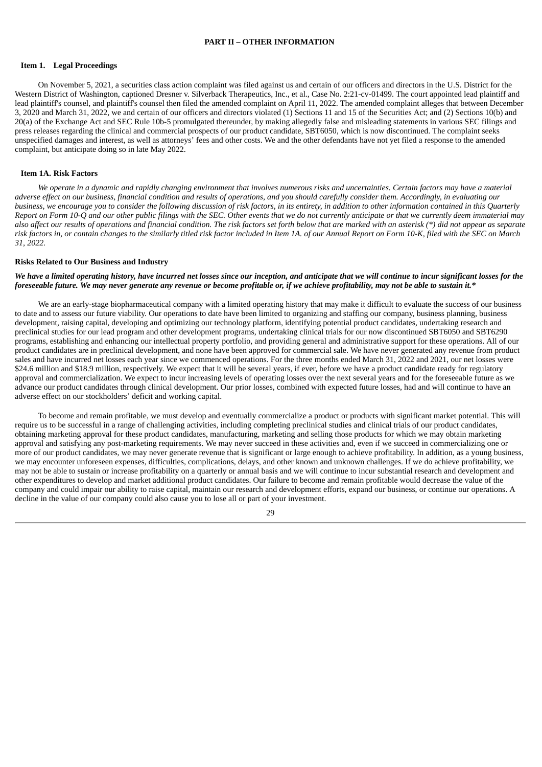# PART II – OTHER INFORMATION

## Item 1. Legal Proceedings

On November 5, 2021, a securities class action complaint was filed against us and certain of our officers and directors in the U.S. District for the Western District of Washington, captioned Dresner v. Silverback Therapeutics, Inc., et al., Case No. 2:21-cv-01499. The court appointed lead plaintiff and lead plaintiff's counsel, and plaintiff's counsel then filed the amended complaint on April 11, 2022. The amended complaint alleges that between December 3, 2020 and March 31, 2022, we and certain of our officers and directors violated (1) Sections 11 and 15 of the Securities Act; and (2) Sections 10(b) and 20(a) of the Exchange Act and SEC Rule 10b-5 promulgated thereunder, by making allegedly false and misleading statements in various SEC filings and press releases regarding the clinical and commercial prospects of our product candidate, SBT6050, which is now discontinued. The complaint seeks unspecified damages and interest, as well as attorneys' fees and other costs. We and the other defendants have not yet filed a response to the amended complaint, but anticipate doing so in late May 2022.

## Item 1A. Risk Factors

*We operate in a dynamic and rapidly changing environment that involves numerous risks and uncertainties. Certain factors may have a material adverse effect on our business, financial condition and results of operations, and you should carefully consider them. Accordingly, in evaluating our business, we encourage you to consider the following discussion of risk factors, in its entirety, in addition to other information contained in this Quarterly Report on Form 10-Q and our other public filings with the SEC. Other events that we do not currently anticipate or that we currently deem immaterial may also affect our results of operations and financial condition. The risk factors set forth below that are marked with an asterisk (*) did not appear as separate risk factors in, or contain changes to the similarly titled risk factor included in Item 1A. of our Annual Report on Form 10-K, filed with the SEC on March 31, 2022.*

### Risks Related to Our Business and Industry

***We have a limited operating history, have incurred net losses since our inception, and anticipate that we will continue to incur significant losses for the foreseeable future. We may never generate any revenue or become profitable or, if we achieve profitability, may not be able to sustain it.****

We are an early-stage biopharmaceutical company with a limited operating history that may make it difficult to evaluate the success of our business to date and to assess our future viability. Our operations to date have been limited to organizing and staffing our company, business planning, business development, raising capital, developing and optimizing our technology platform, identifying potential product candidates, undertaking research and preclinical studies for our lead program and other development programs, undertaking clinical trials for our now discontinued SBT6050 and SBT6290 programs, establishing and enhancing our intellectual property portfolio, and providing general and administrative support for these operations. All of our product candidates are in preclinical development, and none have been approved for commercial sale. We have never generated any revenue from product sales and have incurred net losses each year since we commenced operations. For the three months ended March 31, 2022 and 2021, our net losses were $24.6 million and $18.9 million, respectively. We expect that it will be several years, if ever, before we have a product candidate ready for regulatory approval and commercialization. We expect to incur increasing levels of operating losses over the next several years and for the foreseeable future as we advance our product candidates through clinical development. Our prior losses, combined with expected future losses, had and will continue to have an adverse effect on our stockholders' deficit and working capital.

To become and remain profitable, we must develop and eventually commercialize a product or products with significant market potential. This will require us to be successful in a range of challenging activities, including completing preclinical studies and clinical trials of our product candidates, obtaining marketing approval for these product candidates, manufacturing, marketing and selling those products for which we may obtain marketing approval and satisfying any post-marketing requirements. We may never succeed in these activities and, even if we succeed in commercializing one or more of our product candidates, we may never generate revenue that is significant or large enough to achieve profitability. In addition, as a young business, we may encounter unforeseen expenses, difficulties, complications, delays, and other known and unknown challenges. If we do achieve profitability, we may not be able to sustain or increase profitability on a quarterly or annual basis and we will continue to incur substantial research and development and other expenditures to develop and market additional product candidates. Our failure to become and remain profitable would decrease the value of the company and could impair our ability to raise capital, maintain our research and development efforts, expand our business, or continue our operations. A decline in the value of our company could also cause you to lose all or part of your investment.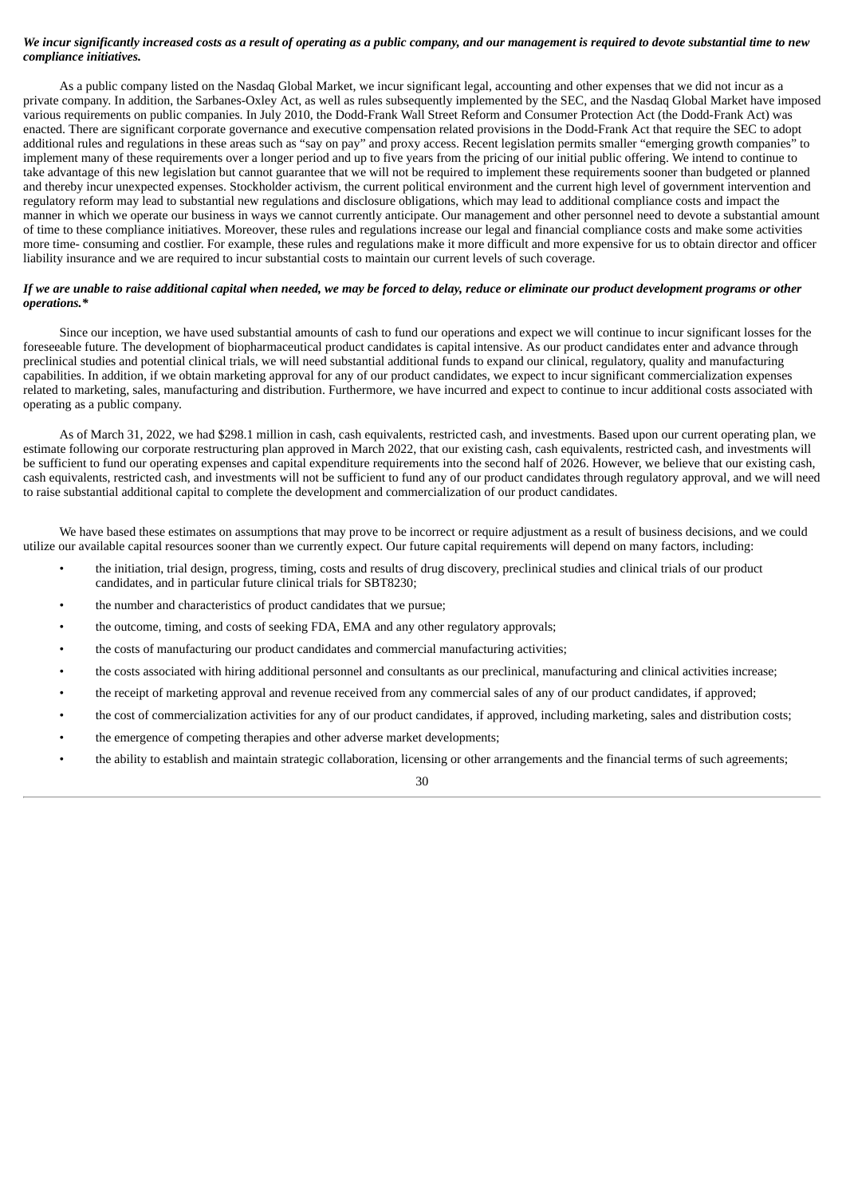***We incur significantly increased costs as a result of operating as a public company, and our management is required to devote substantial time to new compliance initiatives.***

As a public company listed on the Nasdaq Global Market, we incur significant legal, accounting and other expenses that we did not incur as a private company. In addition, the Sarbanes-Oxley Act, as well as rules subsequently implemented by the SEC, and the Nasdaq Global Market have imposed various requirements on public companies. In July 2010, the Dodd-Frank Wall Street Reform and Consumer Protection Act (the Dodd-Frank Act) was enacted. There are significant corporate governance and executive compensation related provisions in the Dodd-Frank Act that require the SEC to adopt additional rules and regulations in these areas such as "say on pay" and proxy access. Recent legislation permits smaller "emerging growth companies" to implement many of these requirements over a longer period and up to five years from the pricing of our initial public offering. We intend to continue to take advantage of this new legislation but cannot guarantee that we will not be required to implement these requirements sooner than budgeted or planned and thereby incur unexpected expenses. Stockholder activism, the current political environment and the current high level of government intervention and regulatory reform may lead to substantial new regulations and disclosure obligations, which may lead to additional compliance costs and impact the manner in which we operate our business in ways we cannot currently anticipate. Our management and other personnel need to devote a substantial amount of time to these compliance initiatives. Moreover, these rules and regulations increase our legal and financial compliance costs and make some activities more time- consuming and costlier. For example, these rules and regulations make it more difficult and more expensive for us to obtain director and officer liability insurance and we are required to incur substantial costs to maintain our current levels of such coverage.

***If we are unable to raise additional capital when needed, we may be forced to delay, reduce or eliminate our product development programs or other operations.****

Since our inception, we have used substantial amounts of cash to fund our operations and expect we will continue to incur significant losses for the foreseeable future. The development of biopharmaceutical product candidates is capital intensive. As our product candidates enter and advance through preclinical studies and potential clinical trials, we will need substantial additional funds to expand our clinical, regulatory, quality and manufacturing capabilities. In addition, if we obtain marketing approval for any of our product candidates, we expect to incur significant commercialization expenses related to marketing, sales, manufacturing and distribution. Furthermore, we have incurred and expect to continue to incur additional costs associated with operating as a public company.

As of March 31, 2022, we had $298.1 million in cash, cash equivalents, restricted cash, and investments. Based upon our current operating plan, we estimate following our corporate restructuring plan approved in March 2022, that our existing cash, cash equivalents, restricted cash, and investments will be sufficient to fund our operating expenses and capital expenditure requirements into the second half of 2026. However, we believe that our existing cash, cash equivalents, restricted cash, and investments will not be sufficient to fund any of our product candidates through regulatory approval, and we will need to raise substantial additional capital to complete the development and commercialization of our product candidates.

We have based these estimates on assumptions that may prove to be incorrect or require adjustment as a result of business decisions, and we could utilize our available capital resources sooner than we currently expect. Our future capital requirements will depend on many factors, including:

- the initiation, trial design, progress, timing, costs and results of drug discovery, preclinical studies and clinical trials of our product candidates, and in particular future clinical trials for SBT8230;
- the number and characteristics of product candidates that we pursue;
- the outcome, timing, and costs of seeking FDA, EMA and any other regulatory approvals;
- the costs of manufacturing our product candidates and commercial manufacturing activities;
- the costs associated with hiring additional personnel and consultants as our preclinical, manufacturing and clinical activities increase;
- the receipt of marketing approval and revenue received from any commercial sales of any of our product candidates, if approved;
- the cost of commercialization activities for any of our product candidates, if approved, including marketing, sales and distribution costs;
- the emergence of competing therapies and other adverse market developments;
- the ability to establish and maintain strategic collaboration, licensing or other arrangements and the financial terms of such agreements;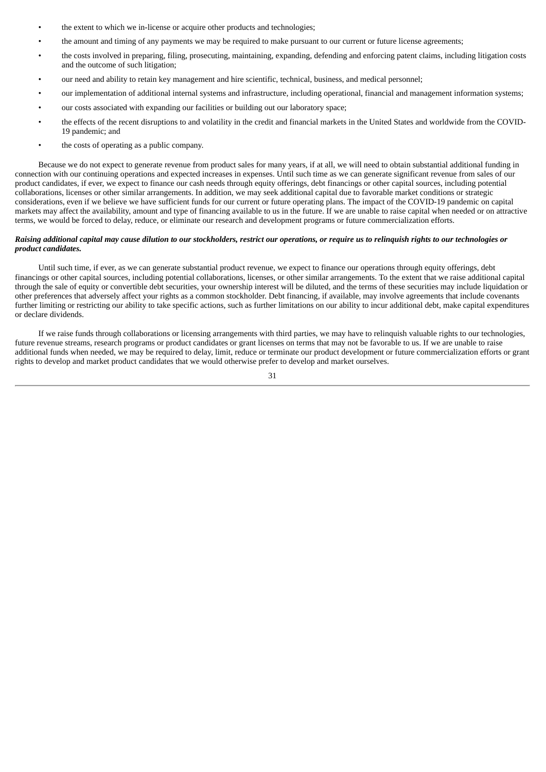- the extent to which we in-license or acquire other products and technologies;
- the amount and timing of any payments we may be required to make pursuant to our current or future license agreements;
- the costs involved in preparing, filing, prosecuting, maintaining, expanding, defending and enforcing patent claims, including litigation costs and the outcome of such litigation;
- our need and ability to retain key management and hire scientific, technical, business, and medical personnel;
- our implementation of additional internal systems and infrastructure, including operational, financial and management information systems;
- our costs associated with expanding our facilities or building out our laboratory space;
- the effects of the recent disruptions to and volatility in the credit and financial markets in the United States and worldwide from the COVID-19 pandemic; and
- the costs of operating as a public company.

Because we do not expect to generate revenue from product sales for many years, if at all, we will need to obtain substantial additional funding in connection with our continuing operations and expected increases in expenses. Until such time as we can generate significant revenue from sales of our product candidates, if ever, we expect to finance our cash needs through equity offerings, debt financings or other capital sources, including potential collaborations, licenses or other similar arrangements. In addition, we may seek additional capital due to favorable market conditions or strategic considerations, even if we believe we have sufficient funds for our current or future operating plans. The impact of the COVID-19 pandemic on capital markets may affect the availability, amount and type of financing available to us in the future. If we are unable to raise capital when needed or on attractive terms, we would be forced to delay, reduce, or eliminate our research and development programs or future commercialization efforts.

***Raising additional capital may cause dilution to our stockholders, restrict our operations, or require us to relinquish rights to our technologies or product candidates.***

Until such time, if ever, as we can generate substantial product revenue, we expect to finance our operations through equity offerings, debt financings or other capital sources, including potential collaborations, licenses, or other similar arrangements. To the extent that we raise additional capital through the sale of equity or convertible debt securities, your ownership interest will be diluted, and the terms of these securities may include liquidation or other preferences that adversely affect your rights as a common stockholder. Debt financing, if available, may involve agreements that include covenants further limiting or restricting our ability to take specific actions, such as further limitations on our ability to incur additional debt, make capital expenditures or declare dividends.

If we raise funds through collaborations or licensing arrangements with third parties, we may have to relinquish valuable rights to our technologies, future revenue streams, research programs or product candidates or grant licenses on terms that may not be favorable to us. If we are unable to raise additional funds when needed, we may be required to delay, limit, reduce or terminate our product development or future commercialization efforts or grant rights to develop and market product candidates that we would otherwise prefer to develop and market ourselves.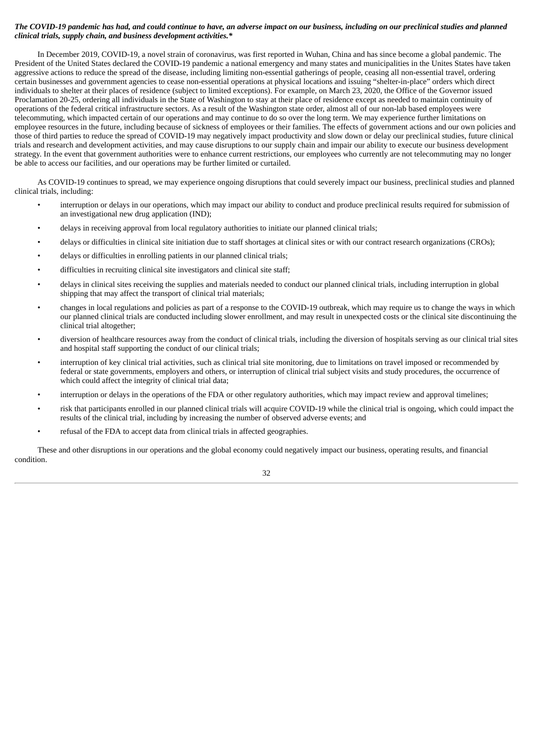***The COVID-19 pandemic has had, and could continue to have, an adverse impact on our business, including on our preclinical studies and planned clinical trials, supply chain, and business development activities.****

In December 2019, COVID-19, a novel strain of coronavirus, was first reported in Wuhan, China and has since become a global pandemic. The President of the United States declared the COVID-19 pandemic a national emergency and many states and municipalities in the Unites States have taken aggressive actions to reduce the spread of the disease, including limiting non-essential gatherings of people, ceasing all non-essential travel, ordering certain businesses and government agencies to cease non-essential operations at physical locations and issuing "shelter-in-place" orders which direct individuals to shelter at their places of residence (subject to limited exceptions). For example, on March 23, 2020, the Office of the Governor issued Proclamation 20-25, ordering all individuals in the State of Washington to stay at their place of residence except as needed to maintain continuity of operations of the federal critical infrastructure sectors. As a result of the Washington state order, almost all of our non-lab based employees were telecommuting, which impacted certain of our operations and may continue to do so over the long term. We may experience further limitations on employee resources in the future, including because of sickness of employees or their families. The effects of government actions and our own policies and those of third parties to reduce the spread of COVID-19 may negatively impact productivity and slow down or delay our preclinical studies, future clinical trials and research and development activities, and may cause disruptions to our supply chain and impair our ability to execute our business development strategy. In the event that government authorities were to enhance current restrictions, our employees who currently are not telecommuting may no longer be able to access our facilities, and our operations may be further limited or curtailed.

As COVID-19 continues to spread, we may experience ongoing disruptions that could severely impact our business, preclinical studies and planned clinical trials, including:

- interruption or delays in our operations, which may impact our ability to conduct and produce preclinical results required for submission of an investigational new drug application (IND);
- delays in receiving approval from local regulatory authorities to initiate our planned clinical trials;
- delays or difficulties in clinical site initiation due to staff shortages at clinical sites or with our contract research organizations (CROs);
- delays or difficulties in enrolling patients in our planned clinical trials;
- difficulties in recruiting clinical site investigators and clinical site staff;
- delays in clinical sites receiving the supplies and materials needed to conduct our planned clinical trials, including interruption in global shipping that may affect the transport of clinical trial materials;
- changes in local regulations and policies as part of a response to the COVID-19 outbreak, which may require us to change the ways in which our planned clinical trials are conducted including slower enrollment, and may result in unexpected costs or the clinical site discontinuing the clinical trial altogether;
- diversion of healthcare resources away from the conduct of clinical trials, including the diversion of hospitals serving as our clinical trial sites and hospital staff supporting the conduct of our clinical trials;
- interruption of key clinical trial activities, such as clinical trial site monitoring, due to limitations on travel imposed or recommended by federal or state governments, employers and others, or interruption of clinical trial subject visits and study procedures, the occurrence of which could affect the integrity of clinical trial data;
- interruption or delays in the operations of the FDA or other regulatory authorities, which may impact review and approval timelines;
- risk that participants enrolled in our planned clinical trials will acquire COVID-19 while the clinical trial is ongoing, which could impact the results of the clinical trial, including by increasing the number of observed adverse events; and
- refusal of the FDA to accept data from clinical trials in affected geographies.

These and other disruptions in our operations and the global economy could negatively impact our business, operating results, and financial condition.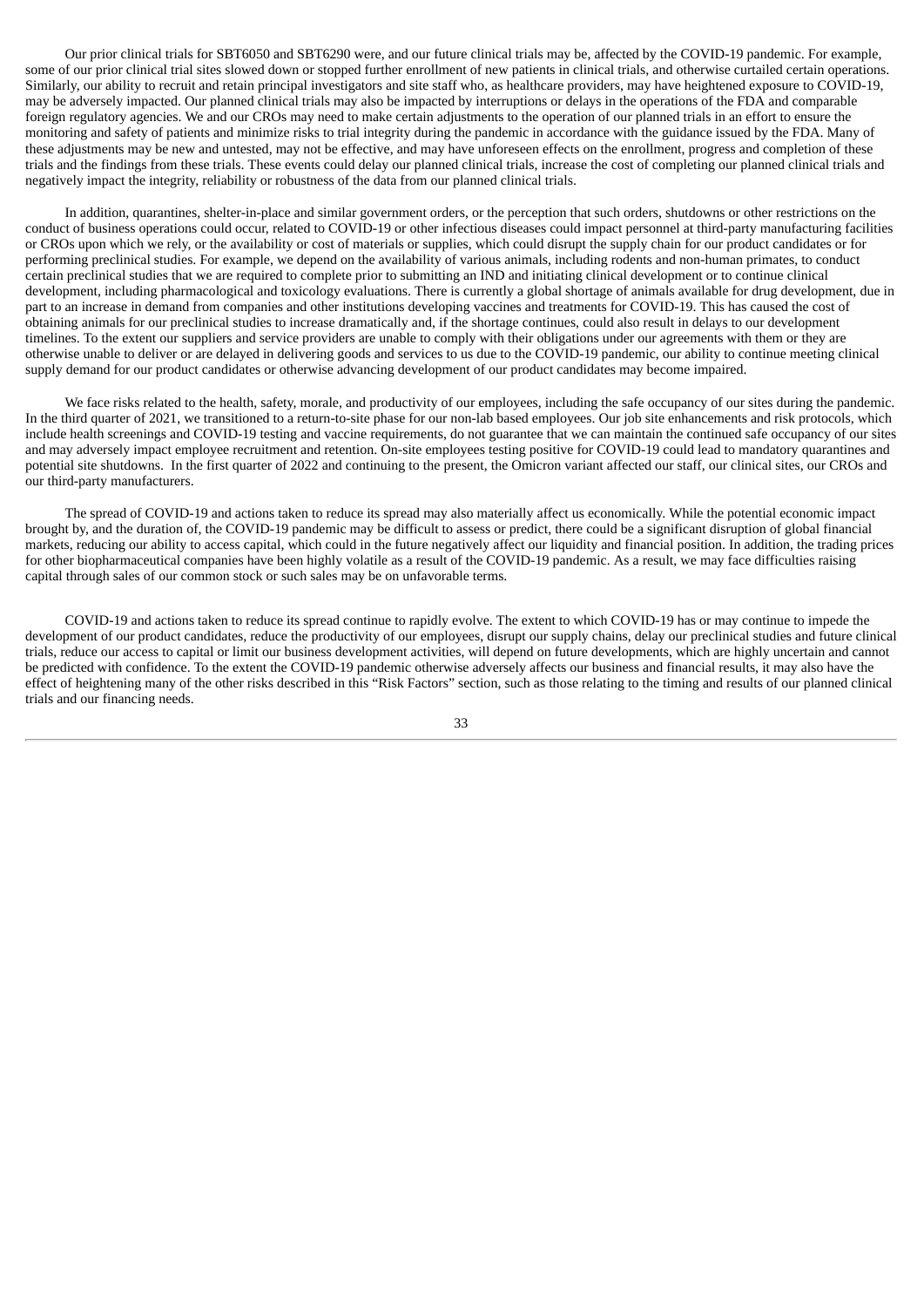Our prior clinical trials for SBT6050 and SBT6290 were, and our future clinical trials may be, affected by the COVID-19 pandemic. For example, some of our prior clinical trial sites slowed down or stopped further enrollment of new patients in clinical trials, and otherwise curtailed certain operations. Similarly, our ability to recruit and retain principal investigators and site staff who, as healthcare providers, may have heightened exposure to COVID-19, may be adversely impacted. Our planned clinical trials may also be impacted by interruptions or delays in the operations of the FDA and comparable foreign regulatory agencies. We and our CROs may need to make certain adjustments to the operation of our planned trials in an effort to ensure the monitoring and safety of patients and minimize risks to trial integrity during the pandemic in accordance with the guidance issued by the FDA. Many of these adjustments may be new and untested, may not be effective, and may have unforeseen effects on the enrollment, progress and completion of these trials and the findings from these trials. These events could delay our planned clinical trials, increase the cost of completing our planned clinical trials and negatively impact the integrity, reliability or robustness of the data from our planned clinical trials.

In addition, quarantines, shelter-in-place and similar government orders, or the perception that such orders, shutdowns or other restrictions on the conduct of business operations could occur, related to COVID-19 or other infectious diseases could impact personnel at third-party manufacturing facilities or CROs upon which we rely, or the availability or cost of materials or supplies, which could disrupt the supply chain for our product candidates or for performing preclinical studies. For example, we depend on the availability of various animals, including rodents and non-human primates, to conduct certain preclinical studies that we are required to complete prior to submitting an IND and initiating clinical development or to continue clinical development, including pharmacological and toxicology evaluations. There is currently a global shortage of animals available for drug development, due in part to an increase in demand from companies and other institutions developing vaccines and treatments for COVID-19. This has caused the cost of obtaining animals for our preclinical studies to increase dramatically and, if the shortage continues, could also result in delays to our development timelines. To the extent our suppliers and service providers are unable to comply with their obligations under our agreements with them or they are otherwise unable to deliver or are delayed in delivering goods and services to us due to the COVID-19 pandemic, our ability to continue meeting clinical supply demand for our product candidates or otherwise advancing development of our product candidates may become impaired.

We face risks related to the health, safety, morale, and productivity of our employees, including the safe occupancy of our sites during the pandemic. In the third quarter of 2021, we transitioned to a return-to-site phase for our non-lab based employees. Our job site enhancements and risk protocols, which include health screenings and COVID-19 testing and vaccine requirements, do not guarantee that we can maintain the continued safe occupancy of our sites and may adversely impact employee recruitment and retention. On-site employees testing positive for COVID-19 could lead to mandatory quarantines and potential site shutdowns. In the first quarter of 2022 and continuing to the present, the Omicron variant affected our staff, our clinical sites, our CROs and our third-party manufacturers.

The spread of COVID-19 and actions taken to reduce its spread may also materially affect us economically. While the potential economic impact brought by, and the duration of, the COVID-19 pandemic may be difficult to assess or predict, there could be a significant disruption of global financial markets, reducing our ability to access capital, which could in the future negatively affect our liquidity and financial position. In addition, the trading prices for other biopharmaceutical companies have been highly volatile as a result of the COVID-19 pandemic. As a result, we may face difficulties raising capital through sales of our common stock or such sales may be on unfavorable terms.

COVID-19 and actions taken to reduce its spread continue to rapidly evolve. The extent to which COVID-19 has or may continue to impede the development of our product candidates, reduce the productivity of our employees, disrupt our supply chains, delay our preclinical studies and future clinical trials, reduce our access to capital or limit our business development activities, will depend on future developments, which are highly uncertain and cannot be predicted with confidence. To the extent the COVID-19 pandemic otherwise adversely affects our business and financial results, it may also have the effect of heightening many of the other risks described in this "Risk Factors" section, such as those relating to the timing and results of our planned clinical trials and our financing needs.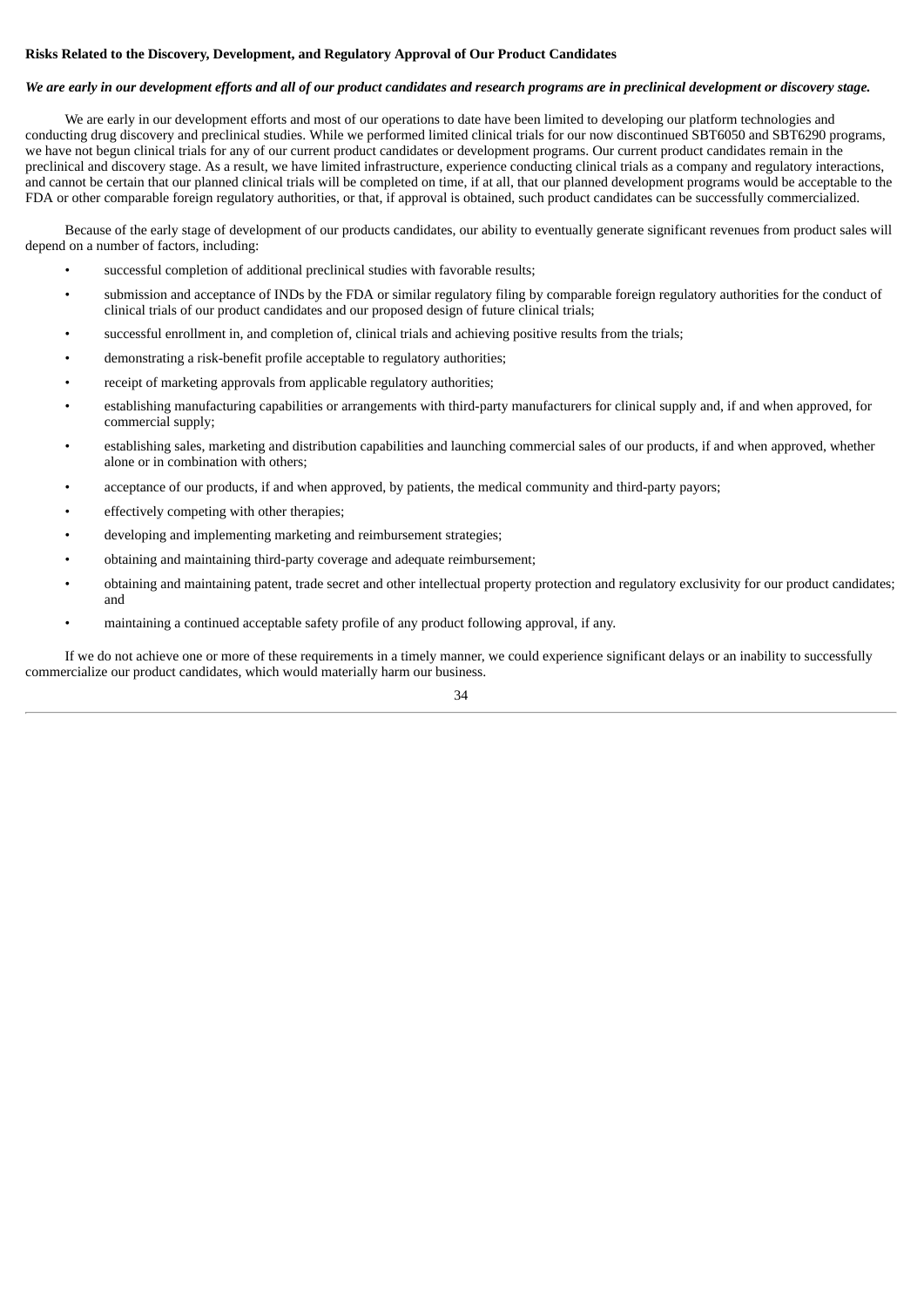**Risks Related to the Discovery, Development, and Regulatory Approval of Our Product Candidates**

***We are early in our development efforts and all of our product candidates and research programs are in preclinical development or discovery stage.***

We are early in our development efforts and most of our operations to date have been limited to developing our platform technologies and conducting drug discovery and preclinical studies. While we performed limited clinical trials for our now discontinued SBT6050 and SBT6290 programs, we have not begun clinical trials for any of our current product candidates or development programs. Our current product candidates remain in the preclinical and discovery stage. As a result, we have limited infrastructure, experience conducting clinical trials as a company and regulatory interactions, and cannot be certain that our planned clinical trials will be completed on time, if at all, that our planned development programs would be acceptable to the FDA or other comparable foreign regulatory authorities, or that, if approval is obtained, such product candidates can be successfully commercialized.

Because of the early stage of development of our products candidates, our ability to eventually generate significant revenues from product sales will depend on a number of factors, including:

- successful completion of additional preclinical studies with favorable results;
- submission and acceptance of INDs by the FDA or similar regulatory filing by comparable foreign regulatory authorities for the conduct of clinical trials of our product candidates and our proposed design of future clinical trials;
- successful enrollment in, and completion of, clinical trials and achieving positive results from the trials;
- demonstrating a risk-benefit profile acceptable to regulatory authorities;
- receipt of marketing approvals from applicable regulatory authorities;
- establishing manufacturing capabilities or arrangements with third-party manufacturers for clinical supply and, if and when approved, for commercial supply;
- establishing sales, marketing and distribution capabilities and launching commercial sales of our products, if and when approved, whether alone or in combination with others;
- acceptance of our products, if and when approved, by patients, the medical community and third-party payors;
- effectively competing with other therapies;
- developing and implementing marketing and reimbursement strategies;
- obtaining and maintaining third-party coverage and adequate reimbursement;
- obtaining and maintaining patent, trade secret and other intellectual property protection and regulatory exclusivity for our product candidates; and
- maintaining a continued acceptable safety profile of any product following approval, if any.

If we do not achieve one or more of these requirements in a timely manner, we could experience significant delays or an inability to successfully commercialize our product candidates, which would materially harm our business.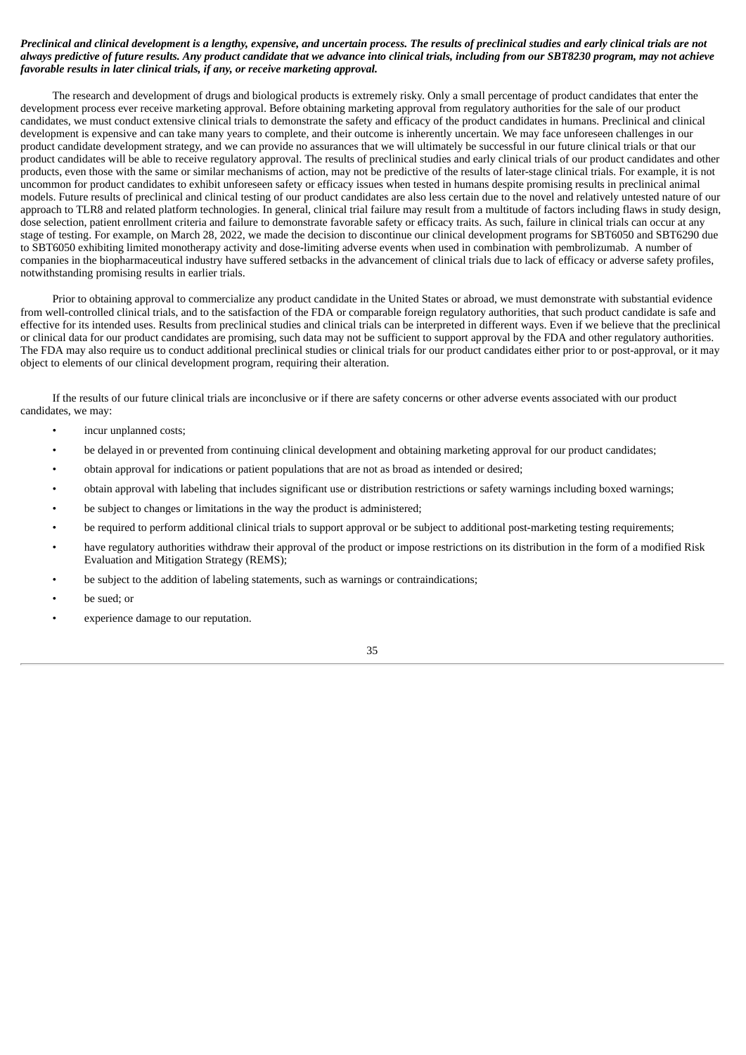***Preclinical and clinical development is a lengthy, expensive, and uncertain process. The results of preclinical studies and early clinical trials are not always predictive of future results. Any product candidate that we advance into clinical trials, including from our SBT8230 program, may not achieve favorable results in later clinical trials, if any, or receive marketing approval.***

The research and development of drugs and biological products is extremely risky. Only a small percentage of product candidates that enter the development process ever receive marketing approval. Before obtaining marketing approval from regulatory authorities for the sale of our product candidates, we must conduct extensive clinical trials to demonstrate the safety and efficacy of the product candidates in humans. Preclinical and clinical development is expensive and can take many years to complete, and their outcome is inherently uncertain. We may face unforeseen challenges in our product candidate development strategy, and we can provide no assurances that we will ultimately be successful in our future clinical trials or that our product candidates will be able to receive regulatory approval. The results of preclinical studies and early clinical trials of our product candidates and other products, even those with the same or similar mechanisms of action, may not be predictive of the results of later-stage clinical trials. For example, it is not uncommon for product candidates to exhibit unforeseen safety or efficacy issues when tested in humans despite promising results in preclinical animal models. Future results of preclinical and clinical testing of our product candidates are also less certain due to the novel and relatively untested nature of our approach to TLR8 and related platform technologies. In general, clinical trial failure may result from a multitude of factors including flaws in study design, dose selection, patient enrollment criteria and failure to demonstrate favorable safety or efficacy traits. As such, failure in clinical trials can occur at any stage of testing. For example, on March 28, 2022, we made the decision to discontinue our clinical development programs for SBT6050 and SBT6290 due to SBT6050 exhibiting limited monotherapy activity and dose-limiting adverse events when used in combination with pembrolizumab. A number of companies in the biopharmaceutical industry have suffered setbacks in the advancement of clinical trials due to lack of efficacy or adverse safety profiles, notwithstanding promising results in earlier trials.

Prior to obtaining approval to commercialize any product candidate in the United States or abroad, we must demonstrate with substantial evidence from well-controlled clinical trials, and to the satisfaction of the FDA or comparable foreign regulatory authorities, that such product candidate is safe and effective for its intended uses. Results from preclinical studies and clinical trials can be interpreted in different ways. Even if we believe that the preclinical or clinical data for our product candidates are promising, such data may not be sufficient to support approval by the FDA and other regulatory authorities. The FDA may also require us to conduct additional preclinical studies or clinical trials for our product candidates either prior to or post-approval, or it may object to elements of our clinical development program, requiring their alteration.

If the results of our future clinical trials are inconclusive or if there are safety concerns or other adverse events associated with our product candidates, we may:

- incur unplanned costs;
- be delayed in or prevented from continuing clinical development and obtaining marketing approval for our product candidates;
- obtain approval for indications or patient populations that are not as broad as intended or desired;
- obtain approval with labeling that includes significant use or distribution restrictions or safety warnings including boxed warnings;
- be subject to changes or limitations in the way the product is administered;
- be required to perform additional clinical trials to support approval or be subject to additional post-marketing testing requirements;
- have regulatory authorities withdraw their approval of the product or impose restrictions on its distribution in the form of a modified Risk Evaluation and Mitigation Strategy (REMS);
- be subject to the addition of labeling statements, such as warnings or contraindications;
- be sued; or
- experience damage to our reputation.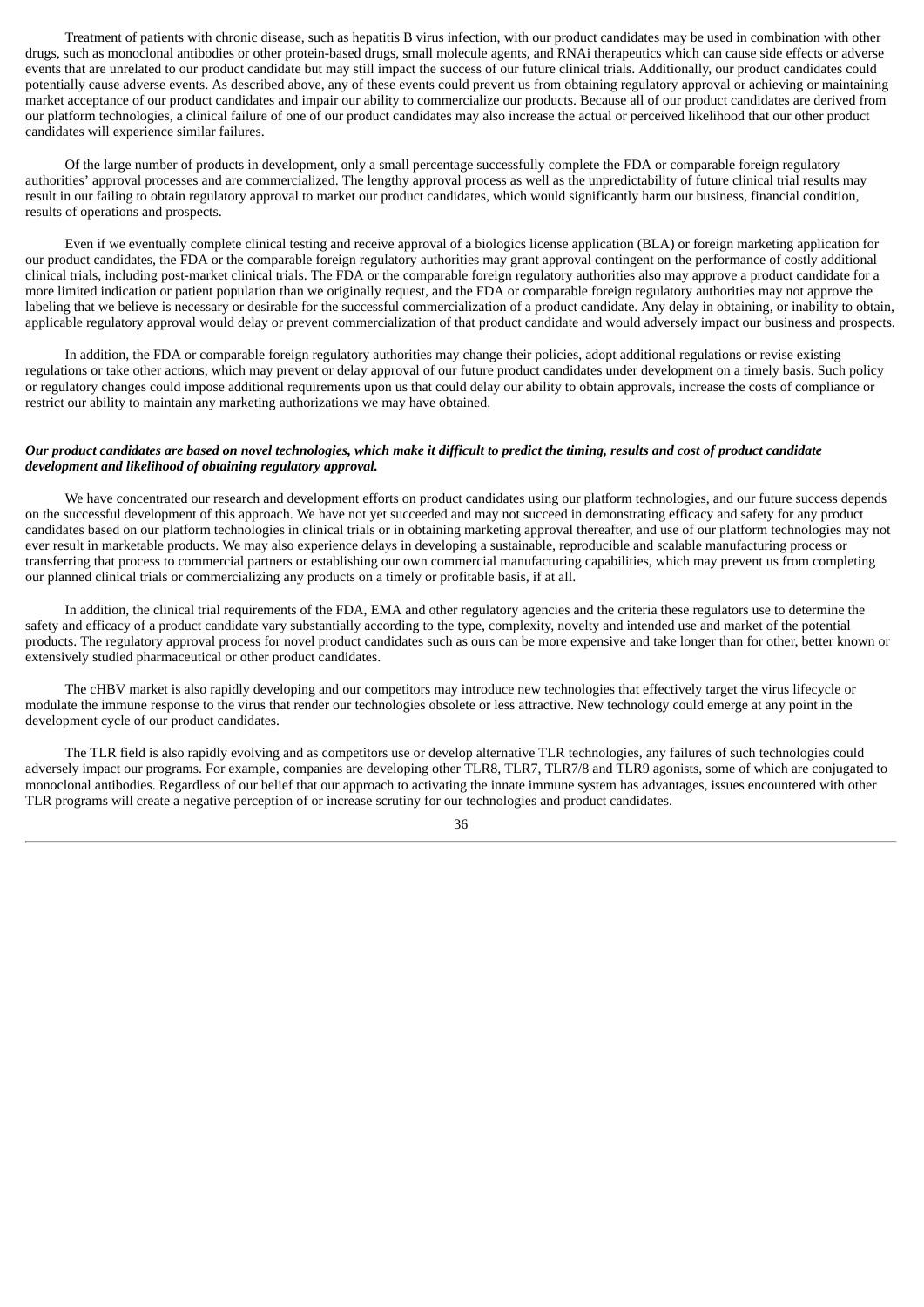Treatment of patients with chronic disease, such as hepatitis B virus infection, with our product candidates may be used in combination with other drugs, such as monoclonal antibodies or other protein-based drugs, small molecule agents, and RNAi therapeutics which can cause side effects or adverse events that are unrelated to our product candidate but may still impact the success of our future clinical trials. Additionally, our product candidates could potentially cause adverse events. As described above, any of these events could prevent us from obtaining regulatory approval or achieving or maintaining market acceptance of our product candidates and impair our ability to commercialize our products. Because all of our product candidates are derived from our platform technologies, a clinical failure of one of our product candidates may also increase the actual or perceived likelihood that our other product candidates will experience similar failures.

Of the large number of products in development, only a small percentage successfully complete the FDA or comparable foreign regulatory authorities' approval processes and are commercialized. The lengthy approval process as well as the unpredictability of future clinical trial results may result in our failing to obtain regulatory approval to market our product candidates, which would significantly harm our business, financial condition, results of operations and prospects.

Even if we eventually complete clinical testing and receive approval of a biologics license application (BLA) or foreign marketing application for our product candidates, the FDA or the comparable foreign regulatory authorities may grant approval contingent on the performance of costly additional clinical trials, including post-market clinical trials. The FDA or the comparable foreign regulatory authorities also may approve a product candidate for a more limited indication or patient population than we originally request, and the FDA or comparable foreign regulatory authorities may not approve the labeling that we believe is necessary or desirable for the successful commercialization of a product candidate. Any delay in obtaining, or inability to obtain, applicable regulatory approval would delay or prevent commercialization of that product candidate and would adversely impact our business and prospects.

In addition, the FDA or comparable foreign regulatory authorities may change their policies, adopt additional regulations or revise existing regulations or take other actions, which may prevent or delay approval of our future product candidates under development on a timely basis. Such policy or regulatory changes could impose additional requirements upon us that could delay our ability to obtain approvals, increase the costs of compliance or restrict our ability to maintain any marketing authorizations we may have obtained.

***Our product candidates are based on novel technologies, which make it difficult to predict the timing, results and cost of product candidate development and likelihood of obtaining regulatory approval.***

We have concentrated our research and development efforts on product candidates using our platform technologies, and our future success depends on the successful development of this approach. We have not yet succeeded and may not succeed in demonstrating efficacy and safety for any product candidates based on our platform technologies in clinical trials or in obtaining marketing approval thereafter, and use of our platform technologies may not ever result in marketable products. We may also experience delays in developing a sustainable, reproducible and scalable manufacturing process or transferring that process to commercial partners or establishing our own commercial manufacturing capabilities, which may prevent us from completing our planned clinical trials or commercializing any products on a timely or profitable basis, if at all.

In addition, the clinical trial requirements of the FDA, EMA and other regulatory agencies and the criteria these regulators use to determine the safety and efficacy of a product candidate vary substantially according to the type, complexity, novelty and intended use and market of the potential products. The regulatory approval process for novel product candidates such as ours can be more expensive and take longer than for other, better known or extensively studied pharmaceutical or other product candidates.

The cHBV market is also rapidly developing and our competitors may introduce new technologies that effectively target the virus lifecycle or modulate the immune response to the virus that render our technologies obsolete or less attractive. New technology could emerge at any point in the development cycle of our product candidates.

The TLR field is also rapidly evolving and as competitors use or develop alternative TLR technologies, any failures of such technologies could adversely impact our programs. For example, companies are developing other TLR8, TLR7, TLR7/8 and TLR9 agonists, some of which are conjugated to monoclonal antibodies. Regardless of our belief that our approach to activating the innate immune system has advantages, issues encountered with other TLR programs will create a negative perception of or increase scrutiny for our technologies and product candidates.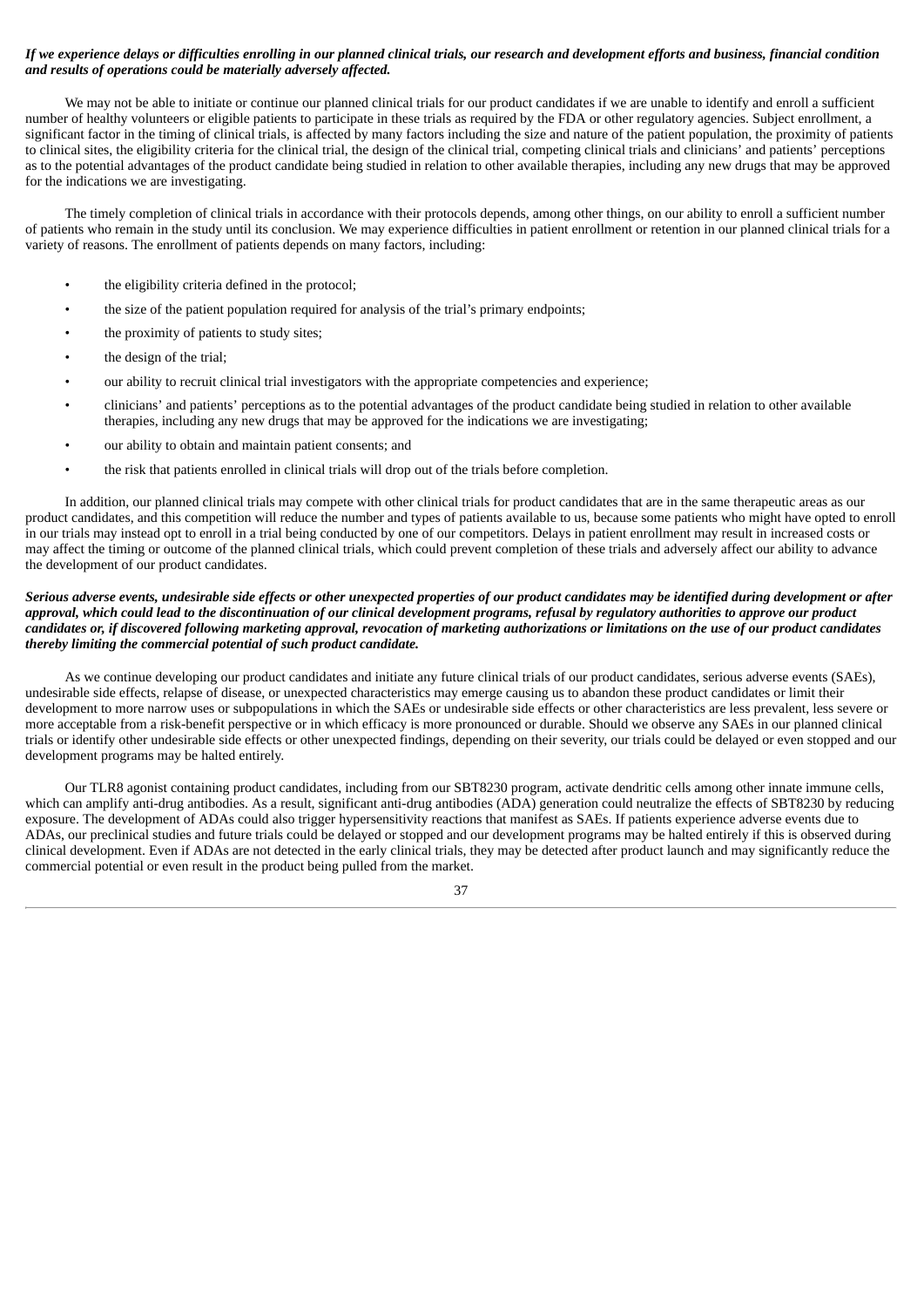***If we experience delays or difficulties enrolling in our planned clinical trials, our research and development efforts and business, financial condition and results of operations could be materially adversely affected.***

We may not be able to initiate or continue our planned clinical trials for our product candidates if we are unable to identify and enroll a sufficient number of healthy volunteers or eligible patients to participate in these trials as required by the FDA or other regulatory agencies. Subject enrollment, a significant factor in the timing of clinical trials, is affected by many factors including the size and nature of the patient population, the proximity of patients to clinical sites, the eligibility criteria for the clinical trial, the design of the clinical trial, competing clinical trials and clinicians' and patients' perceptions as to the potential advantages of the product candidate being studied in relation to other available therapies, including any new drugs that may be approved for the indications we are investigating.

The timely completion of clinical trials in accordance with their protocols depends, among other things, on our ability to enroll a sufficient number of patients who remain in the study until its conclusion. We may experience difficulties in patient enrollment or retention in our planned clinical trials for a variety of reasons. The enrollment of patients depends on many factors, including:

- the eligibility criteria defined in the protocol;
- the size of the patient population required for analysis of the trial's primary endpoints;
- the proximity of patients to study sites;
- the design of the trial;
- our ability to recruit clinical trial investigators with the appropriate competencies and experience;
- clinicians' and patients' perceptions as to the potential advantages of the product candidate being studied in relation to other available therapies, including any new drugs that may be approved for the indications we are investigating;
- our ability to obtain and maintain patient consents; and
- the risk that patients enrolled in clinical trials will drop out of the trials before completion.

In addition, our planned clinical trials may compete with other clinical trials for product candidates that are in the same therapeutic areas as our product candidates, and this competition will reduce the number and types of patients available to us, because some patients who might have opted to enroll in our trials may instead opt to enroll in a trial being conducted by one of our competitors. Delays in patient enrollment may result in increased costs or may affect the timing or outcome of the planned clinical trials, which could prevent completion of these trials and adversely affect our ability to advance the development of our product candidates.

***Serious adverse events, undesirable side effects or other unexpected properties of our product candidates may be identified during development or after approval, which could lead to the discontinuation of our clinical development programs, refusal by regulatory authorities to approve our product candidates or, if discovered following marketing approval, revocation of marketing authorizations or limitations on the use of our product candidates thereby limiting the commercial potential of such product candidate.***

As we continue developing our product candidates and initiate any future clinical trials of our product candidates, serious adverse events (SAEs), undesirable side effects, relapse of disease, or unexpected characteristics may emerge causing us to abandon these product candidates or limit their development to more narrow uses or subpopulations in which the SAEs or undesirable side effects or other characteristics are less prevalent, less severe or more acceptable from a risk-benefit perspective or in which efficacy is more pronounced or durable. Should we observe any SAEs in our planned clinical trials or identify other undesirable side effects or other unexpected findings, depending on their severity, our trials could be delayed or even stopped and our development programs may be halted entirely.

Our TLR8 agonist containing product candidates, including from our SBT8230 program, activate dendritic cells among other innate immune cells, which can amplify anti-drug antibodies. As a result, significant anti-drug antibodies (ADA) generation could neutralize the effects of SBT8230 by reducing exposure. The development of ADAs could also trigger hypersensitivity reactions that manifest as SAEs. If patients experience adverse events due to ADAs, our preclinical studies and future trials could be delayed or stopped and our development programs may be halted entirely if this is observed during clinical development. Even if ADAs are not detected in the early clinical trials, they may be detected after product launch and may significantly reduce the commercial potential or even result in the product being pulled from the market.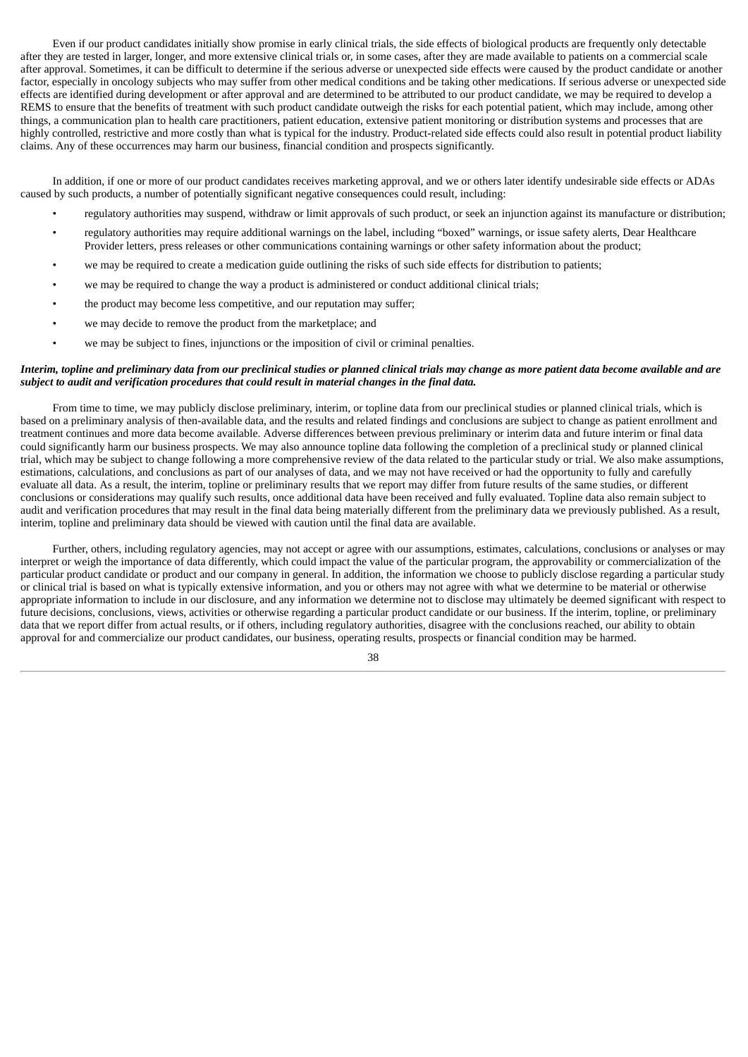Even if our product candidates initially show promise in early clinical trials, the side effects of biological products are frequently only detectable after they are tested in larger, longer, and more extensive clinical trials or, in some cases, after they are made available to patients on a commercial scale after approval. Sometimes, it can be difficult to determine if the serious adverse or unexpected side effects were caused by the product candidate or another factor, especially in oncology subjects who may suffer from other medical conditions and be taking other medications. If serious adverse or unexpected side effects are identified during development or after approval and are determined to be attributed to our product candidate, we may be required to develop a REMS to ensure that the benefits of treatment with such product candidate outweigh the risks for each potential patient, which may include, among other things, a communication plan to health care practitioners, patient education, extensive patient monitoring or distribution systems and processes that are highly controlled, restrictive and more costly than what is typical for the industry. Product-related side effects could also result in potential product liability claims. Any of these occurrences may harm our business, financial condition and prospects significantly.

In addition, if one or more of our product candidates receives marketing approval, and we or others later identify undesirable side effects or ADAs caused by such products, a number of potentially significant negative consequences could result, including:

- regulatory authorities may suspend, withdraw or limit approvals of such product, or seek an injunction against its manufacture or distribution;
- regulatory authorities may require additional warnings on the label, including "boxed" warnings, or issue safety alerts, Dear Healthcare Provider letters, press releases or other communications containing warnings or other safety information about the product;
- we may be required to create a medication guide outlining the risks of such side effects for distribution to patients;
- we may be required to change the way a product is administered or conduct additional clinical trials;
- the product may become less competitive, and our reputation may suffer;
- we may decide to remove the product from the marketplace; and
- we may be subject to fines, injunctions or the imposition of civil or criminal penalties.

***Interim, topline and preliminary data from our preclinical studies or planned clinical trials may change as more patient data become available and are subject to audit and verification procedures that could result in material changes in the final data.***

From time to time, we may publicly disclose preliminary, interim, or topline data from our preclinical studies or planned clinical trials, which is based on a preliminary analysis of then-available data, and the results and related findings and conclusions are subject to change as patient enrollment and treatment continues and more data become available. Adverse differences between previous preliminary or interim data and future interim or final data could significantly harm our business prospects. We may also announce topline data following the completion of a preclinical study or planned clinical trial, which may be subject to change following a more comprehensive review of the data related to the particular study or trial. We also make assumptions, estimations, calculations, and conclusions as part of our analyses of data, and we may not have received or had the opportunity to fully and carefully evaluate all data. As a result, the interim, topline or preliminary results that we report may differ from future results of the same studies, or different conclusions or considerations may qualify such results, once additional data have been received and fully evaluated. Topline data also remain subject to audit and verification procedures that may result in the final data being materially different from the preliminary data we previously published. As a result, interim, topline and preliminary data should be viewed with caution until the final data are available.

Further, others, including regulatory agencies, may not accept or agree with our assumptions, estimates, calculations, conclusions or analyses or may interpret or weigh the importance of data differently, which could impact the value of the particular program, the approvability or commercialization of the particular product candidate or product and our company in general. In addition, the information we choose to publicly disclose regarding a particular study or clinical trial is based on what is typically extensive information, and you or others may not agree with what we determine to be material or otherwise appropriate information to include in our disclosure, and any information we determine not to disclose may ultimately be deemed significant with respect to future decisions, conclusions, views, activities or otherwise regarding a particular product candidate or our business. If the interim, topline, or preliminary data that we report differ from actual results, or if others, including regulatory authorities, disagree with the conclusions reached, our ability to obtain approval for and commercialize our product candidates, our business, operating results, prospects or financial condition may be harmed.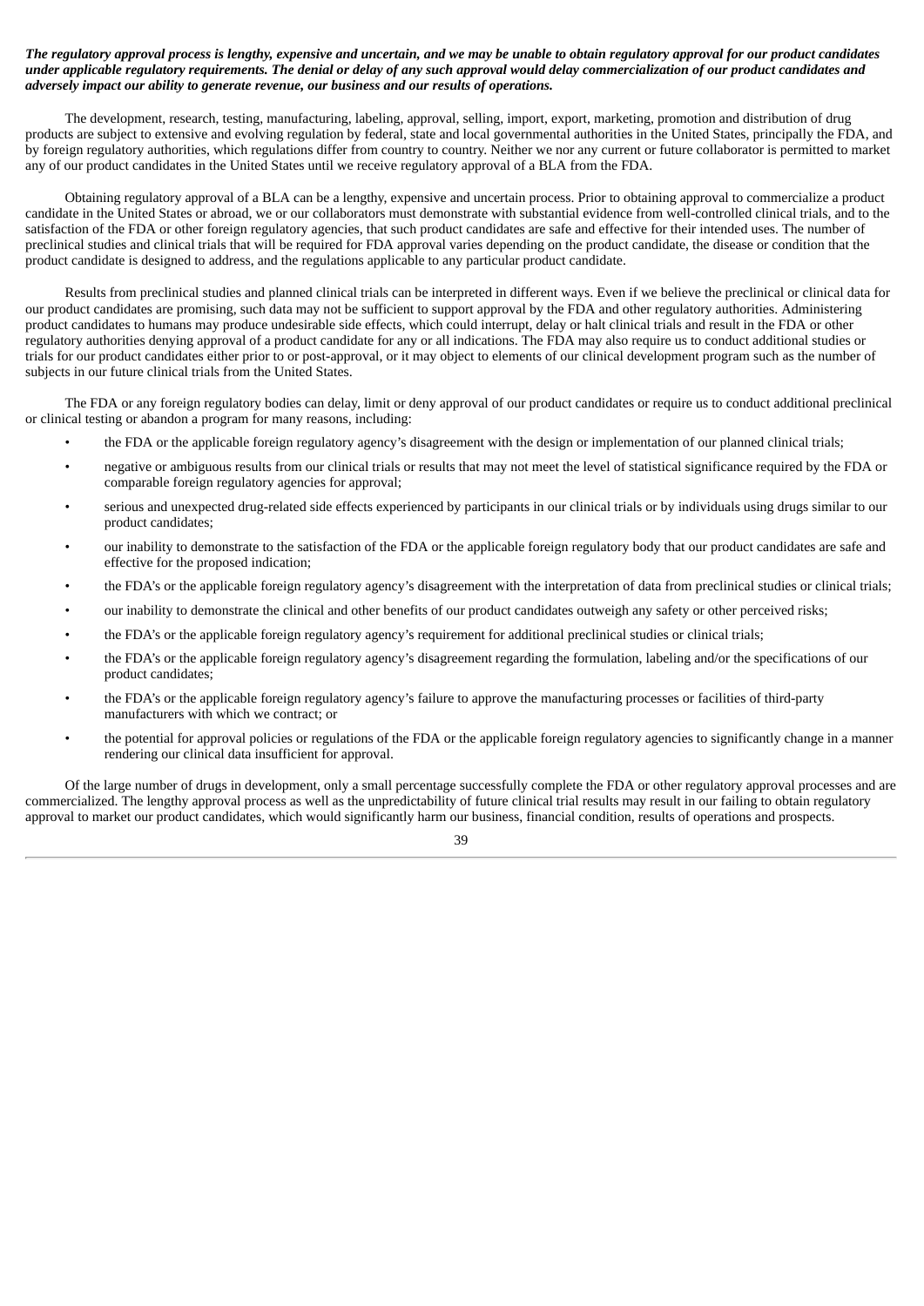***The regulatory approval process is lengthy, expensive and uncertain, and we may be unable to obtain regulatory approval for our product candidates under applicable regulatory requirements. The denial or delay of any such approval would delay commercialization of our product candidates and adversely impact our ability to generate revenue, our business and our results of operations.***

The development, research, testing, manufacturing, labeling, approval, selling, import, export, marketing, promotion and distribution of drug products are subject to extensive and evolving regulation by federal, state and local governmental authorities in the United States, principally the FDA, and by foreign regulatory authorities, which regulations differ from country to country. Neither we nor any current or future collaborator is permitted to market any of our product candidates in the United States until we receive regulatory approval of a BLA from the FDA.

Obtaining regulatory approval of a BLA can be a lengthy, expensive and uncertain process. Prior to obtaining approval to commercialize a product candidate in the United States or abroad, we or our collaborators must demonstrate with substantial evidence from well-controlled clinical trials, and to the satisfaction of the FDA or other foreign regulatory agencies, that such product candidates are safe and effective for their intended uses. The number of preclinical studies and clinical trials that will be required for FDA approval varies depending on the product candidate, the disease or condition that the product candidate is designed to address, and the regulations applicable to any particular product candidate.

Results from preclinical studies and planned clinical trials can be interpreted in different ways. Even if we believe the preclinical or clinical data for our product candidates are promising, such data may not be sufficient to support approval by the FDA and other regulatory authorities. Administering product candidates to humans may produce undesirable side effects, which could interrupt, delay or halt clinical trials and result in the FDA or other regulatory authorities denying approval of a product candidate for any or all indications. The FDA may also require us to conduct additional studies or trials for our product candidates either prior to or post-approval, or it may object to elements of our clinical development program such as the number of subjects in our future clinical trials from the United States.

The FDA or any foreign regulatory bodies can delay, limit or deny approval of our product candidates or require us to conduct additional preclinical or clinical testing or abandon a program for many reasons, including:

- the FDA or the applicable foreign regulatory agency's disagreement with the design or implementation of our planned clinical trials;
- negative or ambiguous results from our clinical trials or results that may not meet the level of statistical significance required by the FDA or comparable foreign regulatory agencies for approval;
- serious and unexpected drug-related side effects experienced by participants in our clinical trials or by individuals using drugs similar to our product candidates;
- our inability to demonstrate to the satisfaction of the FDA or the applicable foreign regulatory body that our product candidates are safe and effective for the proposed indication;
- the FDA's or the applicable foreign regulatory agency's disagreement with the interpretation of data from preclinical studies or clinical trials;
- our inability to demonstrate the clinical and other benefits of our product candidates outweigh any safety or other perceived risks;
- the FDA's or the applicable foreign regulatory agency's requirement for additional preclinical studies or clinical trials;
- the FDA's or the applicable foreign regulatory agency's disagreement regarding the formulation, labeling and/or the specifications of our product candidates;
- the FDA's or the applicable foreign regulatory agency's failure to approve the manufacturing processes or facilities of third-party manufacturers with which we contract; or
- the potential for approval policies or regulations of the FDA or the applicable foreign regulatory agencies to significantly change in a manner rendering our clinical data insufficient for approval.

Of the large number of drugs in development, only a small percentage successfully complete the FDA or other regulatory approval processes and are commercialized. The lengthy approval process as well as the unpredictability of future clinical trial results may result in our failing to obtain regulatory approval to market our product candidates, which would significantly harm our business, financial condition, results of operations and prospects.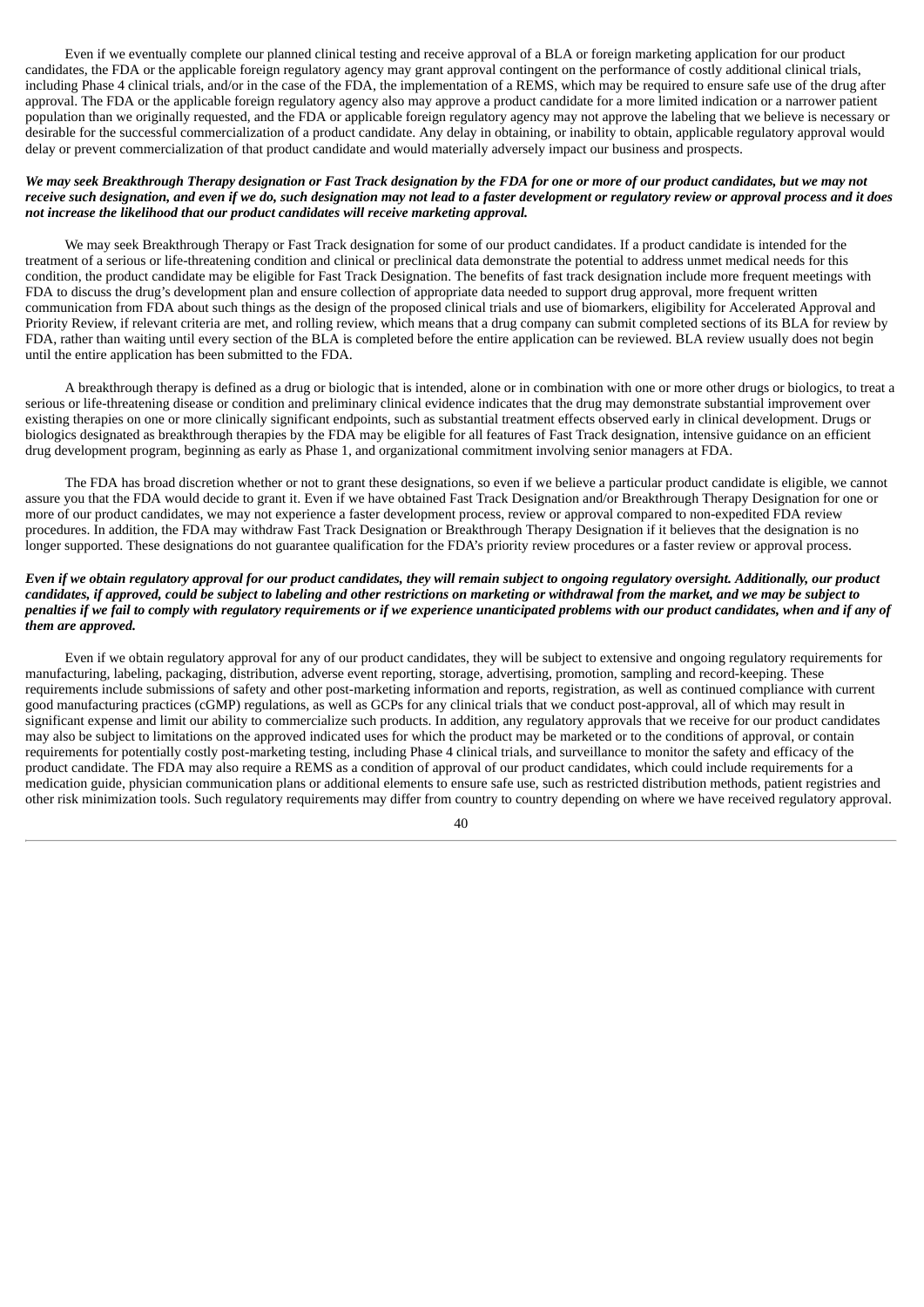Even if we eventually complete our planned clinical testing and receive approval of a BLA or foreign marketing application for our product candidates, the FDA or the applicable foreign regulatory agency may grant approval contingent on the performance of costly additional clinical trials, including Phase 4 clinical trials, and/or in the case of the FDA, the implementation of a REMS, which may be required to ensure safe use of the drug after approval. The FDA or the applicable foreign regulatory agency also may approve a product candidate for a more limited indication or a narrower patient population than we originally requested, and the FDA or applicable foreign regulatory agency may not approve the labeling that we believe is necessary or desirable for the successful commercialization of a product candidate. Any delay in obtaining, or inability to obtain, applicable regulatory approval would delay or prevent commercialization of that product candidate and would materially adversely impact our business and prospects.

***We may seek Breakthrough Therapy designation or Fast Track designation by the FDA for one or more of our product candidates, but we may not receive such designation, and even if we do, such designation may not lead to a faster development or regulatory review or approval process and it does not increase the likelihood that our product candidates will receive marketing approval.***

We may seek Breakthrough Therapy or Fast Track designation for some of our product candidates. If a product candidate is intended for the treatment of a serious or life-threatening condition and clinical or preclinical data demonstrate the potential to address unmet medical needs for this condition, the product candidate may be eligible for Fast Track Designation. The benefits of fast track designation include more frequent meetings with FDA to discuss the drug's development plan and ensure collection of appropriate data needed to support drug approval, more frequent written communication from FDA about such things as the design of the proposed clinical trials and use of biomarkers, eligibility for Accelerated Approval and Priority Review, if relevant criteria are met, and rolling review, which means that a drug company can submit completed sections of its BLA for review by FDA, rather than waiting until every section of the BLA is completed before the entire application can be reviewed. BLA review usually does not begin until the entire application has been submitted to the FDA.

A breakthrough therapy is defined as a drug or biologic that is intended, alone or in combination with one or more other drugs or biologics, to treat a serious or life-threatening disease or condition and preliminary clinical evidence indicates that the drug may demonstrate substantial improvement over existing therapies on one or more clinically significant endpoints, such as substantial treatment effects observed early in clinical development. Drugs or biologics designated as breakthrough therapies by the FDA may be eligible for all features of Fast Track designation, intensive guidance on an efficient drug development program, beginning as early as Phase 1, and organizational commitment involving senior managers at FDA.

The FDA has broad discretion whether or not to grant these designations, so even if we believe a particular product candidate is eligible, we cannot assure you that the FDA would decide to grant it. Even if we have obtained Fast Track Designation and/or Breakthrough Therapy Designation for one or more of our product candidates, we may not experience a faster development process, review or approval compared to non-expedited FDA review procedures. In addition, the FDA may withdraw Fast Track Designation or Breakthrough Therapy Designation if it believes that the designation is no longer supported. These designations do not guarantee qualification for the FDA's priority review procedures or a faster review or approval process.

***Even if we obtain regulatory approval for our product candidates, they will remain subject to ongoing regulatory oversight. Additionally, our product candidates, if approved, could be subject to labeling and other restrictions on marketing or withdrawal from the market, and we may be subject to penalties if we fail to comply with regulatory requirements or if we experience unanticipated problems with our product candidates, when and if any of them are approved.***

Even if we obtain regulatory approval for any of our product candidates, they will be subject to extensive and ongoing regulatory requirements for manufacturing, labeling, packaging, distribution, adverse event reporting, storage, advertising, promotion, sampling and record-keeping. These requirements include submissions of safety and other post-marketing information and reports, registration, as well as continued compliance with current good manufacturing practices (cGMP) regulations, as well as GCPs for any clinical trials that we conduct post-approval, all of which may result in significant expense and limit our ability to commercialize such products. In addition, any regulatory approvals that we receive for our product candidates may also be subject to limitations on the approved indicated uses for which the product may be marketed or to the conditions of approval, or contain requirements for potentially costly post-marketing testing, including Phase 4 clinical trials, and surveillance to monitor the safety and efficacy of the product candidate. The FDA may also require a REMS as a condition of approval of our product candidates, which could include requirements for a medication guide, physician communication plans or additional elements to ensure safe use, such as restricted distribution methods, patient registries and other risk minimization tools. Such regulatory requirements may differ from country to country depending on where we have received regulatory approval.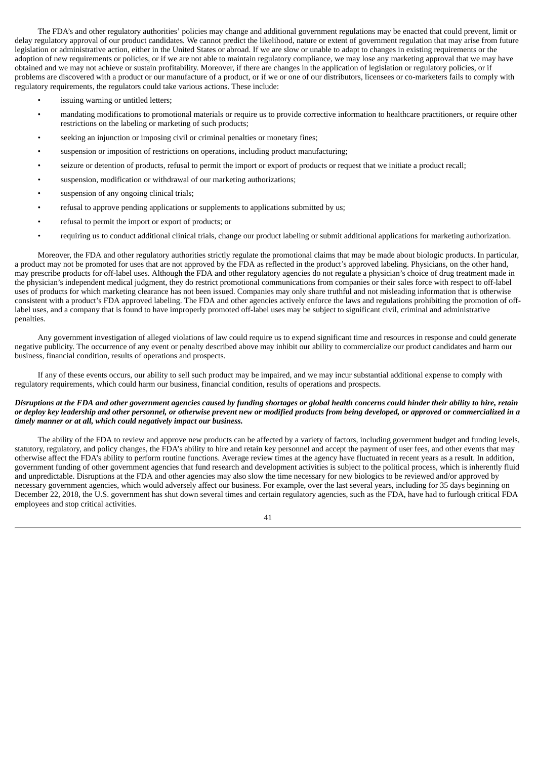The FDA's and other regulatory authorities' policies may change and additional government regulations may be enacted that could prevent, limit or delay regulatory approval of our product candidates. We cannot predict the likelihood, nature or extent of government regulation that may arise from future legislation or administrative action, either in the United States or abroad. If we are slow or unable to adapt to changes in existing requirements or the adoption of new requirements or policies, or if we are not able to maintain regulatory compliance, we may lose any marketing approval that we may have obtained and we may not achieve or sustain profitability. Moreover, if there are changes in the application of legislation or regulatory policies, or if problems are discovered with a product or our manufacture of a product, or if we or one of our distributors, licensees or co-marketers fails to comply with regulatory requirements, the regulators could take various actions. These include:

- issuing warning or untitled letters;
- mandating modifications to promotional materials or require us to provide corrective information to healthcare practitioners, or require other restrictions on the labeling or marketing of such products;
- seeking an injunction or imposing civil or criminal penalties or monetary fines;
- suspension or imposition of restrictions on operations, including product manufacturing;
- seizure or detention of products, refusal to permit the import or export of products or request that we initiate a product recall;
- suspension, modification or withdrawal of our marketing authorizations;
- suspension of any ongoing clinical trials;
- refusal to approve pending applications or supplements to applications submitted by us;
- refusal to permit the import or export of products; or
- requiring us to conduct additional clinical trials, change our product labeling or submit additional applications for marketing authorization.

Moreover, the FDA and other regulatory authorities strictly regulate the promotional claims that may be made about biologic products. In particular, a product may not be promoted for uses that are not approved by the FDA as reflected in the product's approved labeling. Physicians, on the other hand, may prescribe products for off-label uses. Although the FDA and other regulatory agencies do not regulate a physician's choice of drug treatment made in the physician's independent medical judgment, they do restrict promotional communications from companies or their sales force with respect to off-label uses of products for which marketing clearance has not been issued. Companies may only share truthful and not misleading information that is otherwise consistent with a product's FDA approved labeling. The FDA and other agencies actively enforce the laws and regulations prohibiting the promotion of off-label uses, and a company that is found to have improperly promoted off-label uses may be subject to significant civil, criminal and administrative penalties.

Any government investigation of alleged violations of law could require us to expend significant time and resources in response and could generate negative publicity. The occurrence of any event or penalty described above may inhibit our ability to commercialize our product candidates and harm our business, financial condition, results of operations and prospects.

If any of these events occurs, our ability to sell such product may be impaired, and we may incur substantial additional expense to comply with regulatory requirements, which could harm our business, financial condition, results of operations and prospects.

***Disruptions at the FDA and other government agencies caused by funding shortages or global health concerns could hinder their ability to hire, retain or deploy key leadership and other personnel, or otherwise prevent new or modified products from being developed, or approved or commercialized in a timely manner or at all, which could negatively impact our business.***

The ability of the FDA to review and approve new products can be affected by a variety of factors, including government budget and funding levels, statutory, regulatory, and policy changes, the FDA's ability to hire and retain key personnel and accept the payment of user fees, and other events that may otherwise affect the FDA's ability to perform routine functions. Average review times at the agency have fluctuated in recent years as a result. In addition, government funding of other government agencies that fund research and development activities is subject to the political process, which is inherently fluid and unpredictable. Disruptions at the FDA and other agencies may also slow the time necessary for new biologics to be reviewed and/or approved by necessary government agencies, which would adversely affect our business. For example, over the last several years, including for 35 days beginning on December 22, 2018, the U.S. government has shut down several times and certain regulatory agencies, such as the FDA, have had to furlough critical FDA employees and stop critical activities.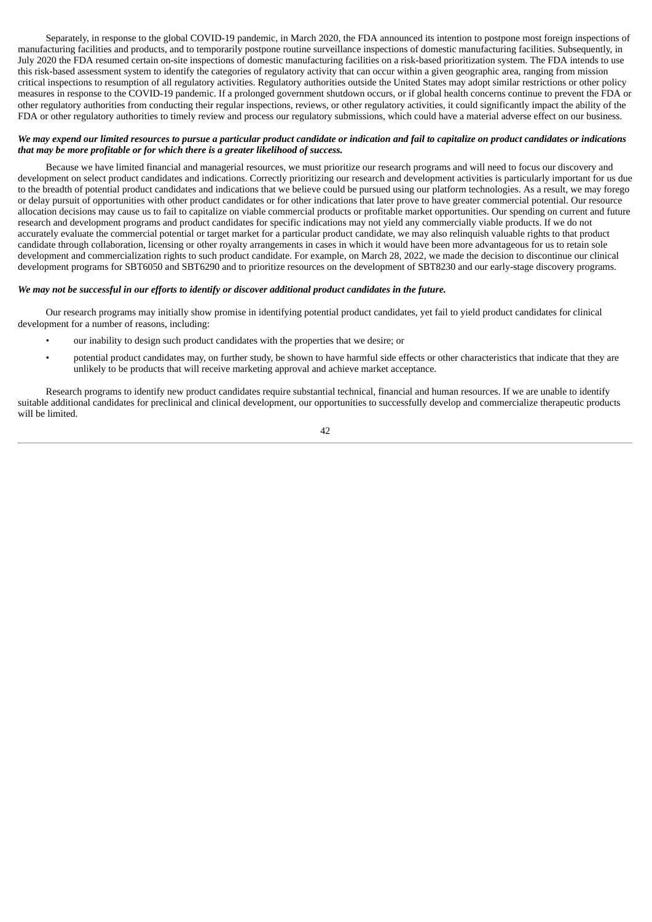Separately, in response to the global COVID-19 pandemic, in March 2020, the FDA announced its intention to postpone most foreign inspections of manufacturing facilities and products, and to temporarily postpone routine surveillance inspections of domestic manufacturing facilities. Subsequently, in July 2020 the FDA resumed certain on-site inspections of domestic manufacturing facilities on a risk-based prioritization system. The FDA intends to use this risk-based assessment system to identify the categories of regulatory activity that can occur within a given geographic area, ranging from mission critical inspections to resumption of all regulatory activities. Regulatory authorities outside the United States may adopt similar restrictions or other policy measures in response to the COVID-19 pandemic. If a prolonged government shutdown occurs, or if global health concerns continue to prevent the FDA or other regulatory authorities from conducting their regular inspections, reviews, or other regulatory activities, it could significantly impact the ability of the FDA or other regulatory authorities to timely review and process our regulatory submissions, which could have a material adverse effect on our business.

***We may expend our limited resources to pursue a particular product candidate or indication and fail to capitalize on product candidates or indications that may be more profitable or for which there is a greater likelihood of success.***

Because we have limited financial and managerial resources, we must prioritize our research programs and will need to focus our discovery and development on select product candidates and indications. Correctly prioritizing our research and development activities is particularly important for us due to the breadth of potential product candidates and indications that we believe could be pursued using our platform technologies. As a result, we may forego or delay pursuit of opportunities with other product candidates or for other indications that later prove to have greater commercial potential. Our resource allocation decisions may cause us to fail to capitalize on viable commercial products or profitable market opportunities. Our spending on current and future research and development programs and product candidates for specific indications may not yield any commercially viable products. If we do not accurately evaluate the commercial potential or target market for a particular product candidate, we may also relinquish valuable rights to that product candidate through collaboration, licensing or other royalty arrangements in cases in which it would have been more advantageous for us to retain sole development and commercialization rights to such product candidate. For example, on March 28, 2022, we made the decision to discontinue our clinical development programs for SBT6050 and SBT6290 and to prioritize resources on the development of SBT8230 and our early-stage discovery programs.

***We may not be successful in our efforts to identify or discover additional product candidates in the future.***

Our research programs may initially show promise in identifying potential product candidates, yet fail to yield product candidates for clinical development for a number of reasons, including:

- our inability to design such product candidates with the properties that we desire; or
- potential product candidates may, on further study, be shown to have harmful side effects or other characteristics that indicate that they are unlikely to be products that will receive marketing approval and achieve market acceptance.

Research programs to identify new product candidates require substantial technical, financial and human resources. If we are unable to identify suitable additional candidates for preclinical and clinical development, our opportunities to successfully develop and commercialize therapeutic products will be limited.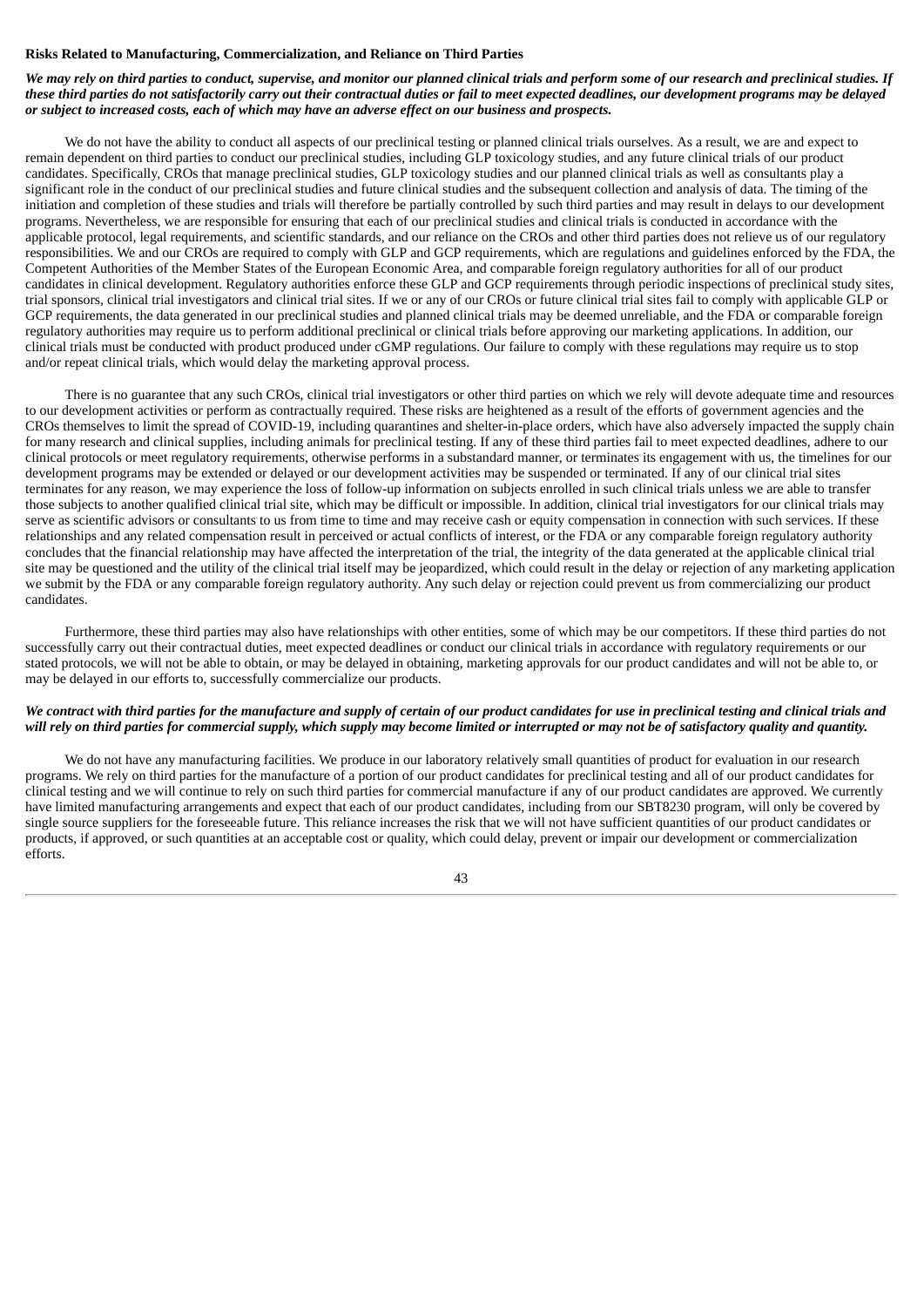### Risks Related to Manufacturing, Commercialization, and Reliance on Third Parties

***We may rely on third parties to conduct, supervise, and monitor our planned clinical trials and perform some of our research and preclinical studies. If these third parties do not satisfactorily carry out their contractual duties or fail to meet expected deadlines, our development programs may be delayed or subject to increased costs, each of which may have an adverse effect on our business and prospects.***

We do not have the ability to conduct all aspects of our preclinical testing or planned clinical trials ourselves. As a result, we are and expect to remain dependent on third parties to conduct our preclinical studies, including GLP toxicology studies, and any future clinical trials of our product candidates. Specifically, CROs that manage preclinical studies, GLP toxicology studies and our planned clinical trials as well as consultants play a significant role in the conduct of our preclinical studies and future clinical studies and the subsequent collection and analysis of data. The timing of the initiation and completion of these studies and trials will therefore be partially controlled by such third parties and may result in delays to our development programs. Nevertheless, we are responsible for ensuring that each of our preclinical studies and clinical trials is conducted in accordance with the applicable protocol, legal requirements, and scientific standards, and our reliance on the CROs and other third parties does not relieve us of our regulatory responsibilities. We and our CROs are required to comply with GLP and GCP requirements, which are regulations and guidelines enforced by the FDA, the Competent Authorities of the Member States of the European Economic Area, and comparable foreign regulatory authorities for all of our product candidates in clinical development. Regulatory authorities enforce these GLP and GCP requirements through periodic inspections of preclinical study sites, trial sponsors, clinical trial investigators and clinical trial sites. If we or any of our CROs or future clinical trial sites fail to comply with applicable GLP or GCP requirements, the data generated in our preclinical studies and planned clinical trials may be deemed unreliable, and the FDA or comparable foreign regulatory authorities may require us to perform additional preclinical or clinical trials before approving our marketing applications. In addition, our clinical trials must be conducted with product produced under cGMP regulations. Our failure to comply with these regulations may require us to stop and/or repeat clinical trials, which would delay the marketing approval process.

There is no guarantee that any such CROs, clinical trial investigators or other third parties on which we rely will devote adequate time and resources to our development activities or perform as contractually required. These risks are heightened as a result of the efforts of government agencies and the CROs themselves to limit the spread of COVID-19, including quarantines and shelter-in-place orders, which have also adversely impacted the supply chain for many research and clinical supplies, including animals for preclinical testing. If any of these third parties fail to meet expected deadlines, adhere to our clinical protocols or meet regulatory requirements, otherwise performs in a substandard manner, or terminates its engagement with us, the timelines for our development programs may be extended or delayed or our development activities may be suspended or terminated. If any of our clinical trial sites terminates for any reason, we may experience the loss of follow-up information on subjects enrolled in such clinical trials unless we are able to transfer those subjects to another qualified clinical trial site, which may be difficult or impossible. In addition, clinical trial investigators for our clinical trials may serve as scientific advisors or consultants to us from time to time and may receive cash or equity compensation in connection with such services. If these relationships and any related compensation result in perceived or actual conflicts of interest, or the FDA or any comparable foreign regulatory authority concludes that the financial relationship may have affected the interpretation of the trial, the integrity of the data generated at the applicable clinical trial site may be questioned and the utility of the clinical trial itself may be jeopardized, which could result in the delay or rejection of any marketing application we submit by the FDA or any comparable foreign regulatory authority. Any such delay or rejection could prevent us from commercializing our product candidates.

Furthermore, these third parties may also have relationships with other entities, some of which may be our competitors. If these third parties do not successfully carry out their contractual duties, meet expected deadlines or conduct our clinical trials in accordance with regulatory requirements or our stated protocols, we will not be able to obtain, or may be delayed in obtaining, marketing approvals for our product candidates and will not be able to, or may be delayed in our efforts to, successfully commercialize our products.

***We contract with third parties for the manufacture and supply of certain of our product candidates for use in preclinical testing and clinical trials and will rely on third parties for commercial supply, which supply may become limited or interrupted or may not be of satisfactory quality and quantity.***

We do not have any manufacturing facilities. We produce in our laboratory relatively small quantities of product for evaluation in our research programs. We rely on third parties for the manufacture of a portion of our product candidates for preclinical testing and all of our product candidates for clinical testing and we will continue to rely on such third parties for commercial manufacture if any of our product candidates are approved. We currently have limited manufacturing arrangements and expect that each of our product candidates, including from our SBT8230 program, will only be covered by single source suppliers for the foreseeable future. This reliance increases the risk that we will not have sufficient quantities of our product candidates or products, if approved, or such quantities at an acceptable cost or quality, which could delay, prevent or impair our development or commercialization efforts.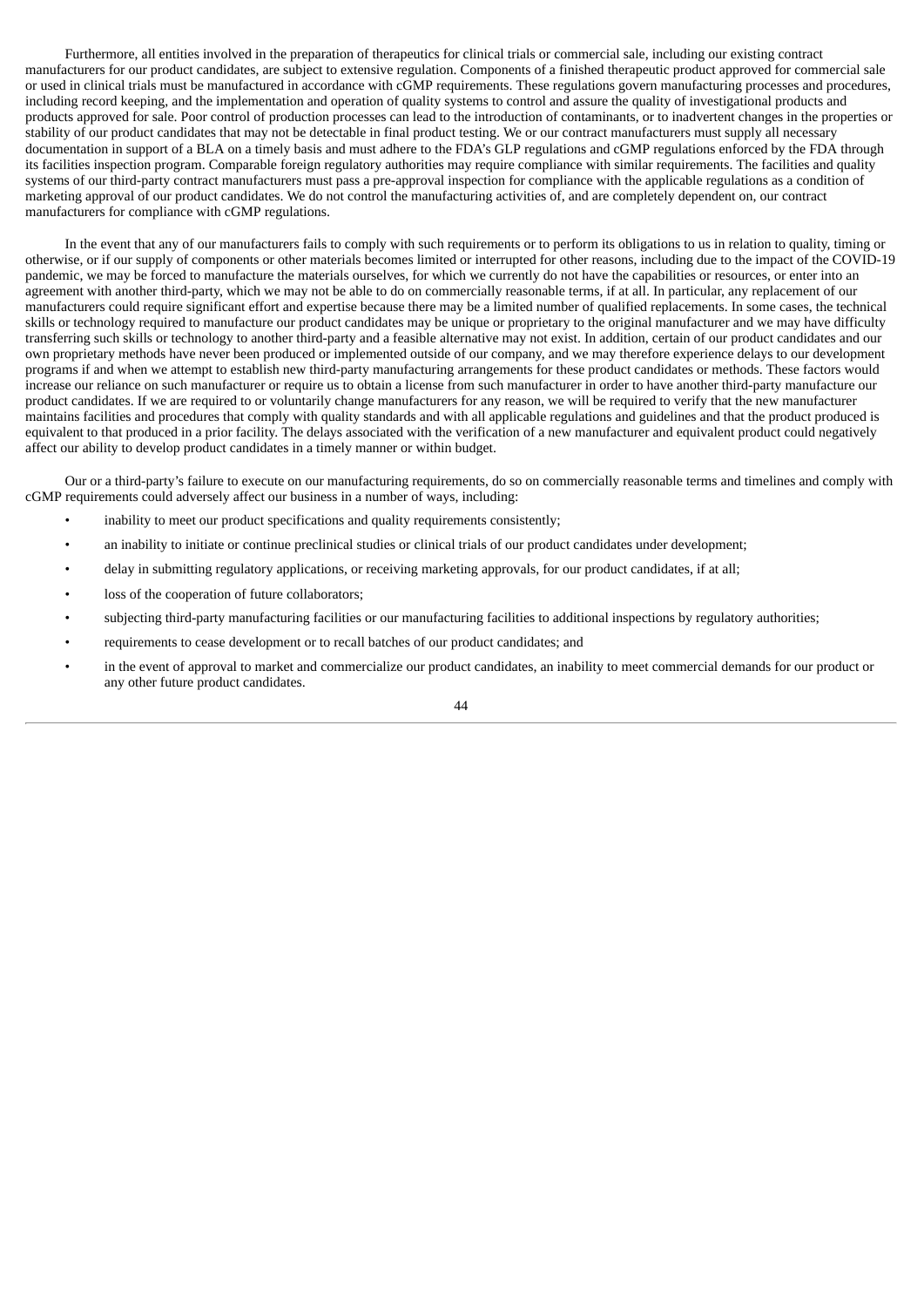Furthermore, all entities involved in the preparation of therapeutics for clinical trials or commercial sale, including our existing contract manufacturers for our product candidates, are subject to extensive regulation. Components of a finished therapeutic product approved for commercial sale or used in clinical trials must be manufactured in accordance with cGMP requirements. These regulations govern manufacturing processes and procedures, including record keeping, and the implementation and operation of quality systems to control and assure the quality of investigational products and products approved for sale. Poor control of production processes can lead to the introduction of contaminants, or to inadvertent changes in the properties or stability of our product candidates that may not be detectable in final product testing. We or our contract manufacturers must supply all necessary documentation in support of a BLA on a timely basis and must adhere to the FDA's GLP regulations and cGMP regulations enforced by the FDA through its facilities inspection program. Comparable foreign regulatory authorities may require compliance with similar requirements. The facilities and quality systems of our third-party contract manufacturers must pass a pre-approval inspection for compliance with the applicable regulations as a condition of marketing approval of our product candidates. We do not control the manufacturing activities of, and are completely dependent on, our contract manufacturers for compliance with cGMP regulations.

In the event that any of our manufacturers fails to comply with such requirements or to perform its obligations to us in relation to quality, timing or otherwise, or if our supply of components or other materials becomes limited or interrupted for other reasons, including due to the impact of the COVID-19 pandemic, we may be forced to manufacture the materials ourselves, for which we currently do not have the capabilities or resources, or enter into an agreement with another third-party, which we may not be able to do on commercially reasonable terms, if at all. In particular, any replacement of our manufacturers could require significant effort and expertise because there may be a limited number of qualified replacements. In some cases, the technical skills or technology required to manufacture our product candidates may be unique or proprietary to the original manufacturer and we may have difficulty transferring such skills or technology to another third-party and a feasible alternative may not exist. In addition, certain of our product candidates and our own proprietary methods have never been produced or implemented outside of our company, and we may therefore experience delays to our development programs if and when we attempt to establish new third-party manufacturing arrangements for these product candidates or methods. These factors would increase our reliance on such manufacturer or require us to obtain a license from such manufacturer in order to have another third-party manufacture our product candidates. If we are required to or voluntarily change manufacturers for any reason, we will be required to verify that the new manufacturer maintains facilities and procedures that comply with quality standards and with all applicable regulations and guidelines and that the product produced is equivalent to that produced in a prior facility. The delays associated with the verification of a new manufacturer and equivalent product could negatively affect our ability to develop product candidates in a timely manner or within budget.

Our or a third-party's failure to execute on our manufacturing requirements, do so on commercially reasonable terms and timelines and comply with cGMP requirements could adversely affect our business in a number of ways, including:

- inability to meet our product specifications and quality requirements consistently;
- an inability to initiate or continue preclinical studies or clinical trials of our product candidates under development;
- delay in submitting regulatory applications, or receiving marketing approvals, for our product candidates, if at all;
- loss of the cooperation of future collaborators;
- subjecting third-party manufacturing facilities or our manufacturing facilities to additional inspections by regulatory authorities;
- requirements to cease development or to recall batches of our product candidates; and
- in the event of approval to market and commercialize our product candidates, an inability to meet commercial demands for our product or any other future product candidates.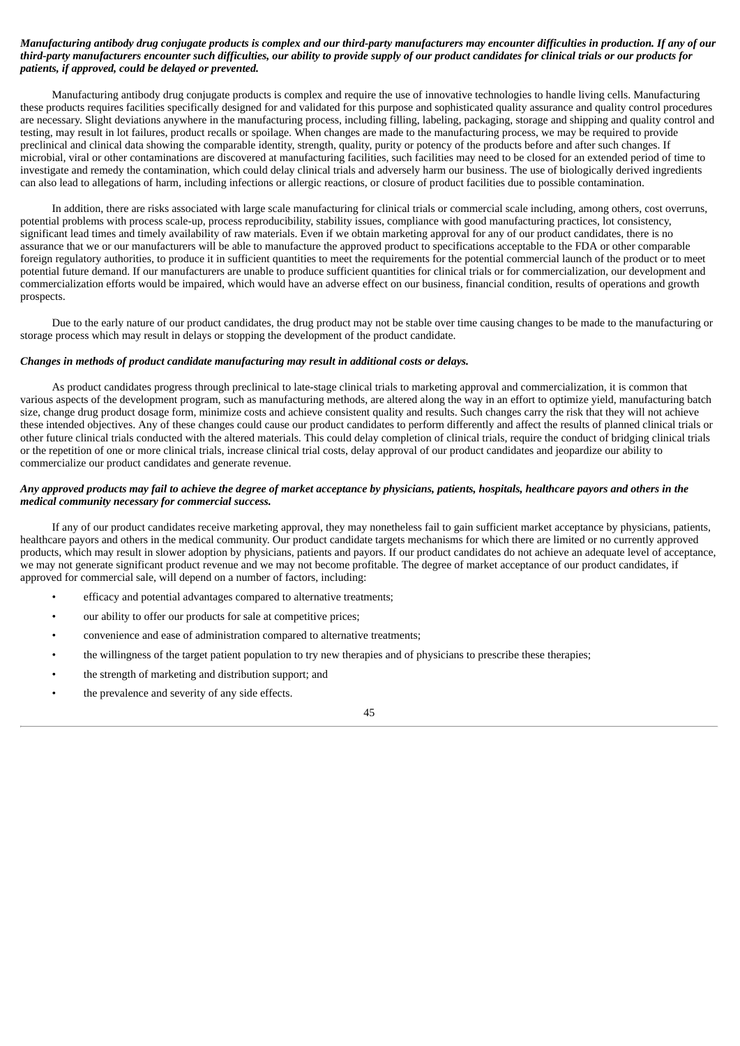***Manufacturing antibody drug conjugate products is complex and our third-party manufacturers may encounter difficulties in production. If any of our third-party manufacturers encounter such difficulties, our ability to provide supply of our product candidates for clinical trials or our products for patients, if approved, could be delayed or prevented.***

Manufacturing antibody drug conjugate products is complex and require the use of innovative technologies to handle living cells. Manufacturing these products requires facilities specifically designed for and validated for this purpose and sophisticated quality assurance and quality control procedures are necessary. Slight deviations anywhere in the manufacturing process, including filling, labeling, packaging, storage and shipping and quality control and testing, may result in lot failures, product recalls or spoilage. When changes are made to the manufacturing process, we may be required to provide preclinical and clinical data showing the comparable identity, strength, quality, purity or potency of the products before and after such changes. If microbial, viral or other contaminations are discovered at manufacturing facilities, such facilities may need to be closed for an extended period of time to investigate and remedy the contamination, which could delay clinical trials and adversely harm our business. The use of biologically derived ingredients can also lead to allegations of harm, including infections or allergic reactions, or closure of product facilities due to possible contamination.

In addition, there are risks associated with large scale manufacturing for clinical trials or commercial scale including, among others, cost overruns, potential problems with process scale-up, process reproducibility, stability issues, compliance with good manufacturing practices, lot consistency, significant lead times and timely availability of raw materials. Even if we obtain marketing approval for any of our product candidates, there is no assurance that we or our manufacturers will be able to manufacture the approved product to specifications acceptable to the FDA or other comparable foreign regulatory authorities, to produce it in sufficient quantities to meet the requirements for the potential commercial launch of the product or to meet potential future demand. If our manufacturers are unable to produce sufficient quantities for clinical trials or for commercialization, our development and commercialization efforts would be impaired, which would have an adverse effect on our business, financial condition, results of operations and growth prospects.

Due to the early nature of our product candidates, the drug product may not be stable over time causing changes to be made to the manufacturing or storage process which may result in delays or stopping the development of the product candidate.

***Changes in methods of product candidate manufacturing may result in additional costs or delays.***

As product candidates progress through preclinical to late-stage clinical trials to marketing approval and commercialization, it is common that various aspects of the development program, such as manufacturing methods, are altered along the way in an effort to optimize yield, manufacturing batch size, change drug product dosage form, minimize costs and achieve consistent quality and results. Such changes carry the risk that they will not achieve these intended objectives. Any of these changes could cause our product candidates to perform differently and affect the results of planned clinical trials or other future clinical trials conducted with the altered materials. This could delay completion of clinical trials, require the conduct of bridging clinical trials or the repetition of one or more clinical trials, increase clinical trial costs, delay approval of our product candidates and jeopardize our ability to commercialize our product candidates and generate revenue.

***Any approved products may fail to achieve the degree of market acceptance by physicians, patients, hospitals, healthcare payors and others in the medical community necessary for commercial success.***

If any of our product candidates receive marketing approval, they may nonetheless fail to gain sufficient market acceptance by physicians, patients, healthcare payors and others in the medical community. Our product candidate targets mechanisms for which there are limited or no currently approved products, which may result in slower adoption by physicians, patients and payors. If our product candidates do not achieve an adequate level of acceptance, we may not generate significant product revenue and we may not become profitable. The degree of market acceptance of our product candidates, if approved for commercial sale, will depend on a number of factors, including:

- efficacy and potential advantages compared to alternative treatments;
- our ability to offer our products for sale at competitive prices;
- convenience and ease of administration compared to alternative treatments;
- the willingness of the target patient population to try new therapies and of physicians to prescribe these therapies;
- the strength of marketing and distribution support; and
- the prevalence and severity of any side effects.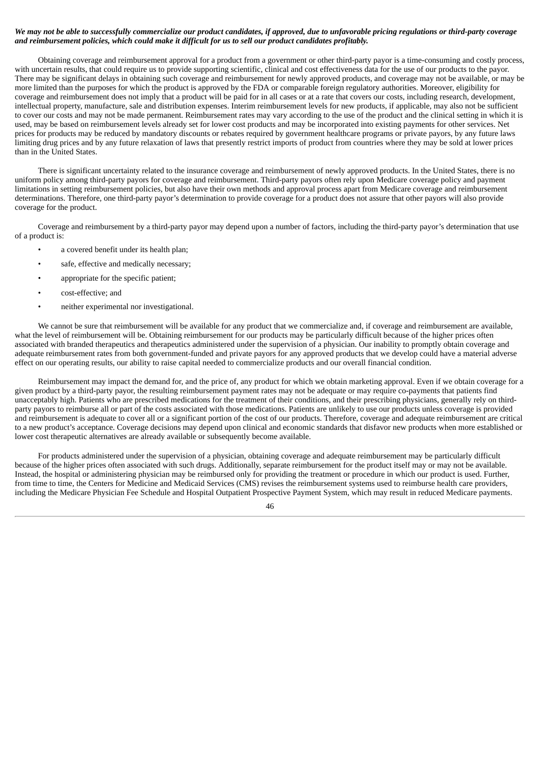***We may not be able to successfully commercialize our product candidates, if approved, due to unfavorable pricing regulations or third-party coverage and reimbursement policies, which could make it difficult for us to sell our product candidates profitably.***

Obtaining coverage and reimbursement approval for a product from a government or other third-party payor is a time-consuming and costly process, with uncertain results, that could require us to provide supporting scientific, clinical and cost effectiveness data for the use of our products to the payor. There may be significant delays in obtaining such coverage and reimbursement for newly approved products, and coverage may not be available, or may be more limited than the purposes for which the product is approved by the FDA or comparable foreign regulatory authorities. Moreover, eligibility for coverage and reimbursement does not imply that a product will be paid for in all cases or at a rate that covers our costs, including research, development, intellectual property, manufacture, sale and distribution expenses. Interim reimbursement levels for new products, if applicable, may also not be sufficient to cover our costs and may not be made permanent. Reimbursement rates may vary according to the use of the product and the clinical setting in which it is used, may be based on reimbursement levels already set for lower cost products and may be incorporated into existing payments for other services. Net prices for products may be reduced by mandatory discounts or rebates required by government healthcare programs or private payors, by any future laws limiting drug prices and by any future relaxation of laws that presently restrict imports of product from countries where they may be sold at lower prices than in the United States.

There is significant uncertainty related to the insurance coverage and reimbursement of newly approved products. In the United States, there is no uniform policy among third-party payors for coverage and reimbursement. Third-party payors often rely upon Medicare coverage policy and payment limitations in setting reimbursement policies, but also have their own methods and approval process apart from Medicare coverage and reimbursement determinations. Therefore, one third-party payor's determination to provide coverage for a product does not assure that other payors will also provide coverage for the product.

Coverage and reimbursement by a third-party payor may depend upon a number of factors, including the third-party payor's determination that use of a product is:

- a covered benefit under its health plan;
- safe, effective and medically necessary;
- appropriate for the specific patient;
- cost-effective; and
- neither experimental nor investigational.

We cannot be sure that reimbursement will be available for any product that we commercialize and, if coverage and reimbursement are available, what the level of reimbursement will be. Obtaining reimbursement for our products may be particularly difficult because of the higher prices often associated with branded therapeutics and therapeutics administered under the supervision of a physician. Our inability to promptly obtain coverage and adequate reimbursement rates from both government-funded and private payors for any approved products that we develop could have a material adverse effect on our operating results, our ability to raise capital needed to commercialize products and our overall financial condition.

Reimbursement may impact the demand for, and the price of, any product for which we obtain marketing approval. Even if we obtain coverage for a given product by a third-party payor, the resulting reimbursement payment rates may not be adequate or may require co-payments that patients find unacceptably high. Patients who are prescribed medications for the treatment of their conditions, and their prescribing physicians, generally rely on third-party payors to reimburse all or part of the costs associated with those medications. Patients are unlikely to use our products unless coverage is provided and reimbursement is adequate to cover all or a significant portion of the cost of our products. Therefore, coverage and adequate reimbursement are critical to a new product's acceptance. Coverage decisions may depend upon clinical and economic standards that disfavor new products when more established or lower cost therapeutic alternatives are already available or subsequently become available.

For products administered under the supervision of a physician, obtaining coverage and adequate reimbursement may be particularly difficult because of the higher prices often associated with such drugs. Additionally, separate reimbursement for the product itself may or may not be available. Instead, the hospital or administering physician may be reimbursed only for providing the treatment or procedure in which our product is used. Further, from time to time, the Centers for Medicine and Medicaid Services (CMS) revises the reimbursement systems used to reimburse health care providers, including the Medicare Physician Fee Schedule and Hospital Outpatient Prospective Payment System, which may result in reduced Medicare payments.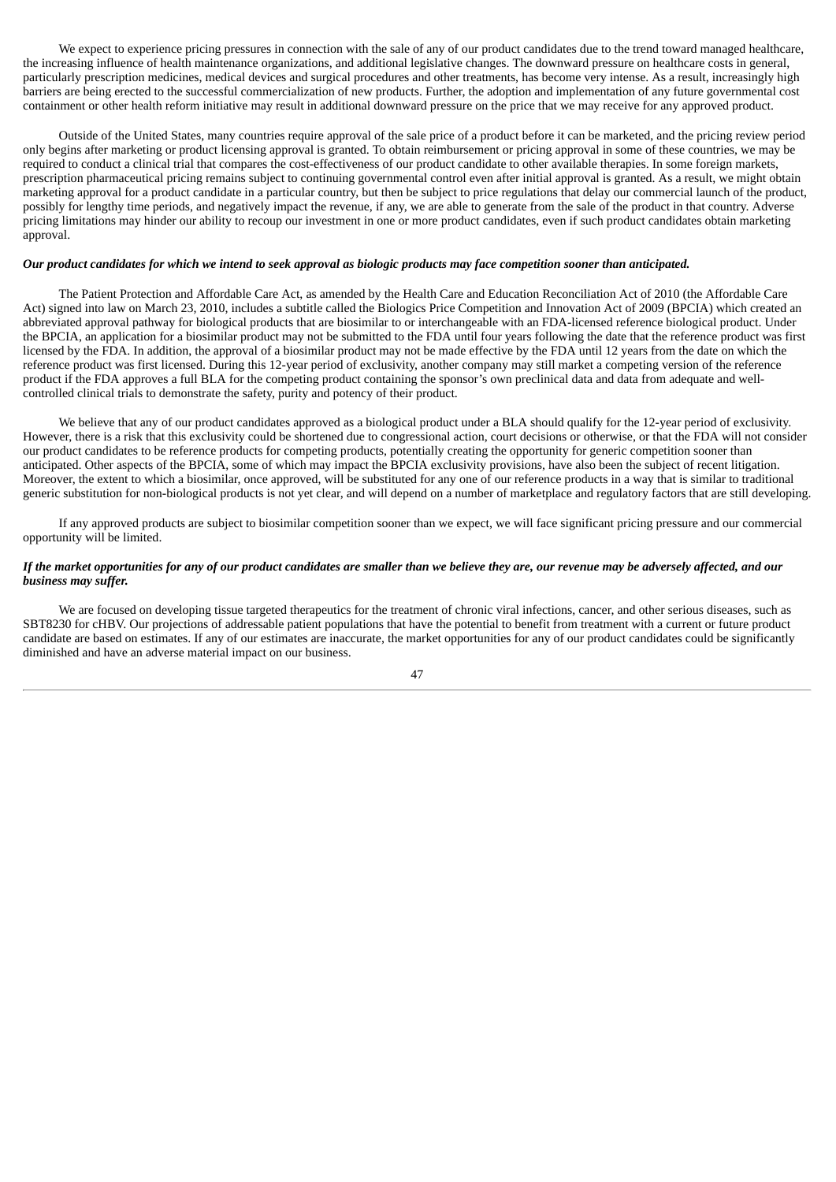We expect to experience pricing pressures in connection with the sale of any of our product candidates due to the trend toward managed healthcare, the increasing influence of health maintenance organizations, and additional legislative changes. The downward pressure on healthcare costs in general, particularly prescription medicines, medical devices and surgical procedures and other treatments, has become very intense. As a result, increasingly high barriers are being erected to the successful commercialization of new products. Further, the adoption and implementation of any future governmental cost containment or other health reform initiative may result in additional downward pressure on the price that we may receive for any approved product.

Outside of the United States, many countries require approval of the sale price of a product before it can be marketed, and the pricing review period only begins after marketing or product licensing approval is granted. To obtain reimbursement or pricing approval in some of these countries, we may be required to conduct a clinical trial that compares the cost-effectiveness of our product candidate to other available therapies. In some foreign markets, prescription pharmaceutical pricing remains subject to continuing governmental control even after initial approval is granted. As a result, we might obtain marketing approval for a product candidate in a particular country, but then be subject to price regulations that delay our commercial launch of the product, possibly for lengthy time periods, and negatively impact the revenue, if any, we are able to generate from the sale of the product in that country. Adverse pricing limitations may hinder our ability to recoup our investment in one or more product candidates, even if such product candidates obtain marketing approval.

***Our product candidates for which we intend to seek approval as biologic products may face competition sooner than anticipated.***

The Patient Protection and Affordable Care Act, as amended by the Health Care and Education Reconciliation Act of 2010 (the Affordable Care Act) signed into law on March 23, 2010, includes a subtitle called the Biologics Price Competition and Innovation Act of 2009 (BPCIA) which created an abbreviated approval pathway for biological products that are biosimilar to or interchangeable with an FDA-licensed reference biological product. Under the BPCIA, an application for a biosimilar product may not be submitted to the FDA until four years following the date that the reference product was first licensed by the FDA. In addition, the approval of a biosimilar product may not be made effective by the FDA until 12 years from the date on which the reference product was first licensed. During this 12-year period of exclusivity, another company may still market a competing version of the reference product if the FDA approves a full BLA for the competing product containing the sponsor's own preclinical data and data from adequate and well-controlled clinical trials to demonstrate the safety, purity and potency of their product.

We believe that any of our product candidates approved as a biological product under a BLA should qualify for the 12-year period of exclusivity. However, there is a risk that this exclusivity could be shortened due to congressional action, court decisions or otherwise, or that the FDA will not consider our product candidates to be reference products for competing products, potentially creating the opportunity for generic competition sooner than anticipated. Other aspects of the BPCIA, some of which may impact the BPCIA exclusivity provisions, have also been the subject of recent litigation. Moreover, the extent to which a biosimilar, once approved, will be substituted for any one of our reference products in a way that is similar to traditional generic substitution for non-biological products is not yet clear, and will depend on a number of marketplace and regulatory factors that are still developing.

If any approved products are subject to biosimilar competition sooner than we expect, we will face significant pricing pressure and our commercial opportunity will be limited.

***If the market opportunities for any of our product candidates are smaller than we believe they are, our revenue may be adversely affected, and our business may suffer.***

We are focused on developing tissue targeted therapeutics for the treatment of chronic viral infections, cancer, and other serious diseases, such as SBT8230 for cHBV. Our projections of addressable patient populations that have the potential to benefit from treatment with a current or future product candidate are based on estimates. If any of our estimates are inaccurate, the market opportunities for any of our product candidates could be significantly diminished and have an adverse material impact on our business.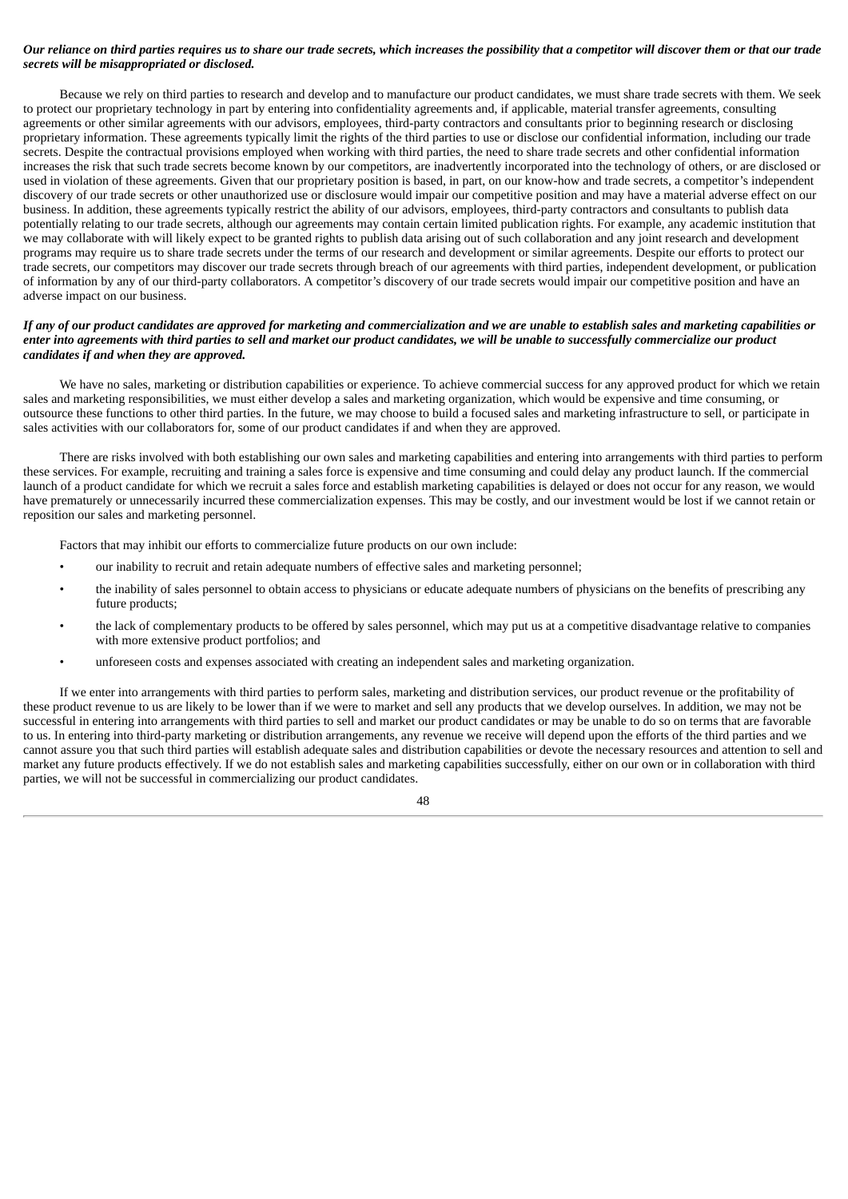***Our reliance on third parties requires us to share our trade secrets, which increases the possibility that a competitor will discover them or that our trade secrets will be misappropriated or disclosed.***

Because we rely on third parties to research and develop and to manufacture our product candidates, we must share trade secrets with them. We seek to protect our proprietary technology in part by entering into confidentiality agreements and, if applicable, material transfer agreements, consulting agreements or other similar agreements with our advisors, employees, third-party contractors and consultants prior to beginning research or disclosing proprietary information. These agreements typically limit the rights of the third parties to use or disclose our confidential information, including our trade secrets. Despite the contractual provisions employed when working with third parties, the need to share trade secrets and other confidential information increases the risk that such trade secrets become known by our competitors, are inadvertently incorporated into the technology of others, or are disclosed or used in violation of these agreements. Given that our proprietary position is based, in part, on our know-how and trade secrets, a competitor's independent discovery of our trade secrets or other unauthorized use or disclosure would impair our competitive position and may have a material adverse effect on our business. In addition, these agreements typically restrict the ability of our advisors, employees, third-party contractors and consultants to publish data potentially relating to our trade secrets, although our agreements may contain certain limited publication rights. For example, any academic institution that we may collaborate with will likely expect to be granted rights to publish data arising out of such collaboration and any joint research and development programs may require us to share trade secrets under the terms of our research and development or similar agreements. Despite our efforts to protect our trade secrets, our competitors may discover our trade secrets through breach of our agreements with third parties, independent development, or publication of information by any of our third-party collaborators. A competitor's discovery of our trade secrets would impair our competitive position and have an adverse impact on our business.

***If any of our product candidates are approved for marketing and commercialization and we are unable to establish sales and marketing capabilities or enter into agreements with third parties to sell and market our product candidates, we will be unable to successfully commercialize our product candidates if and when they are approved.***

We have no sales, marketing or distribution capabilities or experience. To achieve commercial success for any approved product for which we retain sales and marketing responsibilities, we must either develop a sales and marketing organization, which would be expensive and time consuming, or outsource these functions to other third parties. In the future, we may choose to build a focused sales and marketing infrastructure to sell, or participate in sales activities with our collaborators for, some of our product candidates if and when they are approved.

There are risks involved with both establishing our own sales and marketing capabilities and entering into arrangements with third parties to perform these services. For example, recruiting and training a sales force is expensive and time consuming and could delay any product launch. If the commercial launch of a product candidate for which we recruit a sales force and establish marketing capabilities is delayed or does not occur for any reason, we would have prematurely or unnecessarily incurred these commercialization expenses. This may be costly, and our investment would be lost if we cannot retain or reposition our sales and marketing personnel.

Factors that may inhibit our efforts to commercialize future products on our own include:

- our inability to recruit and retain adequate numbers of effective sales and marketing personnel;
- the inability of sales personnel to obtain access to physicians or educate adequate numbers of physicians on the benefits of prescribing any future products;
- the lack of complementary products to be offered by sales personnel, which may put us at a competitive disadvantage relative to companies with more extensive product portfolios; and
- unforeseen costs and expenses associated with creating an independent sales and marketing organization.

If we enter into arrangements with third parties to perform sales, marketing and distribution services, our product revenue or the profitability of these product revenue to us are likely to be lower than if we were to market and sell any products that we develop ourselves. In addition, we may not be successful in entering into arrangements with third parties to sell and market our product candidates or may be unable to do so on terms that are favorable to us. In entering into third-party marketing or distribution arrangements, any revenue we receive will depend upon the efforts of the third parties and we cannot assure you that such third parties will establish adequate sales and distribution capabilities or devote the necessary resources and attention to sell and market any future products effectively. If we do not establish sales and marketing capabilities successfully, either on our own or in collaboration with third parties, we will not be successful in commercializing our product candidates.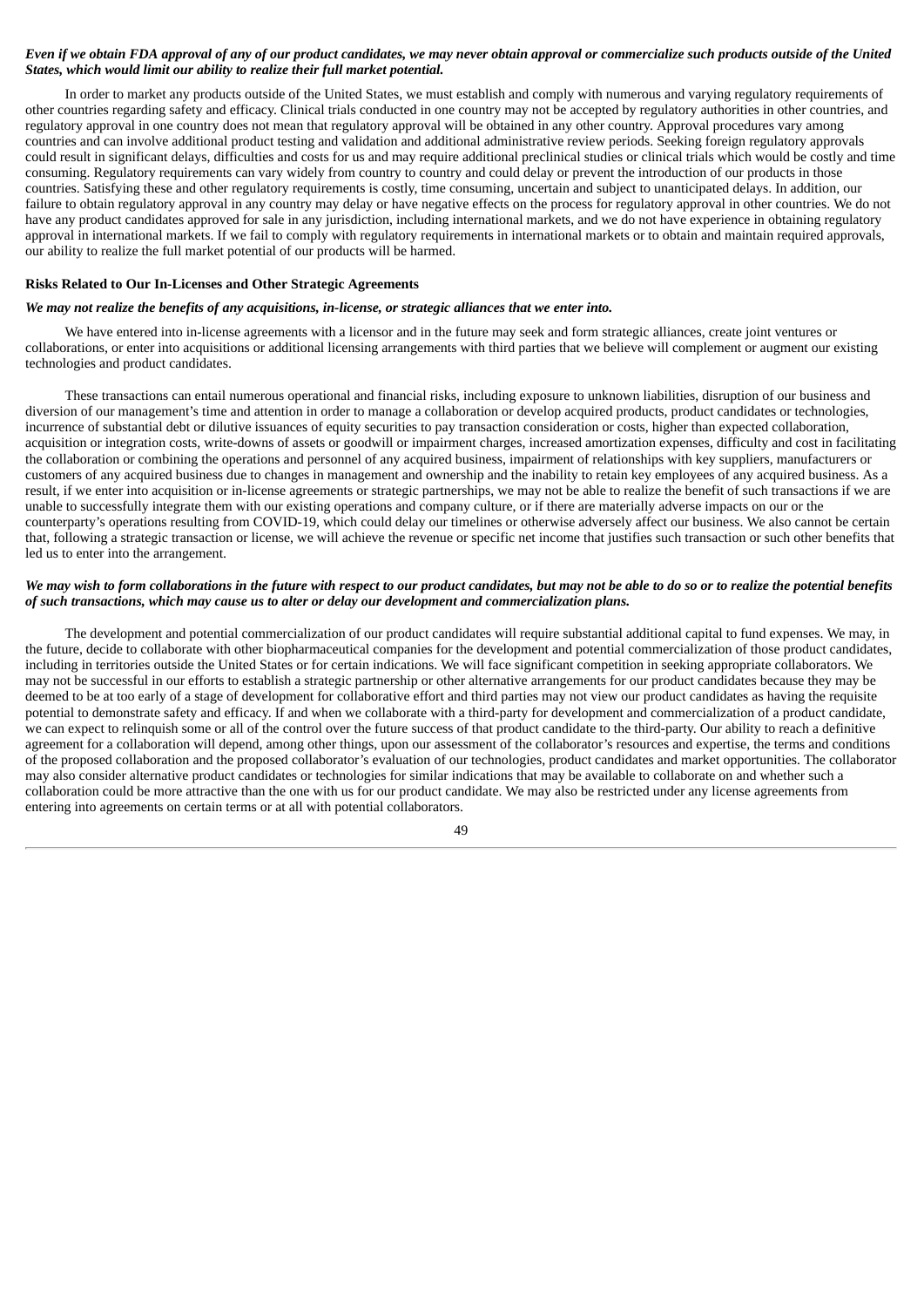***Even if we obtain FDA approval of any of our product candidates, we may never obtain approval or commercialize such products outside of the United States, which would limit our ability to realize their full market potential.***

In order to market any products outside of the United States, we must establish and comply with numerous and varying regulatory requirements of other countries regarding safety and efficacy. Clinical trials conducted in one country may not be accepted by regulatory authorities in other countries, and regulatory approval in one country does not mean that regulatory approval will be obtained in any other country. Approval procedures vary among countries and can involve additional product testing and validation and additional administrative review periods. Seeking foreign regulatory approvals could result in significant delays, difficulties and costs for us and may require additional preclinical studies or clinical trials which would be costly and time consuming. Regulatory requirements can vary widely from country to country and could delay or prevent the introduction of our products in those countries. Satisfying these and other regulatory requirements is costly, time consuming, uncertain and subject to unanticipated delays. In addition, our failure to obtain regulatory approval in any country may delay or have negative effects on the process for regulatory approval in other countries. We do not have any product candidates approved for sale in any jurisdiction, including international markets, and we do not have experience in obtaining regulatory approval in international markets. If we fail to comply with regulatory requirements in international markets or to obtain and maintain required approvals, our ability to realize the full market potential of our products will be harmed.

**Risks Related to Our In-Licenses and Other Strategic Agreements**

***We may not realize the benefits of any acquisitions, in-license, or strategic alliances that we enter into.***

We have entered into in-license agreements with a licensor and in the future may seek and form strategic alliances, create joint ventures or collaborations, or enter into acquisitions or additional licensing arrangements with third parties that we believe will complement or augment our existing technologies and product candidates.

These transactions can entail numerous operational and financial risks, including exposure to unknown liabilities, disruption of our business and diversion of our management's time and attention in order to manage a collaboration or develop acquired products, product candidates or technologies, incurrence of substantial debt or dilutive issuances of equity securities to pay transaction consideration or costs, higher than expected collaboration, acquisition or integration costs, write-downs of assets or goodwill or impairment charges, increased amortization expenses, difficulty and cost in facilitating the collaboration or combining the operations and personnel of any acquired business, impairment of relationships with key suppliers, manufacturers or customers of any acquired business due to changes in management and ownership and the inability to retain key employees of any acquired business. As a result, if we enter into acquisition or in-license agreements or strategic partnerships, we may not be able to realize the benefit of such transactions if we are unable to successfully integrate them with our existing operations and company culture, or if there are materially adverse impacts on our or the counterparty's operations resulting from COVID-19, which could delay our timelines or otherwise adversely affect our business. We also cannot be certain that, following a strategic transaction or license, we will achieve the revenue or specific net income that justifies such transaction or such other benefits that led us to enter into the arrangement.

***We may wish to form collaborations in the future with respect to our product candidates, but may not be able to do so or to realize the potential benefits of such transactions, which may cause us to alter or delay our development and commercialization plans.***

The development and potential commercialization of our product candidates will require substantial additional capital to fund expenses. We may, in the future, decide to collaborate with other biopharmaceutical companies for the development and potential commercialization of those product candidates, including in territories outside the United States or for certain indications. We will face significant competition in seeking appropriate collaborators. We may not be successful in our efforts to establish a strategic partnership or other alternative arrangements for our product candidates because they may be deemed to be at too early of a stage of development for collaborative effort and third parties may not view our product candidates as having the requisite potential to demonstrate safety and efficacy. If and when we collaborate with a third-party for development and commercialization of a product candidate, we can expect to relinquish some or all of the control over the future success of that product candidate to the third-party. Our ability to reach a definitive agreement for a collaboration will depend, among other things, upon our assessment of the collaborator's resources and expertise, the terms and conditions of the proposed collaboration and the proposed collaborator's evaluation of our technologies, product candidates and market opportunities. The collaborator may also consider alternative product candidates or technologies for similar indications that may be available to collaborate on and whether such a collaboration could be more attractive than the one with us for our product candidate. We may also be restricted under any license agreements from entering into agreements on certain terms or at all with potential collaborators.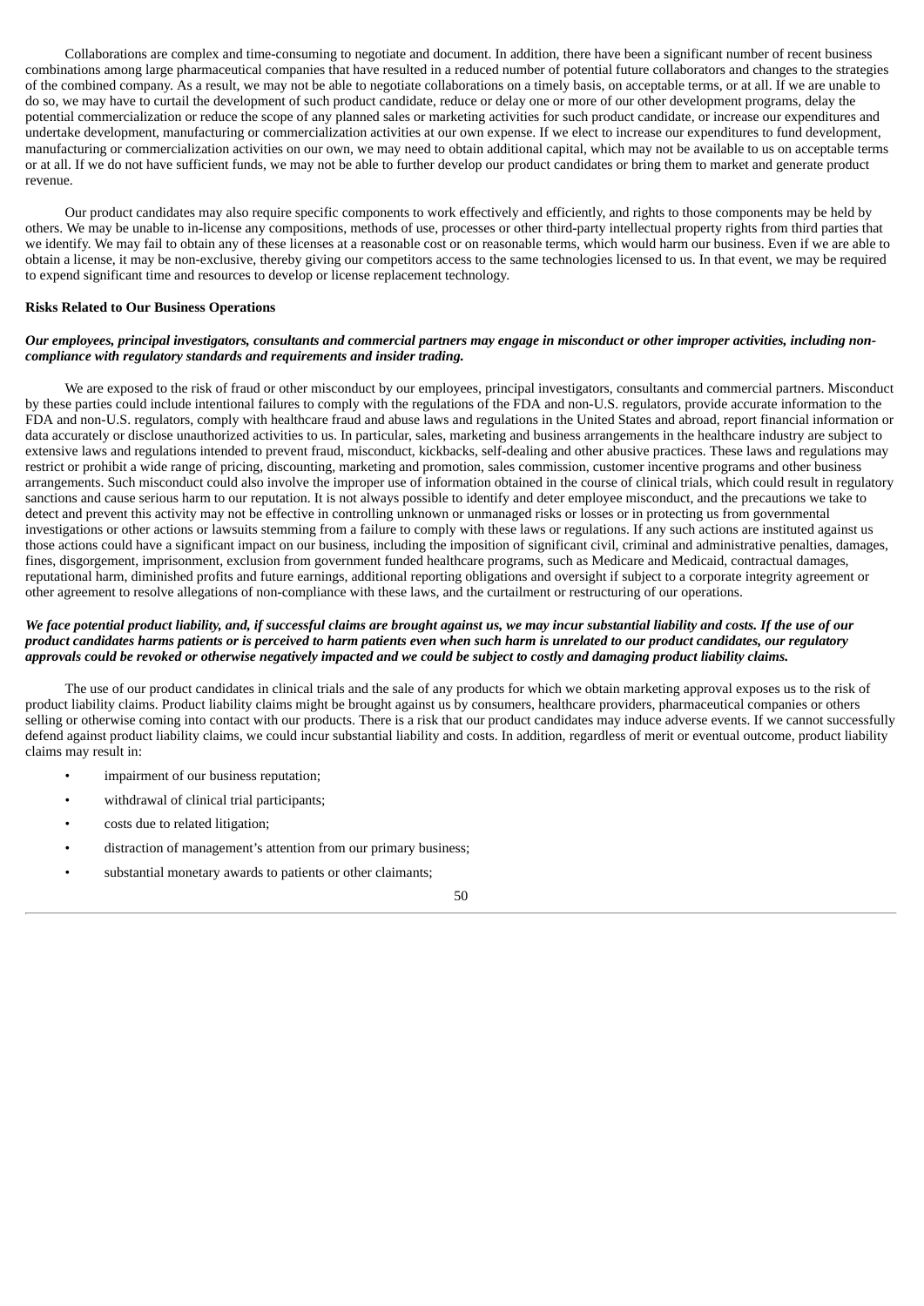Collaborations are complex and time-consuming to negotiate and document. In addition, there have been a significant number of recent business combinations among large pharmaceutical companies that have resulted in a reduced number of potential future collaborators and changes to the strategies of the combined company. As a result, we may not be able to negotiate collaborations on a timely basis, on acceptable terms, or at all. If we are unable to do so, we may have to curtail the development of such product candidate, reduce or delay one or more of our other development programs, delay the potential commercialization or reduce the scope of any planned sales or marketing activities for such product candidate, or increase our expenditures and undertake development, manufacturing or commercialization activities at our own expense. If we elect to increase our expenditures to fund development, manufacturing or commercialization activities on our own, we may need to obtain additional capital, which may not be available to us on acceptable terms or at all. If we do not have sufficient funds, we may not be able to further develop our product candidates or bring them to market and generate product revenue.

Our product candidates may also require specific components to work effectively and efficiently, and rights to those components may be held by others. We may be unable to in-license any compositions, methods of use, processes or other third-party intellectual property rights from third parties that we identify. We may fail to obtain any of these licenses at a reasonable cost or on reasonable terms, which would harm our business. Even if we are able to obtain a license, it may be non-exclusive, thereby giving our competitors access to the same technologies licensed to us. In that event, we may be required to expend significant time and resources to develop or license replacement technology.

**Risks Related to Our Business Operations**

***Our employees, principal investigators, consultants and commercial partners may engage in misconduct or other improper activities, including non-compliance with regulatory standards and requirements and insider trading.***

We are exposed to the risk of fraud or other misconduct by our employees, principal investigators, consultants and commercial partners. Misconduct by these parties could include intentional failures to comply with the regulations of the FDA and non-U.S. regulators, provide accurate information to the FDA and non-U.S. regulators, comply with healthcare fraud and abuse laws and regulations in the United States and abroad, report financial information or data accurately or disclose unauthorized activities to us. In particular, sales, marketing and business arrangements in the healthcare industry are subject to extensive laws and regulations intended to prevent fraud, misconduct, kickbacks, self-dealing and other abusive practices. These laws and regulations may restrict or prohibit a wide range of pricing, discounting, marketing and promotion, sales commission, customer incentive programs and other business arrangements. Such misconduct could also involve the improper use of information obtained in the course of clinical trials, which could result in regulatory sanctions and cause serious harm to our reputation. It is not always possible to identify and deter employee misconduct, and the precautions we take to detect and prevent this activity may not be effective in controlling unknown or unmanaged risks or losses or in protecting us from governmental investigations or other actions or lawsuits stemming from a failure to comply with these laws or regulations. If any such actions are instituted against us those actions could have a significant impact on our business, including the imposition of significant civil, criminal and administrative penalties, damages, fines, disgorgement, imprisonment, exclusion from government funded healthcare programs, such as Medicare and Medicaid, contractual damages, reputational harm, diminished profits and future earnings, additional reporting obligations and oversight if subject to a corporate integrity agreement or other agreement to resolve allegations of non-compliance with these laws, and the curtailment or restructuring of our operations.

***We face potential product liability, and, if successful claims are brought against us, we may incur substantial liability and costs. If the use of our product candidates harms patients or is perceived to harm patients even when such harm is unrelated to our product candidates, our regulatory approvals could be revoked or otherwise negatively impacted and we could be subject to costly and damaging product liability claims.***

The use of our product candidates in clinical trials and the sale of any products for which we obtain marketing approval exposes us to the risk of product liability claims. Product liability claims might be brought against us by consumers, healthcare providers, pharmaceutical companies or others selling or otherwise coming into contact with our products. There is a risk that our product candidates may induce adverse events. If we cannot successfully defend against product liability claims, we could incur substantial liability and costs. In addition, regardless of merit or eventual outcome, product liability claims may result in:

- impairment of our business reputation;
- withdrawal of clinical trial participants;
- costs due to related litigation;
- distraction of management's attention from our primary business;
- substantial monetary awards to patients or other claimants;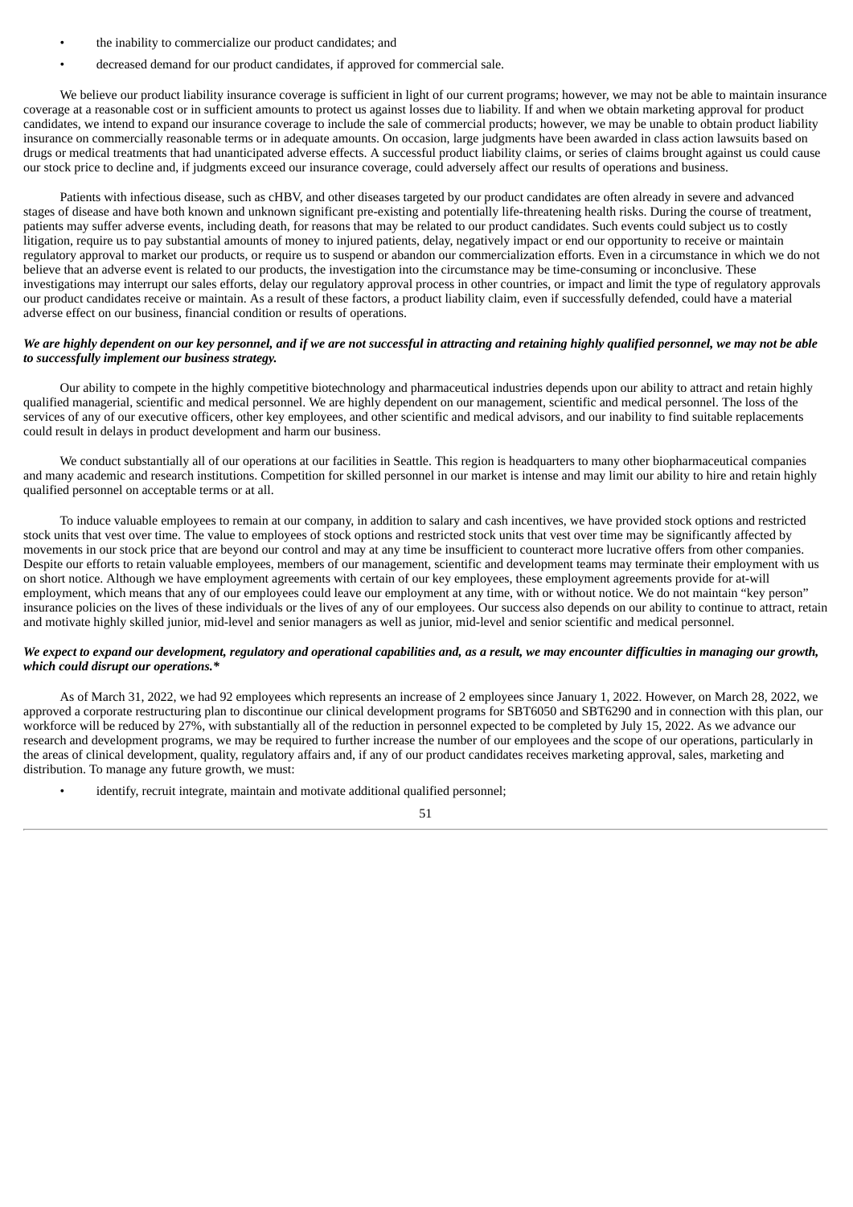- the inability to commercialize our product candidates; and
- decreased demand for our product candidates, if approved for commercial sale.

We believe our product liability insurance coverage is sufficient in light of our current programs; however, we may not be able to maintain insurance coverage at a reasonable cost or in sufficient amounts to protect us against losses due to liability. If and when we obtain marketing approval for product candidates, we intend to expand our insurance coverage to include the sale of commercial products; however, we may be unable to obtain product liability insurance on commercially reasonable terms or in adequate amounts. On occasion, large judgments have been awarded in class action lawsuits based on drugs or medical treatments that had unanticipated adverse effects. A successful product liability claims, or series of claims brought against us could cause our stock price to decline and, if judgments exceed our insurance coverage, could adversely affect our results of operations and business.

Patients with infectious disease, such as cHBV, and other diseases targeted by our product candidates are often already in severe and advanced stages of disease and have both known and unknown significant pre-existing and potentially life-threatening health risks. During the course of treatment, patients may suffer adverse events, including death, for reasons that may be related to our product candidates. Such events could subject us to costly litigation, require us to pay substantial amounts of money to injured patients, delay, negatively impact or end our opportunity to receive or maintain regulatory approval to market our products, or require us to suspend or abandon our commercialization efforts. Even in a circumstance in which we do not believe that an adverse event is related to our products, the investigation into the circumstance may be time-consuming or inconclusive. These investigations may interrupt our sales efforts, delay our regulatory approval process in other countries, or impact and limit the type of regulatory approvals our product candidates receive or maintain. As a result of these factors, a product liability claim, even if successfully defended, could have a material adverse effect on our business, financial condition or results of operations.

***We are highly dependent on our key personnel, and if we are not successful in attracting and retaining highly qualified personnel, we may not be able to successfully implement our business strategy.***

Our ability to compete in the highly competitive biotechnology and pharmaceutical industries depends upon our ability to attract and retain highly qualified managerial, scientific and medical personnel. We are highly dependent on our management, scientific and medical personnel. The loss of the services of any of our executive officers, other key employees, and other scientific and medical advisors, and our inability to find suitable replacements could result in delays in product development and harm our business.

We conduct substantially all of our operations at our facilities in Seattle. This region is headquarters to many other biopharmaceutical companies and many academic and research institutions. Competition for skilled personnel in our market is intense and may limit our ability to hire and retain highly qualified personnel on acceptable terms or at all.

To induce valuable employees to remain at our company, in addition to salary and cash incentives, we have provided stock options and restricted stock units that vest over time. The value to employees of stock options and restricted stock units that vest over time may be significantly affected by movements in our stock price that are beyond our control and may at any time be insufficient to counteract more lucrative offers from other companies. Despite our efforts to retain valuable employees, members of our management, scientific and development teams may terminate their employment with us on short notice. Although we have employment agreements with certain of our key employees, these employment agreements provide for at-will employment, which means that any of our employees could leave our employment at any time, with or without notice. We do not maintain "key person" insurance policies on the lives of these individuals or the lives of any of our employees. Our success also depends on our ability to continue to attract, retain and motivate highly skilled junior, mid-level and senior managers as well as junior, mid-level and senior scientific and medical personnel.

***We expect to expand our development, regulatory and operational capabilities and, as a result, we may encounter difficulties in managing our growth, which could disrupt our operations.****

As of March 31, 2022, we had 92 employees which represents an increase of 2 employees since January 1, 2022. However, on March 28, 2022, we approved a corporate restructuring plan to discontinue our clinical development programs for SBT6050 and SBT6290 and in connection with this plan, our workforce will be reduced by 27%, with substantially all of the reduction in personnel expected to be completed by July 15, 2022. As we advance our research and development programs, we may be required to further increase the number of our employees and the scope of our operations, particularly in the areas of clinical development, quality, regulatory affairs and, if any of our product candidates receives marketing approval, sales, marketing and distribution. To manage any future growth, we must:

- identify, recruit integrate, maintain and motivate additional qualified personnel;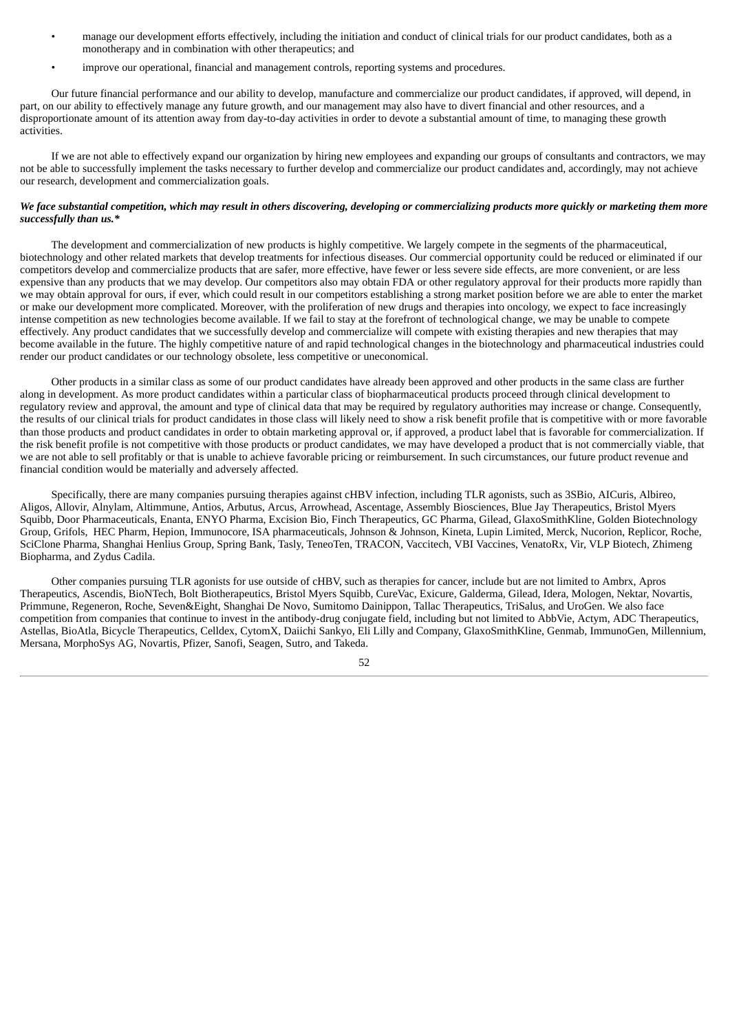- manage our development efforts effectively, including the initiation and conduct of clinical trials for our product candidates, both as a monotherapy and in combination with other therapeutics; and
- improve our operational, financial and management controls, reporting systems and procedures.

Our future financial performance and our ability to develop, manufacture and commercialize our product candidates, if approved, will depend, in part, on our ability to effectively manage any future growth, and our management may also have to divert financial and other resources, and a disproportionate amount of its attention away from day-to-day activities in order to devote a substantial amount of time, to managing these growth activities.

If we are not able to effectively expand our organization by hiring new employees and expanding our groups of consultants and contractors, we may not be able to successfully implement the tasks necessary to further develop and commercialize our product candidates and, accordingly, may not achieve our research, development and commercialization goals.

***We face substantial competition, which may result in others discovering, developing or commercializing products more quickly or marketing them more successfully than us.****

The development and commercialization of new products is highly competitive. We largely compete in the segments of the pharmaceutical, biotechnology and other related markets that develop treatments for infectious diseases. Our commercial opportunity could be reduced or eliminated if our competitors develop and commercialize products that are safer, more effective, have fewer or less severe side effects, are more convenient, or are less expensive than any products that we may develop. Our competitors also may obtain FDA or other regulatory approval for their products more rapidly than we may obtain approval for ours, if ever, which could result in our competitors establishing a strong market position before we are able to enter the market or make our development more complicated. Moreover, with the proliferation of new drugs and therapies into oncology, we expect to face increasingly intense competition as new technologies become available. If we fail to stay at the forefront of technological change, we may be unable to compete effectively. Any product candidates that we successfully develop and commercialize will compete with existing therapies and new therapies that may become available in the future. The highly competitive nature of and rapid technological changes in the biotechnology and pharmaceutical industries could render our product candidates or our technology obsolete, less competitive or uneconomical.

Other products in a similar class as some of our product candidates have already been approved and other products in the same class are further along in development. As more product candidates within a particular class of biopharmaceutical products proceed through clinical development to regulatory review and approval, the amount and type of clinical data that may be required by regulatory authorities may increase or change. Consequently, the results of our clinical trials for product candidates in those class will likely need to show a risk benefit profile that is competitive with or more favorable than those products and product candidates in order to obtain marketing approval or, if approved, a product label that is favorable for commercialization. If the risk benefit profile is not competitive with those products or product candidates, we may have developed a product that is not commercially viable, that we are not able to sell profitably or that is unable to achieve favorable pricing or reimbursement. In such circumstances, our future product revenue and financial condition would be materially and adversely affected.

Specifically, there are many companies pursuing therapies against cHBV infection, including TLR agonists, such as 3SBio, AICuris, Albireo, Aligos, Allovir, Alnylam, Altimmune, Antios, Arbutus, Arcus, Arrowhead, Ascentage, Assembly Biosciences, Blue Jay Therapeutics, Bristol Myers Squibb, Door Pharmaceuticals, Enanta, ENYO Pharma, Excision Bio, Finch Therapeutics, GC Pharma, Gilead, GlaxoSmithKline, Golden Biotechnology Group, Grifols, HEC Pharm, Hepion, Immunocore, ISA pharmaceuticals, Johnson & Johnson, Kineta, Lupin Limited, Merck, Nucorion, Replicor, Roche, SciClone Pharma, Shanghai Henlius Group, Spring Bank, Tasly, TeneoTen, TRACON, Vaccitech, VBI Vaccines, VenatoRx, Vir, VLP Biotech, Zhimeng Biopharma, and Zydus Cadila.

Other companies pursuing TLR agonists for use outside of cHBV, such as therapies for cancer, include but are not limited to Ambrx, Apros Therapeutics, Ascendis, BioNTech, Bolt Biotherapeutics, Bristol Myers Squibb, CureVac, Exicure, Galderma, Gilead, Idera, Mologen, Nektar, Novartis, Primmune, Regeneron, Roche, Seven&Eight, Shanghai De Novo, Sumitomo Dainippon, Tallac Therapeutics, TriSalus, and UroGen. We also face competition from companies that continue to invest in the antibody-drug conjugate field, including but not limited to AbbVie, Actym, ADC Therapeutics, Astellas, BioAtla, Bicycle Therapeutics, Celldex, CytomX, Daiichi Sankyo, Eli Lilly and Company, GlaxoSmithKline, Genmab, ImmunoGen, Millennium, Mersana, MorphoSys AG, Novartis, Pfizer, Sanofi, Seagen, Sutro, and Takeda.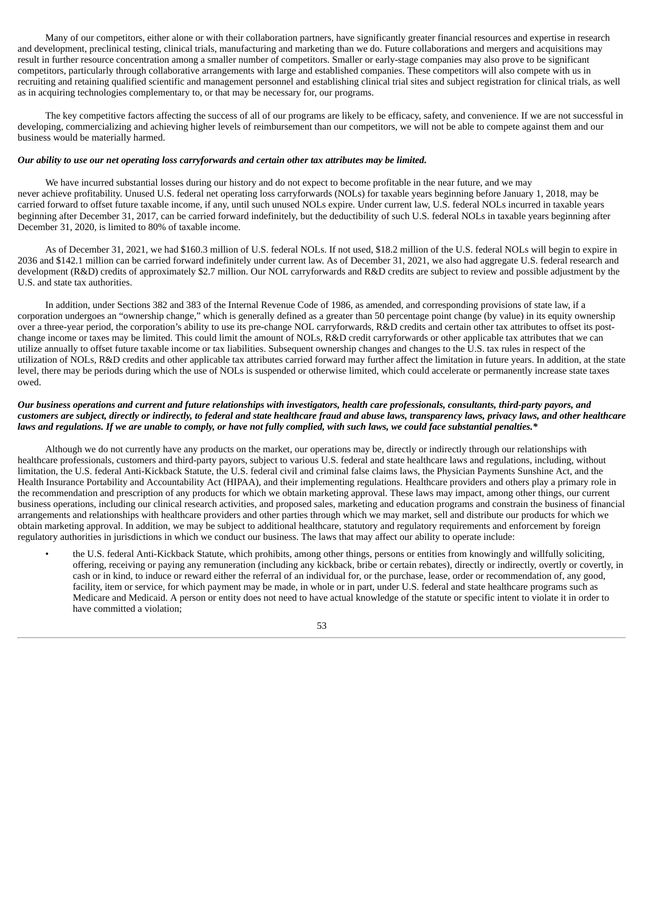Many of our competitors, either alone or with their collaboration partners, have significantly greater financial resources and expertise in research and development, preclinical testing, clinical trials, manufacturing and marketing than we do. Future collaborations and mergers and acquisitions may result in further resource concentration among a smaller number of competitors. Smaller or early-stage companies may also prove to be significant competitors, particularly through collaborative arrangements with large and established companies. These competitors will also compete with us in recruiting and retaining qualified scientific and management personnel and establishing clinical trial sites and subject registration for clinical trials, as well as in acquiring technologies complementary to, or that may be necessary for, our programs.

The key competitive factors affecting the success of all of our programs are likely to be efficacy, safety, and convenience. If we are not successful in developing, commercializing and achieving higher levels of reimbursement than our competitors, we will not be able to compete against them and our business would be materially harmed.

***Our ability to use our net operating loss carryforwards and certain other tax attributes may be limited.***

We have incurred substantial losses during our history and do not expect to become profitable in the near future, and we may never achieve profitability. Unused U.S. federal net operating loss carryforwards (NOLs) for taxable years beginning before January 1, 2018, may be carried forward to offset future taxable income, if any, until such unused NOLs expire. Under current law, U.S. federal NOLs incurred in taxable years beginning after December 31, 2017, can be carried forward indefinitely, but the deductibility of such U.S. federal NOLs in taxable years beginning after December 31, 2020, is limited to 80% of taxable income.

As of December 31, 2021, we had $160.3 million of U.S. federal NOLs. If not used, $18.2 million of the U.S. federal NOLs will begin to expire in 2036 and $142.1 million can be carried forward indefinitely under current law. As of December 31, 2021, we also had aggregate U.S. federal research and development (R&D) credits of approximately $2.7 million. Our NOL carryforwards and R&D credits are subject to review and possible adjustment by the U.S. and state tax authorities.

In addition, under Sections 382 and 383 of the Internal Revenue Code of 1986, as amended, and corresponding provisions of state law, if a corporation undergoes an "ownership change," which is generally defined as a greater than 50 percentage point change (by value) in its equity ownership over a three-year period, the corporation's ability to use its pre-change NOL carryforwards, R&D credits and certain other tax attributes to offset its post-change income or taxes may be limited. This could limit the amount of NOLs, R&D credit carryforwards or other applicable tax attributes that we can utilize annually to offset future taxable income or tax liabilities. Subsequent ownership changes and changes to the U.S. tax rules in respect of the utilization of NOLs, R&D credits and other applicable tax attributes carried forward may further affect the limitation in future years. In addition, at the state level, there may be periods during which the use of NOLs is suspended or otherwise limited, which could accelerate or permanently increase state taxes owed.

***Our business operations and current and future relationships with investigators, health care professionals, consultants, third-party payors, and customers are subject, directly or indirectly, to federal and state healthcare fraud and abuse laws, transparency laws, privacy laws, and other healthcare laws and regulations. If we are unable to comply, or have not fully complied, with such laws, we could face substantial penalties.****

Although we do not currently have any products on the market, our operations may be, directly or indirectly through our relationships with healthcare professionals, customers and third-party payors, subject to various U.S. federal and state healthcare laws and regulations, including, without limitation, the U.S. federal Anti-Kickback Statute, the U.S. federal civil and criminal false claims laws, the Physician Payments Sunshine Act, and the Health Insurance Portability and Accountability Act (HIPAA), and their implementing regulations. Healthcare providers and others play a primary role in the recommendation and prescription of any products for which we obtain marketing approval. These laws may impact, among other things, our current business operations, including our clinical research activities, and proposed sales, marketing and education programs and constrain the business of financial arrangements and relationships with healthcare providers and other parties through which we may market, sell and distribute our products for which we obtain marketing approval. In addition, we may be subject to additional healthcare, statutory and regulatory requirements and enforcement by foreign regulatory authorities in jurisdictions in which we conduct our business. The laws that may affect our ability to operate include:

- the U.S. federal Anti-Kickback Statute, which prohibits, among other things, persons or entities from knowingly and willfully soliciting, offering, receiving or paying any remuneration (including any kickback, bribe or certain rebates), directly or indirectly, overtly or covertly, in cash or in kind, to induce or reward either the referral of an individual for, or the purchase, lease, order or recommendation of, any good, facility, item or service, for which payment may be made, in whole or in part, under U.S. federal and state healthcare programs such as Medicare and Medicaid. A person or entity does not need to have actual knowledge of the statute or specific intent to violate it in order to have committed a violation;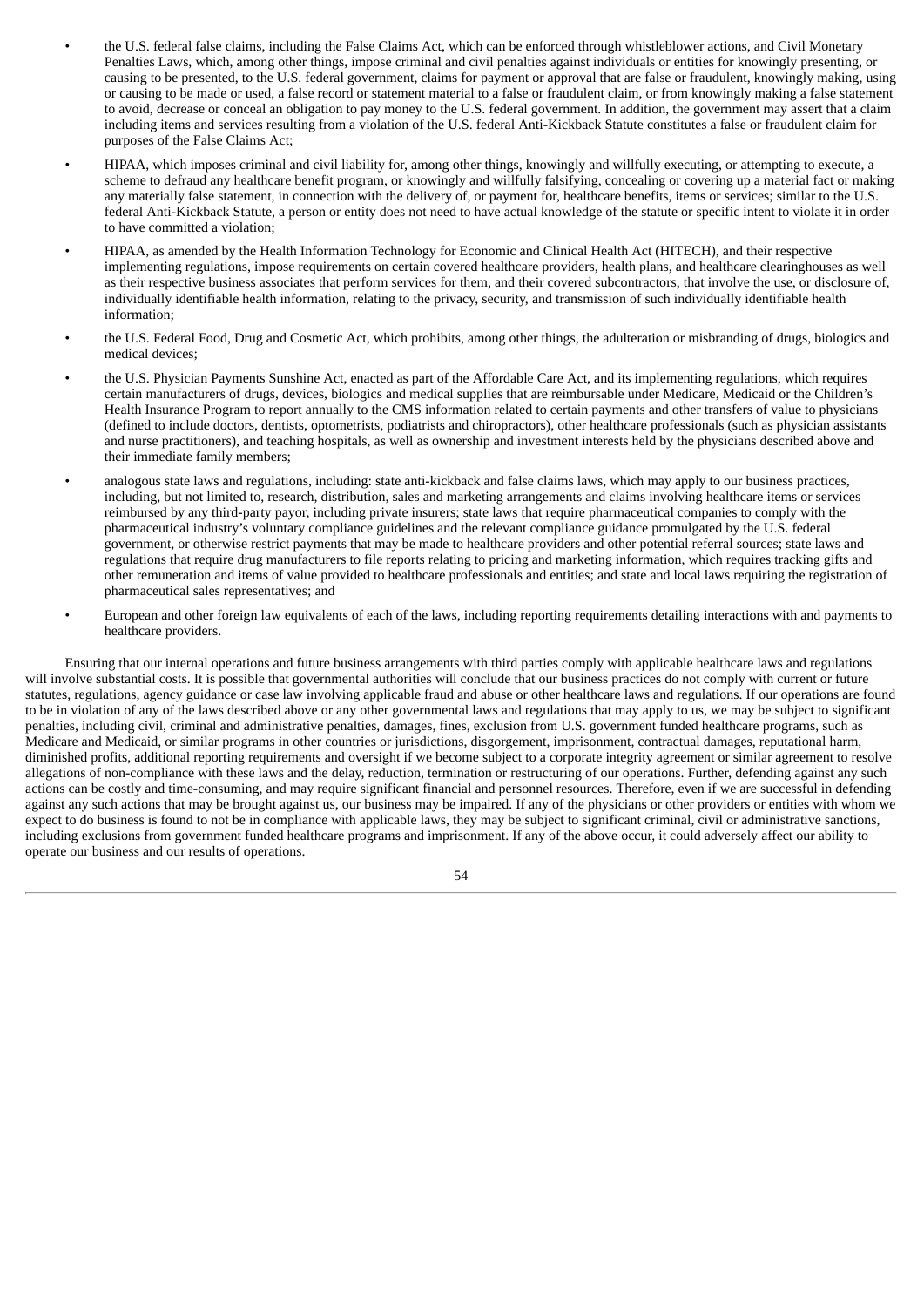- the U.S. federal false claims, including the False Claims Act, which can be enforced through whistleblower actions, and Civil Monetary Penalties Laws, which, among other things, impose criminal and civil penalties against individuals or entities for knowingly presenting, or causing to be presented, to the U.S. federal government, claims for payment or approval that are false or fraudulent, knowingly making, using or causing to be made or used, a false record or statement material to a false or fraudulent claim, or from knowingly making a false statement to avoid, decrease or conceal an obligation to pay money to the U.S. federal government. In addition, the government may assert that a claim including items and services resulting from a violation of the U.S. federal Anti-Kickback Statute constitutes a false or fraudulent claim for purposes of the False Claims Act;
- HIPAA, which imposes criminal and civil liability for, among other things, knowingly and willfully executing, or attempting to execute, a scheme to defraud any healthcare benefit program, or knowingly and willfully falsifying, concealing or covering up a material fact or making any materially false statement, in connection with the delivery of, or payment for, healthcare benefits, items or services; similar to the U.S. federal Anti-Kickback Statute, a person or entity does not need to have actual knowledge of the statute or specific intent to violate it in order to have committed a violation;
- HIPAA, as amended by the Health Information Technology for Economic and Clinical Health Act (HITECH), and their respective implementing regulations, impose requirements on certain covered healthcare providers, health plans, and healthcare clearinghouses as well as their respective business associates that perform services for them, and their covered subcontractors, that involve the use, or disclosure of, individually identifiable health information, relating to the privacy, security, and transmission of such individually identifiable health information;
- the U.S. Federal Food, Drug and Cosmetic Act, which prohibits, among other things, the adulteration or misbranding of drugs, biologics and medical devices;
- the U.S. Physician Payments Sunshine Act, enacted as part of the Affordable Care Act, and its implementing regulations, which requires certain manufacturers of drugs, devices, biologics and medical supplies that are reimbursable under Medicare, Medicaid or the Children's Health Insurance Program to report annually to the CMS information related to certain payments and other transfers of value to physicians (defined to include doctors, dentists, optometrists, podiatrists and chiropractors), other healthcare professionals (such as physician assistants and nurse practitioners), and teaching hospitals, as well as ownership and investment interests held by the physicians described above and their immediate family members;
- analogous state laws and regulations, including: state anti-kickback and false claims laws, which may apply to our business practices, including, but not limited to, research, distribution, sales and marketing arrangements and claims involving healthcare items or services reimbursed by any third-party payor, including private insurers; state laws that require pharmaceutical companies to comply with the pharmaceutical industry's voluntary compliance guidelines and the relevant compliance guidance promulgated by the U.S. federal government, or otherwise restrict payments that may be made to healthcare providers and other potential referral sources; state laws and regulations that require drug manufacturers to file reports relating to pricing and marketing information, which requires tracking gifts and other remuneration and items of value provided to healthcare professionals and entities; and state and local laws requiring the registration of pharmaceutical sales representatives; and
- European and other foreign law equivalents of each of the laws, including reporting requirements detailing interactions with and payments to healthcare providers.

Ensuring that our internal operations and future business arrangements with third parties comply with applicable healthcare laws and regulations will involve substantial costs. It is possible that governmental authorities will conclude that our business practices do not comply with current or future statutes, regulations, agency guidance or case law involving applicable fraud and abuse or other healthcare laws and regulations. If our operations are found to be in violation of any of the laws described above or any other governmental laws and regulations that may apply to us, we may be subject to significant penalties, including civil, criminal and administrative penalties, damages, fines, exclusion from U.S. government funded healthcare programs, such as Medicare and Medicaid, or similar programs in other countries or jurisdictions, disgorgement, imprisonment, contractual damages, reputational harm, diminished profits, additional reporting requirements and oversight if we become subject to a corporate integrity agreement or similar agreement to resolve allegations of non-compliance with these laws and the delay, reduction, termination or restructuring of our operations. Further, defending against any such actions can be costly and time-consuming, and may require significant financial and personnel resources. Therefore, even if we are successful in defending against any such actions that may be brought against us, our business may be impaired. If any of the physicians or other providers or entities with whom we expect to do business is found to not be in compliance with applicable laws, they may be subject to significant criminal, civil or administrative sanctions, including exclusions from government funded healthcare programs and imprisonment. If any of the above occur, it could adversely affect our ability to operate our business and our results of operations.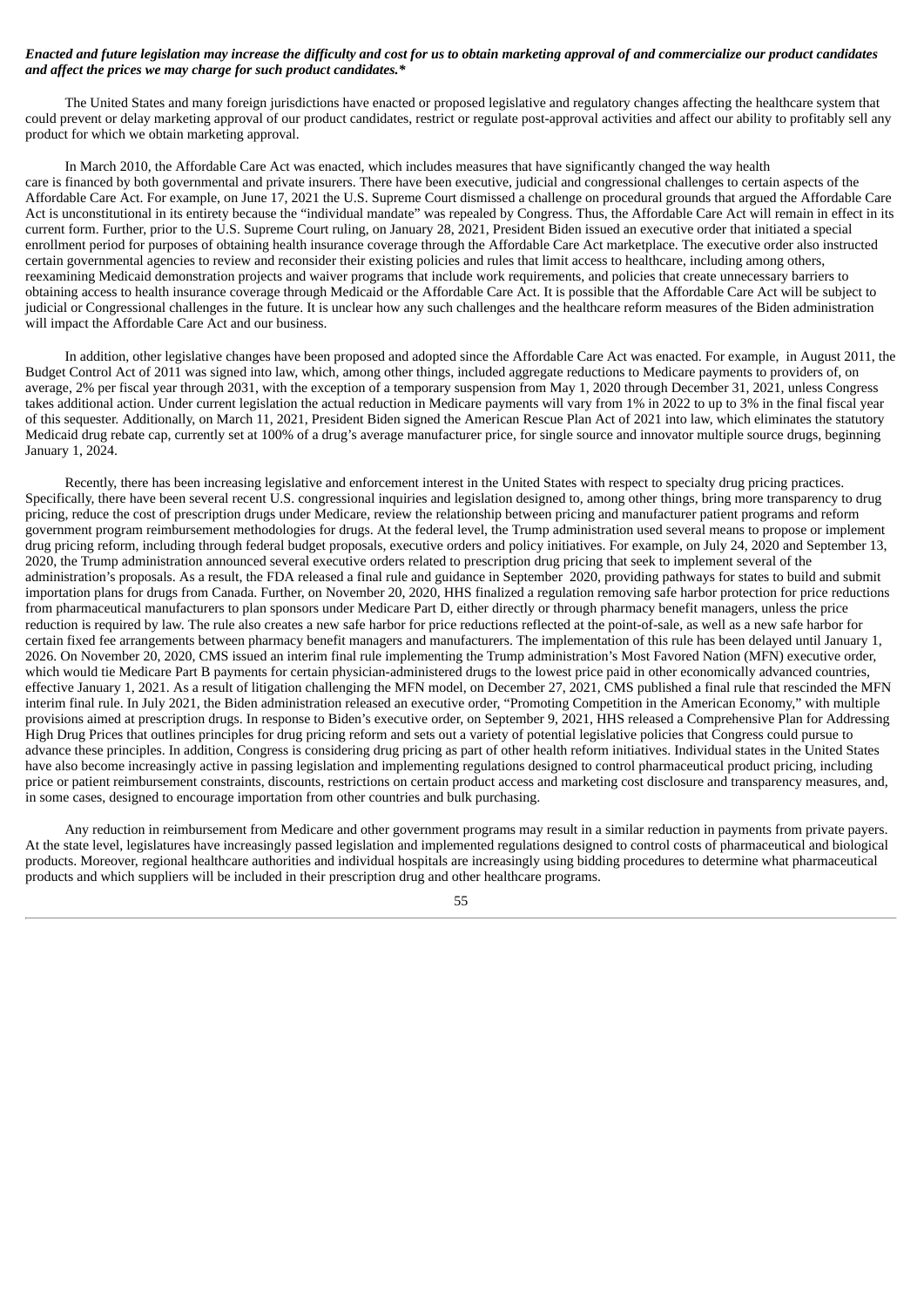***Enacted and future legislation may increase the difficulty and cost for us to obtain marketing approval of and commercialize our product candidates and affect the prices we may charge for such product candidates.****

The United States and many foreign jurisdictions have enacted or proposed legislative and regulatory changes affecting the healthcare system that could prevent or delay marketing approval of our product candidates, restrict or regulate post-approval activities and affect our ability to profitably sell any product for which we obtain marketing approval.

In March 2010, the Affordable Care Act was enacted, which includes measures that have significantly changed the way health care is financed by both governmental and private insurers. There have been executive, judicial and congressional challenges to certain aspects of the Affordable Care Act. For example, on June 17, 2021 the U.S. Supreme Court dismissed a challenge on procedural grounds that argued the Affordable Care Act is unconstitutional in its entirety because the "individual mandate" was repealed by Congress. Thus, the Affordable Care Act will remain in effect in its current form. Further, prior to the U.S. Supreme Court ruling, on January 28, 2021, President Biden issued an executive order that initiated a special enrollment period for purposes of obtaining health insurance coverage through the Affordable Care Act marketplace. The executive order also instructed certain governmental agencies to review and reconsider their existing policies and rules that limit access to healthcare, including among others, reexamining Medicaid demonstration projects and waiver programs that include work requirements, and policies that create unnecessary barriers to obtaining access to health insurance coverage through Medicaid or the Affordable Care Act. It is possible that the Affordable Care Act will be subject to judicial or Congressional challenges in the future. It is unclear how any such challenges and the healthcare reform measures of the Biden administration will impact the Affordable Care Act and our business.

In addition, other legislative changes have been proposed and adopted since the Affordable Care Act was enacted. For example, in August 2011, the Budget Control Act of 2011 was signed into law, which, among other things, included aggregate reductions to Medicare payments to providers of, on average, 2% per fiscal year through 2031, with the exception of a temporary suspension from May 1, 2020 through December 31, 2021, unless Congress takes additional action. Under current legislation the actual reduction in Medicare payments will vary from 1% in 2022 to up to 3% in the final fiscal year of this sequester. Additionally, on March 11, 2021, President Biden signed the American Rescue Plan Act of 2021 into law, which eliminates the statutory Medicaid drug rebate cap, currently set at 100% of a drug's average manufacturer price, for single source and innovator multiple source drugs, beginning January 1, 2024.

Recently, there has been increasing legislative and enforcement interest in the United States with respect to specialty drug pricing practices. Specifically, there have been several recent U.S. congressional inquiries and legislation designed to, among other things, bring more transparency to drug pricing, reduce the cost of prescription drugs under Medicare, review the relationship between pricing and manufacturer patient programs and reform government program reimbursement methodologies for drugs. At the federal level, the Trump administration used several means to propose or implement drug pricing reform, including through federal budget proposals, executive orders and policy initiatives. For example, on July 24, 2020 and September 13, 2020, the Trump administration announced several executive orders related to prescription drug pricing that seek to implement several of the administration's proposals. As a result, the FDA released a final rule and guidance in September 2020, providing pathways for states to build and submit importation plans for drugs from Canada. Further, on November 20, 2020, HHS finalized a regulation removing safe harbor protection for price reductions from pharmaceutical manufacturers to plan sponsors under Medicare Part D, either directly or through pharmacy benefit managers, unless the price reduction is required by law. The rule also creates a new safe harbor for price reductions reflected at the point-of-sale, as well as a new safe harbor for certain fixed fee arrangements between pharmacy benefit managers and manufacturers. The implementation of this rule has been delayed until January 1, 2026. On November 20, 2020, CMS issued an interim final rule implementing the Trump administration's Most Favored Nation (MFN) executive order, which would tie Medicare Part B payments for certain physician-administered drugs to the lowest price paid in other economically advanced countries, effective January 1, 2021. As a result of litigation challenging the MFN model, on December 27, 2021, CMS published a final rule that rescinded the MFN interim final rule. In July 2021, the Biden administration released an executive order, "Promoting Competition in the American Economy," with multiple provisions aimed at prescription drugs. In response to Biden's executive order, on September 9, 2021, HHS released a Comprehensive Plan for Addressing High Drug Prices that outlines principles for drug pricing reform and sets out a variety of potential legislative policies that Congress could pursue to advance these principles. In addition, Congress is considering drug pricing as part of other health reform initiatives. Individual states in the United States have also become increasingly active in passing legislation and implementing regulations designed to control pharmaceutical product pricing, including price or patient reimbursement constraints, discounts, restrictions on certain product access and marketing cost disclosure and transparency measures, and, in some cases, designed to encourage importation from other countries and bulk purchasing.

Any reduction in reimbursement from Medicare and other government programs may result in a similar reduction in payments from private payers. At the state level, legislatures have increasingly passed legislation and implemented regulations designed to control costs of pharmaceutical and biological products. Moreover, regional healthcare authorities and individual hospitals are increasingly using bidding procedures to determine what pharmaceutical products and which suppliers will be included in their prescription drug and other healthcare programs.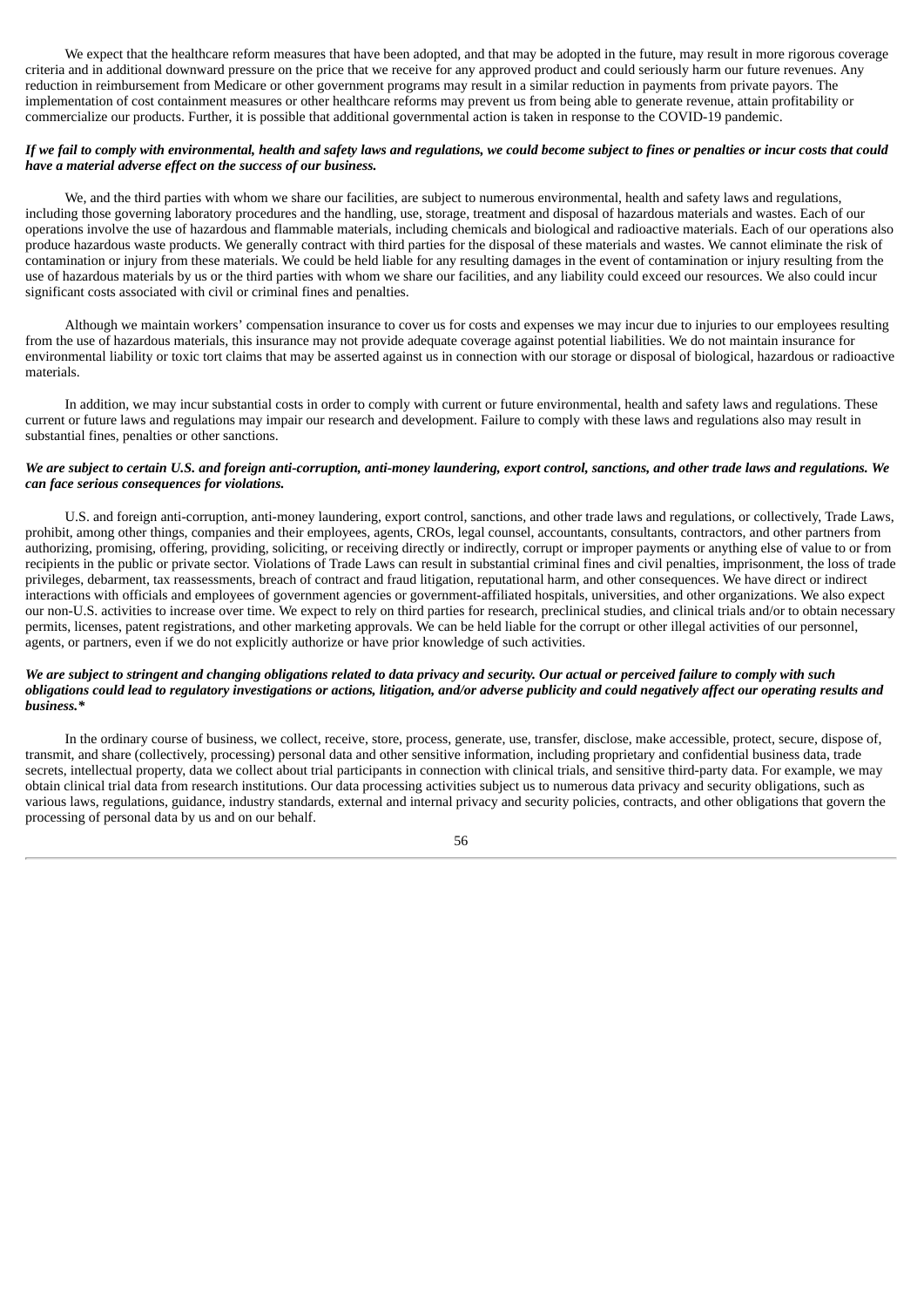We expect that the healthcare reform measures that have been adopted, and that may be adopted in the future, may result in more rigorous coverage criteria and in additional downward pressure on the price that we receive for any approved product and could seriously harm our future revenues. Any reduction in reimbursement from Medicare or other government programs may result in a similar reduction in payments from private payors. The implementation of cost containment measures or other healthcare reforms may prevent us from being able to generate revenue, attain profitability or commercialize our products. Further, it is possible that additional governmental action is taken in response to the COVID-19 pandemic.

***If we fail to comply with environmental, health and safety laws and regulations, we could become subject to fines or penalties or incur costs that could have a material adverse effect on the success of our business.***

We, and the third parties with whom we share our facilities, are subject to numerous environmental, health and safety laws and regulations, including those governing laboratory procedures and the handling, use, storage, treatment and disposal of hazardous materials and wastes. Each of our operations involve the use of hazardous and flammable materials, including chemicals and biological and radioactive materials. Each of our operations also produce hazardous waste products. We generally contract with third parties for the disposal of these materials and wastes. We cannot eliminate the risk of contamination or injury from these materials. We could be held liable for any resulting damages in the event of contamination or injury resulting from the use of hazardous materials by us or the third parties with whom we share our facilities, and any liability could exceed our resources. We also could incur significant costs associated with civil or criminal fines and penalties.

Although we maintain workers' compensation insurance to cover us for costs and expenses we may incur due to injuries to our employees resulting from the use of hazardous materials, this insurance may not provide adequate coverage against potential liabilities. We do not maintain insurance for environmental liability or toxic tort claims that may be asserted against us in connection with our storage or disposal of biological, hazardous or radioactive materials.

In addition, we may incur substantial costs in order to comply with current or future environmental, health and safety laws and regulations. These current or future laws and regulations may impair our research and development. Failure to comply with these laws and regulations also may result in substantial fines, penalties or other sanctions.

***We are subject to certain U.S. and foreign anti-corruption, anti-money laundering, export control, sanctions, and other trade laws and regulations. We can face serious consequences for violations.***

U.S. and foreign anti-corruption, anti-money laundering, export control, sanctions, and other trade laws and regulations, or collectively, Trade Laws, prohibit, among other things, companies and their employees, agents, CROs, legal counsel, accountants, consultants, contractors, and other partners from authorizing, promising, offering, providing, soliciting, or receiving directly or indirectly, corrupt or improper payments or anything else of value to or from recipients in the public or private sector. Violations of Trade Laws can result in substantial criminal fines and civil penalties, imprisonment, the loss of trade privileges, debarment, tax reassessments, breach of contract and fraud litigation, reputational harm, and other consequences. We have direct or indirect interactions with officials and employees of government agencies or government-affiliated hospitals, universities, and other organizations. We also expect our non-U.S. activities to increase over time. We expect to rely on third parties for research, preclinical studies, and clinical trials and/or to obtain necessary permits, licenses, patent registrations, and other marketing approvals. We can be held liable for the corrupt or other illegal activities of our personnel, agents, or partners, even if we do not explicitly authorize or have prior knowledge of such activities.

***We are subject to stringent and changing obligations related to data privacy and security. Our actual or perceived failure to comply with such obligations could lead to regulatory investigations or actions, litigation, and/or adverse publicity and could negatively affect our operating results and business.****

In the ordinary course of business, we collect, receive, store, process, generate, use, transfer, disclose, make accessible, protect, secure, dispose of, transmit, and share (collectively, processing) personal data and other sensitive information, including proprietary and confidential business data, trade secrets, intellectual property, data we collect about trial participants in connection with clinical trials, and sensitive third-party data. For example, we may obtain clinical trial data from research institutions. Our data processing activities subject us to numerous data privacy and security obligations, such as various laws, regulations, guidance, industry standards, external and internal privacy and security policies, contracts, and other obligations that govern the processing of personal data by us and on our behalf.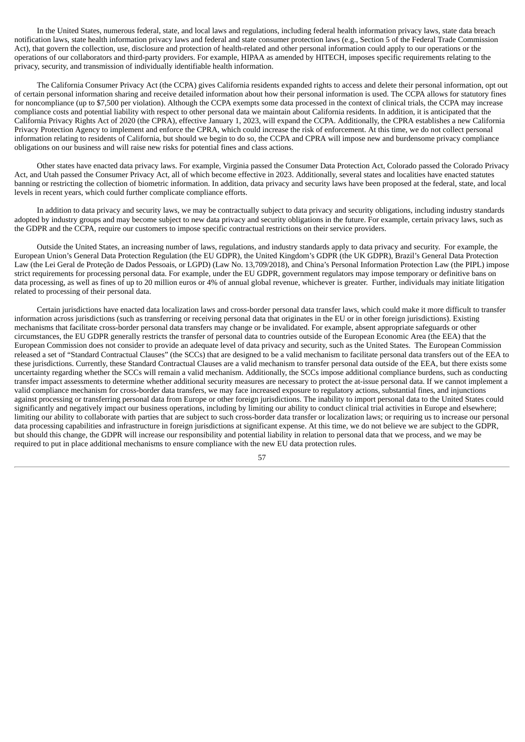In the United States, numerous federal, state, and local laws and regulations, including federal health information privacy laws, state data breach notification laws, state health information privacy laws and federal and state consumer protection laws (e.g., Section 5 of the Federal Trade Commission Act), that govern the collection, use, disclosure and protection of health-related and other personal information could apply to our operations or the operations of our collaborators and third-party providers. For example, HIPAA as amended by HITECH, imposes specific requirements relating to the privacy, security, and transmission of individually identifiable health information.

The California Consumer Privacy Act (the CCPA) gives California residents expanded rights to access and delete their personal information, opt out of certain personal information sharing and receive detailed information about how their personal information is used. The CCPA allows for statutory fines for noncompliance (up to $7,500 per violation). Although the CCPA exempts some data processed in the context of clinical trials, the CCPA may increase compliance costs and potential liability with respect to other personal data we maintain about California residents. In addition, it is anticipated that the California Privacy Rights Act of 2020 (the CPRA), effective January 1, 2023, will expand the CCPA. Additionally, the CPRA establishes a new California Privacy Protection Agency to implement and enforce the CPRA, which could increase the risk of enforcement. At this time, we do not collect personal information relating to residents of California, but should we begin to do so, the CCPA and CPRA will impose new and burdensome privacy compliance obligations on our business and will raise new risks for potential fines and class actions.

Other states have enacted data privacy laws. For example, Virginia passed the Consumer Data Protection Act, Colorado passed the Colorado Privacy Act, and Utah passed the Consumer Privacy Act, all of which become effective in 2023. Additionally, several states and localities have enacted statutes banning or restricting the collection of biometric information. In addition, data privacy and security laws have been proposed at the federal, state, and local levels in recent years, which could further complicate compliance efforts.

In addition to data privacy and security laws, we may be contractually subject to data privacy and security obligations, including industry standards adopted by industry groups and may become subject to new data privacy and security obligations in the future. For example, certain privacy laws, such as the GDPR and the CCPA, require our customers to impose specific contractual restrictions on their service providers.

Outside the United States, an increasing number of laws, regulations, and industry standards apply to data privacy and security. For example, the European Union's General Data Protection Regulation (the EU GDPR), the United Kingdom's GDPR (the UK GDPR), Brazil's General Data Protection Law (the Lei Geral de Proteção de Dados Pessoais, or LGPD) (Law No. 13,709/2018), and China's Personal Information Protection Law (the PIPL) impose strict requirements for processing personal data. For example, under the EU GDPR, government regulators may impose temporary or definitive bans on data processing, as well as fines of up to 20 million euros or 4% of annual global revenue, whichever is greater. Further, individuals may initiate litigation related to processing of their personal data.

Certain jurisdictions have enacted data localization laws and cross-border personal data transfer laws, which could make it more difficult to transfer information across jurisdictions (such as transferring or receiving personal data that originates in the EU or in other foreign jurisdictions). Existing mechanisms that facilitate cross-border personal data transfers may change or be invalidated. For example, absent appropriate safeguards or other circumstances, the EU GDPR generally restricts the transfer of personal data to countries outside of the European Economic Area (the EEA) that the European Commission does not consider to provide an adequate level of data privacy and security, such as the United States. The European Commission released a set of "Standard Contractual Clauses" (the SCCs) that are designed to be a valid mechanism to facilitate personal data transfers out of the EEA to these jurisdictions. Currently, these Standard Contractual Clauses are a valid mechanism to transfer personal data outside of the EEA, but there exists some uncertainty regarding whether the SCCs will remain a valid mechanism. Additionally, the SCCs impose additional compliance burdens, such as conducting transfer impact assessments to determine whether additional security measures are necessary to protect the at-issue personal data. If we cannot implement a valid compliance mechanism for cross-border data transfers, we may face increased exposure to regulatory actions, substantial fines, and injunctions against processing or transferring personal data from Europe or other foreign jurisdictions. The inability to import personal data to the United States could significantly and negatively impact our business operations, including by limiting our ability to conduct clinical trial activities in Europe and elsewhere; limiting our ability to collaborate with parties that are subject to such cross-border data transfer or localization laws; or requiring us to increase our personal data processing capabilities and infrastructure in foreign jurisdictions at significant expense. At this time, we do not believe we are subject to the GDPR, but should this change, the GDPR will increase our responsibility and potential liability in relation to personal data that we process, and we may be required to put in place additional mechanisms to ensure compliance with the new EU data protection rules.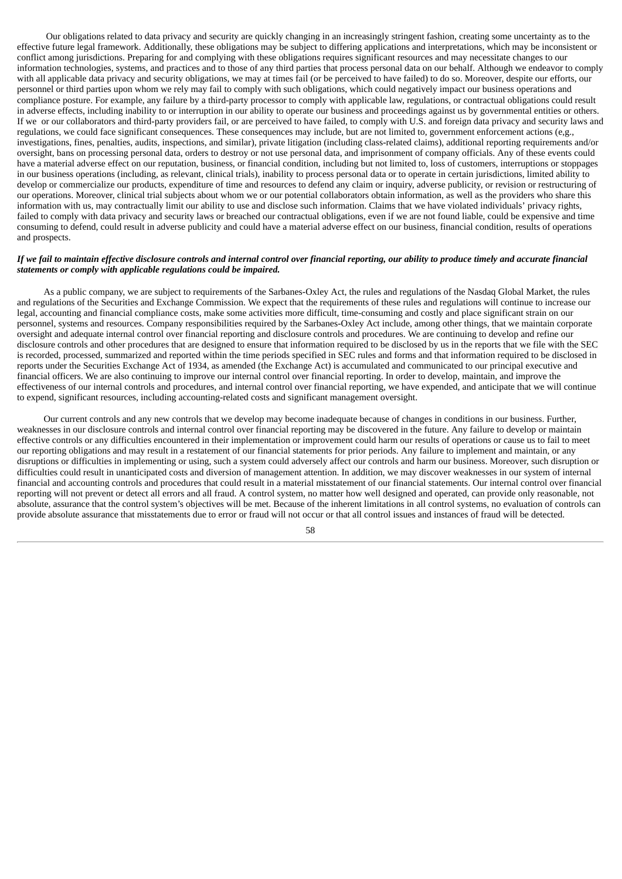Our obligations related to data privacy and security are quickly changing in an increasingly stringent fashion, creating some uncertainty as to the effective future legal framework. Additionally, these obligations may be subject to differing applications and interpretations, which may be inconsistent or conflict among jurisdictions. Preparing for and complying with these obligations requires significant resources and may necessitate changes to our information technologies, systems, and practices and to those of any third parties that process personal data on our behalf. Although we endeavor to comply with all applicable data privacy and security obligations, we may at times fail (or be perceived to have failed) to do so. Moreover, despite our efforts, our personnel or third parties upon whom we rely may fail to comply with such obligations, which could negatively impact our business operations and compliance posture. For example, any failure by a third-party processor to comply with applicable law, regulations, or contractual obligations could result in adverse effects, including inability to or interruption in our ability to operate our business and proceedings against us by governmental entities or others. If we or our collaborators and third-party providers fail, or are perceived to have failed, to comply with U.S. and foreign data privacy and security laws and regulations, we could face significant consequences. These consequences may include, but are not limited to, government enforcement actions (e,g., investigations, fines, penalties, audits, inspections, and similar), private litigation (including class-related claims), additional reporting requirements and/or oversight, bans on processing personal data, orders to destroy or not use personal data, and imprisonment of company officials. Any of these events could have a material adverse effect on our reputation, business, or financial condition, including but not limited to, loss of customers, interruptions or stoppages in our business operations (including, as relevant, clinical trials), inability to process personal data or to operate in certain jurisdictions, limited ability to develop or commercialize our products, expenditure of time and resources to defend any claim or inquiry, adverse publicity, or revision or restructuring of our operations. Moreover, clinical trial subjects about whom we or our potential collaborators obtain information, as well as the providers who share this information with us, may contractually limit our ability to use and disclose such information. Claims that we have violated individuals' privacy rights, failed to comply with data privacy and security laws or breached our contractual obligations, even if we are not found liable, could be expensive and time consuming to defend, could result in adverse publicity and could have a material adverse effect on our business, financial condition, results of operations and prospects.

***If we fail to maintain effective disclosure controls and internal control over financial reporting, our ability to produce timely and accurate financial statements or comply with applicable regulations could be impaired.***

As a public company, we are subject to requirements of the Sarbanes-Oxley Act, the rules and regulations of the Nasdaq Global Market, the rules and regulations of the Securities and Exchange Commission. We expect that the requirements of these rules and regulations will continue to increase our legal, accounting and financial compliance costs, make some activities more difficult, time-consuming and costly and place significant strain on our personnel, systems and resources. Company responsibilities required by the Sarbanes-Oxley Act include, among other things, that we maintain corporate oversight and adequate internal control over financial reporting and disclosure controls and procedures. We are continuing to develop and refine our disclosure controls and other procedures that are designed to ensure that information required to be disclosed by us in the reports that we file with the SEC is recorded, processed, summarized and reported within the time periods specified in SEC rules and forms and that information required to be disclosed in reports under the Securities Exchange Act of 1934, as amended (the Exchange Act) is accumulated and communicated to our principal executive and financial officers. We are also continuing to improve our internal control over financial reporting. In order to develop, maintain, and improve the effectiveness of our internal controls and procedures, and internal control over financial reporting, we have expended, and anticipate that we will continue to expend, significant resources, including accounting-related costs and significant management oversight.

Our current controls and any new controls that we develop may become inadequate because of changes in conditions in our business. Further, weaknesses in our disclosure controls and internal control over financial reporting may be discovered in the future. Any failure to develop or maintain effective controls or any difficulties encountered in their implementation or improvement could harm our results of operations or cause us to fail to meet our reporting obligations and may result in a restatement of our financial statements for prior periods. Any failure to implement and maintain, or any disruptions or difficulties in implementing or using, such a system could adversely affect our controls and harm our business. Moreover, such disruption or difficulties could result in unanticipated costs and diversion of management attention. In addition, we may discover weaknesses in our system of internal financial and accounting controls and procedures that could result in a material misstatement of our financial statements. Our internal control over financial reporting will not prevent or detect all errors and all fraud. A control system, no matter how well designed and operated, can provide only reasonable, not absolute, assurance that the control system's objectives will be met. Because of the inherent limitations in all control systems, no evaluation of controls can provide absolute assurance that misstatements due to error or fraud will not occur or that all control issues and instances of fraud will be detected.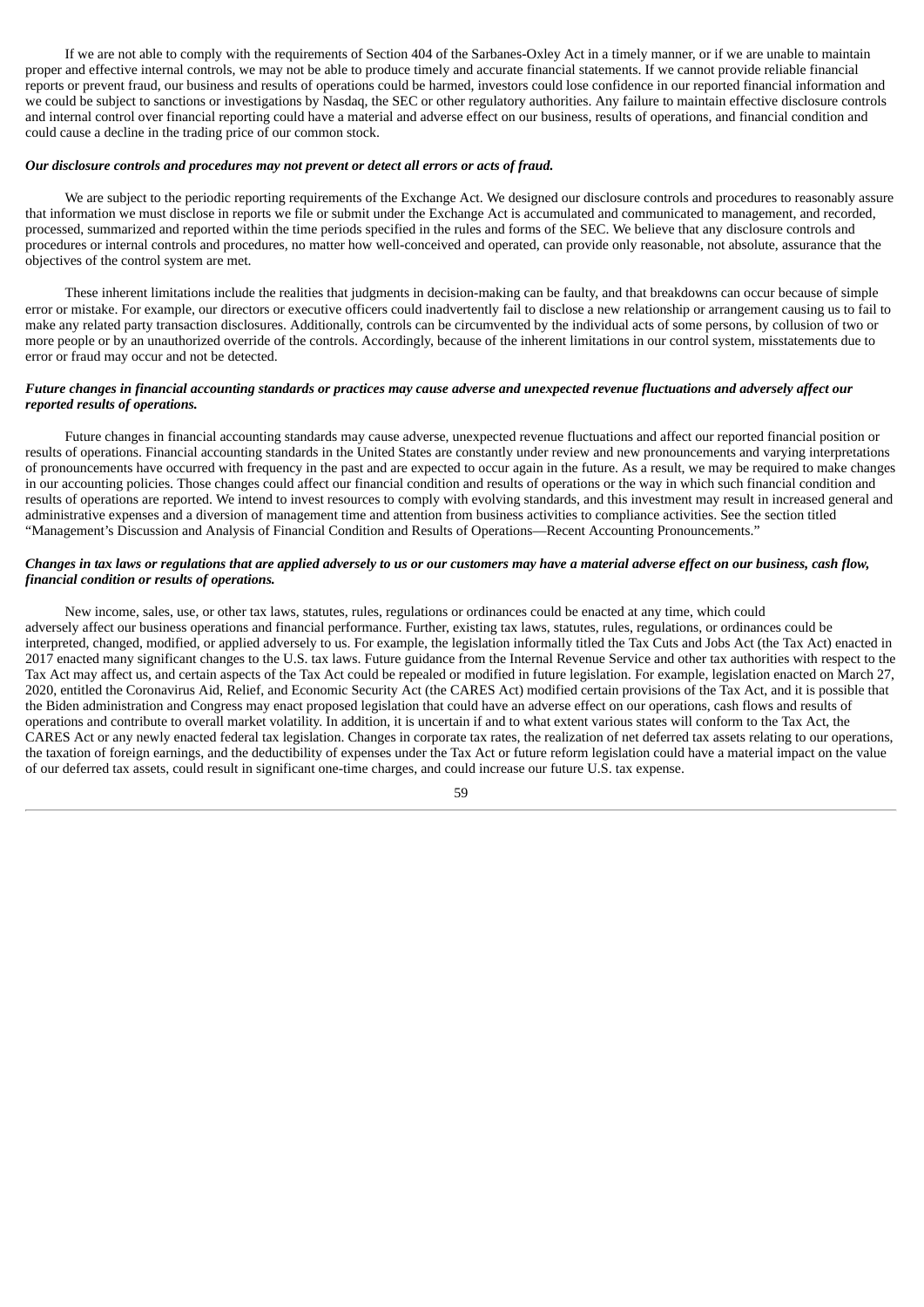If we are not able to comply with the requirements of Section 404 of the Sarbanes-Oxley Act in a timely manner, or if we are unable to maintain proper and effective internal controls, we may not be able to produce timely and accurate financial statements. If we cannot provide reliable financial reports or prevent fraud, our business and results of operations could be harmed, investors could lose confidence in our reported financial information and we could be subject to sanctions or investigations by Nasdaq, the SEC or other regulatory authorities. Any failure to maintain effective disclosure controls and internal control over financial reporting could have a material and adverse effect on our business, results of operations, and financial condition and could cause a decline in the trading price of our common stock.

***Our disclosure controls and procedures may not prevent or detect all errors or acts of fraud.***

We are subject to the periodic reporting requirements of the Exchange Act. We designed our disclosure controls and procedures to reasonably assure that information we must disclose in reports we file or submit under the Exchange Act is accumulated and communicated to management, and recorded, processed, summarized and reported within the time periods specified in the rules and forms of the SEC. We believe that any disclosure controls and procedures or internal controls and procedures, no matter how well-conceived and operated, can provide only reasonable, not absolute, assurance that the objectives of the control system are met.

These inherent limitations include the realities that judgments in decision-making can be faulty, and that breakdowns can occur because of simple error or mistake. For example, our directors or executive officers could inadvertently fail to disclose a new relationship or arrangement causing us to fail to make any related party transaction disclosures. Additionally, controls can be circumvented by the individual acts of some persons, by collusion of two or more people or by an unauthorized override of the controls. Accordingly, because of the inherent limitations in our control system, misstatements due to error or fraud may occur and not be detected.

***Future changes in financial accounting standards or practices may cause adverse and unexpected revenue fluctuations and adversely affect our reported results of operations.***

Future changes in financial accounting standards may cause adverse, unexpected revenue fluctuations and affect our reported financial position or results of operations. Financial accounting standards in the United States are constantly under review and new pronouncements and varying interpretations of pronouncements have occurred with frequency in the past and are expected to occur again in the future. As a result, we may be required to make changes in our accounting policies. Those changes could affect our financial condition and results of operations or the way in which such financial condition and results of operations are reported. We intend to invest resources to comply with evolving standards, and this investment may result in increased general and administrative expenses and a diversion of management time and attention from business activities to compliance activities. See the section titled "Management's Discussion and Analysis of Financial Condition and Results of Operations—Recent Accounting Pronouncements."

***Changes in tax laws or regulations that are applied adversely to us or our customers may have a material adverse effect on our business, cash flow, financial condition or results of operations.***

New income, sales, use, or other tax laws, statutes, rules, regulations or ordinances could be enacted at any time, which could adversely affect our business operations and financial performance. Further, existing tax laws, statutes, rules, regulations, or ordinances could be interpreted, changed, modified, or applied adversely to us. For example, the legislation informally titled the Tax Cuts and Jobs Act (the Tax Act) enacted in 2017 enacted many significant changes to the U.S. tax laws. Future guidance from the Internal Revenue Service and other tax authorities with respect to the Tax Act may affect us, and certain aspects of the Tax Act could be repealed or modified in future legislation. For example, legislation enacted on March 27, 2020, entitled the Coronavirus Aid, Relief, and Economic Security Act (the CARES Act) modified certain provisions of the Tax Act, and it is possible that the Biden administration and Congress may enact proposed legislation that could have an adverse effect on our operations, cash flows and results of operations and contribute to overall market volatility. In addition, it is uncertain if and to what extent various states will conform to the Tax Act, the CARES Act or any newly enacted federal tax legislation. Changes in corporate tax rates, the realization of net deferred tax assets relating to our operations, the taxation of foreign earnings, and the deductibility of expenses under the Tax Act or future reform legislation could have a material impact on the value of our deferred tax assets, could result in significant one-time charges, and could increase our future U.S. tax expense.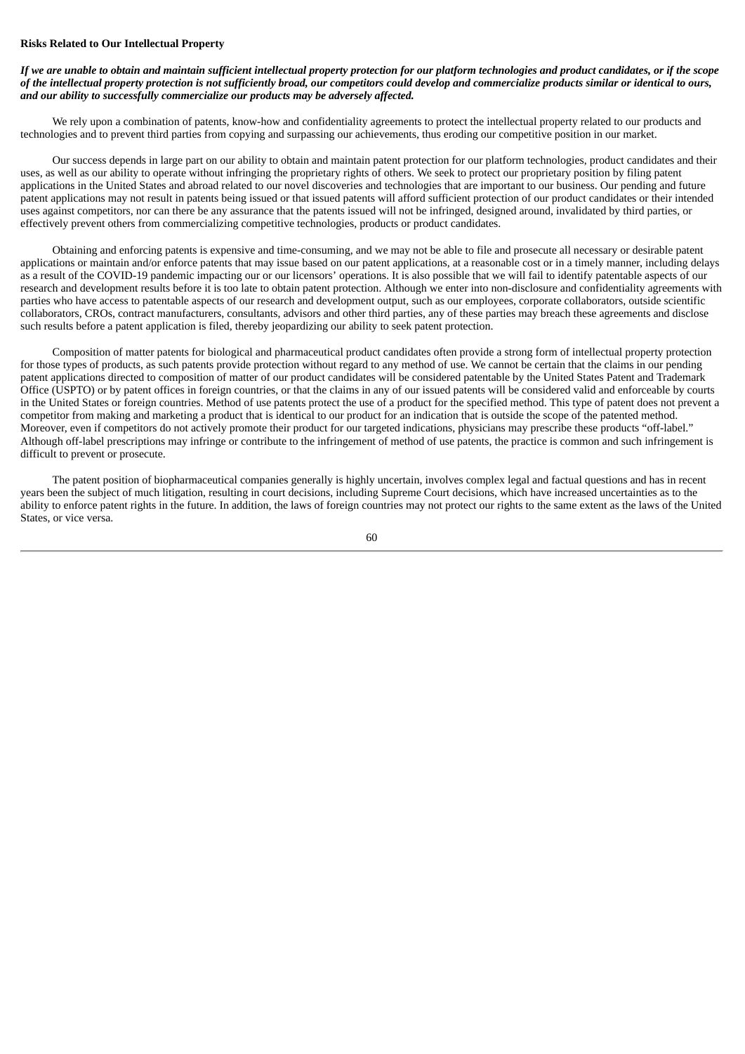**Risks Related to Our Intellectual Property**

***If we are unable to obtain and maintain sufficient intellectual property protection for our platform technologies and product candidates, or if the scope of the intellectual property protection is not sufficiently broad, our competitors could develop and commercialize products similar or identical to ours, and our ability to successfully commercialize our products may be adversely affected.***

We rely upon a combination of patents, know-how and confidentiality agreements to protect the intellectual property related to our products and technologies and to prevent third parties from copying and surpassing our achievements, thus eroding our competitive position in our market.

Our success depends in large part on our ability to obtain and maintain patent protection for our platform technologies, product candidates and their uses, as well as our ability to operate without infringing the proprietary rights of others. We seek to protect our proprietary position by filing patent applications in the United States and abroad related to our novel discoveries and technologies that are important to our business. Our pending and future patent applications may not result in patents being issued or that issued patents will afford sufficient protection of our product candidates or their intended uses against competitors, nor can there be any assurance that the patents issued will not be infringed, designed around, invalidated by third parties, or effectively prevent others from commercializing competitive technologies, products or product candidates.

Obtaining and enforcing patents is expensive and time-consuming, and we may not be able to file and prosecute all necessary or desirable patent applications or maintain and/or enforce patents that may issue based on our patent applications, at a reasonable cost or in a timely manner, including delays as a result of the COVID-19 pandemic impacting our or our licensors' operations. It is also possible that we will fail to identify patentable aspects of our research and development results before it is too late to obtain patent protection. Although we enter into non-disclosure and confidentiality agreements with parties who have access to patentable aspects of our research and development output, such as our employees, corporate collaborators, outside scientific collaborators, CROs, contract manufacturers, consultants, advisors and other third parties, any of these parties may breach these agreements and disclose such results before a patent application is filed, thereby jeopardizing our ability to seek patent protection.

Composition of matter patents for biological and pharmaceutical product candidates often provide a strong form of intellectual property protection for those types of products, as such patents provide protection without regard to any method of use. We cannot be certain that the claims in our pending patent applications directed to composition of matter of our product candidates will be considered patentable by the United States Patent and Trademark Office (USPTO) or by patent offices in foreign countries, or that the claims in any of our issued patents will be considered valid and enforceable by courts in the United States or foreign countries. Method of use patents protect the use of a product for the specified method. This type of patent does not prevent a competitor from making and marketing a product that is identical to our product for an indication that is outside the scope of the patented method. Moreover, even if competitors do not actively promote their product for our targeted indications, physicians may prescribe these products "off-label." Although off-label prescriptions may infringe or contribute to the infringement of method of use patents, the practice is common and such infringement is difficult to prevent or prosecute.

The patent position of biopharmaceutical companies generally is highly uncertain, involves complex legal and factual questions and has in recent years been the subject of much litigation, resulting in court decisions, including Supreme Court decisions, which have increased uncertainties as to the ability to enforce patent rights in the future. In addition, the laws of foreign countries may not protect our rights to the same extent as the laws of the United States, or vice versa.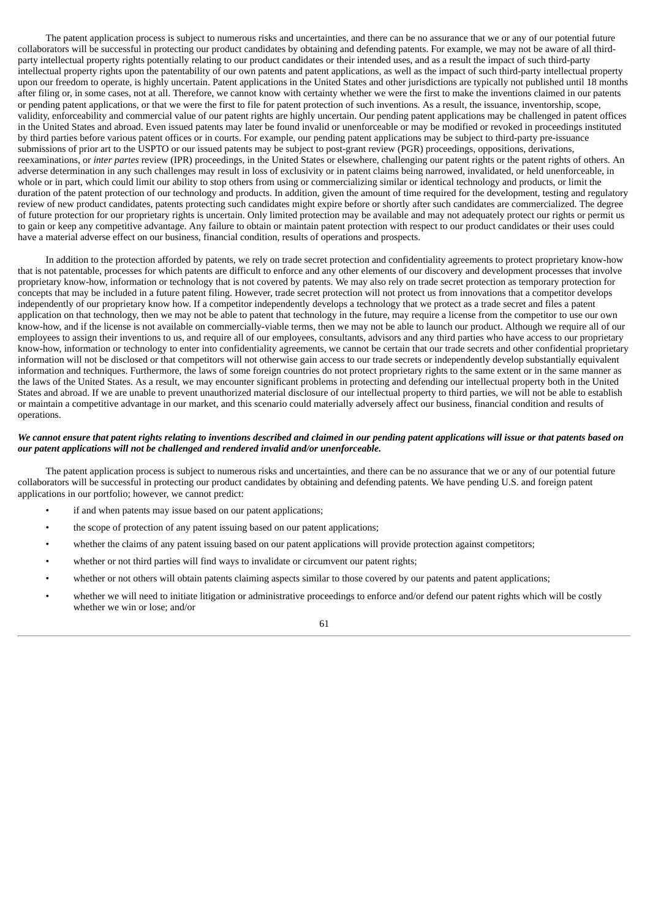The patent application process is subject to numerous risks and uncertainties, and there can be no assurance that we or any of our potential future collaborators will be successful in protecting our product candidates by obtaining and defending patents. For example, we may not be aware of all third-party intellectual property rights potentially relating to our product candidates or their intended uses, and as a result the impact of such third-party intellectual property rights upon the patentability of our own patents and patent applications, as well as the impact of such third-party intellectual property upon our freedom to operate, is highly uncertain. Patent applications in the United States and other jurisdictions are typically not published until 18 months after filing or, in some cases, not at all. Therefore, we cannot know with certainty whether we were the first to make the inventions claimed in our patents or pending patent applications, or that we were the first to file for patent protection of such inventions. As a result, the issuance, inventorship, scope, validity, enforceability and commercial value of our patent rights are highly uncertain. Our pending patent applications may be challenged in patent offices in the United States and abroad. Even issued patents may later be found invalid or unenforceable or may be modified or revoked in proceedings instituted by third parties before various patent offices or in courts. For example, our pending patent applications may be subject to third-party pre-issuance submissions of prior art to the USPTO or our issued patents may be subject to post-grant review (PGR) proceedings, oppositions, derivations, reexaminations, or *inter partes* review (IPR) proceedings, in the United States or elsewhere, challenging our patent rights or the patent rights of others. An adverse determination in any such challenges may result in loss of exclusivity or in patent claims being narrowed, invalidated, or held unenforceable, in whole or in part, which could limit our ability to stop others from using or commercializing similar or identical technology and products, or limit the duration of the patent protection of our technology and products. In addition, given the amount of time required for the development, testing and regulatory review of new product candidates, patents protecting such candidates might expire before or shortly after such candidates are commercialized. The degree of future protection for our proprietary rights is uncertain. Only limited protection may be available and may not adequately protect our rights or permit us to gain or keep any competitive advantage. Any failure to obtain or maintain patent protection with respect to our product candidates or their uses could have a material adverse effect on our business, financial condition, results of operations and prospects.

In addition to the protection afforded by patents, we rely on trade secret protection and confidentiality agreements to protect proprietary know-how that is not patentable, processes for which patents are difficult to enforce and any other elements of our discovery and development processes that involve proprietary know-how, information or technology that is not covered by patents. We may also rely on trade secret protection as temporary protection for concepts that may be included in a future patent filing. However, trade secret protection will not protect us from innovations that a competitor develops independently of our proprietary know how. If a competitor independently develops a technology that we protect as a trade secret and files a patent application on that technology, then we may not be able to patent that technology in the future, may require a license from the competitor to use our own know-how, and if the license is not available on commercially-viable terms, then we may not be able to launch our product. Although we require all of our employees to assign their inventions to us, and require all of our employees, consultants, advisors and any third parties who have access to our proprietary know-how, information or technology to enter into confidentiality agreements, we cannot be certain that our trade secrets and other confidential proprietary information will not be disclosed or that competitors will not otherwise gain access to our trade secrets or independently develop substantially equivalent information and techniques. Furthermore, the laws of some foreign countries do not protect proprietary rights to the same extent or in the same manner as the laws of the United States. As a result, we may encounter significant problems in protecting and defending our intellectual property both in the United States and abroad. If we are unable to prevent unauthorized material disclosure of our intellectual property to third parties, we will not be able to establish or maintain a competitive advantage in our market, and this scenario could materially adversely affect our business, financial condition and results of operations.

***We cannot ensure that patent rights relating to inventions described and claimed in our pending patent applications will issue or that patents based on our patent applications will not be challenged and rendered invalid and/or unenforceable.***

The patent application process is subject to numerous risks and uncertainties, and there can be no assurance that we or any of our potential future collaborators will be successful in protecting our product candidates by obtaining and defending patents. We have pending U.S. and foreign patent applications in our portfolio; however, we cannot predict:

- if and when patents may issue based on our patent applications;
- the scope of protection of any patent issuing based on our patent applications;
- whether the claims of any patent issuing based on our patent applications will provide protection against competitors;
- whether or not third parties will find ways to invalidate or circumvent our patent rights;
- whether or not others will obtain patents claiming aspects similar to those covered by our patents and patent applications;
- whether we will need to initiate litigation or administrative proceedings to enforce and/or defend our patent rights which will be costly whether we win or lose; and/or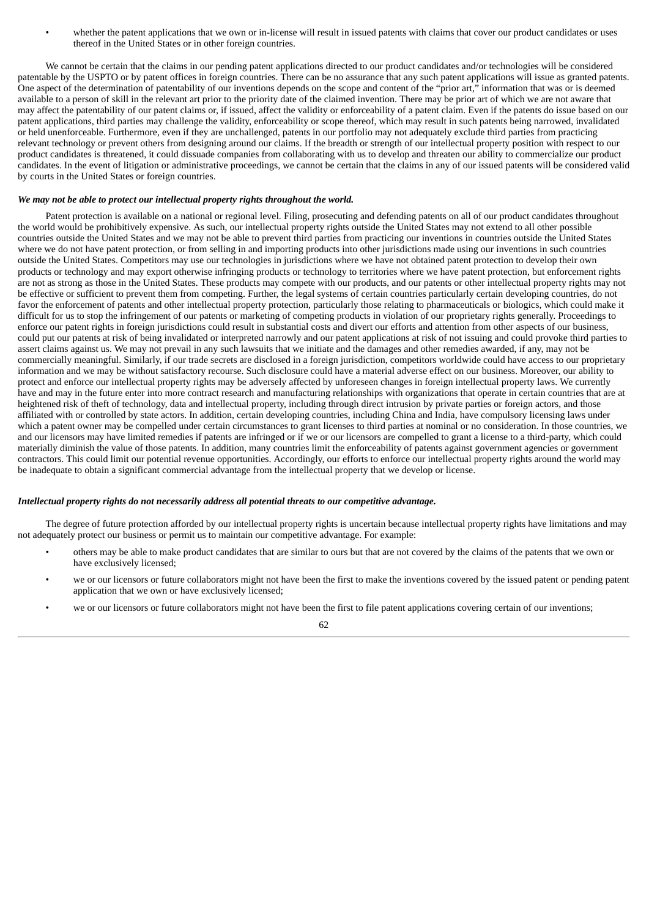- whether the patent applications that we own or in-license will result in issued patents with claims that cover our product candidates or uses thereof in the United States or in other foreign countries.

We cannot be certain that the claims in our pending patent applications directed to our product candidates and/or technologies will be considered patentable by the USPTO or by patent offices in foreign countries. There can be no assurance that any such patent applications will issue as granted patents. One aspect of the determination of patentability of our inventions depends on the scope and content of the "prior art," information that was or is deemed available to a person of skill in the relevant art prior to the priority date of the claimed invention. There may be prior art of which we are not aware that may affect the patentability of our patent claims or, if issued, affect the validity or enforceability of a patent claim. Even if the patents do issue based on our patent applications, third parties may challenge the validity, enforceability or scope thereof, which may result in such patents being narrowed, invalidated or held unenforceable. Furthermore, even if they are unchallenged, patents in our portfolio may not adequately exclude third parties from practicing relevant technology or prevent others from designing around our claims. If the breadth or strength of our intellectual property position with respect to our product candidates is threatened, it could dissuade companies from collaborating with us to develop and threaten our ability to commercialize our product candidates. In the event of litigation or administrative proceedings, we cannot be certain that the claims in any of our issued patents will be considered valid by courts in the United States or foreign countries.

***We may not be able to protect our intellectual property rights throughout the world.***

Patent protection is available on a national or regional level. Filing, prosecuting and defending patents on all of our product candidates throughout the world would be prohibitively expensive. As such, our intellectual property rights outside the United States may not extend to all other possible countries outside the United States and we may not be able to prevent third parties from practicing our inventions in countries outside the United States where we do not have patent protection, or from selling in and importing products into other jurisdictions made using our inventions in such countries outside the United States. Competitors may use our technologies in jurisdictions where we have not obtained patent protection to develop their own products or technology and may export otherwise infringing products or technology to territories where we have patent protection, but enforcement rights are not as strong as those in the United States. These products may compete with our products, and our patents or other intellectual property rights may not be effective or sufficient to prevent them from competing. Further, the legal systems of certain countries particularly certain developing countries, do not favor the enforcement of patents and other intellectual property protection, particularly those relating to pharmaceuticals or biologics, which could make it difficult for us to stop the infringement of our patents or marketing of competing products in violation of our proprietary rights generally. Proceedings to enforce our patent rights in foreign jurisdictions could result in substantial costs and divert our efforts and attention from other aspects of our business, could put our patents at risk of being invalidated or interpreted narrowly and our patent applications at risk of not issuing and could provoke third parties to assert claims against us. We may not prevail in any such lawsuits that we initiate and the damages and other remedies awarded, if any, may not be commercially meaningful. Similarly, if our trade secrets are disclosed in a foreign jurisdiction, competitors worldwide could have access to our proprietary information and we may be without satisfactory recourse. Such disclosure could have a material adverse effect on our business. Moreover, our ability to protect and enforce our intellectual property rights may be adversely affected by unforeseen changes in foreign intellectual property laws. We currently have and may in the future enter into more contract research and manufacturing relationships with organizations that operate in certain countries that are at heightened risk of theft of technology, data and intellectual property, including through direct intrusion by private parties or foreign actors, and those affiliated with or controlled by state actors. In addition, certain developing countries, including China and India, have compulsory licensing laws under which a patent owner may be compelled under certain circumstances to grant licenses to third parties at nominal or no consideration. In those countries, we and our licensors may have limited remedies if patents are infringed or if we or our licensors are compelled to grant a license to a third-party, which could materially diminish the value of those patents. In addition, many countries limit the enforceability of patents against government agencies or government contractors. This could limit our potential revenue opportunities. Accordingly, our efforts to enforce our intellectual property rights around the world may be inadequate to obtain a significant commercial advantage from the intellectual property that we develop or license.

***Intellectual property rights do not necessarily address all potential threats to our competitive advantage.***

The degree of future protection afforded by our intellectual property rights is uncertain because intellectual property rights have limitations and may not adequately protect our business or permit us to maintain our competitive advantage. For example:

- others may be able to make product candidates that are similar to ours but that are not covered by the claims of the patents that we own or have exclusively licensed;
- we or our licensors or future collaborators might not have been the first to make the inventions covered by the issued patent or pending patent application that we own or have exclusively licensed;
- we or our licensors or future collaborators might not have been the first to file patent applications covering certain of our inventions;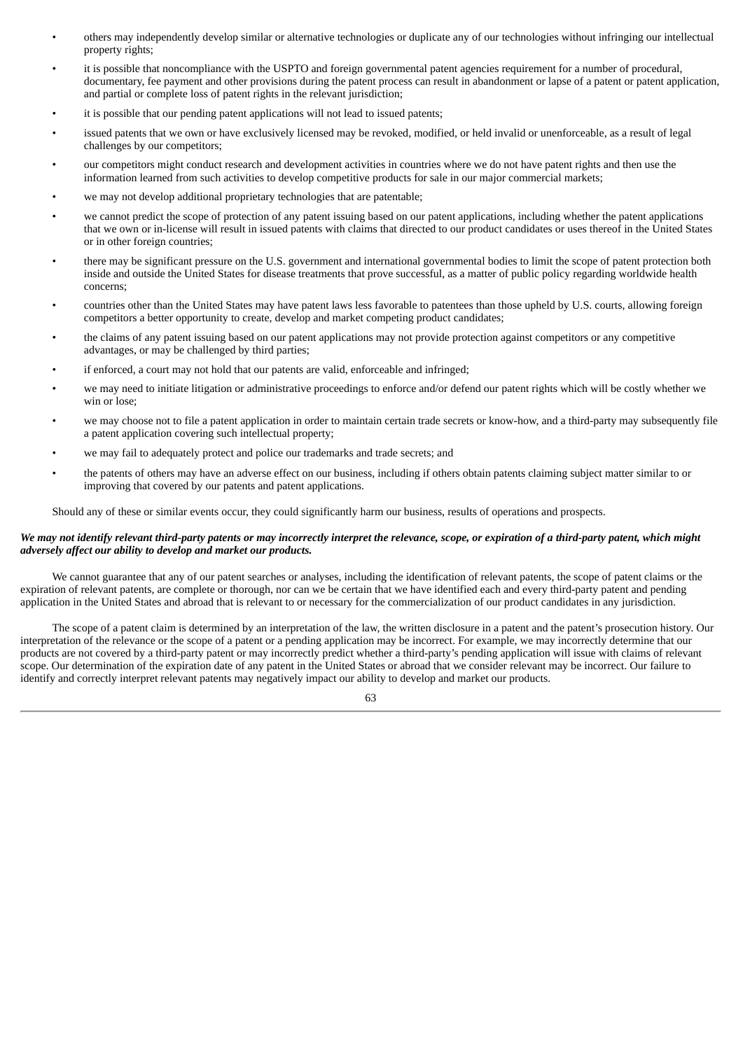- others may independently develop similar or alternative technologies or duplicate any of our technologies without infringing our intellectual property rights;
- it is possible that noncompliance with the USPTO and foreign governmental patent agencies requirement for a number of procedural, documentary, fee payment and other provisions during the patent process can result in abandonment or lapse of a patent or patent application, and partial or complete loss of patent rights in the relevant jurisdiction;
- it is possible that our pending patent applications will not lead to issued patents;
- issued patents that we own or have exclusively licensed may be revoked, modified, or held invalid or unenforceable, as a result of legal challenges by our competitors;
- our competitors might conduct research and development activities in countries where we do not have patent rights and then use the information learned from such activities to develop competitive products for sale in our major commercial markets;
- we may not develop additional proprietary technologies that are patentable;
- we cannot predict the scope of protection of any patent issuing based on our patent applications, including whether the patent applications that we own or in-license will result in issued patents with claims that directed to our product candidates or uses thereof in the United States or in other foreign countries;
- there may be significant pressure on the U.S. government and international governmental bodies to limit the scope of patent protection both inside and outside the United States for disease treatments that prove successful, as a matter of public policy regarding worldwide health concerns;
- countries other than the United States may have patent laws less favorable to patentees than those upheld by U.S. courts, allowing foreign competitors a better opportunity to create, develop and market competing product candidates;
- the claims of any patent issuing based on our patent applications may not provide protection against competitors or any competitive advantages, or may be challenged by third parties;
- if enforced, a court may not hold that our patents are valid, enforceable and infringed;
- we may need to initiate litigation or administrative proceedings to enforce and/or defend our patent rights which will be costly whether we win or lose;
- we may choose not to file a patent application in order to maintain certain trade secrets or know-how, and a third-party may subsequently file a patent application covering such intellectual property;
- we may fail to adequately protect and police our trademarks and trade secrets; and
- the patents of others may have an adverse effect on our business, including if others obtain patents claiming subject matter similar to or improving that covered by our patents and patent applications.

Should any of these or similar events occur, they could significantly harm our business, results of operations and prospects.

***We may not identify relevant third-party patents or may incorrectly interpret the relevance, scope, or expiration of a third-party patent, which might adversely affect our ability to develop and market our products.***

We cannot guarantee that any of our patent searches or analyses, including the identification of relevant patents, the scope of patent claims or the expiration of relevant patents, are complete or thorough, nor can we be certain that we have identified each and every third-party patent and pending application in the United States and abroad that is relevant to or necessary for the commercialization of our product candidates in any jurisdiction.

The scope of a patent claim is determined by an interpretation of the law, the written disclosure in a patent and the patent's prosecution history. Our interpretation of the relevance or the scope of a patent or a pending application may be incorrect. For example, we may incorrectly determine that our products are not covered by a third-party patent or may incorrectly predict whether a third-party's pending application will issue with claims of relevant scope. Our determination of the expiration date of any patent in the United States or abroad that we consider relevant may be incorrect. Our failure to identify and correctly interpret relevant patents may negatively impact our ability to develop and market our products.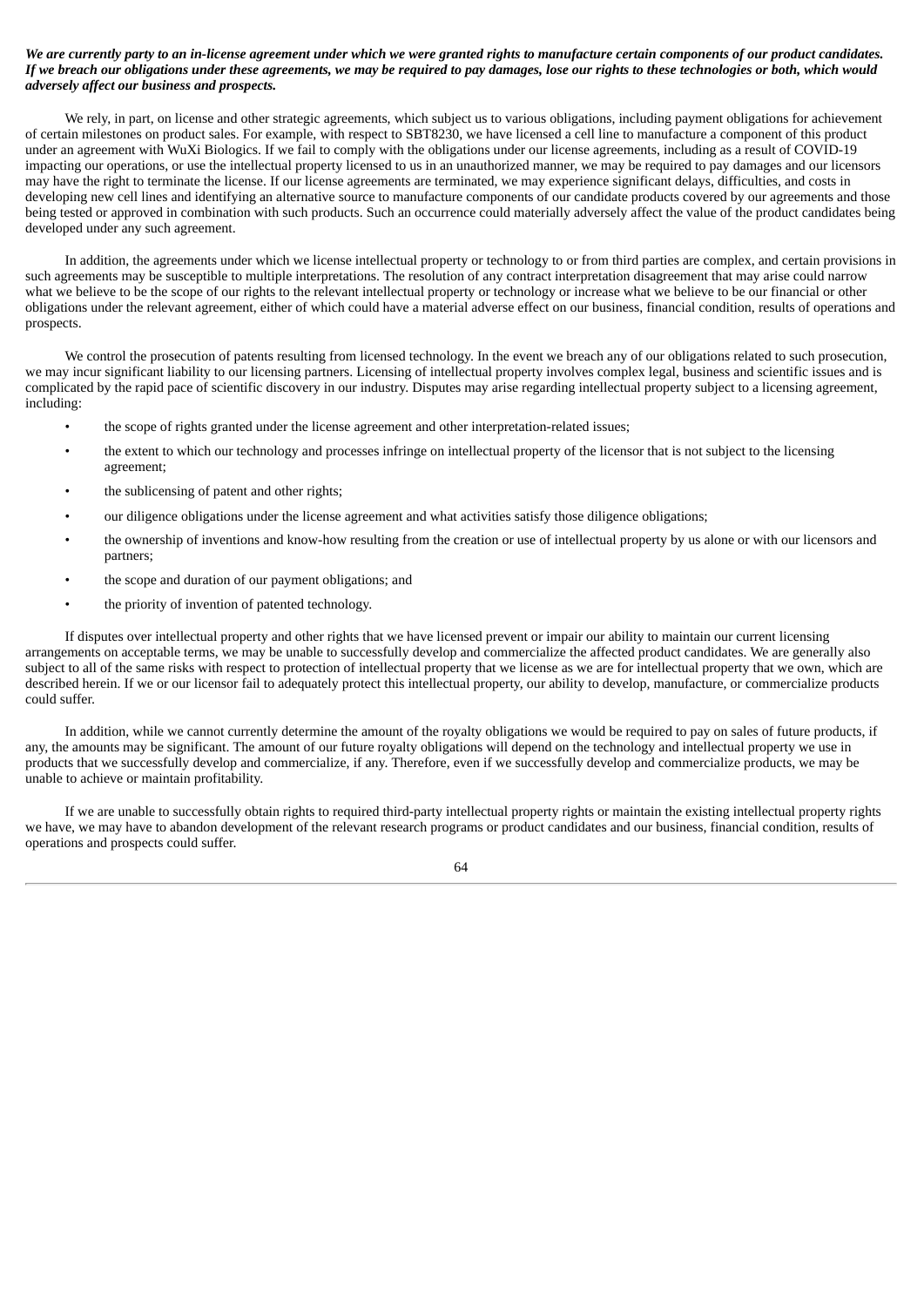***We are currently party to an in-license agreement under which we were granted rights to manufacture certain components of our product candidates. If we breach our obligations under these agreements, we may be required to pay damages, lose our rights to these technologies or both, which would adversely affect our business and prospects.***

We rely, in part, on license and other strategic agreements, which subject us to various obligations, including payment obligations for achievement of certain milestones on product sales. For example, with respect to SBT8230, we have licensed a cell line to manufacture a component of this product under an agreement with WuXi Biologics. If we fail to comply with the obligations under our license agreements, including as a result of COVID-19 impacting our operations, or use the intellectual property licensed to us in an unauthorized manner, we may be required to pay damages and our licensors may have the right to terminate the license. If our license agreements are terminated, we may experience significant delays, difficulties, and costs in developing new cell lines and identifying an alternative source to manufacture components of our candidate products covered by our agreements and those being tested or approved in combination with such products. Such an occurrence could materially adversely affect the value of the product candidates being developed under any such agreement.

In addition, the agreements under which we license intellectual property or technology to or from third parties are complex, and certain provisions in such agreements may be susceptible to multiple interpretations. The resolution of any contract interpretation disagreement that may arise could narrow what we believe to be the scope of our rights to the relevant intellectual property or technology or increase what we believe to be our financial or other obligations under the relevant agreement, either of which could have a material adverse effect on our business, financial condition, results of operations and prospects.

We control the prosecution of patents resulting from licensed technology. In the event we breach any of our obligations related to such prosecution, we may incur significant liability to our licensing partners. Licensing of intellectual property involves complex legal, business and scientific issues and is complicated by the rapid pace of scientific discovery in our industry. Disputes may arise regarding intellectual property subject to a licensing agreement, including:

- the scope of rights granted under the license agreement and other interpretation-related issues;
- the extent to which our technology and processes infringe on intellectual property of the licensor that is not subject to the licensing agreement;
- the sublicensing of patent and other rights;
- our diligence obligations under the license agreement and what activities satisfy those diligence obligations;
- the ownership of inventions and know-how resulting from the creation or use of intellectual property by us alone or with our licensors and partners;
- the scope and duration of our payment obligations; and
- the priority of invention of patented technology.

If disputes over intellectual property and other rights that we have licensed prevent or impair our ability to maintain our current licensing arrangements on acceptable terms, we may be unable to successfully develop and commercialize the affected product candidates. We are generally also subject to all of the same risks with respect to protection of intellectual property that we license as we are for intellectual property that we own, which are described herein. If we or our licensor fail to adequately protect this intellectual property, our ability to develop, manufacture, or commercialize products could suffer.

In addition, while we cannot currently determine the amount of the royalty obligations we would be required to pay on sales of future products, if any, the amounts may be significant. The amount of our future royalty obligations will depend on the technology and intellectual property we use in products that we successfully develop and commercialize, if any. Therefore, even if we successfully develop and commercialize products, we may be unable to achieve or maintain profitability.

If we are unable to successfully obtain rights to required third-party intellectual property rights or maintain the existing intellectual property rights we have, we may have to abandon development of the relevant research programs or product candidates and our business, financial condition, results of operations and prospects could suffer.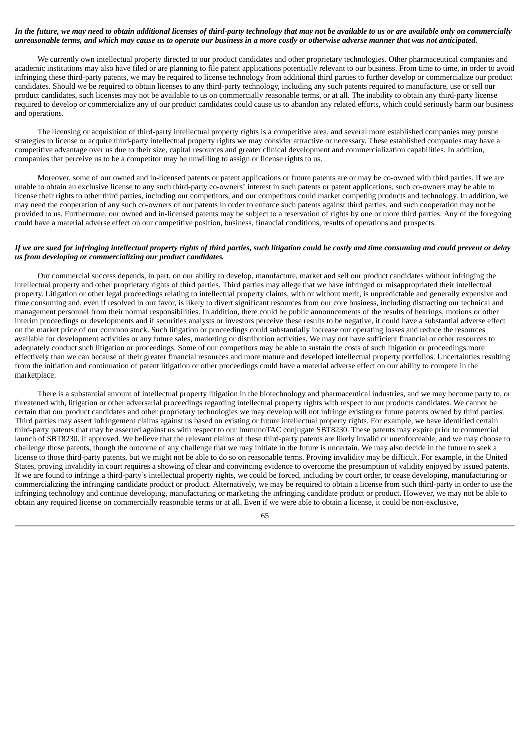***In the future, we may need to obtain additional licenses of third-party technology that may not be available to us or are available only on commercially unreasonable terms, and which may cause us to operate our business in a more costly or otherwise adverse manner that was not anticipated.***

We currently own intellectual property directed to our product candidates and other proprietary technologies. Other pharmaceutical companies and academic institutions may also have filed or are planning to file patent applications potentially relevant to our business. From time to time, in order to avoid infringing these third-party patents, we may be required to license technology from additional third parties to further develop or commercialize our product candidates. Should we be required to obtain licenses to any third-party technology, including any such patents required to manufacture, use or sell our product candidates, such licenses may not be available to us on commercially reasonable terms, or at all. The inability to obtain any third-party license required to develop or commercialize any of our product candidates could cause us to abandon any related efforts, which could seriously harm our business and operations.

The licensing or acquisition of third-party intellectual property rights is a competitive area, and several more established companies may pursue strategies to license or acquire third-party intellectual property rights we may consider attractive or necessary. These established companies may have a competitive advantage over us due to their size, capital resources and greater clinical development and commercialization capabilities. In addition, companies that perceive us to be a competitor may be unwilling to assign or license rights to us.

Moreover, some of our owned and in-licensed patents or patent applications or future patents are or may be co-owned with third parties. If we are unable to obtain an exclusive license to any such third-party co-owners' interest in such patents or patent applications, such co-owners may be able to license their rights to other third parties, including our competitors, and our competitors could market competing products and technology. In addition, we may need the cooperation of any such co-owners of our patents in order to enforce such patents against third parties, and such cooperation may not be provided to us. Furthermore, our owned and in-licensed patents may be subject to a reservation of rights by one or more third parties. Any of the foregoing could have a material adverse effect on our competitive position, business, financial conditions, results of operations and prospects.

***If we are sued for infringing intellectual property rights of third parties, such litigation could be costly and time consuming and could prevent or delay us from developing or commercializing our product candidates.***

Our commercial success depends, in part, on our ability to develop, manufacture, market and sell our product candidates without infringing the intellectual property and other proprietary rights of third parties. Third parties may allege that we have infringed or misappropriated their intellectual property. Litigation or other legal proceedings relating to intellectual property claims, with or without merit, is unpredictable and generally expensive and time consuming and, even if resolved in our favor, is likely to divert significant resources from our core business, including distracting our technical and management personnel from their normal responsibilities. In addition, there could be public announcements of the results of hearings, motions or other interim proceedings or developments and if securities analysts or investors perceive these results to be negative, it could have a substantial adverse effect on the market price of our common stock. Such litigation or proceedings could substantially increase our operating losses and reduce the resources available for development activities or any future sales, marketing or distribution activities. We may not have sufficient financial or other resources to adequately conduct such litigation or proceedings. Some of our competitors may be able to sustain the costs of such litigation or proceedings more effectively than we can because of their greater financial resources and more mature and developed intellectual property portfolios. Uncertainties resulting from the initiation and continuation of patent litigation or other proceedings could have a material adverse effect on our ability to compete in the marketplace.

There is a substantial amount of intellectual property litigation in the biotechnology and pharmaceutical industries, and we may become party to, or threatened with, litigation or other adversarial proceedings regarding intellectual property rights with respect to our products candidates. We cannot be certain that our product candidates and other proprietary technologies we may develop will not infringe existing or future patents owned by third parties. Third parties may assert infringement claims against us based on existing or future intellectual property rights. For example, we have identified certain third-party patents that may be asserted against us with respect to our ImmunoTAC conjugate SBT8230. These patents may expire prior to commercial launch of SBT8230, if approved. We believe that the relevant claims of these third-party patents are likely invalid or unenforceable, and we may choose to challenge those patents, though the outcome of any challenge that we may initiate in the future is uncertain. We may also decide in the future to seek a license to those third-party patents, but we might not be able to do so on reasonable terms. Proving invalidity may be difficult. For example, in the United States, proving invalidity in court requires a showing of clear and convincing evidence to overcome the presumption of validity enjoyed by issued patents. If we are found to infringe a third-party's intellectual property rights, we could be forced, including by court order, to cease developing, manufacturing or commercializing the infringing candidate product or product. Alternatively, we may be required to obtain a license from such third-party in order to use the infringing technology and continue developing, manufacturing or marketing the infringing candidate product or product. However, we may not be able to obtain any required license on commercially reasonable terms or at all. Even if we were able to obtain a license, it could be non-exclusive,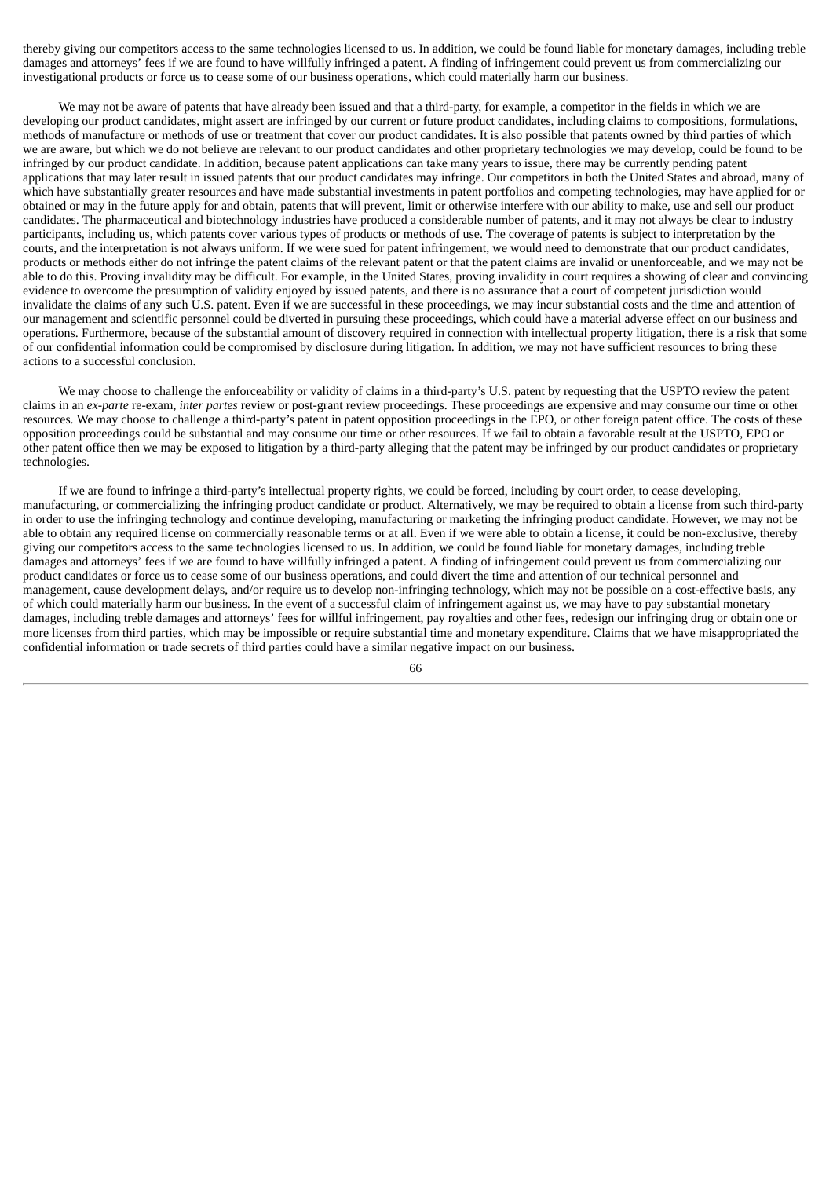thereby giving our competitors access to the same technologies licensed to us. In addition, we could be found liable for monetary damages, including treble damages and attorneys' fees if we are found to have willfully infringed a patent. A finding of infringement could prevent us from commercializing our investigational products or force us to cease some of our business operations, which could materially harm our business.

We may not be aware of patents that have already been issued and that a third-party, for example, a competitor in the fields in which we are developing our product candidates, might assert are infringed by our current or future product candidates, including claims to compositions, formulations, methods of manufacture or methods of use or treatment that cover our product candidates. It is also possible that patents owned by third parties of which we are aware, but which we do not believe are relevant to our product candidates and other proprietary technologies we may develop, could be found to be infringed by our product candidate. In addition, because patent applications can take many years to issue, there may be currently pending patent applications that may later result in issued patents that our product candidates may infringe. Our competitors in both the United States and abroad, many of which have substantially greater resources and have made substantial investments in patent portfolios and competing technologies, may have applied for or obtained or may in the future apply for and obtain, patents that will prevent, limit or otherwise interfere with our ability to make, use and sell our product candidates. The pharmaceutical and biotechnology industries have produced a considerable number of patents, and it may not always be clear to industry participants, including us, which patents cover various types of products or methods of use. The coverage of patents is subject to interpretation by the courts, and the interpretation is not always uniform. If we were sued for patent infringement, we would need to demonstrate that our product candidates, products or methods either do not infringe the patent claims of the relevant patent or that the patent claims are invalid or unenforceable, and we may not be able to do this. Proving invalidity may be difficult. For example, in the United States, proving invalidity in court requires a showing of clear and convincing evidence to overcome the presumption of validity enjoyed by issued patents, and there is no assurance that a court of competent jurisdiction would invalidate the claims of any such U.S. patent. Even if we are successful in these proceedings, we may incur substantial costs and the time and attention of our management and scientific personnel could be diverted in pursuing these proceedings, which could have a material adverse effect on our business and operations. Furthermore, because of the substantial amount of discovery required in connection with intellectual property litigation, there is a risk that some of our confidential information could be compromised by disclosure during litigation. In addition, we may not have sufficient resources to bring these actions to a successful conclusion.

We may choose to challenge the enforceability or validity of claims in a third-party's U.S. patent by requesting that the USPTO review the patent claims in an *ex-parte* re-exam, *inter partes* review or post-grant review proceedings. These proceedings are expensive and may consume our time or other resources. We may choose to challenge a third-party's patent in patent opposition proceedings in the EPO, or other foreign patent office. The costs of these opposition proceedings could be substantial and may consume our time or other resources. If we fail to obtain a favorable result at the USPTO, EPO or other patent office then we may be exposed to litigation by a third-party alleging that the patent may be infringed by our product candidates or proprietary technologies.

If we are found to infringe a third-party's intellectual property rights, we could be forced, including by court order, to cease developing, manufacturing, or commercializing the infringing product candidate or product. Alternatively, we may be required to obtain a license from such third-party in order to use the infringing technology and continue developing, manufacturing or marketing the infringing product candidate. However, we may not be able to obtain any required license on commercially reasonable terms or at all. Even if we were able to obtain a license, it could be non-exclusive, thereby giving our competitors access to the same technologies licensed to us. In addition, we could be found liable for monetary damages, including treble damages and attorneys' fees if we are found to have willfully infringed a patent. A finding of infringement could prevent us from commercializing our product candidates or force us to cease some of our business operations, and could divert the time and attention of our technical personnel and management, cause development delays, and/or require us to develop non-infringing technology, which may not be possible on a cost-effective basis, any of which could materially harm our business. In the event of a successful claim of infringement against us, we may have to pay substantial monetary damages, including treble damages and attorneys' fees for willful infringement, pay royalties and other fees, redesign our infringing drug or obtain one or more licenses from third parties, which may be impossible or require substantial time and monetary expenditure. Claims that we have misappropriated the confidential information or trade secrets of third parties could have a similar negative impact on our business.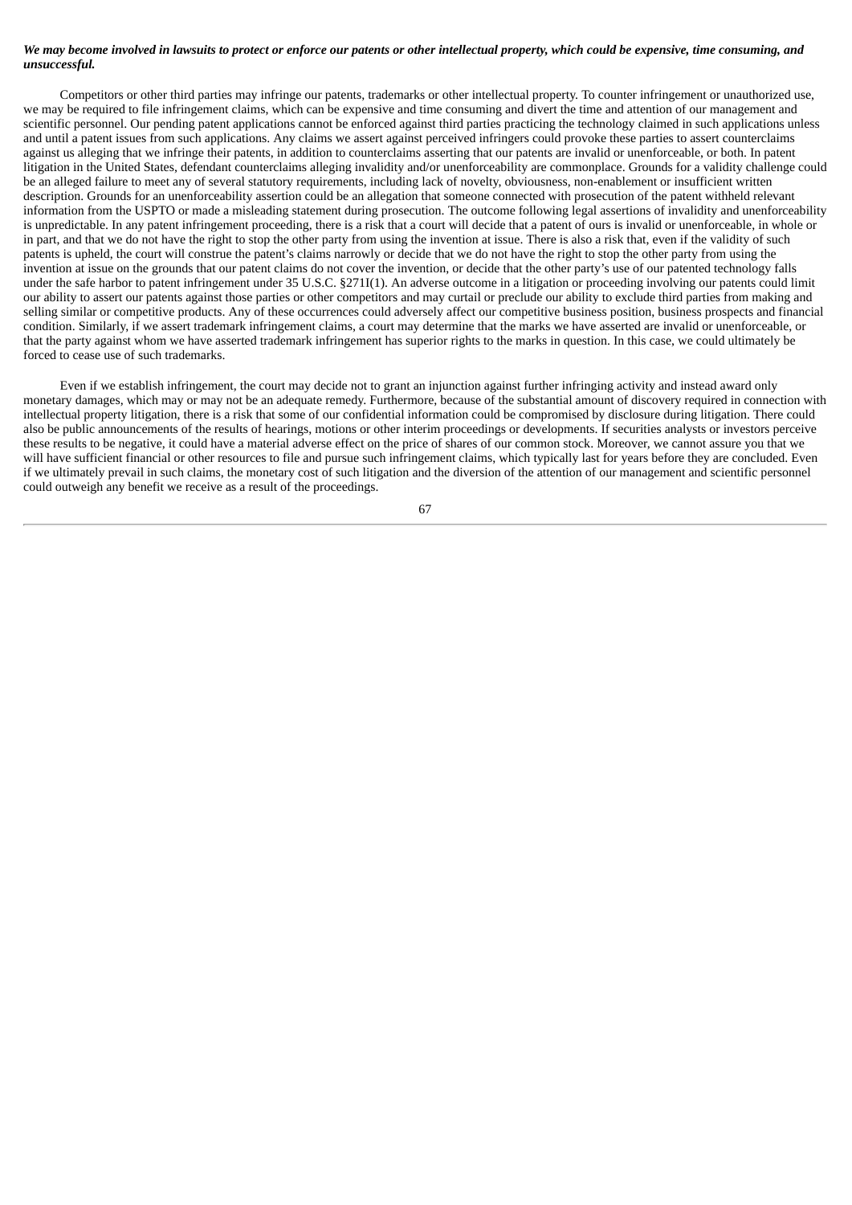***We may become involved in lawsuits to protect or enforce our patents or other intellectual property, which could be expensive, time consuming, and unsuccessful.***

Competitors or other third parties may infringe our patents, trademarks or other intellectual property. To counter infringement or unauthorized use, we may be required to file infringement claims, which can be expensive and time consuming and divert the time and attention of our management and scientific personnel. Our pending patent applications cannot be enforced against third parties practicing the technology claimed in such applications unless and until a patent issues from such applications. Any claims we assert against perceived infringers could provoke these parties to assert counterclaims against us alleging that we infringe their patents, in addition to counterclaims asserting that our patents are invalid or unenforceable, or both. In patent litigation in the United States, defendant counterclaims alleging invalidity and/or unenforceability are commonplace. Grounds for a validity challenge could be an alleged failure to meet any of several statutory requirements, including lack of novelty, obviousness, non-enablement or insufficient written description. Grounds for an unenforceability assertion could be an allegation that someone connected with prosecution of the patent withheld relevant information from the USPTO or made a misleading statement during prosecution. The outcome following legal assertions of invalidity and unenforceability is unpredictable. In any patent infringement proceeding, there is a risk that a court will decide that a patent of ours is invalid or unenforceable, in whole or in part, and that we do not have the right to stop the other party from using the invention at issue. There is also a risk that, even if the validity of such patents is upheld, the court will construe the patent's claims narrowly or decide that we do not have the right to stop the other party from using the invention at issue on the grounds that our patent claims do not cover the invention, or decide that the other party's use of our patented technology falls under the safe harbor to patent infringement under 35 U.S.C. §271I(1). An adverse outcome in a litigation or proceeding involving our patents could limit our ability to assert our patents against those parties or other competitors and may curtail or preclude our ability to exclude third parties from making and selling similar or competitive products. Any of these occurrences could adversely affect our competitive business position, business prospects and financial condition. Similarly, if we assert trademark infringement claims, a court may determine that the marks we have asserted are invalid or unenforceable, or that the party against whom we have asserted trademark infringement has superior rights to the marks in question. In this case, we could ultimately be forced to cease use of such trademarks.

Even if we establish infringement, the court may decide not to grant an injunction against further infringing activity and instead award only monetary damages, which may or may not be an adequate remedy. Furthermore, because of the substantial amount of discovery required in connection with intellectual property litigation, there is a risk that some of our confidential information could be compromised by disclosure during litigation. There could also be public announcements of the results of hearings, motions or other interim proceedings or developments. If securities analysts or investors perceive these results to be negative, it could have a material adverse effect on the price of shares of our common stock. Moreover, we cannot assure you that we will have sufficient financial or other resources to file and pursue such infringement claims, which typically last for years before they are concluded. Even if we ultimately prevail in such claims, the monetary cost of such litigation and the diversion of the attention of our management and scientific personnel could outweigh any benefit we receive as a result of the proceedings.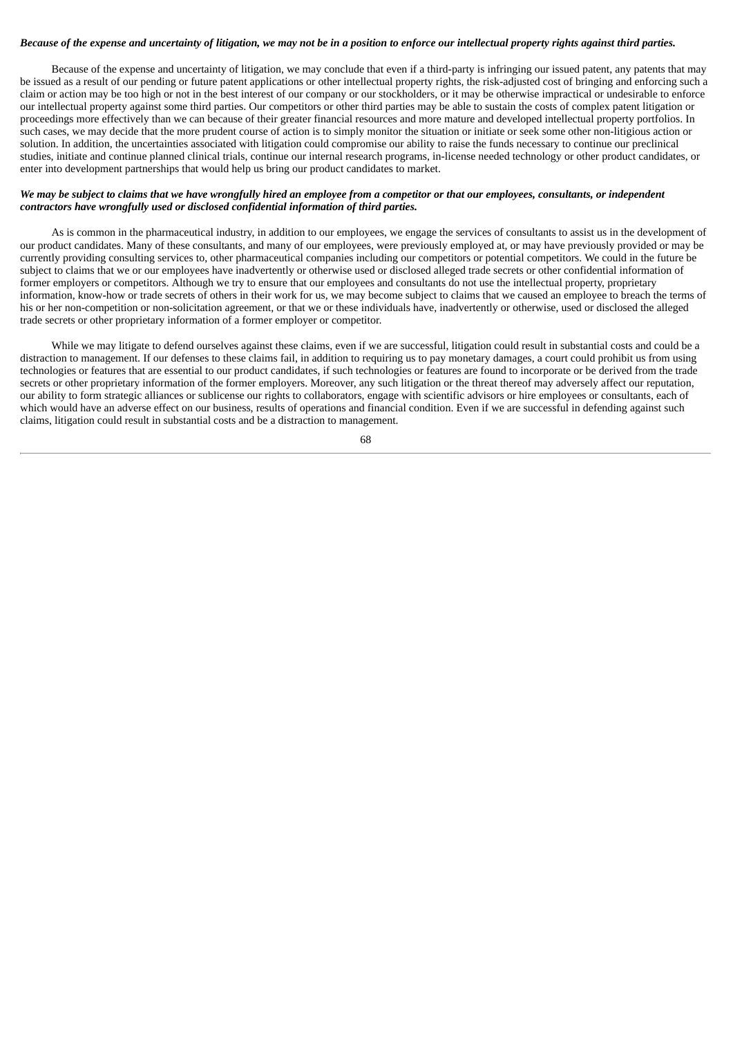***Because of the expense and uncertainty of litigation, we may not be in a position to enforce our intellectual property rights against third parties.***

Because of the expense and uncertainty of litigation, we may conclude that even if a third-party is infringing our issued patent, any patents that may be issued as a result of our pending or future patent applications or other intellectual property rights, the risk-adjusted cost of bringing and enforcing such a claim or action may be too high or not in the best interest of our company or our stockholders, or it may be otherwise impractical or undesirable to enforce our intellectual property against some third parties. Our competitors or other third parties may be able to sustain the costs of complex patent litigation or proceedings more effectively than we can because of their greater financial resources and more mature and developed intellectual property portfolios. In such cases, we may decide that the more prudent course of action is to simply monitor the situation or initiate or seek some other non-litigious action or solution. In addition, the uncertainties associated with litigation could compromise our ability to raise the funds necessary to continue our preclinical studies, initiate and continue planned clinical trials, continue our internal research programs, in-license needed technology or other product candidates, or enter into development partnerships that would help us bring our product candidates to market.

***We may be subject to claims that we have wrongfully hired an employee from a competitor or that our employees, consultants, or independent contractors have wrongfully used or disclosed confidential information of third parties.***

As is common in the pharmaceutical industry, in addition to our employees, we engage the services of consultants to assist us in the development of our product candidates. Many of these consultants, and many of our employees, were previously employed at, or may have previously provided or may be currently providing consulting services to, other pharmaceutical companies including our competitors or potential competitors. We could in the future be subject to claims that we or our employees have inadvertently or otherwise used or disclosed alleged trade secrets or other confidential information of former employers or competitors. Although we try to ensure that our employees and consultants do not use the intellectual property, proprietary information, know-how or trade secrets of others in their work for us, we may become subject to claims that we caused an employee to breach the terms of his or her non-competition or non-solicitation agreement, or that we or these individuals have, inadvertently or otherwise, used or disclosed the alleged trade secrets or other proprietary information of a former employer or competitor.

While we may litigate to defend ourselves against these claims, even if we are successful, litigation could result in substantial costs and could be a distraction to management. If our defenses to these claims fail, in addition to requiring us to pay monetary damages, a court could prohibit us from using technologies or features that are essential to our product candidates, if such technologies or features are found to incorporate or be derived from the trade secrets or other proprietary information of the former employers. Moreover, any such litigation or the threat thereof may adversely affect our reputation, our ability to form strategic alliances or sublicense our rights to collaborators, engage with scientific advisors or hire employees or consultants, each of which would have an adverse effect on our business, results of operations and financial condition. Even if we are successful in defending against such claims, litigation could result in substantial costs and be a distraction to management.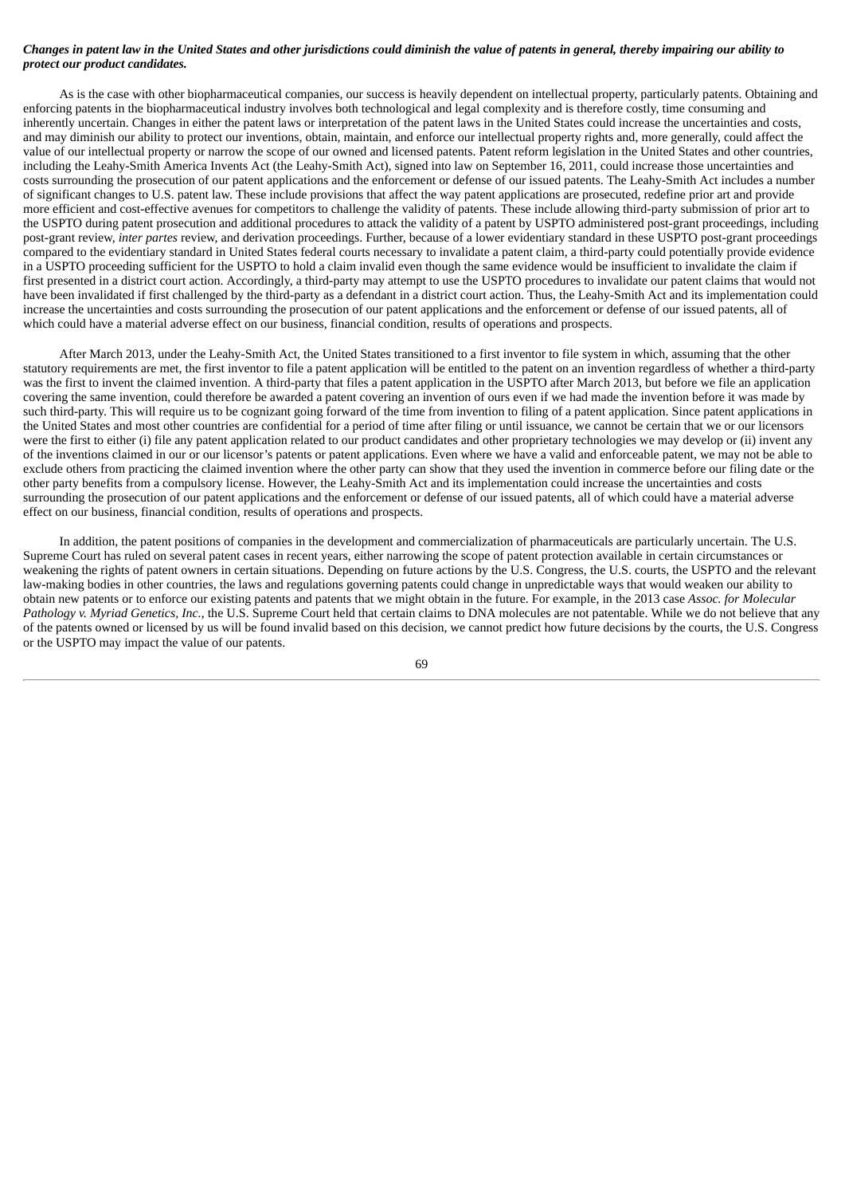***Changes in patent law in the United States and other jurisdictions could diminish the value of patents in general, thereby impairing our ability to protect our product candidates.***

As is the case with other biopharmaceutical companies, our success is heavily dependent on intellectual property, particularly patents. Obtaining and enforcing patents in the biopharmaceutical industry involves both technological and legal complexity and is therefore costly, time consuming and inherently uncertain. Changes in either the patent laws or interpretation of the patent laws in the United States could increase the uncertainties and costs, and may diminish our ability to protect our inventions, obtain, maintain, and enforce our intellectual property rights and, more generally, could affect the value of our intellectual property or narrow the scope of our owned and licensed patents. Patent reform legislation in the United States and other countries, including the Leahy-Smith America Invents Act (the Leahy-Smith Act), signed into law on September 16, 2011, could increase those uncertainties and costs surrounding the prosecution of our patent applications and the enforcement or defense of our issued patents. The Leahy-Smith Act includes a number of significant changes to U.S. patent law. These include provisions that affect the way patent applications are prosecuted, redefine prior art and provide more efficient and cost-effective avenues for competitors to challenge the validity of patents. These include allowing third-party submission of prior art to the USPTO during patent prosecution and additional procedures to attack the validity of a patent by USPTO administered post-grant proceedings, including post-grant review, *inter partes* review, and derivation proceedings. Further, because of a lower evidentiary standard in these USPTO post-grant proceedings compared to the evidentiary standard in United States federal courts necessary to invalidate a patent claim, a third-party could potentially provide evidence in a USPTO proceeding sufficient for the USPTO to hold a claim invalid even though the same evidence would be insufficient to invalidate the claim if first presented in a district court action. Accordingly, a third-party may attempt to use the USPTO procedures to invalidate our patent claims that would not have been invalidated if first challenged by the third-party as a defendant in a district court action. Thus, the Leahy-Smith Act and its implementation could increase the uncertainties and costs surrounding the prosecution of our patent applications and the enforcement or defense of our issued patents, all of which could have a material adverse effect on our business, financial condition, results of operations and prospects.

After March 2013, under the Leahy-Smith Act, the United States transitioned to a first inventor to file system in which, assuming that the other statutory requirements are met, the first inventor to file a patent application will be entitled to the patent on an invention regardless of whether a third-party was the first to invent the claimed invention. A third-party that files a patent application in the USPTO after March 2013, but before we file an application covering the same invention, could therefore be awarded a patent covering an invention of ours even if we had made the invention before it was made by such third-party. This will require us to be cognizant going forward of the time from invention to filing of a patent application. Since patent applications in the United States and most other countries are confidential for a period of time after filing or until issuance, we cannot be certain that we or our licensors were the first to either (i) file any patent application related to our product candidates and other proprietary technologies we may develop or (ii) invent any of the inventions claimed in our or our licensor's patents or patent applications. Even where we have a valid and enforceable patent, we may not be able to exclude others from practicing the claimed invention where the other party can show that they used the invention in commerce before our filing date or the other party benefits from a compulsory license. However, the Leahy-Smith Act and its implementation could increase the uncertainties and costs surrounding the prosecution of our patent applications and the enforcement or defense of our issued patents, all of which could have a material adverse effect on our business, financial condition, results of operations and prospects.

In addition, the patent positions of companies in the development and commercialization of pharmaceuticals are particularly uncertain. The U.S. Supreme Court has ruled on several patent cases in recent years, either narrowing the scope of patent protection available in certain circumstances or weakening the rights of patent owners in certain situations. Depending on future actions by the U.S. Congress, the U.S. courts, the USPTO and the relevant law-making bodies in other countries, the laws and regulations governing patents could change in unpredictable ways that would weaken our ability to obtain new patents or to enforce our existing patents and patents that we might obtain in the future. For example, in the 2013 case *Assoc. for Molecular Pathology v. Myriad Genetics, Inc.*, the U.S. Supreme Court held that certain claims to DNA molecules are not patentable. While we do not believe that any of the patents owned or licensed by us will be found invalid based on this decision, we cannot predict how future decisions by the courts, the U.S. Congress or the USPTO may impact the value of our patents.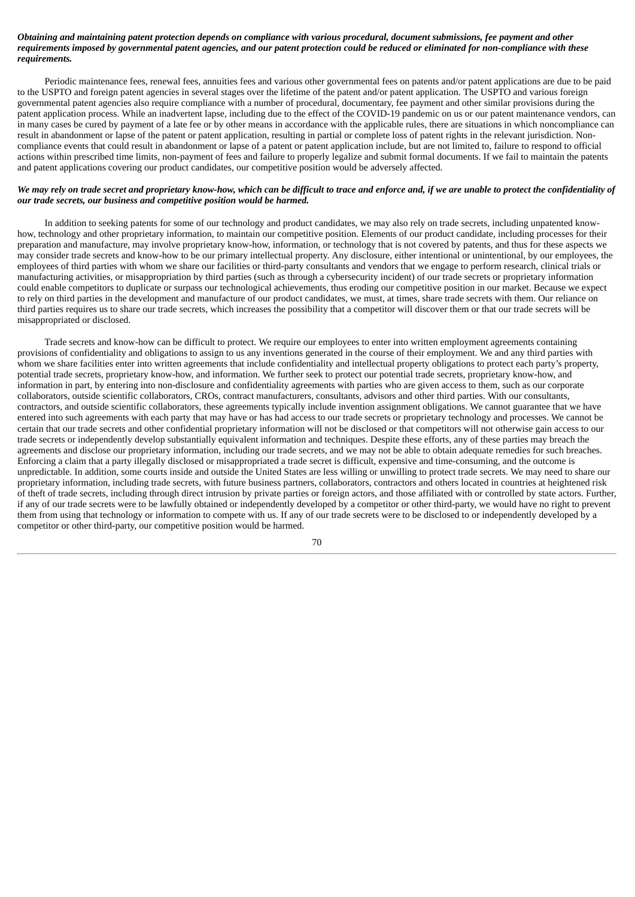***Obtaining and maintaining patent protection depends on compliance with various procedural, document submissions, fee payment and other requirements imposed by governmental patent agencies, and our patent protection could be reduced or eliminated for non-compliance with these requirements.***

Periodic maintenance fees, renewal fees, annuities fees and various other governmental fees on patents and/or patent applications are due to be paid to the USPTO and foreign patent agencies in several stages over the lifetime of the patent and/or patent application. The USPTO and various foreign governmental patent agencies also require compliance with a number of procedural, documentary, fee payment and other similar provisions during the patent application process. While an inadvertent lapse, including due to the effect of the COVID-19 pandemic on us or our patent maintenance vendors, can in many cases be cured by payment of a late fee or by other means in accordance with the applicable rules, there are situations in which noncompliance can result in abandonment or lapse of the patent or patent application, resulting in partial or complete loss of patent rights in the relevant jurisdiction. Non-compliance events that could result in abandonment or lapse of a patent or patent application include, but are not limited to, failure to respond to official actions within prescribed time limits, non-payment of fees and failure to properly legalize and submit formal documents. If we fail to maintain the patents and patent applications covering our product candidates, our competitive position would be adversely affected.

***We may rely on trade secret and proprietary know-how, which can be difficult to trace and enforce and, if we are unable to protect the confidentiality of our trade secrets, our business and competitive position would be harmed.***

In addition to seeking patents for some of our technology and product candidates, we may also rely on trade secrets, including unpatented know-how, technology and other proprietary information, to maintain our competitive position. Elements of our product candidate, including processes for their preparation and manufacture, may involve proprietary know-how, information, or technology that is not covered by patents, and thus for these aspects we may consider trade secrets and know-how to be our primary intellectual property. Any disclosure, either intentional or unintentional, by our employees, the employees of third parties with whom we share our facilities or third-party consultants and vendors that we engage to perform research, clinical trials or manufacturing activities, or misappropriation by third parties (such as through a cybersecurity incident) of our trade secrets or proprietary information could enable competitors to duplicate or surpass our technological achievements, thus eroding our competitive position in our market. Because we expect to rely on third parties in the development and manufacture of our product candidates, we must, at times, share trade secrets with them. Our reliance on third parties requires us to share our trade secrets, which increases the possibility that a competitor will discover them or that our trade secrets will be misappropriated or disclosed.

Trade secrets and know-how can be difficult to protect. We require our employees to enter into written employment agreements containing provisions of confidentiality and obligations to assign to us any inventions generated in the course of their employment. We and any third parties with whom we share facilities enter into written agreements that include confidentiality and intellectual property obligations to protect each party's property, potential trade secrets, proprietary know-how, and information. We further seek to protect our potential trade secrets, proprietary know-how, and information in part, by entering into non-disclosure and confidentiality agreements with parties who are given access to them, such as our corporate collaborators, outside scientific collaborators, CROs, contract manufacturers, consultants, advisors and other third parties. With our consultants, contractors, and outside scientific collaborators, these agreements typically include invention assignment obligations. We cannot guarantee that we have entered into such agreements with each party that may have or has had access to our trade secrets or proprietary technology and processes. We cannot be certain that our trade secrets and other confidential proprietary information will not be disclosed or that competitors will not otherwise gain access to our trade secrets or independently develop substantially equivalent information and techniques. Despite these efforts, any of these parties may breach the agreements and disclose our proprietary information, including our trade secrets, and we may not be able to obtain adequate remedies for such breaches. Enforcing a claim that a party illegally disclosed or misappropriated a trade secret is difficult, expensive and time-consuming, and the outcome is unpredictable. In addition, some courts inside and outside the United States are less willing or unwilling to protect trade secrets. We may need to share our proprietary information, including trade secrets, with future business partners, collaborators, contractors and others located in countries at heightened risk of theft of trade secrets, including through direct intrusion by private parties or foreign actors, and those affiliated with or controlled by state actors. Further, if any of our trade secrets were to be lawfully obtained or independently developed by a competitor or other third-party, we would have no right to prevent them from using that technology or information to compete with us. If any of our trade secrets were to be disclosed to or independently developed by a competitor or other third-party, our competitive position would be harmed.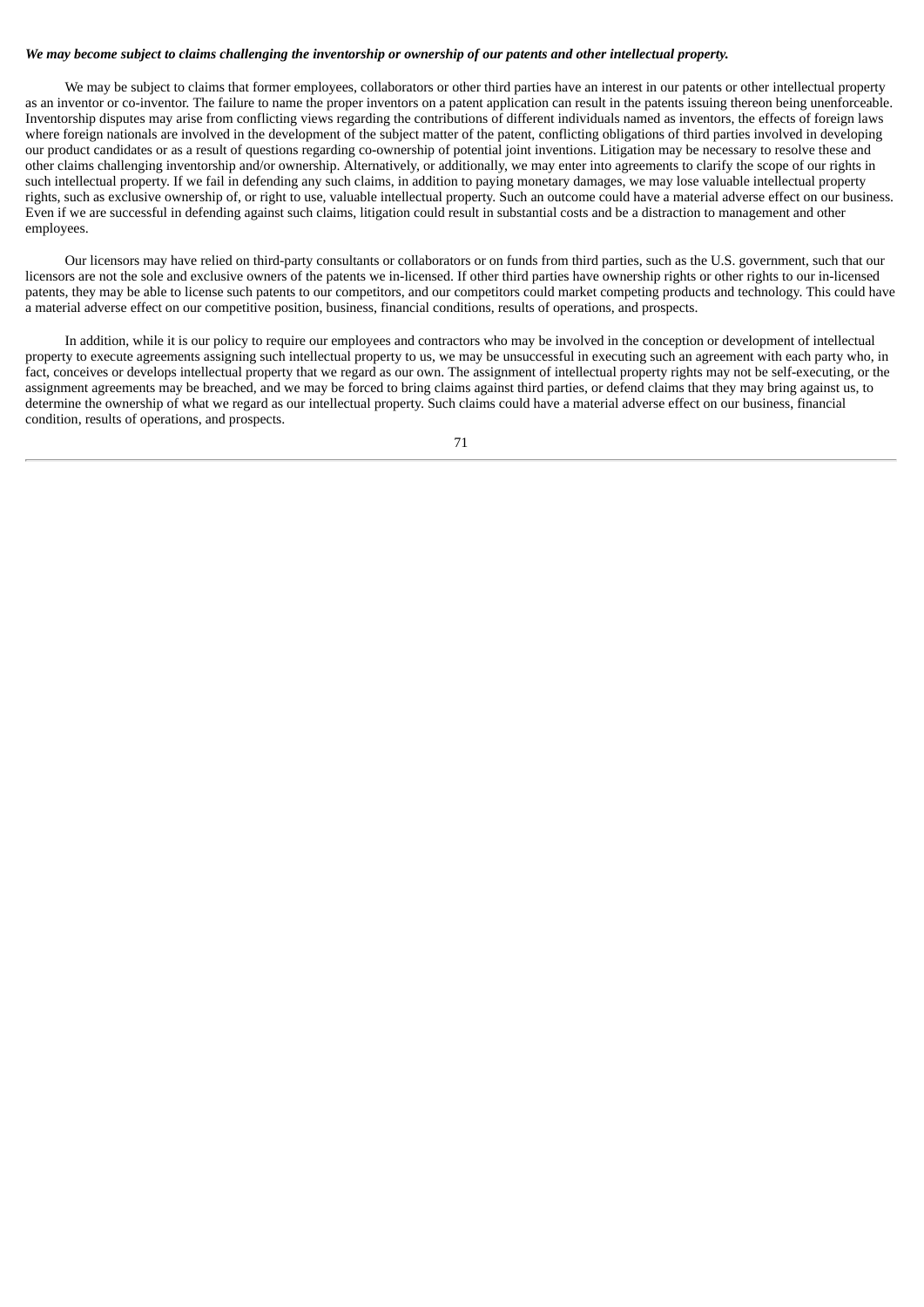***We may become subject to claims challenging the inventorship or ownership of our patents and other intellectual property.***

We may be subject to claims that former employees, collaborators or other third parties have an interest in our patents or other intellectual property as an inventor or co-inventor. The failure to name the proper inventors on a patent application can result in the patents issuing thereon being unenforceable. Inventorship disputes may arise from conflicting views regarding the contributions of different individuals named as inventors, the effects of foreign laws where foreign nationals are involved in the development of the subject matter of the patent, conflicting obligations of third parties involved in developing our product candidates or as a result of questions regarding co-ownership of potential joint inventions. Litigation may be necessary to resolve these and other claims challenging inventorship and/or ownership. Alternatively, or additionally, we may enter into agreements to clarify the scope of our rights in such intellectual property. If we fail in defending any such claims, in addition to paying monetary damages, we may lose valuable intellectual property rights, such as exclusive ownership of, or right to use, valuable intellectual property. Such an outcome could have a material adverse effect on our business. Even if we are successful in defending against such claims, litigation could result in substantial costs and be a distraction to management and other employees.

Our licensors may have relied on third-party consultants or collaborators or on funds from third parties, such as the U.S. government, such that our licensors are not the sole and exclusive owners of the patents we in-licensed. If other third parties have ownership rights or other rights to our in-licensed patents, they may be able to license such patents to our competitors, and our competitors could market competing products and technology. This could have a material adverse effect on our competitive position, business, financial conditions, results of operations, and prospects.

In addition, while it is our policy to require our employees and contractors who may be involved in the conception or development of intellectual property to execute agreements assigning such intellectual property to us, we may be unsuccessful in executing such an agreement with each party who, in fact, conceives or develops intellectual property that we regard as our own. The assignment of intellectual property rights may not be self-executing, or the assignment agreements may be breached, and we may be forced to bring claims against third parties, or defend claims that they may bring against us, to determine the ownership of what we regard as our intellectual property. Such claims could have a material adverse effect on our business, financial condition, results of operations, and prospects.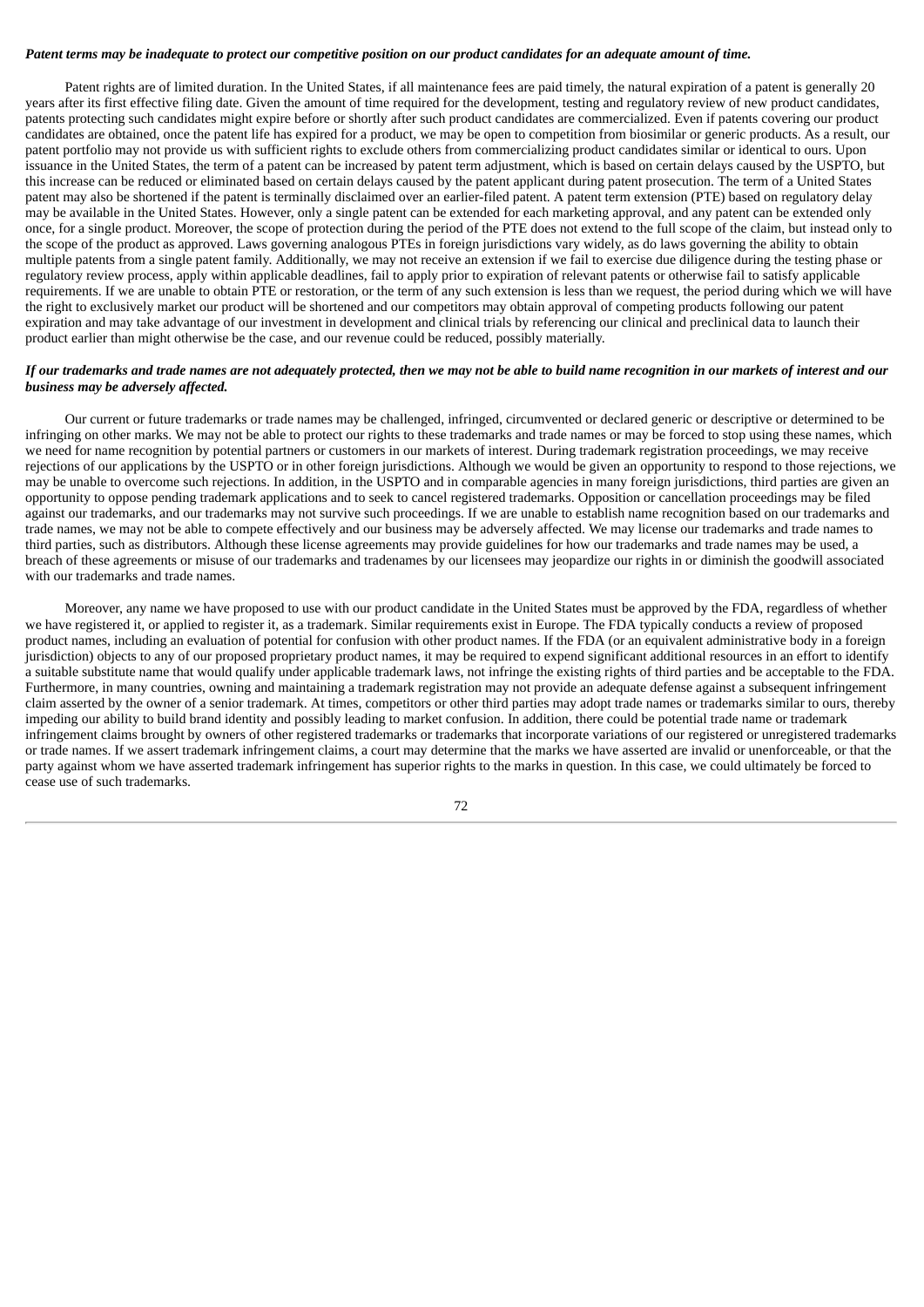***Patent terms may be inadequate to protect our competitive position on our product candidates for an adequate amount of time.***

Patent rights are of limited duration. In the United States, if all maintenance fees are paid timely, the natural expiration of a patent is generally 20 years after its first effective filing date. Given the amount of time required for the development, testing and regulatory review of new product candidates, patents protecting such candidates might expire before or shortly after such product candidates are commercialized. Even if patents covering our product candidates are obtained, once the patent life has expired for a product, we may be open to competition from biosimilar or generic products. As a result, our patent portfolio may not provide us with sufficient rights to exclude others from commercializing product candidates similar or identical to ours. Upon issuance in the United States, the term of a patent can be increased by patent term adjustment, which is based on certain delays caused by the USPTO, but this increase can be reduced or eliminated based on certain delays caused by the patent applicant during patent prosecution. The term of a United States patent may also be shortened if the patent is terminally disclaimed over an earlier-filed patent. A patent term extension (PTE) based on regulatory delay may be available in the United States. However, only a single patent can be extended for each marketing approval, and any patent can be extended only once, for a single product. Moreover, the scope of protection during the period of the PTE does not extend to the full scope of the claim, but instead only to the scope of the product as approved. Laws governing analogous PTEs in foreign jurisdictions vary widely, as do laws governing the ability to obtain multiple patents from a single patent family. Additionally, we may not receive an extension if we fail to exercise due diligence during the testing phase or regulatory review process, apply within applicable deadlines, fail to apply prior to expiration of relevant patents or otherwise fail to satisfy applicable requirements. If we are unable to obtain PTE or restoration, or the term of any such extension is less than we request, the period during which we will have the right to exclusively market our product will be shortened and our competitors may obtain approval of competing products following our patent expiration and may take advantage of our investment in development and clinical trials by referencing our clinical and preclinical data to launch their product earlier than might otherwise be the case, and our revenue could be reduced, possibly materially.

***If our trademarks and trade names are not adequately protected, then we may not be able to build name recognition in our markets of interest and our business may be adversely affected.***

Our current or future trademarks or trade names may be challenged, infringed, circumvented or declared generic or descriptive or determined to be infringing on other marks. We may not be able to protect our rights to these trademarks and trade names or may be forced to stop using these names, which we need for name recognition by potential partners or customers in our markets of interest. During trademark registration proceedings, we may receive rejections of our applications by the USPTO or in other foreign jurisdictions. Although we would be given an opportunity to respond to those rejections, we may be unable to overcome such rejections. In addition, in the USPTO and in comparable agencies in many foreign jurisdictions, third parties are given an opportunity to oppose pending trademark applications and to seek to cancel registered trademarks. Opposition or cancellation proceedings may be filed against our trademarks, and our trademarks may not survive such proceedings. If we are unable to establish name recognition based on our trademarks and trade names, we may not be able to compete effectively and our business may be adversely affected. We may license our trademarks and trade names to third parties, such as distributors. Although these license agreements may provide guidelines for how our trademarks and trade names may be used, a breach of these agreements or misuse of our trademarks and tradenames by our licensees may jeopardize our rights in or diminish the goodwill associated with our trademarks and trade names.

Moreover, any name we have proposed to use with our product candidate in the United States must be approved by the FDA, regardless of whether we have registered it, or applied to register it, as a trademark. Similar requirements exist in Europe. The FDA typically conducts a review of proposed product names, including an evaluation of potential for confusion with other product names. If the FDA (or an equivalent administrative body in a foreign jurisdiction) objects to any of our proposed proprietary product names, it may be required to expend significant additional resources in an effort to identify a suitable substitute name that would qualify under applicable trademark laws, not infringe the existing rights of third parties and be acceptable to the FDA. Furthermore, in many countries, owning and maintaining a trademark registration may not provide an adequate defense against a subsequent infringement claim asserted by the owner of a senior trademark. At times, competitors or other third parties may adopt trade names or trademarks similar to ours, thereby impeding our ability to build brand identity and possibly leading to market confusion. In addition, there could be potential trade name or trademark infringement claims brought by owners of other registered trademarks or trademarks that incorporate variations of our registered or unregistered trademarks or trade names. If we assert trademark infringement claims, a court may determine that the marks we have asserted are invalid or unenforceable, or that the party against whom we have asserted trademark infringement has superior rights to the marks in question. In this case, we could ultimately be forced to cease use of such trademarks.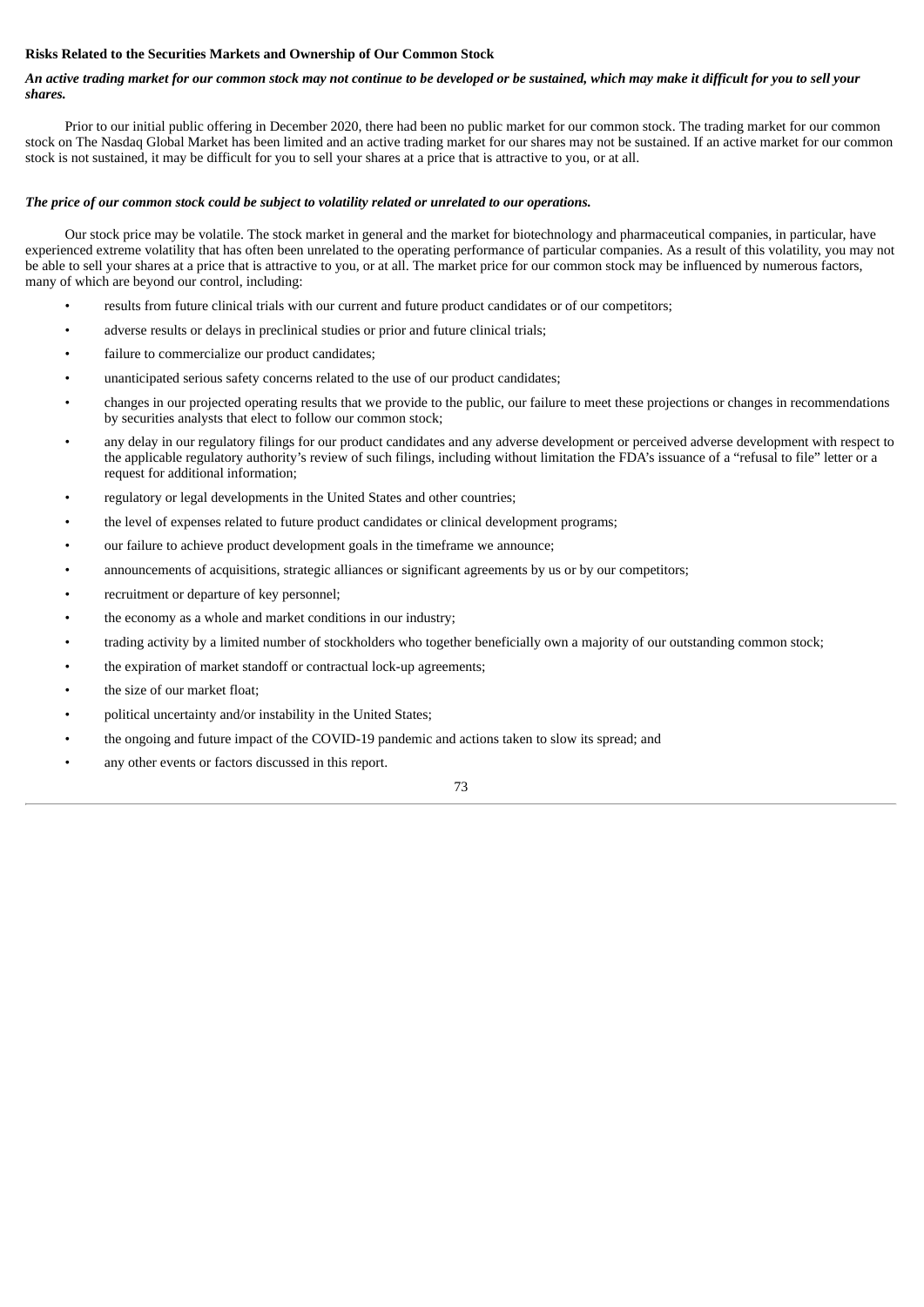**Risks Related to the Securities Markets and Ownership of Our Common Stock**

***An active trading market for our common stock may not continue to be developed or be sustained, which may make it difficult for you to sell your shares.***

Prior to our initial public offering in December 2020, there had been no public market for our common stock. The trading market for our common stock on The Nasdaq Global Market has been limited and an active trading market for our shares may not be sustained. If an active market for our common stock is not sustained, it may be difficult for you to sell your shares at a price that is attractive to you, or at all.

***The price of our common stock could be subject to volatility related or unrelated to our operations.***

Our stock price may be volatile. The stock market in general and the market for biotechnology and pharmaceutical companies, in particular, have experienced extreme volatility that has often been unrelated to the operating performance of particular companies. As a result of this volatility, you may not be able to sell your shares at a price that is attractive to you, or at all. The market price for our common stock may be influenced by numerous factors, many of which are beyond our control, including:

- results from future clinical trials with our current and future product candidates or of our competitors;
- adverse results or delays in preclinical studies or prior and future clinical trials;
- failure to commercialize our product candidates;
- unanticipated serious safety concerns related to the use of our product candidates;
- changes in our projected operating results that we provide to the public, our failure to meet these projections or changes in recommendations by securities analysts that elect to follow our common stock;
- any delay in our regulatory filings for our product candidates and any adverse development or perceived adverse development with respect to the applicable regulatory authority's review of such filings, including without limitation the FDA's issuance of a "refusal to file" letter or a request for additional information;
- regulatory or legal developments in the United States and other countries;
- the level of expenses related to future product candidates or clinical development programs;
- our failure to achieve product development goals in the timeframe we announce;
- announcements of acquisitions, strategic alliances or significant agreements by us or by our competitors;
- recruitment or departure of key personnel;
- the economy as a whole and market conditions in our industry;
- trading activity by a limited number of stockholders who together beneficially own a majority of our outstanding common stock;
- the expiration of market standoff or contractual lock-up agreements;
- the size of our market float;
- political uncertainty and/or instability in the United States;
- the ongoing and future impact of the COVID-19 pandemic and actions taken to slow its spread; and
- any other events or factors discussed in this report.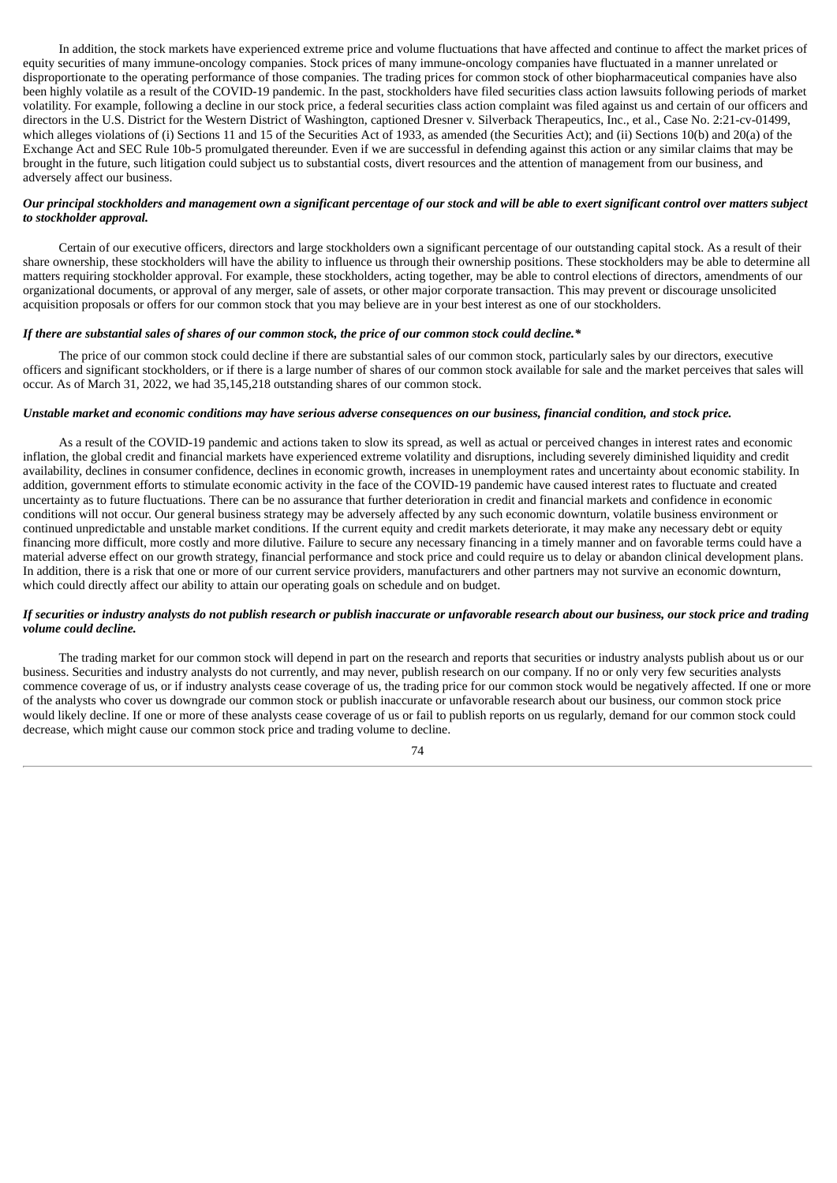In addition, the stock markets have experienced extreme price and volume fluctuations that have affected and continue to affect the market prices of equity securities of many immune-oncology companies. Stock prices of many immune-oncology companies have fluctuated in a manner unrelated or disproportionate to the operating performance of those companies. The trading prices for common stock of other biopharmaceutical companies have also been highly volatile as a result of the COVID-19 pandemic. In the past, stockholders have filed securities class action lawsuits following periods of market volatility. For example, following a decline in our stock price, a federal securities class action complaint was filed against us and certain of our officers and directors in the U.S. District for the Western District of Washington, captioned Dresner v. Silverback Therapeutics, Inc., et al., Case No. 2:21-cv-01499, which alleges violations of (i) Sections 11 and 15 of the Securities Act of 1933, as amended (the Securities Act); and (ii) Sections 10(b) and 20(a) of the Exchange Act and SEC Rule 10b-5 promulgated thereunder. Even if we are successful in defending against this action or any similar claims that may be brought in the future, such litigation could subject us to substantial costs, divert resources and the attention of management from our business, and adversely affect our business.

***Our principal stockholders and management own a significant percentage of our stock and will be able to exert significant control over matters subject to stockholder approval.***

Certain of our executive officers, directors and large stockholders own a significant percentage of our outstanding capital stock. As a result of their share ownership, these stockholders will have the ability to influence us through their ownership positions. These stockholders may be able to determine all matters requiring stockholder approval. For example, these stockholders, acting together, may be able to control elections of directors, amendments of our organizational documents, or approval of any merger, sale of assets, or other major corporate transaction. This may prevent or discourage unsolicited acquisition proposals or offers for our common stock that you may believe are in your best interest as one of our stockholders.

***If there are substantial sales of shares of our common stock, the price of our common stock could decline.****

The price of our common stock could decline if there are substantial sales of our common stock, particularly sales by our directors, executive officers and significant stockholders, or if there is a large number of shares of our common stock available for sale and the market perceives that sales will occur. As of March 31, 2022, we had 35,145,218 outstanding shares of our common stock.

***Unstable market and economic conditions may have serious adverse consequences on our business, financial condition, and stock price.***

As a result of the COVID-19 pandemic and actions taken to slow its spread, as well as actual or perceived changes in interest rates and economic inflation, the global credit and financial markets have experienced extreme volatility and disruptions, including severely diminished liquidity and credit availability, declines in consumer confidence, declines in economic growth, increases in unemployment rates and uncertainty about economic stability. In addition, government efforts to stimulate economic activity in the face of the COVID-19 pandemic have caused interest rates to fluctuate and created uncertainty as to future fluctuations. There can be no assurance that further deterioration in credit and financial markets and confidence in economic conditions will not occur. Our general business strategy may be adversely affected by any such economic downturn, volatile business environment or continued unpredictable and unstable market conditions. If the current equity and credit markets deteriorate, it may make any necessary debt or equity financing more difficult, more costly and more dilutive. Failure to secure any necessary financing in a timely manner and on favorable terms could have a material adverse effect on our growth strategy, financial performance and stock price and could require us to delay or abandon clinical development plans. In addition, there is a risk that one or more of our current service providers, manufacturers and other partners may not survive an economic downturn, which could directly affect our ability to attain our operating goals on schedule and on budget.

***If securities or industry analysts do not publish research or publish inaccurate or unfavorable research about our business, our stock price and trading volume could decline.***

The trading market for our common stock will depend in part on the research and reports that securities or industry analysts publish about us or our business. Securities and industry analysts do not currently, and may never, publish research on our company. If no or only very few securities analysts commence coverage of us, or if industry analysts cease coverage of us, the trading price for our common stock would be negatively affected. If one or more of the analysts who cover us downgrade our common stock or publish inaccurate or unfavorable research about our business, our common stock price would likely decline. If one or more of these analysts cease coverage of us or fail to publish reports on us regularly, demand for our common stock could decrease, which might cause our common stock price and trading volume to decline.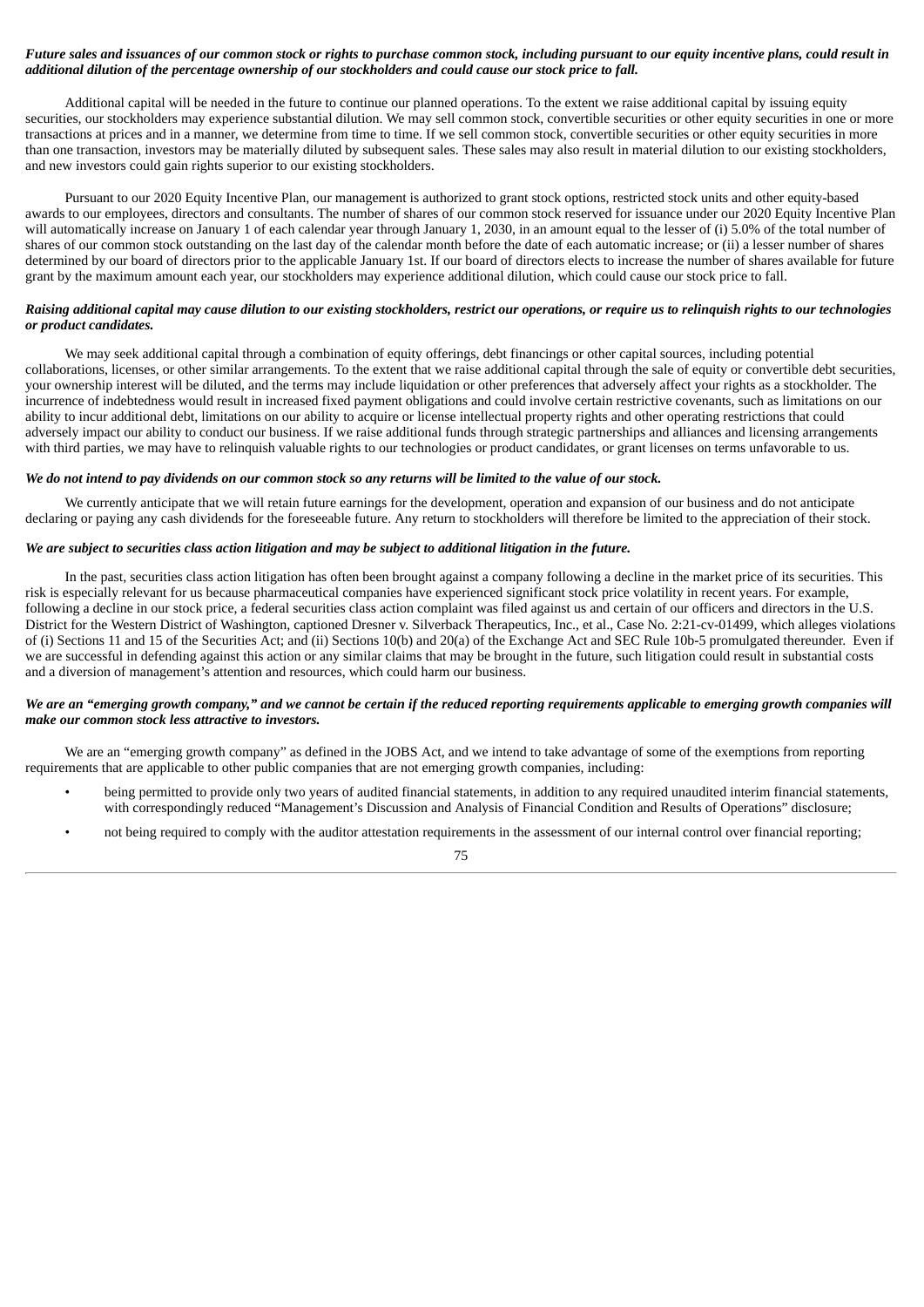***Future sales and issuances of our common stock or rights to purchase common stock, including pursuant to our equity incentive plans, could result in additional dilution of the percentage ownership of our stockholders and could cause our stock price to fall.***

Additional capital will be needed in the future to continue our planned operations. To the extent we raise additional capital by issuing equity securities, our stockholders may experience substantial dilution. We may sell common stock, convertible securities or other equity securities in one or more transactions at prices and in a manner, we determine from time to time. If we sell common stock, convertible securities or other equity securities in more than one transaction, investors may be materially diluted by subsequent sales. These sales may also result in material dilution to our existing stockholders, and new investors could gain rights superior to our existing stockholders.

Pursuant to our 2020 Equity Incentive Plan, our management is authorized to grant stock options, restricted stock units and other equity-based awards to our employees, directors and consultants. The number of shares of our common stock reserved for issuance under our 2020 Equity Incentive Plan will automatically increase on January 1 of each calendar year through January 1, 2030, in an amount equal to the lesser of (i) 5.0% of the total number of shares of our common stock outstanding on the last day of the calendar month before the date of each automatic increase; or (ii) a lesser number of shares determined by our board of directors prior to the applicable January 1st. If our board of directors elects to increase the number of shares available for future grant by the maximum amount each year, our stockholders may experience additional dilution, which could cause our stock price to fall.

***Raising additional capital may cause dilution to our existing stockholders, restrict our operations, or require us to relinquish rights to our technologies or product candidates.***

We may seek additional capital through a combination of equity offerings, debt financings or other capital sources, including potential collaborations, licenses, or other similar arrangements. To the extent that we raise additional capital through the sale of equity or convertible debt securities, your ownership interest will be diluted, and the terms may include liquidation or other preferences that adversely affect your rights as a stockholder. The incurrence of indebtedness would result in increased fixed payment obligations and could involve certain restrictive covenants, such as limitations on our ability to incur additional debt, limitations on our ability to acquire or license intellectual property rights and other operating restrictions that could adversely impact our ability to conduct our business. If we raise additional funds through strategic partnerships and alliances and licensing arrangements with third parties, we may have to relinquish valuable rights to our technologies or product candidates, or grant licenses on terms unfavorable to us.

***We do not intend to pay dividends on our common stock so any returns will be limited to the value of our stock.***

We currently anticipate that we will retain future earnings for the development, operation and expansion of our business and do not anticipate declaring or paying any cash dividends for the foreseeable future. Any return to stockholders will therefore be limited to the appreciation of their stock.

***We are subject to securities class action litigation and may be subject to additional litigation in the future.***

In the past, securities class action litigation has often been brought against a company following a decline in the market price of its securities. This risk is especially relevant for us because pharmaceutical companies have experienced significant stock price volatility in recent years. For example, following a decline in our stock price, a federal securities class action complaint was filed against us and certain of our officers and directors in the U.S. District for the Western District of Washington, captioned Dresner v. Silverback Therapeutics, Inc., et al., Case No. 2:21-cv-01499, which alleges violations of (i) Sections 11 and 15 of the Securities Act; and (ii) Sections 10(b) and 20(a) of the Exchange Act and SEC Rule 10b-5 promulgated thereunder. Even if we are successful in defending against this action or any similar claims that may be brought in the future, such litigation could result in substantial costs and a diversion of management's attention and resources, which could harm our business.

***We are an "emerging growth company," and we cannot be certain if the reduced reporting requirements applicable to emerging growth companies will make our common stock less attractive to investors.***

We are an "emerging growth company" as defined in the JOBS Act, and we intend to take advantage of some of the exemptions from reporting requirements that are applicable to other public companies that are not emerging growth companies, including:

- being permitted to provide only two years of audited financial statements, in addition to any required unaudited interim financial statements, with correspondingly reduced "Management's Discussion and Analysis of Financial Condition and Results of Operations" disclosure;
- not being required to comply with the auditor attestation requirements in the assessment of our internal control over financial reporting;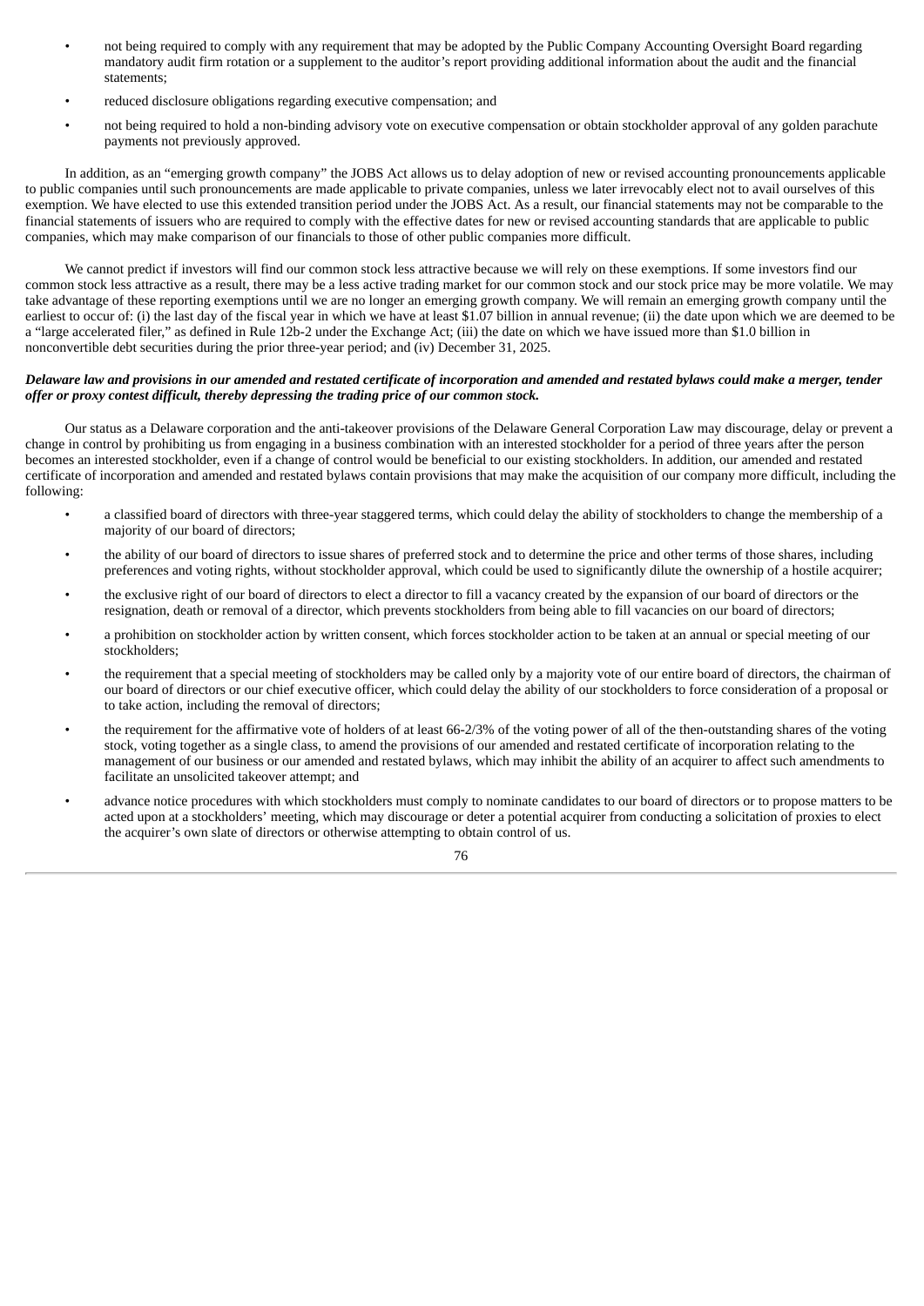- not being required to comply with any requirement that may be adopted by the Public Company Accounting Oversight Board regarding mandatory audit firm rotation or a supplement to the auditor's report providing additional information about the audit and the financial statements;
- reduced disclosure obligations regarding executive compensation; and
- not being required to hold a non-binding advisory vote on executive compensation or obtain stockholder approval of any golden parachute payments not previously approved.

In addition, as an "emerging growth company" the JOBS Act allows us to delay adoption of new or revised accounting pronouncements applicable to public companies until such pronouncements are made applicable to private companies, unless we later irrevocably elect not to avail ourselves of this exemption. We have elected to use this extended transition period under the JOBS Act. As a result, our financial statements may not be comparable to the financial statements of issuers who are required to comply with the effective dates for new or revised accounting standards that are applicable to public companies, which may make comparison of our financials to those of other public companies more difficult.

We cannot predict if investors will find our common stock less attractive because we will rely on these exemptions. If some investors find our common stock less attractive as a result, there may be a less active trading market for our common stock and our stock price may be more volatile. We may take advantage of these reporting exemptions until we are no longer an emerging growth company. We will remain an emerging growth company until the earliest to occur of: (i) the last day of the fiscal year in which we have at least $1.07 billion in annual revenue; (ii) the date upon which we are deemed to be a "large accelerated filer," as defined in Rule 12b-2 under the Exchange Act; (iii) the date on which we have issued more than $1.0 billion in nonconvertible debt securities during the prior three-year period; and (iv) December 31, 2025.

***Delaware law and provisions in our amended and restated certificate of incorporation and amended and restated bylaws could make a merger, tender offer or proxy contest difficult, thereby depressing the trading price of our common stock.***

Our status as a Delaware corporation and the anti-takeover provisions of the Delaware General Corporation Law may discourage, delay or prevent a change in control by prohibiting us from engaging in a business combination with an interested stockholder for a period of three years after the person becomes an interested stockholder, even if a change of control would be beneficial to our existing stockholders. In addition, our amended and restated certificate of incorporation and amended and restated bylaws contain provisions that may make the acquisition of our company more difficult, including the following:

- a classified board of directors with three-year staggered terms, which could delay the ability of stockholders to change the membership of a majority of our board of directors;
- the ability of our board of directors to issue shares of preferred stock and to determine the price and other terms of those shares, including preferences and voting rights, without stockholder approval, which could be used to significantly dilute the ownership of a hostile acquirer;
- the exclusive right of our board of directors to elect a director to fill a vacancy created by the expansion of our board of directors or the resignation, death or removal of a director, which prevents stockholders from being able to fill vacancies on our board of directors;
- a prohibition on stockholder action by written consent, which forces stockholder action to be taken at an annual or special meeting of our stockholders;
- the requirement that a special meeting of stockholders may be called only by a majority vote of our entire board of directors, the chairman of our board of directors or our chief executive officer, which could delay the ability of our stockholders to force consideration of a proposal or to take action, including the removal of directors;
- the requirement for the affirmative vote of holders of at least 66-2/3% of the voting power of all of the then-outstanding shares of the voting stock, voting together as a single class, to amend the provisions of our amended and restated certificate of incorporation relating to the management of our business or our amended and restated bylaws, which may inhibit the ability of an acquirer to affect such amendments to facilitate an unsolicited takeover attempt; and
- advance notice procedures with which stockholders must comply to nominate candidates to our board of directors or to propose matters to be acted upon at a stockholders' meeting, which may discourage or deter a potential acquirer from conducting a solicitation of proxies to elect the acquirer's own slate of directors or otherwise attempting to obtain control of us.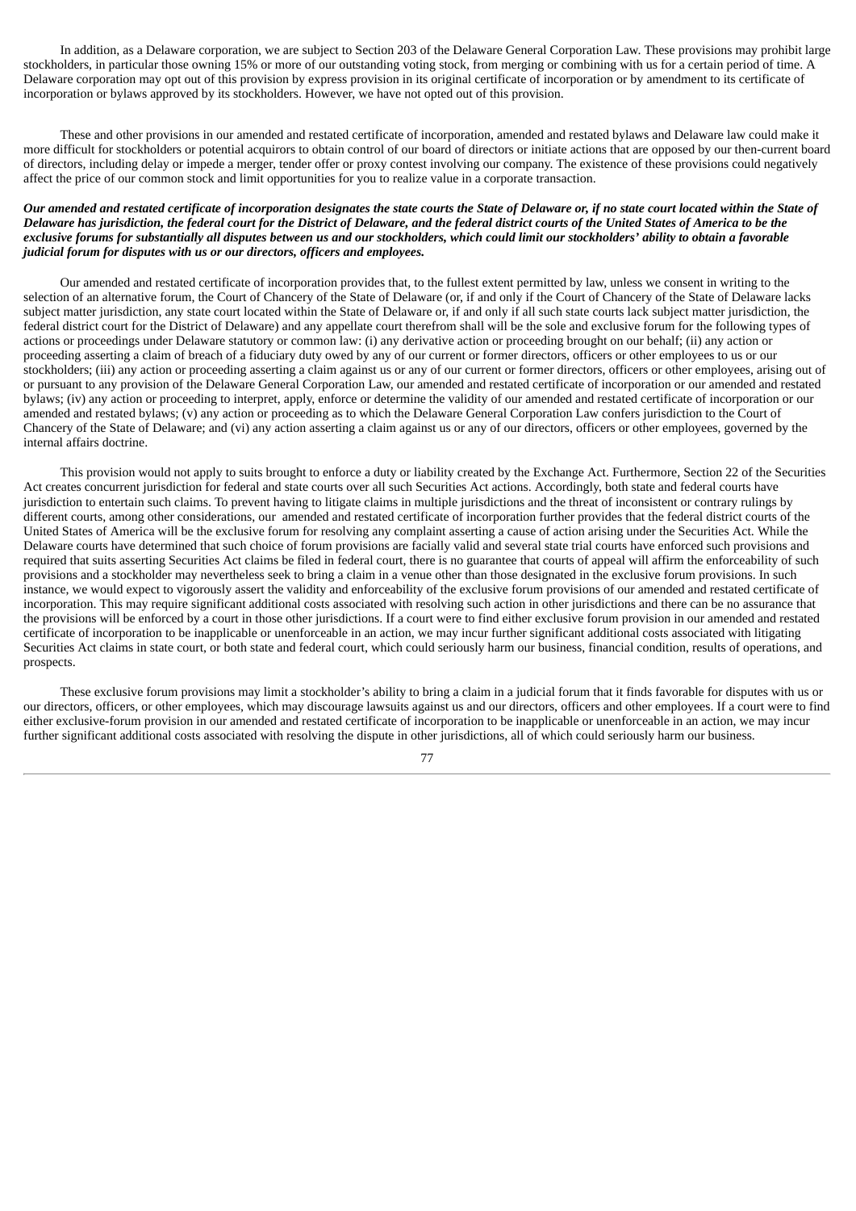In addition, as a Delaware corporation, we are subject to Section 203 of the Delaware General Corporation Law. These provisions may prohibit large stockholders, in particular those owning 15% or more of our outstanding voting stock, from merging or combining with us for a certain period of time. A Delaware corporation may opt out of this provision by express provision in its original certificate of incorporation or by amendment to its certificate of incorporation or bylaws approved by its stockholders. However, we have not opted out of this provision.

These and other provisions in our amended and restated certificate of incorporation, amended and restated bylaws and Delaware law could make it more difficult for stockholders or potential acquirors to obtain control of our board of directors or initiate actions that are opposed by our then-current board of directors, including delay or impede a merger, tender offer or proxy contest involving our company. The existence of these provisions could negatively affect the price of our common stock and limit opportunities for you to realize value in a corporate transaction.

***Our amended and restated certificate of incorporation designates the state courts the State of Delaware or, if no state court located within the State of Delaware has jurisdiction, the federal court for the District of Delaware, and the federal district courts of the United States of America to be the exclusive forums for substantially all disputes between us and our stockholders, which could limit our stockholders' ability to obtain a favorable judicial forum for disputes with us or our directors, officers and employees.***

Our amended and restated certificate of incorporation provides that, to the fullest extent permitted by law, unless we consent in writing to the selection of an alternative forum, the Court of Chancery of the State of Delaware (or, if and only if the Court of Chancery of the State of Delaware lacks subject matter jurisdiction, any state court located within the State of Delaware or, if and only if all such state courts lack subject matter jurisdiction, the federal district court for the District of Delaware) and any appellate court therefrom shall will be the sole and exclusive forum for the following types of actions or proceedings under Delaware statutory or common law: (i) any derivative action or proceeding brought on our behalf; (ii) any action or proceeding asserting a claim of breach of a fiduciary duty owed by any of our current or former directors, officers or other employees to us or our stockholders; (iii) any action or proceeding asserting a claim against us or any of our current or former directors, officers or other employees, arising out of or pursuant to any provision of the Delaware General Corporation Law, our amended and restated certificate of incorporation or our amended and restated bylaws; (iv) any action or proceeding to interpret, apply, enforce or determine the validity of our amended and restated certificate of incorporation or our amended and restated bylaws; (v) any action or proceeding as to which the Delaware General Corporation Law confers jurisdiction to the Court of Chancery of the State of Delaware; and (vi) any action asserting a claim against us or any of our directors, officers or other employees, governed by the internal affairs doctrine.

This provision would not apply to suits brought to enforce a duty or liability created by the Exchange Act. Furthermore, Section 22 of the Securities Act creates concurrent jurisdiction for federal and state courts over all such Securities Act actions. Accordingly, both state and federal courts have jurisdiction to entertain such claims. To prevent having to litigate claims in multiple jurisdictions and the threat of inconsistent or contrary rulings by different courts, among other considerations, our amended and restated certificate of incorporation further provides that the federal district courts of the United States of America will be the exclusive forum for resolving any complaint asserting a cause of action arising under the Securities Act. While the Delaware courts have determined that such choice of forum provisions are facially valid and several state trial courts have enforced such provisions and required that suits asserting Securities Act claims be filed in federal court, there is no guarantee that courts of appeal will affirm the enforceability of such provisions and a stockholder may nevertheless seek to bring a claim in a venue other than those designated in the exclusive forum provisions. In such instance, we would expect to vigorously assert the validity and enforceability of the exclusive forum provisions of our amended and restated certificate of incorporation. This may require significant additional costs associated with resolving such action in other jurisdictions and there can be no assurance that the provisions will be enforced by a court in those other jurisdictions. If a court were to find either exclusive forum provision in our amended and restated certificate of incorporation to be inapplicable or unenforceable in an action, we may incur further significant additional costs associated with litigating Securities Act claims in state court, or both state and federal court, which could seriously harm our business, financial condition, results of operations, and prospects.

These exclusive forum provisions may limit a stockholder's ability to bring a claim in a judicial forum that it finds favorable for disputes with us or our directors, officers, or other employees, which may discourage lawsuits against us and our directors, officers and other employees. If a court were to find either exclusive-forum provision in our amended and restated certificate of incorporation to be inapplicable or unenforceable in an action, we may incur further significant additional costs associated with resolving the dispute in other jurisdictions, all of which could seriously harm our business.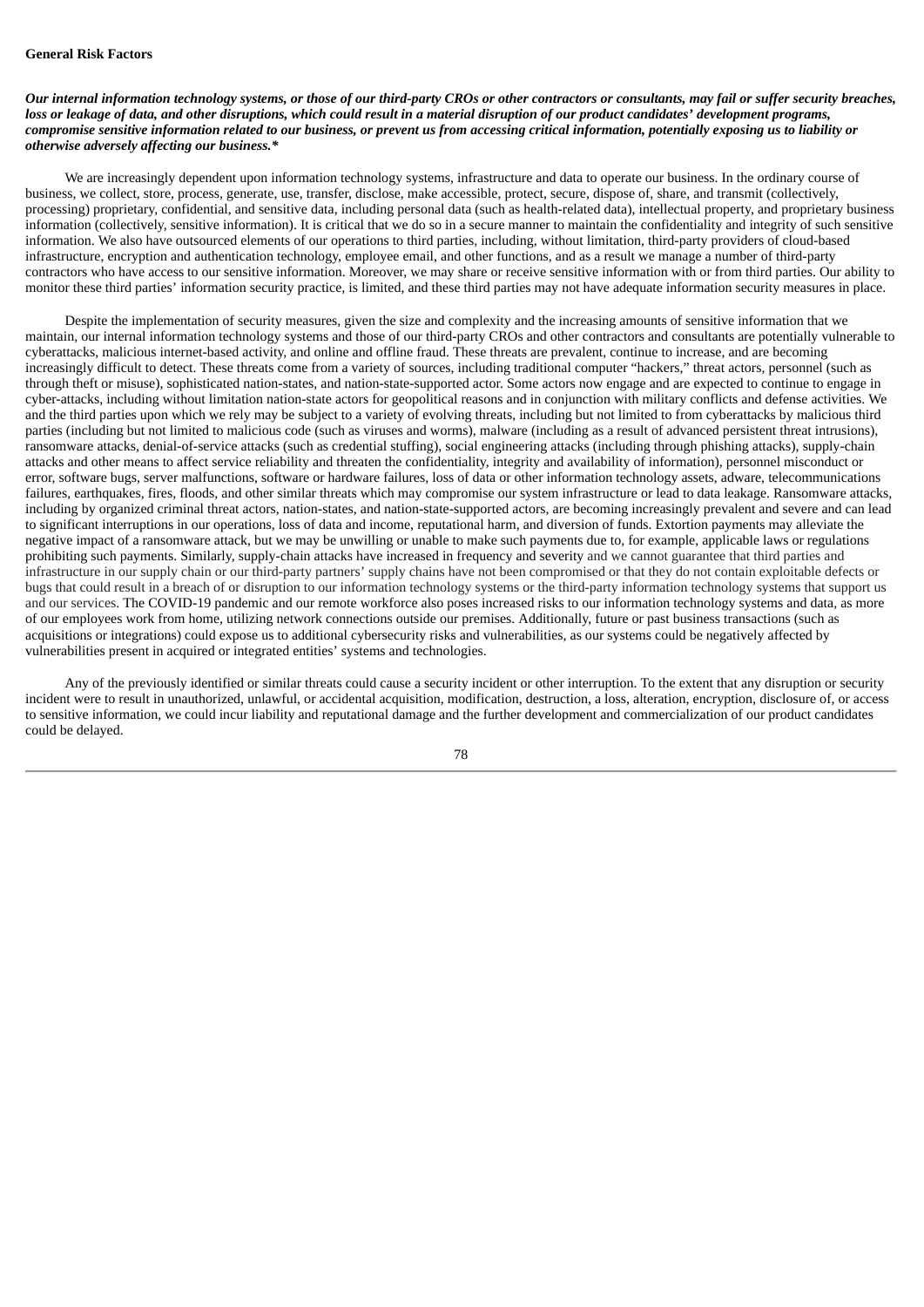**General Risk Factors**

***Our internal information technology systems, or those of our third-party CROs or other contractors or consultants, may fail or suffer security breaches, loss or leakage of data, and other disruptions, which could result in a material disruption of our product candidates' development programs, compromise sensitive information related to our business, or prevent us from accessing critical information, potentially exposing us to liability or otherwise adversely affecting our business.****

We are increasingly dependent upon information technology systems, infrastructure and data to operate our business. In the ordinary course of business, we collect, store, process, generate, use, transfer, disclose, make accessible, protect, secure, dispose of, share, and transmit (collectively, processing) proprietary, confidential, and sensitive data, including personal data (such as health-related data), intellectual property, and proprietary business information (collectively, sensitive information). It is critical that we do so in a secure manner to maintain the confidentiality and integrity of such sensitive information. We also have outsourced elements of our operations to third parties, including, without limitation, third-party providers of cloud-based infrastructure, encryption and authentication technology, employee email, and other functions, and as a result we manage a number of third-party contractors who have access to our sensitive information. Moreover, we may share or receive sensitive information with or from third parties. Our ability to monitor these third parties' information security practice, is limited, and these third parties may not have adequate information security measures in place.

Despite the implementation of security measures, given the size and complexity and the increasing amounts of sensitive information that we maintain, our internal information technology systems and those of our third-party CROs and other contractors and consultants are potentially vulnerable to cyberattacks, malicious internet-based activity, and online and offline fraud. These threats are prevalent, continue to increase, and are becoming increasingly difficult to detect. These threats come from a variety of sources, including traditional computer "hackers," threat actors, personnel (such as through theft or misuse), sophisticated nation-states, and nation-state-supported actor. Some actors now engage and are expected to continue to engage in cyber-attacks, including without limitation nation-state actors for geopolitical reasons and in conjunction with military conflicts and defense activities. We and the third parties upon which we rely may be subject to a variety of evolving threats, including but not limited to from cyberattacks by malicious third parties (including but not limited to malicious code (such as viruses and worms), malware (including as a result of advanced persistent threat intrusions), ransomware attacks, denial-of-service attacks (such as credential stuffing), social engineering attacks (including through phishing attacks), supply-chain attacks and other means to affect service reliability and threaten the confidentiality, integrity and availability of information), personnel misconduct or error, software bugs, server malfunctions, software or hardware failures, loss of data or other information technology assets, adware, telecommunications failures, earthquakes, fires, floods, and other similar threats which may compromise our system infrastructure or lead to data leakage. Ransomware attacks, including by organized criminal threat actors, nation-states, and nation-state-supported actors, are becoming increasingly prevalent and severe and can lead to significant interruptions in our operations, loss of data and income, reputational harm, and diversion of funds. Extortion payments may alleviate the negative impact of a ransomware attack, but we may be unwilling or unable to make such payments due to, for example, applicable laws or regulations prohibiting such payments. Similarly, supply-chain attacks have increased in frequency and severity and we cannot guarantee that third parties and infrastructure in our supply chain or our third-party partners' supply chains have not been compromised or that they do not contain exploitable defects or bugs that could result in a breach of or disruption to our information technology systems or the third-party information technology systems that support us and our services. The COVID-19 pandemic and our remote workforce also poses increased risks to our information technology systems and data, as more of our employees work from home, utilizing network connections outside our premises. Additionally, future or past business transactions (such as acquisitions or integrations) could expose us to additional cybersecurity risks and vulnerabilities, as our systems could be negatively affected by vulnerabilities present in acquired or integrated entities' systems and technologies.

Any of the previously identified or similar threats could cause a security incident or other interruption. To the extent that any disruption or security incident were to result in unauthorized, unlawful, or accidental acquisition, modification, destruction, a loss, alteration, encryption, disclosure of, or access to sensitive information, we could incur liability and reputational damage and the further development and commercialization of our product candidates could be delayed.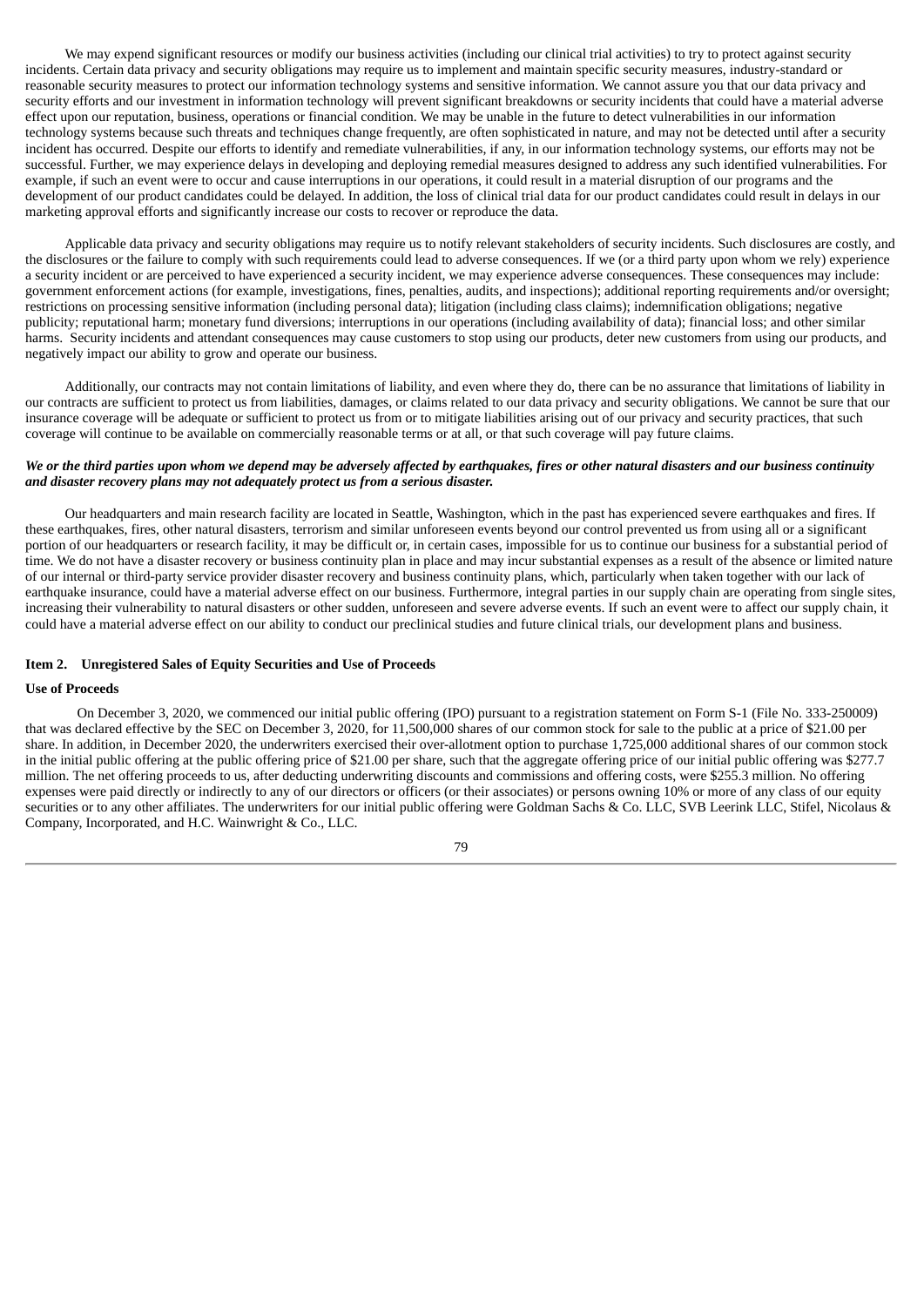We may expend significant resources or modify our business activities (including our clinical trial activities) to try to protect against security incidents. Certain data privacy and security obligations may require us to implement and maintain specific security measures, industry-standard or reasonable security measures to protect our information technology systems and sensitive information. We cannot assure you that our data privacy and security efforts and our investment in information technology will prevent significant breakdowns or security incidents that could have a material adverse effect upon our reputation, business, operations or financial condition. We may be unable in the future to detect vulnerabilities in our information technology systems because such threats and techniques change frequently, are often sophisticated in nature, and may not be detected until after a security incident has occurred. Despite our efforts to identify and remediate vulnerabilities, if any, in our information technology systems, our efforts may not be successful. Further, we may experience delays in developing and deploying remedial measures designed to address any such identified vulnerabilities. For example, if such an event were to occur and cause interruptions in our operations, it could result in a material disruption of our programs and the development of our product candidates could be delayed. In addition, the loss of clinical trial data for our product candidates could result in delays in our marketing approval efforts and significantly increase our costs to recover or reproduce the data.

Applicable data privacy and security obligations may require us to notify relevant stakeholders of security incidents. Such disclosures are costly, and the disclosures or the failure to comply with such requirements could lead to adverse consequences. If we (or a third party upon whom we rely) experience a security incident or are perceived to have experienced a security incident, we may experience adverse consequences. These consequences may include: government enforcement actions (for example, investigations, fines, penalties, audits, and inspections); additional reporting requirements and/or oversight; restrictions on processing sensitive information (including personal data); litigation (including class claims); indemnification obligations; negative publicity; reputational harm; monetary fund diversions; interruptions in our operations (including availability of data); financial loss; and other similar harms. Security incidents and attendant consequences may cause customers to stop using our products, deter new customers from using our products, and negatively impact our ability to grow and operate our business.

Additionally, our contracts may not contain limitations of liability, and even where they do, there can be no assurance that limitations of liability in our contracts are sufficient to protect us from liabilities, damages, or claims related to our data privacy and security obligations. We cannot be sure that our insurance coverage will be adequate or sufficient to protect us from or to mitigate liabilities arising out of our privacy and security practices, that such coverage will continue to be available on commercially reasonable terms or at all, or that such coverage will pay future claims.

***We or the third parties upon whom we depend may be adversely affected by earthquakes, fires or other natural disasters and our business continuity and disaster recovery plans may not adequately protect us from a serious disaster.***

Our headquarters and main research facility are located in Seattle, Washington, which in the past has experienced severe earthquakes and fires. If these earthquakes, fires, other natural disasters, terrorism and similar unforeseen events beyond our control prevented us from using all or a significant portion of our headquarters or research facility, it may be difficult or, in certain cases, impossible for us to continue our business for a substantial period of time. We do not have a disaster recovery or business continuity plan in place and may incur substantial expenses as a result of the absence or limited nature of our internal or third-party service provider disaster recovery and business continuity plans, which, particularly when taken together with our lack of earthquake insurance, could have a material adverse effect on our business. Furthermore, integral parties in our supply chain are operating from single sites, increasing their vulnerability to natural disasters or other sudden, unforeseen and severe adverse events. If such an event were to affect our supply chain, it could have a material adverse effect on our ability to conduct our preclinical studies and future clinical trials, our development plans and business.

## Item 2. Unregistered Sales of Equity Securities and Use of Proceeds

**Use of Proceeds**

On December 3, 2020, we commenced our initial public offering (IPO) pursuant to a registration statement on Form S-1 (File No. 333-250009) that was declared effective by the SEC on December 3, 2020, for 11,500,000 shares of our common stock for sale to the public at a price of $21.00 per share. In addition, in December 2020, the underwriters exercised their over-allotment option to purchase 1,725,000 additional shares of our common stock in the initial public offering at the public offering price of $21.00 per share, such that the aggregate offering price of our initial public offering was $277.7 million. The net offering proceeds to us, after deducting underwriting discounts and commissions and offering costs, were $255.3 million. No offering expenses were paid directly or indirectly to any of our directors or officers (or their associates) or persons owning 10% or more of any class of our equity securities or to any other affiliates. The underwriters for our initial public offering were Goldman Sachs & Co. LLC, SVB Leerink LLC, Stifel, Nicolaus & Company, Incorporated, and H.C. Wainwright & Co., LLC.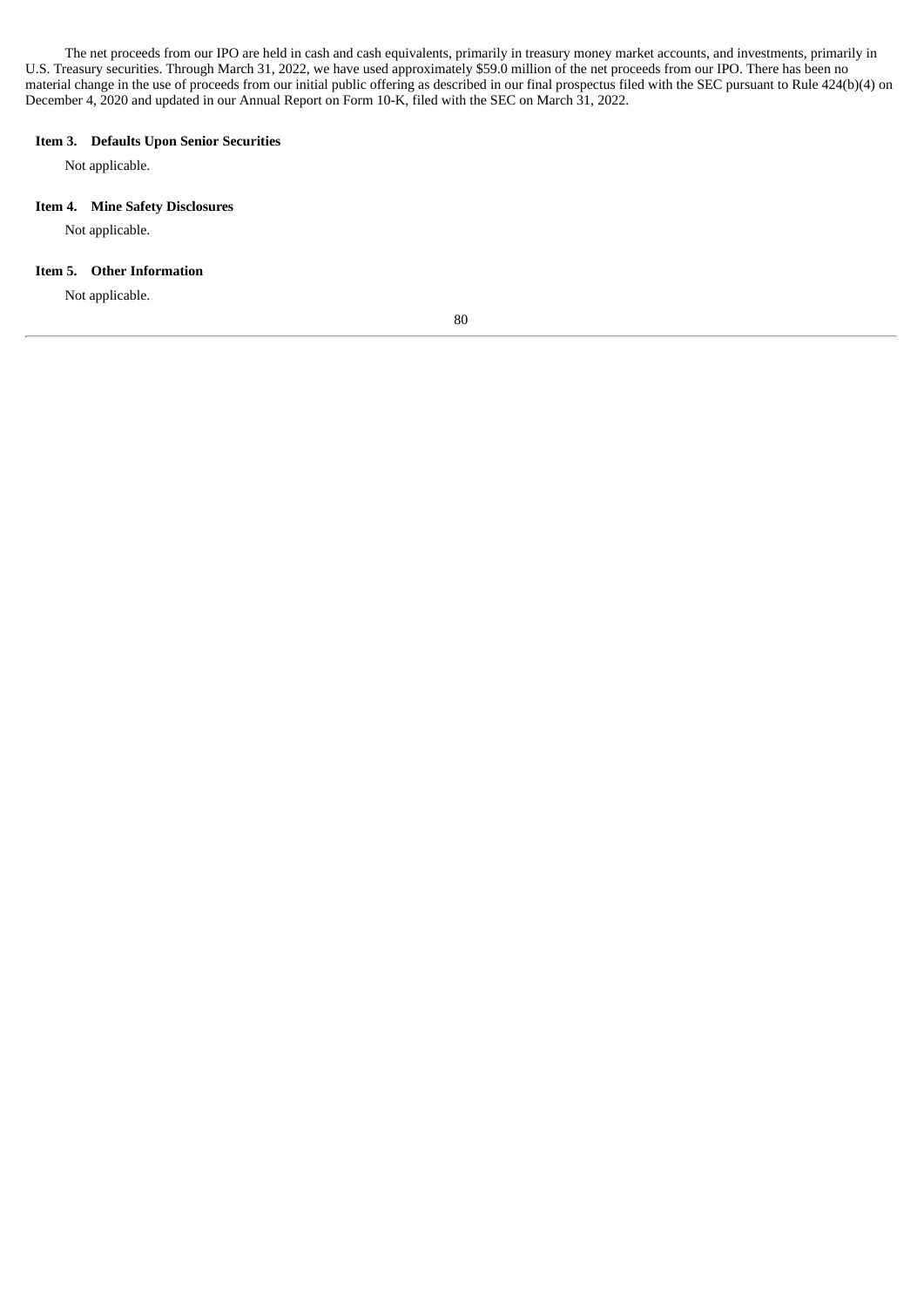The net proceeds from our IPO are held in cash and cash equivalents, primarily in treasury money market accounts, and investments, primarily in U.S. Treasury securities. Through March 31, 2022, we have used approximately $59.0 million of the net proceeds from our IPO. There has been no material change in the use of proceeds from our initial public offering as described in our final prospectus filed with the SEC pursuant to Rule 424(b)(4) on December 4, 2020 and updated in our Annual Report on Form 10-K, filed with the SEC on March 31, 2022.

### Item 3. Defaults Upon Senior Securities

Not applicable.

### Item 4. Mine Safety Disclosures

Not applicable.

### Item 5. Other Information

Not applicable.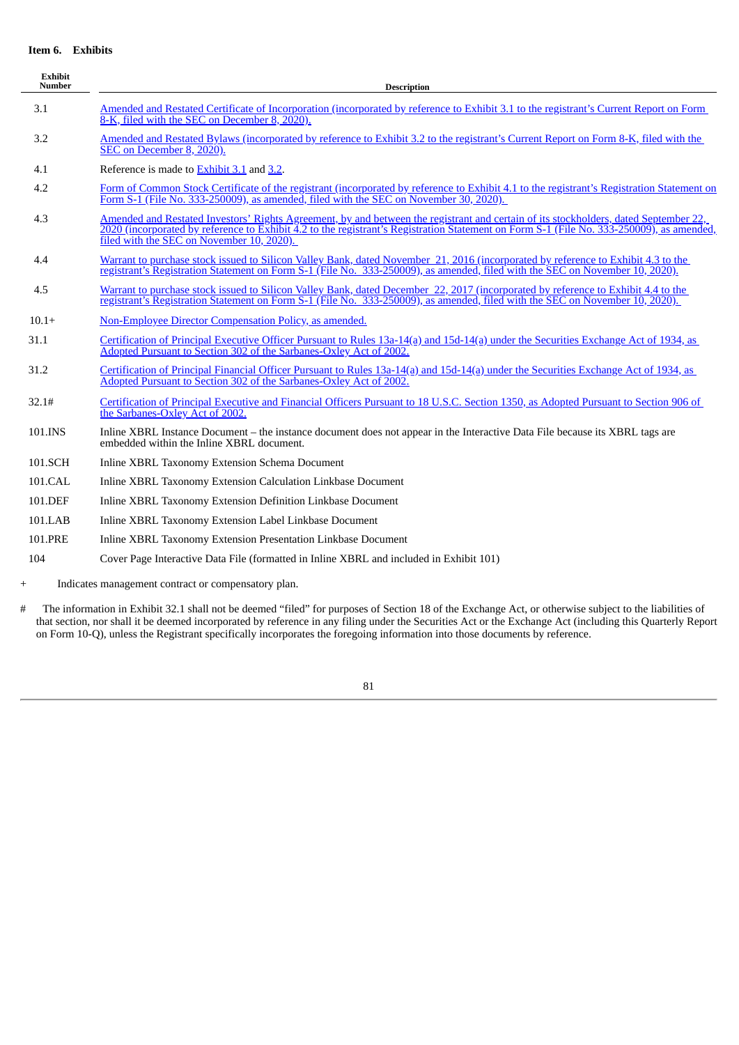**Item 6. Exhibits**

| Exhibit Number | Description |
|---|---|
| 3.1 | Amended and Restated Certificate of Incorporation (incorporated by reference to Exhibit 3.1 to the registrant's Current Report on Form 8-K, filed with the SEC on December 8, 2020). |
| 3.2 | Amended and Restated Bylaws (incorporated by reference to Exhibit 3.2 to the registrant's Current Report on Form 8-K, filed with the SEC on December 8, 2020). |
| 4.1 | Reference is made to Exhibit 3.1 and 3.2. |
| 4.2 | Form of Common Stock Certificate of the registrant (incorporated by reference to Exhibit 4.1 to the registrant's Registration Statement on Form S-1 (File No. 333-250009), as amended, filed with the SEC on November 30, 2020). |
| 4.3 | Amended and Restated Investors' Rights Agreement, by and between the registrant and certain of its stockholders, dated September 22, 2020 (incorporated by reference to Exhibit 4.2 to the registrant's Registration Statement on Form S-1 (File No. 333-250009), as amended, filed with the SEC on November 10, 2020). |
| 4.4 | Warrant to purchase stock issued to Silicon Valley Bank, dated November 21, 2016 (incorporated by reference to Exhibit 4.3 to the registrant's Registration Statement on Form S-1 (File No. 333-250009), as amended, filed with the SEC on November 10, 2020). |
| 4.5 | Warrant to purchase stock issued to Silicon Valley Bank, dated December 22, 2017 (incorporated by reference to Exhibit 4.4 to the registrant's Registration Statement on Form S-1 (File No. 333-250009), as amended, filed with the SEC on November 10, 2020). |
| 10.1+ | Non-Employee Director Compensation Policy, as amended. |
| 31.1 | Certification of Principal Executive Officer Pursuant to Rules 13a-14(a) and 15d-14(a) under the Securities Exchange Act of 1934, as Adopted Pursuant to Section 302 of the Sarbanes-Oxley Act of 2002. |
| 31.2 | Certification of Principal Financial Officer Pursuant to Rules 13a-14(a) and 15d-14(a) under the Securities Exchange Act of 1934, as Adopted Pursuant to Section 302 of the Sarbanes-Oxley Act of 2002. |
| 32.1# | Certification of Principal Executive and Financial Officers Pursuant to 18 U.S.C. Section 1350, as Adopted Pursuant to Section 906 of the Sarbanes-Oxley Act of 2002. |
| 101.INS | Inline XBRL Instance Document – the instance document does not appear in the Interactive Data File because its XBRL tags are embedded within the Inline XBRL document. |
| 101.SCH | Inline XBRL Taxonomy Extension Schema Document |
| 101.CAL | Inline XBRL Taxonomy Extension Calculation Linkbase Document |
| 101.DEF | Inline XBRL Taxonomy Extension Definition Linkbase Document |
| 101.LAB | Inline XBRL Taxonomy Extension Label Linkbase Document |
| 101.PRE | Inline XBRL Taxonomy Extension Presentation Linkbase Document |
| 104 | Cover Page Interactive Data File (formatted in Inline XBRL and included in Exhibit 101) |

\+ Indicates management contract or compensatory plan.

\# The information in Exhibit 32.1 shall not be deemed "filed" for purposes of Section 18 of the Exchange Act, or otherwise subject to the liabilities of that section, nor shall it be deemed incorporated by reference in any filing under the Securities Act or the Exchange Act (including this Quarterly Report on Form 10-Q), unless the Registrant specifically incorporates the foregoing information into those documents by reference.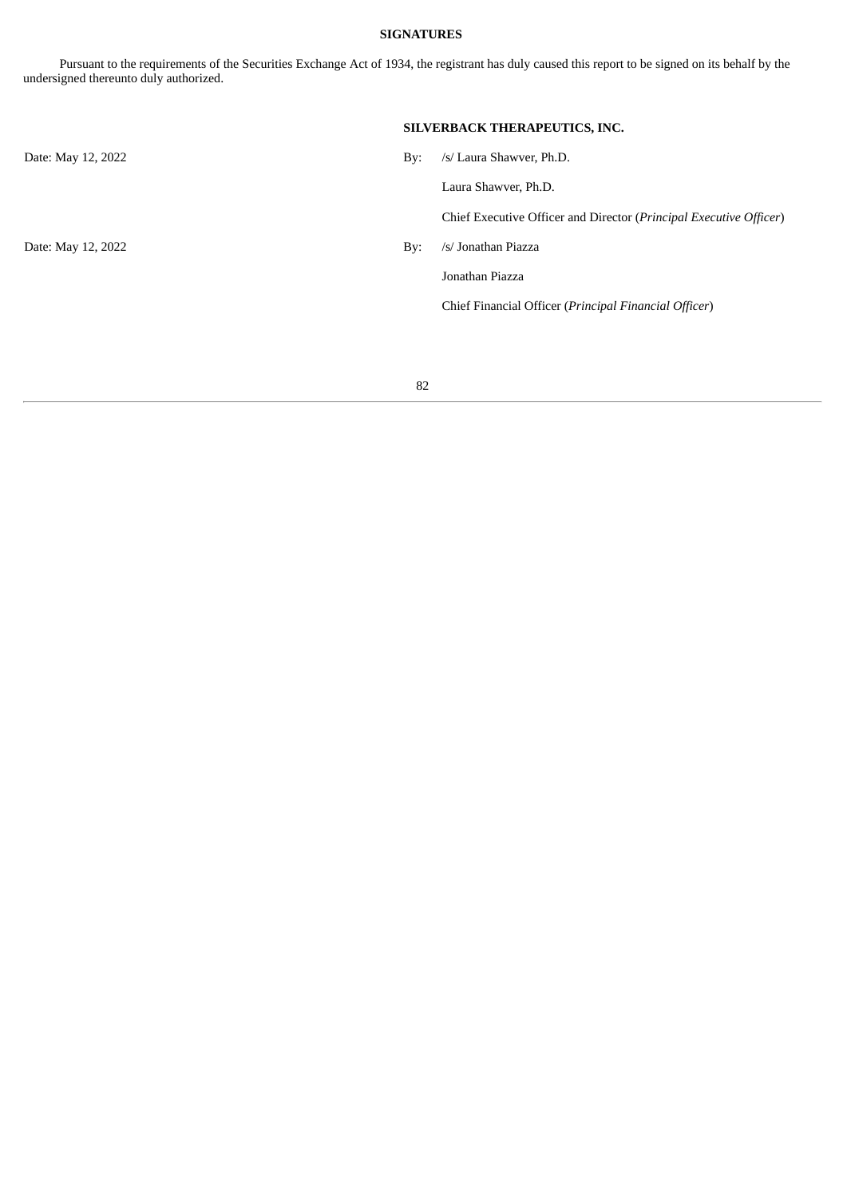## SIGNATURES

Pursuant to the requirements of the Securities Exchange Act of 1934, the registrant has duly caused this report to be signed on its behalf by the undersigned thereunto duly authorized.

**SILVERBACK THERAPEUTICS, INC.**

Date: May 12, 2022

By: /s/ Laura Shawver, Ph.D.

Laura Shawver, Ph.D.

Chief Executive Officer and Director (*Principal Executive Officer*)

Date: May 12, 2022

By: /s/ Jonathan Piazza

Jonathan Piazza

Chief Financial Officer (*Principal Financial Officer*)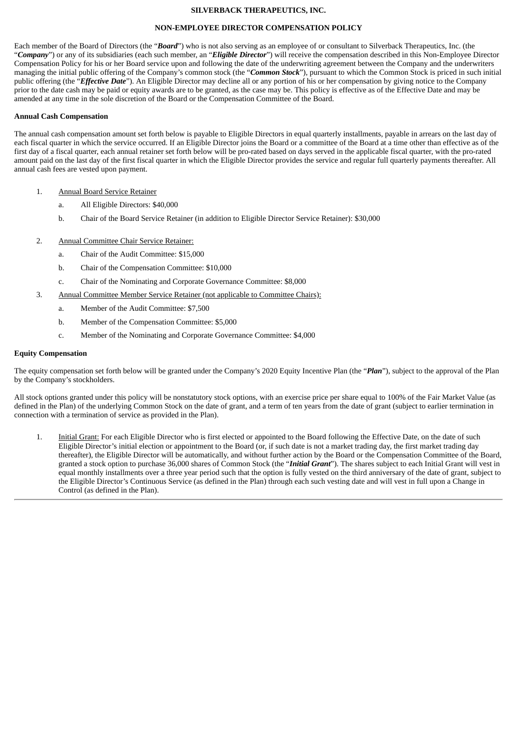**SILVERBACK THERAPEUTICS, INC.**

**NON-EMPLOYEE DIRECTOR COMPENSATION POLICY**

Each member of the Board of Directors (the "***Board***") who is not also serving as an employee of or consultant to Silverback Therapeutics, Inc. (the "***Company***") or any of its subsidiaries (each such member, an "***Eligible Director***") will receive the compensation described in this Non-Employee Director Compensation Policy for his or her Board service upon and following the date of the underwriting agreement between the Company and the underwriters managing the initial public offering of the Company's common stock (the "***Common Stock***"), pursuant to which the Common Stock is priced in such initial public offering (the "***Effective Date***"). An Eligible Director may decline all or any portion of his or her compensation by giving notice to the Company prior to the date cash may be paid or equity awards are to be granted, as the case may be. This policy is effective as of the Effective Date and may be amended at any time in the sole discretion of the Board or the Compensation Committee of the Board.

**Annual Cash Compensation**

The annual cash compensation amount set forth below is payable to Eligible Directors in equal quarterly installments, payable in arrears on the last day of each fiscal quarter in which the service occurred. If an Eligible Director joins the Board or a committee of the Board at a time other than effective as of the first day of a fiscal quarter, each annual retainer set forth below will be pro-rated based on days served in the applicable fiscal quarter, with the pro-rated amount paid on the last day of the first fiscal quarter in which the Eligible Director provides the service and regular full quarterly payments thereafter. All annual cash fees are vested upon payment.

1. Annual Board Service Retainer
   a. All Eligible Directors: $40,000
   b. Chair of the Board Service Retainer (in addition to Eligible Director Service Retainer): $30,000

2. Annual Committee Chair Service Retainer:
   a. Chair of the Audit Committee: $15,000
   b. Chair of the Compensation Committee: $10,000
   c. Chair of the Nominating and Corporate Governance Committee: $8,000

3. Annual Committee Member Service Retainer (not applicable to Committee Chairs):
   a. Member of the Audit Committee: $7,500
   b. Member of the Compensation Committee: $5,000
   c. Member of the Nominating and Corporate Governance Committee: $4,000

**Equity Compensation**

The equity compensation set forth below will be granted under the Company's 2020 Equity Incentive Plan (the "***Plan***"), subject to the approval of the Plan by the Company's stockholders.

All stock options granted under this policy will be nonstatutory stock options, with an exercise price per share equal to 100% of the Fair Market Value (as defined in the Plan) of the underlying Common Stock on the date of grant, and a term of ten years from the date of grant (subject to earlier termination in connection with a termination of service as provided in the Plan).

1. Initial Grant: For each Eligible Director who is first elected or appointed to the Board following the Effective Date, on the date of such Eligible Director's initial election or appointment to the Board (or, if such date is not a market trading day, the first market trading day thereafter), the Eligible Director will be automatically, and without further action by the Board or the Compensation Committee of the Board, granted a stock option to purchase 36,000 shares of Common Stock (the "***Initial Grant***"). The shares subject to each Initial Grant will vest in equal monthly installments over a three year period such that the option is fully vested on the third anniversary of the date of grant, subject to the Eligible Director's Continuous Service (as defined in the Plan) through each such vesting date and will vest in full upon a Change in Control (as defined in the Plan).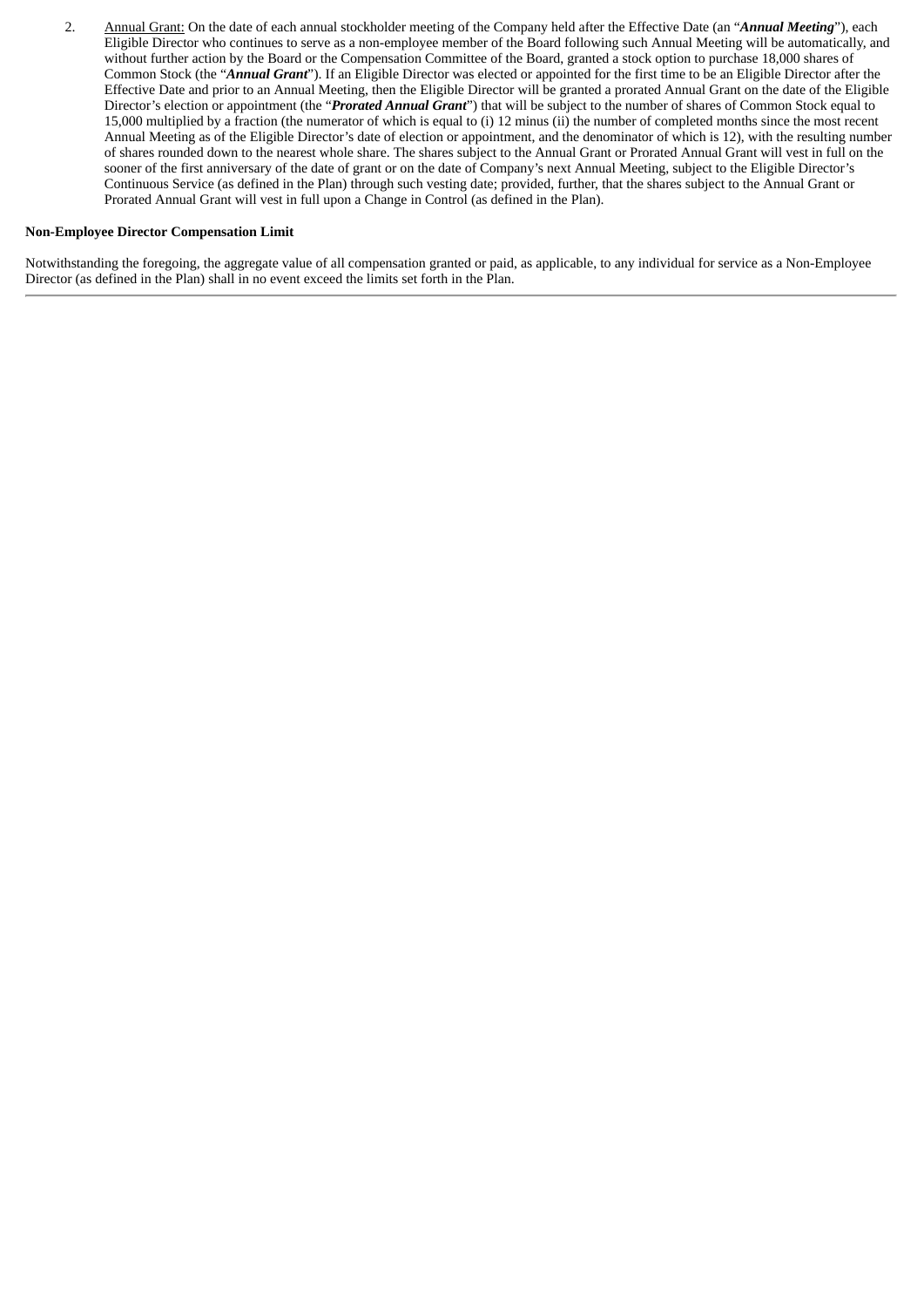2. Annual Grant: On the date of each annual stockholder meeting of the Company held after the Effective Date (an "***Annual Meeting***"), each Eligible Director who continues to serve as a non-employee member of the Board following such Annual Meeting will be automatically, and without further action by the Board or the Compensation Committee of the Board, granted a stock option to purchase 18,000 shares of Common Stock (the "***Annual Grant***"). If an Eligible Director was elected or appointed for the first time to be an Eligible Director after the Effective Date and prior to an Annual Meeting, then the Eligible Director will be granted a prorated Annual Grant on the date of the Eligible Director's election or appointment (the "***Prorated Annual Grant***") that will be subject to the number of shares of Common Stock equal to 15,000 multiplied by a fraction (the numerator of which is equal to (i) 12 minus (ii) the number of completed months since the most recent Annual Meeting as of the Eligible Director's date of election or appointment, and the denominator of which is 12), with the resulting number of shares rounded down to the nearest whole share. The shares subject to the Annual Grant or Prorated Annual Grant will vest in full on the sooner of the first anniversary of the date of grant or on the date of Company's next Annual Meeting, subject to the Eligible Director's Continuous Service (as defined in the Plan) through such vesting date; provided, further, that the shares subject to the Annual Grant or Prorated Annual Grant will vest in full upon a Change in Control (as defined in the Plan).

**Non-Employee Director Compensation Limit**

Notwithstanding the foregoing, the aggregate value of all compensation granted or paid, as applicable, to any individual for service as a Non-Employee Director (as defined in the Plan) shall in no event exceed the limits set forth in the Plan.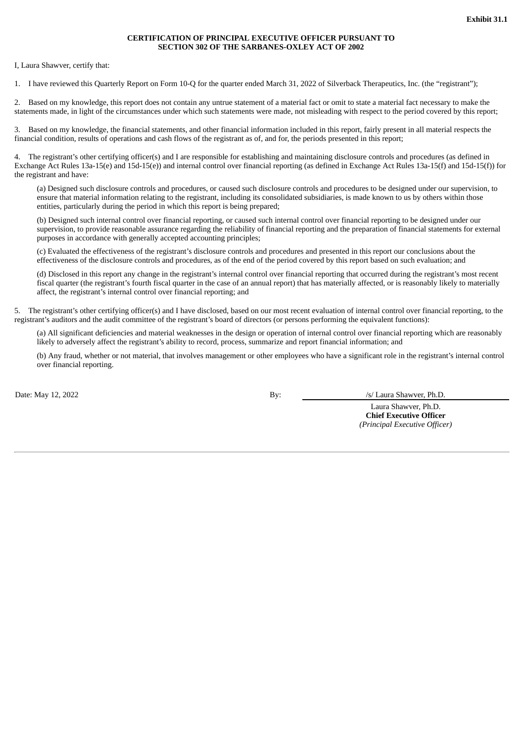**Exhibit 31.1**

**CERTIFICATION OF PRINCIPAL EXECUTIVE OFFICER PURSUANT TO SECTION 302 OF THE SARBANES-OXLEY ACT OF 2002**

I, Laura Shawver, certify that:

1. I have reviewed this Quarterly Report on Form 10-Q for the quarter ended March 31, 2022 of Silverback Therapeutics, Inc. (the "registrant");

2. Based on my knowledge, this report does not contain any untrue statement of a material fact or omit to state a material fact necessary to make the statements made, in light of the circumstances under which such statements were made, not misleading with respect to the period covered by this report;

3. Based on my knowledge, the financial statements, and other financial information included in this report, fairly present in all material respects the financial condition, results of operations and cash flows of the registrant as of, and for, the periods presented in this report;

4. The registrant's other certifying officer(s) and I are responsible for establishing and maintaining disclosure controls and procedures (as defined in Exchange Act Rules 13a-15(e) and 15d-15(e)) and internal control over financial reporting (as defined in Exchange Act Rules 13a-15(f) and 15d-15(f)) for the registrant and have:

   (a) Designed such disclosure controls and procedures, or caused such disclosure controls and procedures to be designed under our supervision, to ensure that material information relating to the registrant, including its consolidated subsidiaries, is made known to us by others within those entities, particularly during the period in which this report is being prepared;

   (b) Designed such internal control over financial reporting, or caused such internal control over financial reporting to be designed under our supervision, to provide reasonable assurance regarding the reliability of financial reporting and the preparation of financial statements for external purposes in accordance with generally accepted accounting principles;

   (c) Evaluated the effectiveness of the registrant's disclosure controls and procedures and presented in this report our conclusions about the effectiveness of the disclosure controls and procedures, as of the end of the period covered by this report based on such evaluation; and

   (d) Disclosed in this report any change in the registrant's internal control over financial reporting that occurred during the registrant's most recent fiscal quarter (the registrant's fourth fiscal quarter in the case of an annual report) that has materially affected, or is reasonably likely to materially affect, the registrant's internal control over financial reporting; and

5. The registrant's other certifying officer(s) and I have disclosed, based on our most recent evaluation of internal control over financial reporting, to the registrant's auditors and the audit committee of the registrant's board of directors (or persons performing the equivalent functions):

   (a) All significant deficiencies and material weaknesses in the design or operation of internal control over financial reporting which are reasonably likely to adversely affect the registrant's ability to record, process, summarize and report financial information; and

   (b) Any fraud, whether or not material, that involves management or other employees who have a significant role in the registrant's internal control over financial reporting.

Date: May 12, 2022

By: /s/ Laura Shawver, Ph.D.

Laura Shawver, Ph.D.
**Chief Executive Officer**
*(Principal Executive Officer)*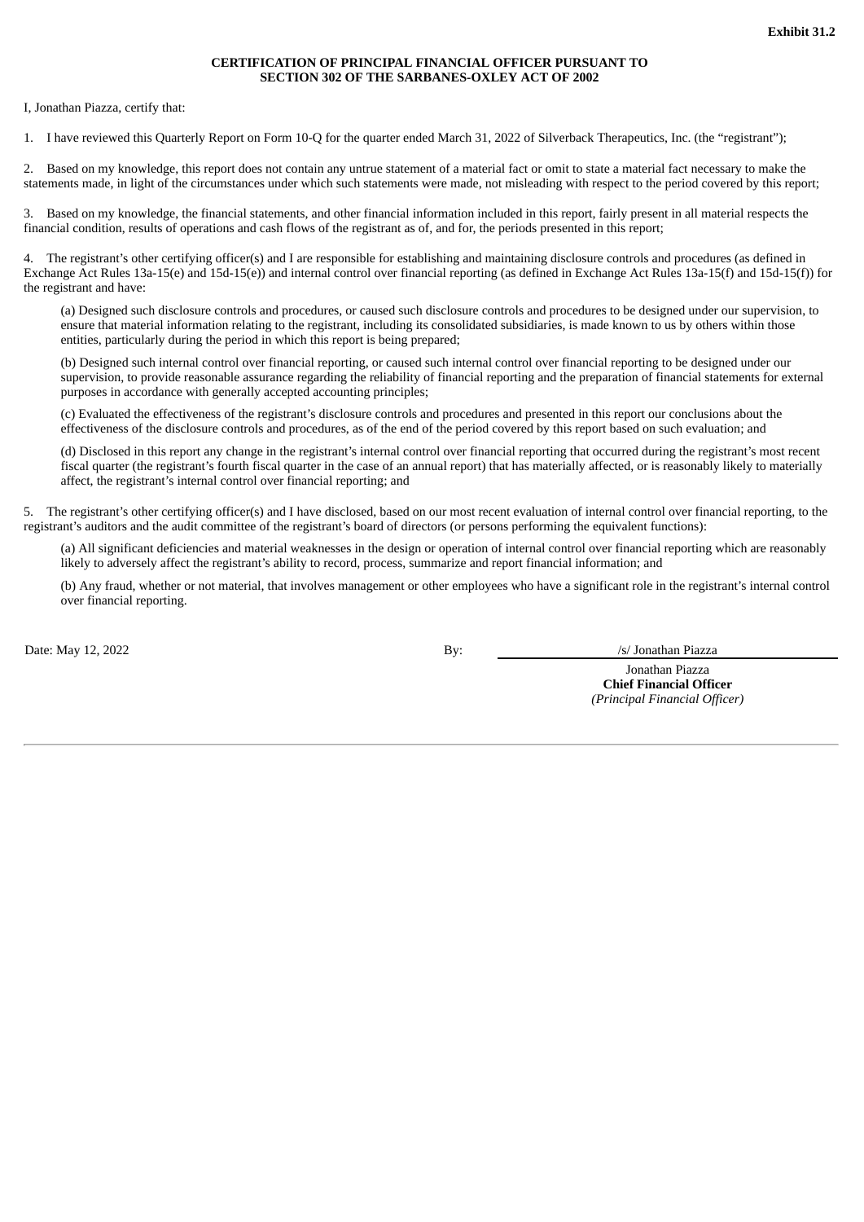**Exhibit 31.2**

**CERTIFICATION OF PRINCIPAL FINANCIAL OFFICER PURSUANT TO SECTION 302 OF THE SARBANES-OXLEY ACT OF 2002**

I, Jonathan Piazza, certify that:

1. I have reviewed this Quarterly Report on Form 10-Q for the quarter ended March 31, 2022 of Silverback Therapeutics, Inc. (the "registrant");

2. Based on my knowledge, this report does not contain any untrue statement of a material fact or omit to state a material fact necessary to make the statements made, in light of the circumstances under which such statements were made, not misleading with respect to the period covered by this report;

3. Based on my knowledge, the financial statements, and other financial information included in this report, fairly present in all material respects the financial condition, results of operations and cash flows of the registrant as of, and for, the periods presented in this report;

4. The registrant's other certifying officer(s) and I are responsible for establishing and maintaining disclosure controls and procedures (as defined in Exchange Act Rules 13a-15(e) and 15d-15(e)) and internal control over financial reporting (as defined in Exchange Act Rules 13a-15(f) and 15d-15(f)) for the registrant and have:

   (a) Designed such disclosure controls and procedures, or caused such disclosure controls and procedures to be designed under our supervision, to ensure that material information relating to the registrant, including its consolidated subsidiaries, is made known to us by others within those entities, particularly during the period in which this report is being prepared;

   (b) Designed such internal control over financial reporting, or caused such internal control over financial reporting to be designed under our supervision, to provide reasonable assurance regarding the reliability of financial reporting and the preparation of financial statements for external purposes in accordance with generally accepted accounting principles;

   (c) Evaluated the effectiveness of the registrant's disclosure controls and procedures and presented in this report our conclusions about the effectiveness of the disclosure controls and procedures, as of the end of the period covered by this report based on such evaluation; and

   (d) Disclosed in this report any change in the registrant's internal control over financial reporting that occurred during the registrant's most recent fiscal quarter (the registrant's fourth fiscal quarter in the case of an annual report) that has materially affected, or is reasonably likely to materially affect, the registrant's internal control over financial reporting; and

5. The registrant's other certifying officer(s) and I have disclosed, based on our most recent evaluation of internal control over financial reporting, to the registrant's auditors and the audit committee of the registrant's board of directors (or persons performing the equivalent functions):

   (a) All significant deficiencies and material weaknesses in the design or operation of internal control over financial reporting which are reasonably likely to adversely affect the registrant's ability to record, process, summarize and report financial information; and

   (b) Any fraud, whether or not material, that involves management or other employees who have a significant role in the registrant's internal control over financial reporting.

Date: May 12, 2022

By: /s/ Jonathan Piazza

Jonathan Piazza
**Chief Financial Officer**
*(Principal Financial Officer)*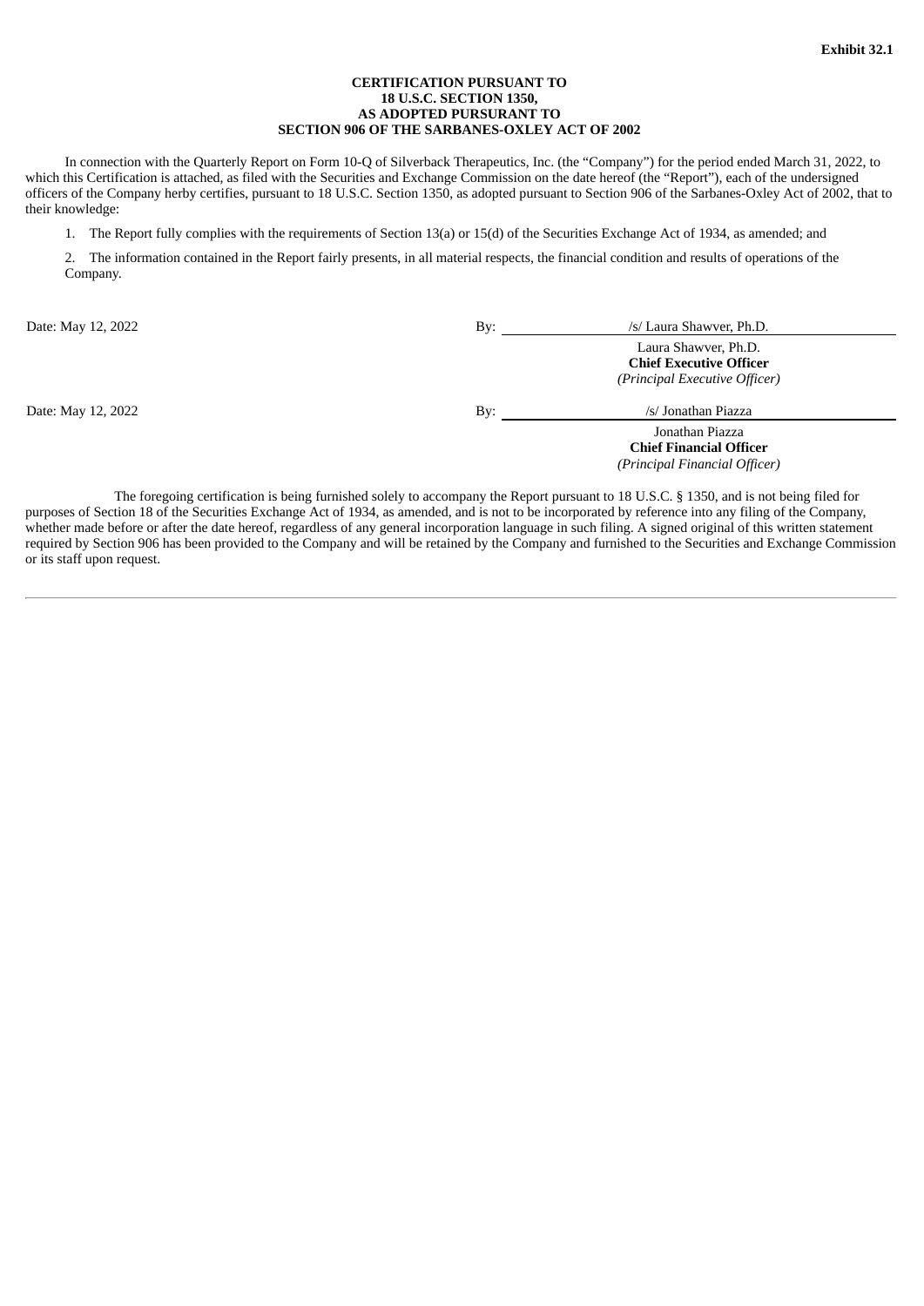**Exhibit 32.1**

**CERTIFICATION PURSUANT TO**
**18 U.S.C. SECTION 1350,**
**AS ADOPTED PURSUANT TO**
**SECTION 906 OF THE SARBANES-OXLEY ACT OF 2002**

In connection with the Quarterly Report on Form 10-Q of Silverback Therapeutics, Inc. (the "Company") for the period ended March 31, 2022, to which this Certification is attached, as filed with the Securities and Exchange Commission on the date hereof (the "Report"), each of the undersigned officers of the Company herby certifies, pursuant to 18 U.S.C. Section 1350, as adopted pursuant to Section 906 of the Sarbanes-Oxley Act of 2002, that to their knowledge:

1. The Report fully complies with the requirements of Section 13(a) or 15(d) of the Securities Exchange Act of 1934, as amended; and

2. The information contained in the Report fairly presents, in all material respects, the financial condition and results of operations of the Company.

Date: May 12, 2022

By: /s/ Laura Shawver, Ph.D.
Laura Shawver, Ph.D.
**Chief Executive Officer**
*(Principal Executive Officer)*

Date: May 12, 2022

By: /s/ Jonathan Piazza
Jonathan Piazza
**Chief Financial Officer**
*(Principal Financial Officer)*

The foregoing certification is being furnished solely to accompany the Report pursuant to 18 U.S.C. § 1350, and is not being filed for purposes of Section 18 of the Securities Exchange Act of 1934, as amended, and is not to be incorporated by reference into any filing of the Company, whether made before or after the date hereof, regardless of any general incorporation language in such filing. A signed original of this written statement required by Section 906 has been provided to the Company and will be retained by the Company and furnished to the Securities and Exchange Commission or its staff upon request.